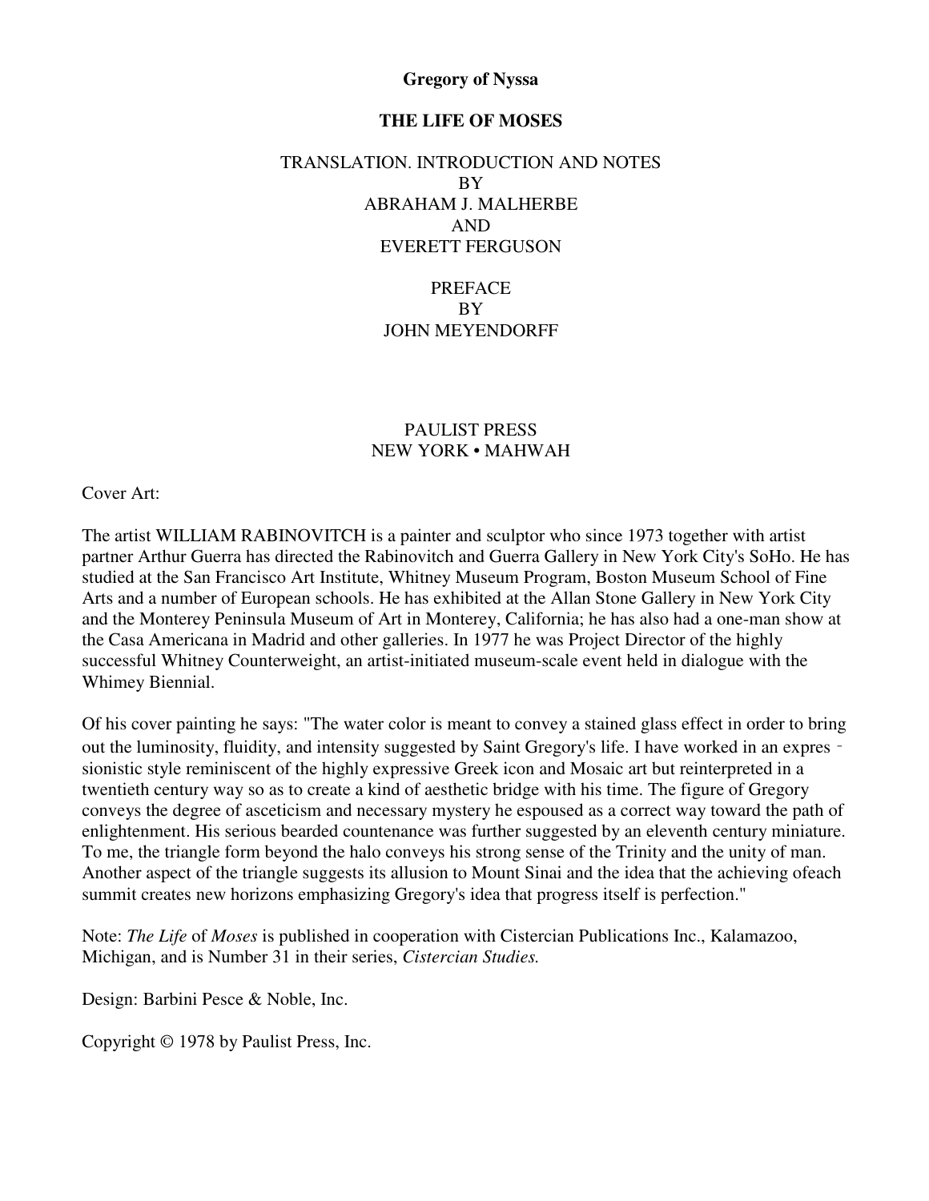**Gregory of Nyssa**

**THE LIFE OF MOSES**

TRANSLATION. INTRODUCTION AND NOTES  
BY  
ABRAHAM J. MALHERBE  
AND  
EVERETT FERGUSON

PREFACE  
BY  
JOHN MEYENDORFF

PAULIST PRESS  
NEW YORK • MAHWAH

Cover Art:

The artist WILLIAM RABINOVITCH is a painter and sculptor who since 1973 together with artist partner Arthur Guerra has directed the Rabinovitch and Guerra Gallery in New York City's SoHo. He has studied at the San Francisco Art Institute, Whitney Museum Program, Boston Museum School of Fine Arts and a number of European schools. He has exhibited at the Allan Stone Gallery in New York City and the Monterey Peninsula Museum of Art in Monterey, California; he has also had a one-man show at the Casa Americana in Madrid and other galleries. In 1977 he was Project Director of the highly successful Whitney Counterweight, an artist-initiated museum-scale event held in dialogue with the Whimey Biennial.

Of his cover painting he says: "The water color is meant to convey a stained glass effect in order to bring out the luminosity, fluidity, and intensity suggested by Saint Gregory's life. I have worked in an expres - sionistic style reminiscent of the highly expressive Greek icon and Mosaic art but reinterpreted in a twentieth century way so as to create a kind of aesthetic bridge with his time. The figure of Gregory conveys the degree of asceticism and necessary mystery he espoused as a correct way toward the path of enlightenment. His serious bearded countenance was further suggested by an eleventh century miniature. To me, the triangle form beyond the halo conveys his strong sense of the Trinity and the unity of man. Another aspect of the triangle suggests its allusion to Mount Sinai and the idea that the achieving ofeach summit creates new horizons emphasizing Gregory's idea that progress itself is perfection."

Note: *The Life* of *Moses* is published in cooperation with Cistercian Publications Inc., Kalamazoo, Michigan, and is Number 31 in their series, *Cistercian Studies.*

Design: Barbini Pesce & Noble, Inc.

Copyright © 1978 by Paulist Press, Inc.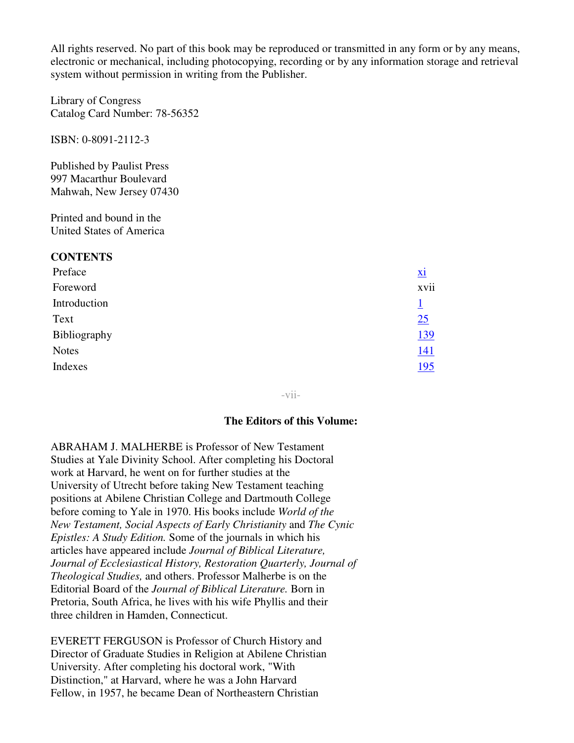All rights reserved. No part of this book may be reproduced or transmitted in any form or by any means, electronic or mechanical, including photocopying, recording or by any information storage and retrieval system without permission in writing from the Publisher.

Library of Congress
Catalog Card Number: 78-56352

ISBN: 0-8091-2112-3

Published by Paulist Press
997 Macarthur Boulevard
Mahwah, New Jersey 07430

Printed and bound in the
United States of America

**CONTENTS**

| | |
|---|---|
| Preface | xi |
| Foreword | xvii |
| Introduction | 1 |
| Text | 25 |
| Bibliography | 139 |
| Notes | 141 |
| Indexes | 195 |

### The Editors of this Volume:

ABRAHAM J. MALHERBE is Professor of New Testament Studies at Yale Divinity School. After completing his Doctoral work at Harvard, he went on for further studies at the University of Utrecht before taking New Testament teaching positions at Abilene Christian College and Dartmouth College before coming to Yale in 1970. His books include *World of the New Testament, Social Aspects of Early Christianity* and *The Cynic Epistles: A Study Edition.* Some of the journals in which his articles have appeared include *Journal of Biblical Literature, Journal of Ecclesiastical History, Restoration Quarterly, Journal of Theological Studies,* and others. Professor Malherbe is on the Editorial Board of the *Journal of Biblical Literature.* Born in Pretoria, South Africa, he lives with his wife Phyllis and their three children in Hamden, Connecticut.

EVERETT FERGUSON is Professor of Church History and Director of Graduate Studies in Religion at Abilene Christian University. After completing his doctoral work, "With Distinction," at Harvard, where he was a John Harvard Fellow, in 1957, he became Dean of Northeastern Christian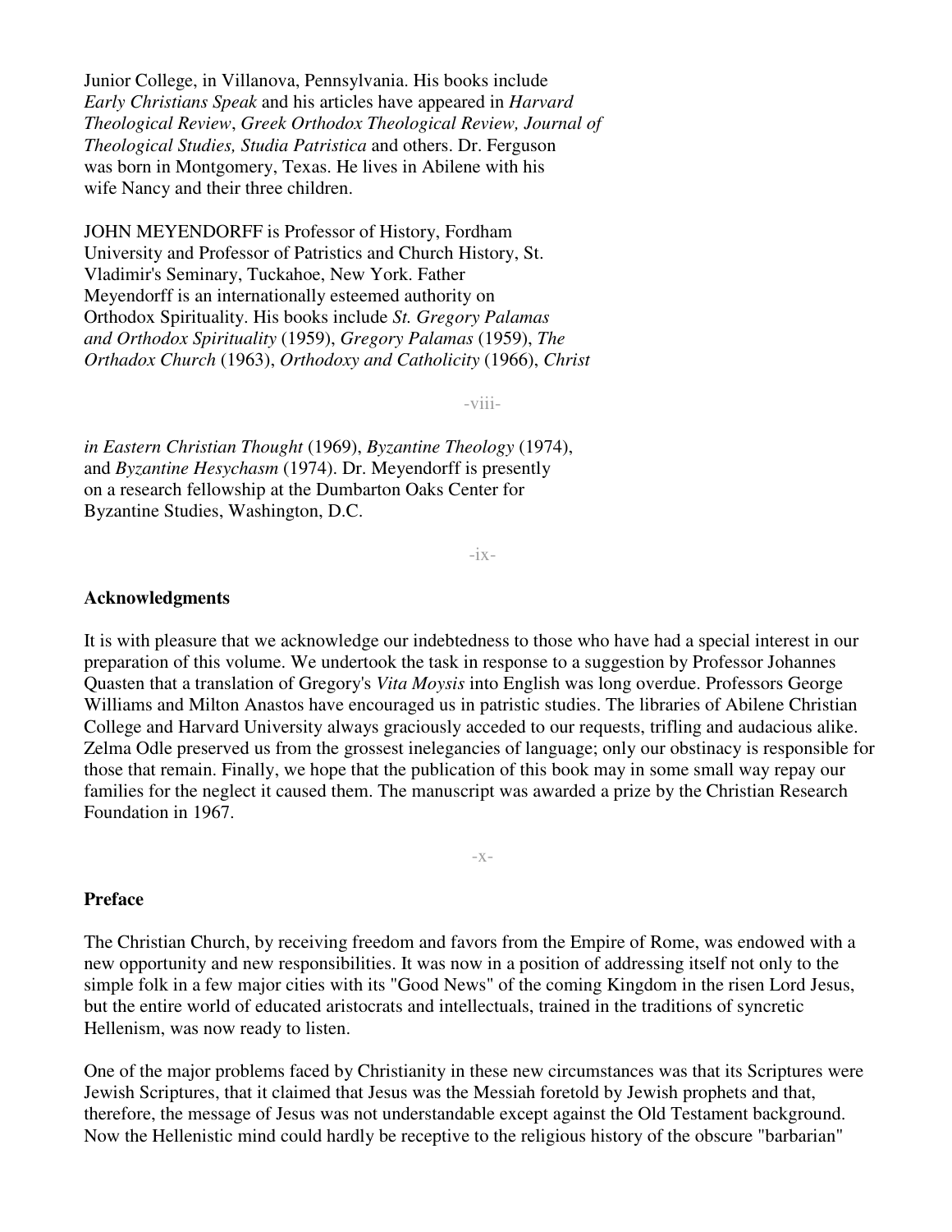Junior College, in Villanova, Pennsylvania. His books include *Early Christians Speak* and his articles have appeared in *Harvard Theological Review*, *Greek Orthodox Theological Review, Journal of Theological Studies, Studia Patristica* and others. Dr. Ferguson was born in Montgomery, Texas. He lives in Abilene with his wife Nancy and their three children.

JOHN MEYENDORFF is Professor of History, Fordham University and Professor of Patristics and Church History, St. Vladimir's Seminary, Tuckahoe, New York. Father Meyendorff is an internationally esteemed authority on Orthodox Spirituality. His books include *St. Gregory Palamas and Orthodox Spirituality* (1959), *Gregory Palamas* (1959), *The Orthadox Church* (1963), *Orthodoxy and Catholicity* (1966), *Christ in Eastern Christian Thought* (1969), *Byzantine Theology* (1974), and *Byzantine Hesychasm* (1974). Dr. Meyendorff is presently on a research fellowship at the Dumbarton Oaks Center for Byzantine Studies, Washington, D.C.

## Acknowledgments

It is with pleasure that we acknowledge our indebtedness to those who have had a special interest in our preparation of this volume. We undertook the task in response to a suggestion by Professor Johannes Quasten that a translation of Gregory's *Vita Moysis* into English was long overdue. Professors George Williams and Milton Anastos have encouraged us in patristic studies. The libraries of Abilene Christian College and Harvard University always graciously acceded to our requests, trifling and audacious alike. Zelma Odle preserved us from the grossest inelegancies of language; only our obstinacy is responsible for those that remain. Finally, we hope that the publication of this book may in some small way repay our families for the neglect it caused them. The manuscript was awarded a prize by the Christian Research Foundation in 1967.

## Preface

The Christian Church, by receiving freedom and favors from the Empire of Rome, was endowed with a new opportunity and new responsibilities. It was now in a position of addressing itself not only to the simple folk in a few major cities with its "Good News" of the coming Kingdom in the risen Lord Jesus, but the entire world of educated aristocrats and intellectuals, trained in the traditions of syncretic Hellenism, was now ready to listen.

One of the major problems faced by Christianity in these new circumstances was that its Scriptures were Jewish Scriptures, that it claimed that Jesus was the Messiah foretold by Jewish prophets and that, therefore, the message of Jesus was not understandable except against the Old Testament background. Now the Hellenistic mind could hardly be receptive to the religious history of the obscure "barbarian"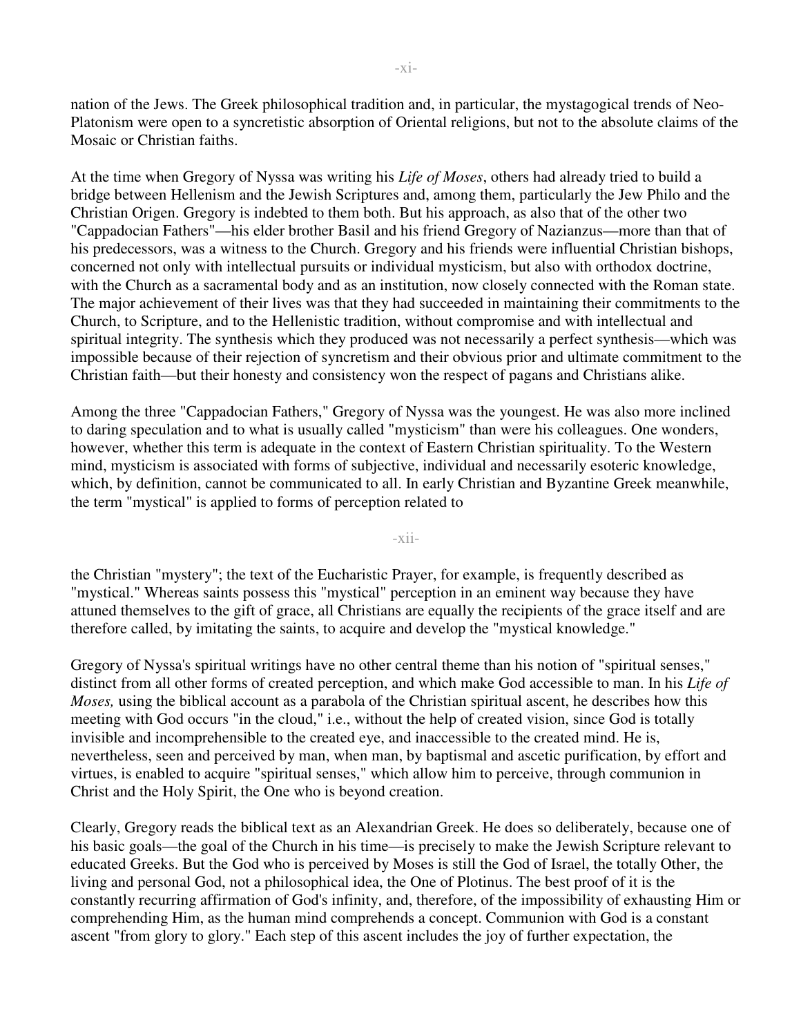nation of the Jews. The Greek philosophical tradition and, in particular, the mystagogical trends of Neo-Platonism were open to a syncretistic absorption of Oriental religions, but not to the absolute claims of the Mosaic or Christian faiths.

At the time when Gregory of Nyssa was writing his *Life of Moses*, others had already tried to build a bridge between Hellenism and the Jewish Scriptures and, among them, particularly the Jew Philo and the Christian Origen. Gregory is indebted to them both. But his approach, as also that of the other two "Cappadocian Fathers"—his elder brother Basil and his friend Gregory of Nazianzus—more than that of his predecessors, was a witness to the Church. Gregory and his friends were influential Christian bishops, concerned not only with intellectual pursuits or individual mysticism, but also with orthodox doctrine, with the Church as a sacramental body and as an institution, now closely connected with the Roman state. The major achievement of their lives was that they had succeeded in maintaining their commitments to the Church, to Scripture, and to the Hellenistic tradition, without compromise and with intellectual and spiritual integrity. The synthesis which they produced was not necessarily a perfect synthesis—which was impossible because of their rejection of syncretism and their obvious prior and ultimate commitment to the Christian faith—but their honesty and consistency won the respect of pagans and Christians alike.

Among the three "Cappadocian Fathers," Gregory of Nyssa was the youngest. He was also more inclined to daring speculation and to what is usually called "mysticism" than were his colleagues. One wonders, however, whether this term is adequate in the context of Eastern Christian spirituality. To the Western mind, mysticism is associated with forms of subjective, individual and necessarily esoteric knowledge, which, by definition, cannot be communicated to all. In early Christian and Byzantine Greek meanwhile, the term "mystical" is applied to forms of perception related to the Christian "mystery"; the text of the Eucharistic Prayer, for example, is frequently described as "mystical." Whereas saints possess this "mystical" perception in an eminent way because they have attuned themselves to the gift of grace, all Christians are equally the recipients of the grace itself and are therefore called, by imitating the saints, to acquire and develop the "mystical knowledge."

Gregory of Nyssa's spiritual writings have no other central theme than his notion of "spiritual senses," distinct from all other forms of created perception, and which make God accessible to man. In his *Life of Moses,* using the biblical account as a parabola of the Christian spiritual ascent, he describes how this meeting with God occurs "in the cloud," i.e., without the help of created vision, since God is totally invisible and incomprehensible to the created eye, and inaccessible to the created mind. He is, nevertheless, seen and perceived by man, when man, by baptismal and ascetic purification, by effort and virtues, is enabled to acquire "spiritual senses," which allow him to perceive, through communion in Christ and the Holy Spirit, the One who is beyond creation.

Clearly, Gregory reads the biblical text as an Alexandrian Greek. He does so deliberately, because one of his basic goals—the goal of the Church in his time—is precisely to make the Jewish Scripture relevant to educated Greeks. But the God who is perceived by Moses is still the God of Israel, the totally Other, the living and personal God, not a philosophical idea, the One of Plotinus. The best proof of it is the constantly recurring affirmation of God's infinity, and, therefore, of the impossibility of exhausting Him or comprehending Him, as the human mind comprehends a concept. Communion with God is a constant ascent "from glory to glory." Each step of this ascent includes the joy of further expectation, the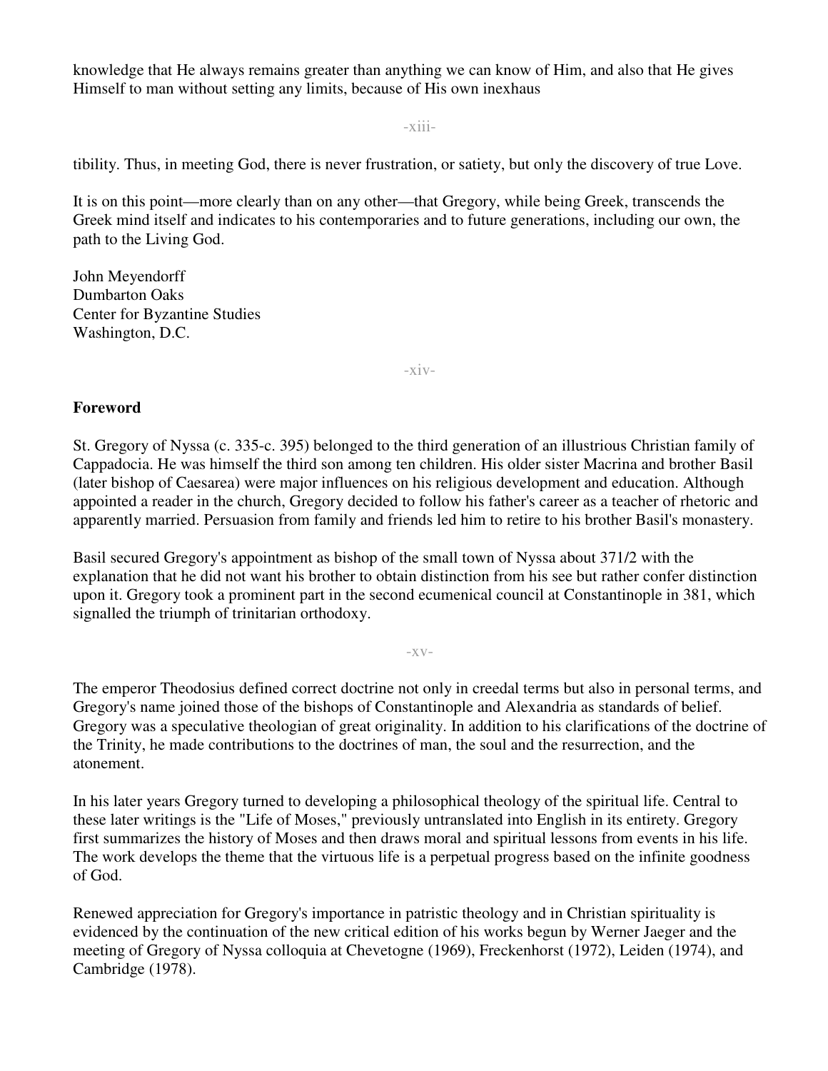knowledge that He always remains greater than anything we can know of Him, and also that He gives Himself to man without setting any limits, because of His own inexhaustibility. Thus, in meeting God, there is never frustration, or satiety, but only the discovery of true Love.

It is on this point—more clearly than on any other—that Gregory, while being Greek, transcends the Greek mind itself and indicates to his contemporaries and to future generations, including our own, the path to the Living God.

John Meyendorff
Dumbarton Oaks
Center for Byzantine Studies
Washington, D.C.

## Foreword

St. Gregory of Nyssa (c. 335-c. 395) belonged to the third generation of an illustrious Christian family of Cappadocia. He was himself the third son among ten children. His older sister Macrina and brother Basil (later bishop of Caesarea) were major influences on his religious development and education. Although appointed a reader in the church, Gregory decided to follow his father's career as a teacher of rhetoric and apparently married. Persuasion from family and friends led him to retire to his brother Basil's monastery.

Basil secured Gregory's appointment as bishop of the small town of Nyssa about 371/2 with the explanation that he did not want his brother to obtain distinction from his see but rather confer distinction upon it. Gregory took a prominent part in the second ecumenical council at Constantinople in 381, which signalled the triumph of trinitarian orthodoxy.

The emperor Theodosius defined correct doctrine not only in creedal terms but also in personal terms, and Gregory's name joined those of the bishops of Constantinople and Alexandria as standards of belief. Gregory was a speculative theologian of great originality. In addition to his clarifications of the doctrine of the Trinity, he made contributions to the doctrines of man, the soul and the resurrection, and the atonement.

In his later years Gregory turned to developing a philosophical theology of the spiritual life. Central to these later writings is the "Life of Moses," previously untranslated into English in its entirety. Gregory first summarizes the history of Moses and then draws moral and spiritual lessons from events in his life. The work develops the theme that the virtuous life is a perpetual progress based on the infinite goodness of God.

Renewed appreciation for Gregory's importance in patristic theology and in Christian spirituality is evidenced by the continuation of the new critical edition of his works begun by Werner Jaeger and the meeting of Gregory of Nyssa colloquia at Chevetogne (1969), Freckenhorst (1972), Leiden (1974), and Cambridge (1978).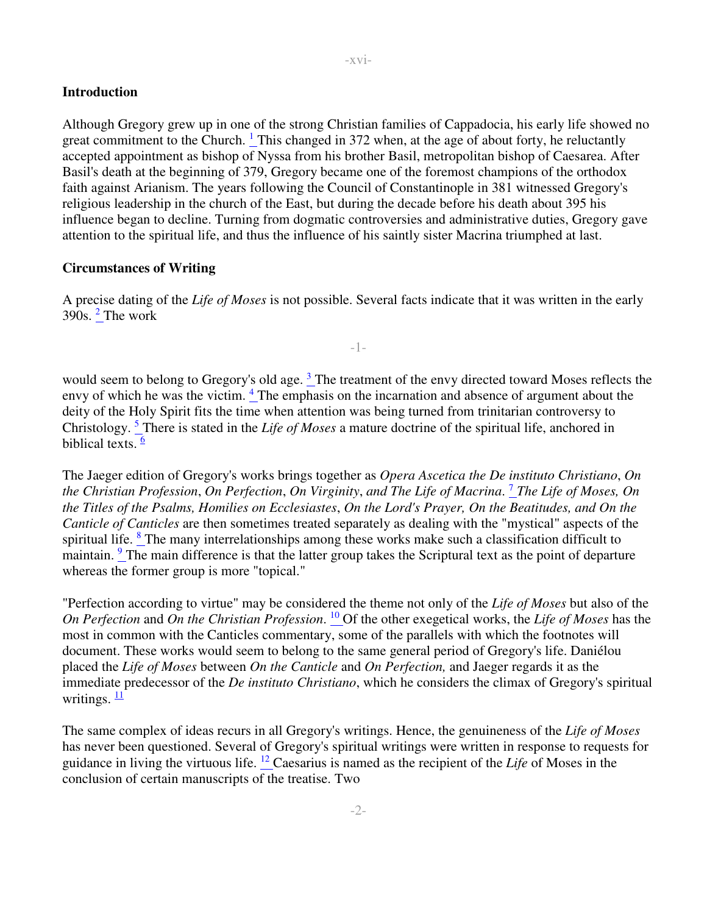## Introduction

Although Gregory grew up in one of the strong Christian families of Cappadocia, his early life showed no great commitment to the Church. [1] This changed in 372 when, at the age of about forty, he reluctantly accepted appointment as bishop of Nyssa from his brother Basil, metropolitan bishop of Caesarea. After Basil's death at the beginning of 379, Gregory became one of the foremost champions of the orthodox faith against Arianism. The years following the Council of Constantinople in 381 witnessed Gregory's religious leadership in the church of the East, but during the decade before his death about 395 his influence began to decline. Turning from dogmatic controversies and administrative duties, Gregory gave attention to the spiritual life, and thus the influence of his saintly sister Macrina triumphed at last.

## Circumstances of Writing

A precise dating of the *Life of Moses* is not possible. Several facts indicate that it was written in the early 390s. [2] The work would seem to belong to Gregory's old age. [3] The treatment of the envy directed toward Moses reflects the envy of which he was the victim. [4] The emphasis on the incarnation and absence of argument about the deity of the Holy Spirit fits the time when attention was being turned from trinitarian controversy to Christology. [5] There is stated in the *Life of Moses* a mature doctrine of the spiritual life, anchored in biblical texts. [6]

The Jaeger edition of Gregory's works brings together as *Opera Ascetica the De instituto Christiano*, *On the Christian Profession*, *On Perfection*, *On Virginity*, *and The Life of Macrina*. [7] *The Life of Moses, On the Titles of the Psalms, Homilies on Ecclesiastes*, *On the Lord's Prayer, On the Beatitudes, and On the Canticle of Canticles* are then sometimes treated separately as dealing with the "mystical" aspects of the spiritual life. [8] The many interrelationships among these works make such a classification difficult to maintain. [9] The main difference is that the latter group takes the Scriptural text as the point of departure whereas the former group is more "topical."

"Perfection according to virtue" may be considered the theme not only of the *Life of Moses* but also of the *On Perfection* and *On the Christian Profession*. [10] Of the other exegetical works, the *Life of Moses* has the most in common with the Canticles commentary, some of the parallels with which the footnotes will document. These works would seem to belong to the same general period of Gregory's life. Daniélou placed the *Life of Moses* between *On the Canticle* and *On Perfection,* and Jaeger regards it as the immediate predecessor of the *De instituto Christiano*, which he considers the climax of Gregory's spiritual writings. [11]

The same complex of ideas recurs in all Gregory's writings. Hence, the genuineness of the *Life of Moses* has never been questioned. Several of Gregory's spiritual writings were written in response to requests for guidance in living the virtuous life. [12] Caesarius is named as the recipient of the *Life* of Moses in the conclusion of certain manuscripts of the treatise. Two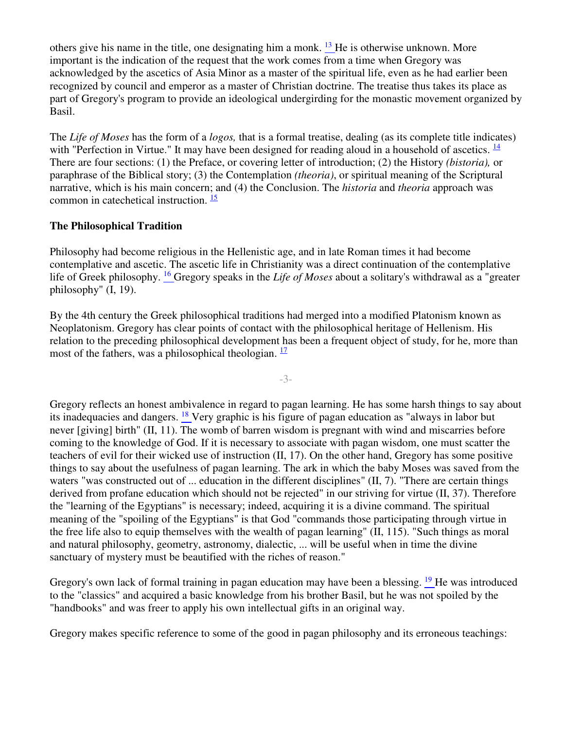others give his name in the title, one designating him a monk. [13] He is otherwise unknown. More important is the indication of the request that the work comes from a time when Gregory was acknowledged by the ascetics of Asia Minor as a master of the spiritual life, even as he had earlier been recognized by council and emperor as a master of Christian doctrine. The treatise thus takes its place as part of Gregory's program to provide an ideological undergirding for the monastic movement organized by Basil.

The *Life of Moses* has the form of a *logos,* that is a formal treatise, dealing (as its complete title indicates) with "Perfection in Virtue." It may have been designed for reading aloud in a household of ascetics. [14] There are four sections: (1) the Preface, or covering letter of introduction; (2) the History *(bistoria),* or paraphrase of the Biblical story; (3) the Contemplation *(theoria)*, or spiritual meaning of the Scriptural narrative, which is his main concern; and (4) the Conclusion. The *historia* and *theoria* approach was common in catechetical instruction. [15]

### The Philosophical Tradition

Philosophy had become religious in the Hellenistic age, and in late Roman times it had become contemplative and ascetic. The ascetic life in Christianity was a direct continuation of the contemplative life of Greek philosophy. [16] Gregory speaks in the *Life of Moses* about a solitary's withdrawal as a "greater philosophy" (I, 19).

By the 4th century the Greek philosophical traditions had merged into a modified Platonism known as Neoplatonism. Gregory has clear points of contact with the philosophical heritage of Hellenism. His relation to the preceding philosophical development has been a frequent object of study, for he, more than most of the fathers, was a philosophical theologian. [17]

Gregory reflects an honest ambivalence in regard to pagan learning. He has some harsh things to say about its inadequacies and dangers. [18] Very graphic is his figure of pagan education as "always in labor but never [giving] birth" (II, 11). The womb of barren wisdom is pregnant with wind and miscarries before coming to the knowledge of God. If it is necessary to associate with pagan wisdom, one must scatter the teachers of evil for their wicked use of instruction (II, 17). On the other hand, Gregory has some positive things to say about the usefulness of pagan learning. The ark in which the baby Moses was saved from the waters "was constructed out of ... education in the different disciplines" (II, 7). "There are certain things derived from profane education which should not be rejected" in our striving for virtue (II, 37). Therefore the "learning of the Egyptians" is necessary; indeed, acquiring it is a divine command. The spiritual meaning of the "spoiling of the Egyptians" is that God "commands those participating through virtue in the free life also to equip themselves with the wealth of pagan learning" (II, 115). "Such things as moral and natural philosophy, geometry, astronomy, dialectic, ... will be useful when in time the divine sanctuary of mystery must be beautified with the riches of reason."

Gregory's own lack of formal training in pagan education may have been a blessing. [19] He was introduced to the "classics" and acquired a basic knowledge from his brother Basil, but he was not spoiled by the "handbooks" and was freer to apply his own intellectual gifts in an original way.

Gregory makes specific reference to some of the good in pagan philosophy and its erroneous teachings: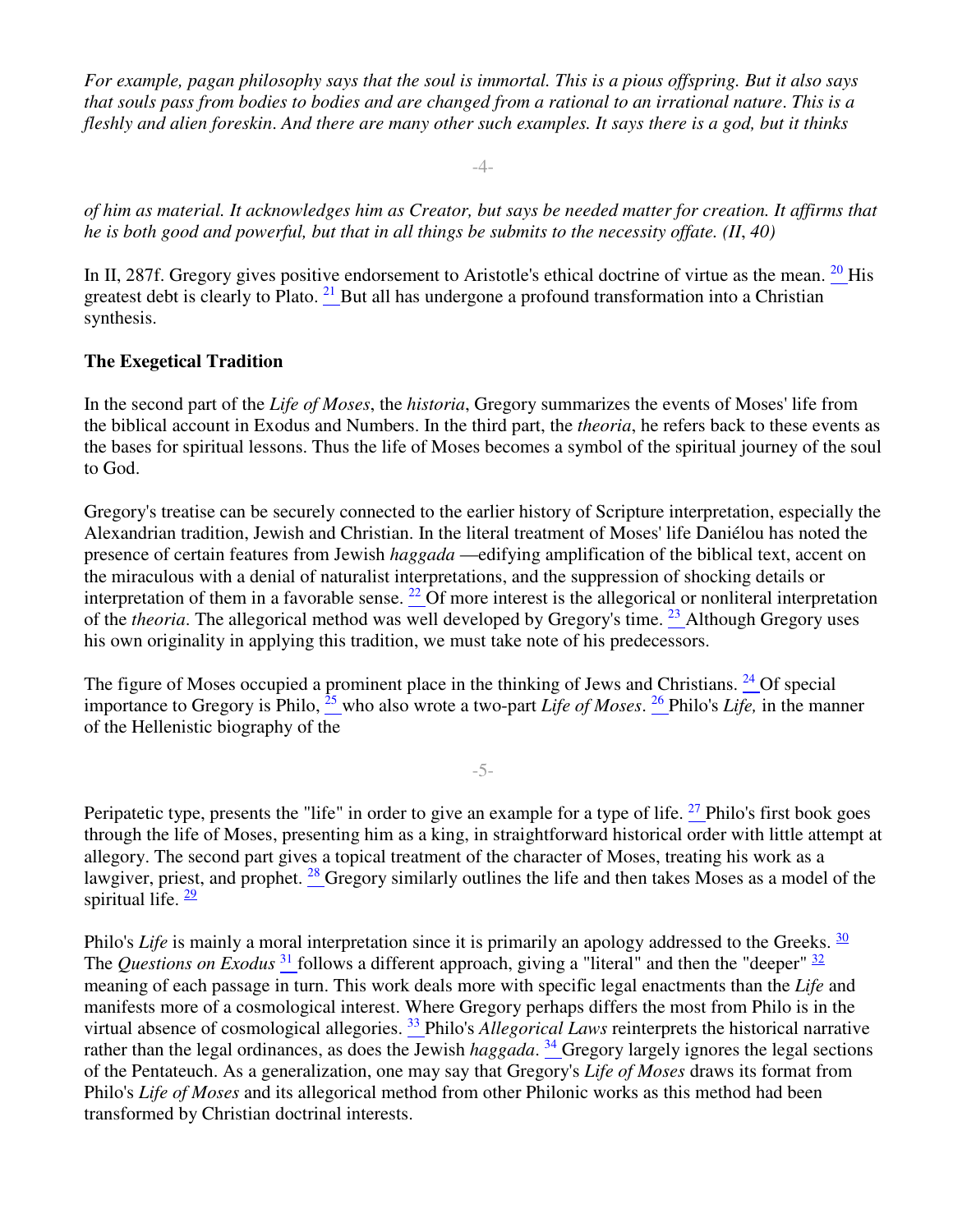*For example, pagan philosophy says that the soul is immortal. This is a pious offspring. But it also says that souls pass from bodies to bodies and are changed from a rational to an irrational nature. This is a fleshly and alien foreskin. And there are many other such examples. It says there is a god, but it thinks of him as material. It acknowledges him as Creator, but says be needed matter for creation. It affirms that he is both good and powerful, but that in all things be submits to the necessity offate. (II, 40)*

In II, 287f. Gregory gives positive endorsement to Aristotle's ethical doctrine of virtue as the mean. [20] His greatest debt is clearly to Plato. [21] But all has undergone a profound transformation into a Christian synthesis.

**The Exegetical Tradition**

In the second part of the *Life of Moses*, the *historia*, Gregory summarizes the events of Moses' life from the biblical account in Exodus and Numbers. In the third part, the *theoria*, he refers back to these events as the bases for spiritual lessons. Thus the life of Moses becomes a symbol of the spiritual journey of the soul to God.

Gregory's treatise can be securely connected to the earlier history of Scripture interpretation, especially the Alexandrian tradition, Jewish and Christian. In the literal treatment of Moses' life Daniélou has noted the presence of certain features from Jewish *haggada* —edifying amplification of the biblical text, accent on the miraculous with a denial of naturalist interpretations, and the suppression of shocking details or interpretation of them in a favorable sense. [22] Of more interest is the allegorical or nonliteral interpretation of the *theoria*. The allegorical method was well developed by Gregory's time. [23] Although Gregory uses his own originality in applying this tradition, we must take note of his predecessors.

The figure of Moses occupied a prominent place in the thinking of Jews and Christians. [24] Of special importance to Gregory is Philo, [25] who also wrote a two-part *Life of Moses*. [26] Philo's *Life,* in the manner of the Hellenistic biography of the Peripatetic type, presents the "life" in order to give an example for a type of life. [27] Philo's first book goes through the life of Moses, presenting him as a king, in straightforward historical order with little attempt at allegory. The second part gives a topical treatment of the character of Moses, treating his work as a lawgiver, priest, and prophet. [28] Gregory similarly outlines the life and then takes Moses as a model of the spiritual life. [29]

Philo's *Life* is mainly a moral interpretation since it is primarily an apology addressed to the Greeks. [30] The *Questions on Exodus* [31] follows a different approach, giving a "literal" and then the "deeper" [32] meaning of each passage in turn. This work deals more with specific legal enactments than the *Life* and manifests more of a cosmological interest. Where Gregory perhaps differs the most from Philo is in the virtual absence of cosmological allegories. [33] Philo's *Allegorical Laws* reinterprets the historical narrative rather than the legal ordinances, as does the Jewish *haggada*. [34] Gregory largely ignores the legal sections of the Pentateuch. As a generalization, one may say that Gregory's *Life of Moses* draws its format from Philo's *Life of Moses* and its allegorical method from other Philonic works as this method had been transformed by Christian doctrinal interests.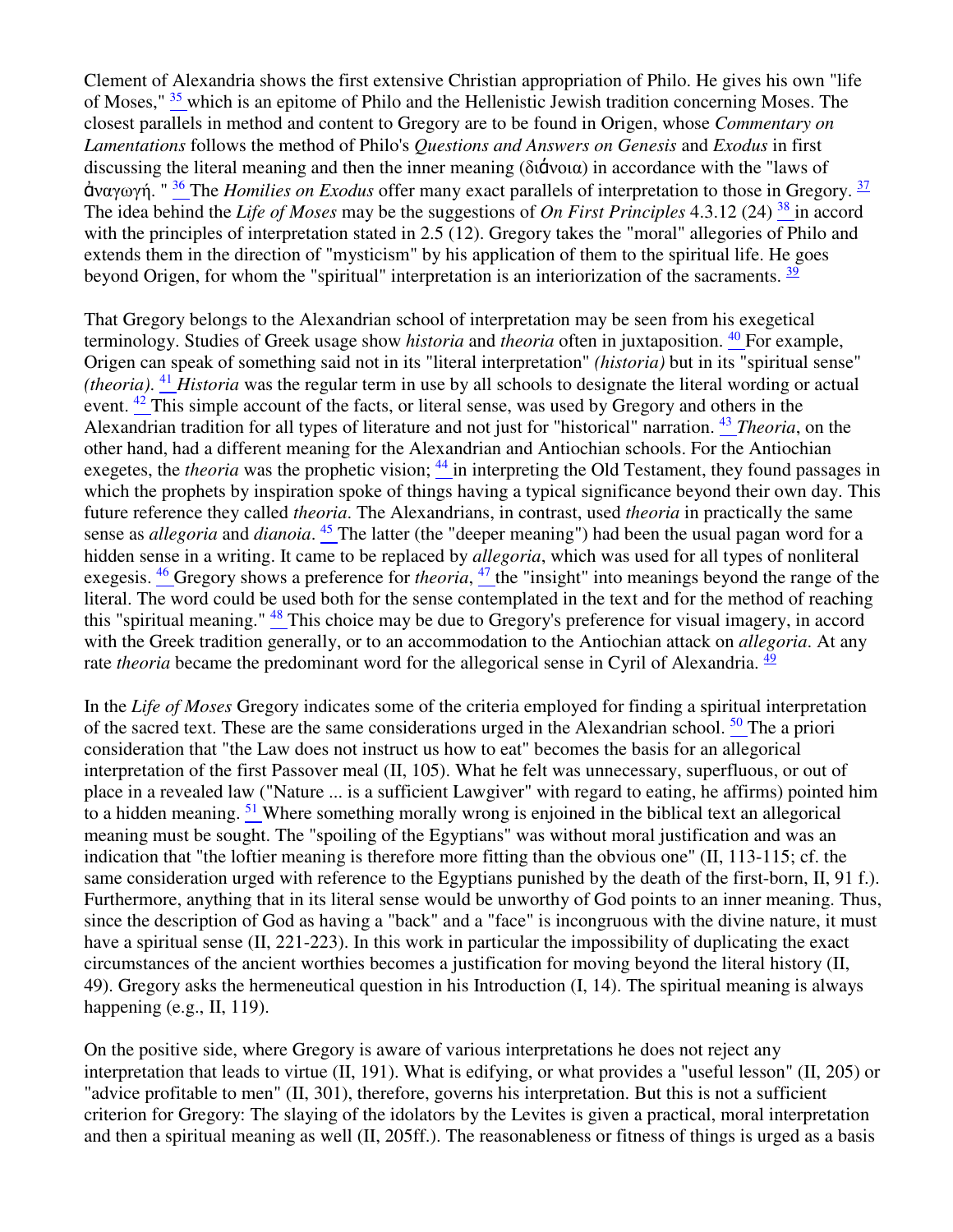Clement of Alexandria shows the first extensive Christian appropriation of Philo. He gives his own "life of Moses," [35] which is an epitome of Philo and the Hellenistic Jewish tradition concerning Moses. The closest parallels in method and content to Gregory are to be found in Origen, whose *Commentary on Lamentations* follows the method of Philo's *Questions and Answers on Genesis* and *Exodus* in first discussing the literal meaning and then the inner meaning (διάνοια) in accordance with the "laws of ἀναγωγή. " [36] The *Homilies on Exodus* offer many exact parallels of interpretation to those in Gregory. [37] The idea behind the *Life of Moses* may be the suggestions of *On First Principles* 4.3.12 (24) [38] in accord with the principles of interpretation stated in 2.5 (12). Gregory takes the "moral" allegories of Philo and extends them in the direction of "mysticism" by his application of them to the spiritual life. He goes beyond Origen, for whom the "spiritual" interpretation is an interiorization of the sacraments. [39]

That Gregory belongs to the Alexandrian school of interpretation may be seen from his exegetical terminology. Studies of Greek usage show *historia* and *theoria* often in juxtaposition. [40] For example, Origen can speak of something said not in its "literal interpretation" *(historia)* but in its "spiritual sense" *(theoria)*. [41] *Historia* was the regular term in use by all schools to designate the literal wording or actual event. [42] This simple account of the facts, or literal sense, was used by Gregory and others in the Alexandrian tradition for all types of literature and not just for "historical" narration. [43] *Theoria*, on the other hand, had a different meaning for the Alexandrian and Antiochian schools. For the Antiochian exegetes, the *theoria* was the prophetic vision; [44] in interpreting the Old Testament, they found passages in which the prophets by inspiration spoke of things having a typical significance beyond their own day. This future reference they called *theoria*. The Alexandrians, in contrast, used *theoria* in practically the same sense as *allegoria* and *dianoia*. [45] The latter (the "deeper meaning") had been the usual pagan word for a hidden sense in a writing. It came to be replaced by *allegoria*, which was used for all types of nonliteral exegesis. [46] Gregory shows a preference for *theoria*, [47] the "insight" into meanings beyond the range of the literal. The word could be used both for the sense contemplated in the text and for the method of reaching this "spiritual meaning." [48] This choice may be due to Gregory's preference for visual imagery, in accord with the Greek tradition generally, or to an accommodation to the Antiochian attack on *allegoria*. At any rate *theoria* became the predominant word for the allegorical sense in Cyril of Alexandria. [49]

In the *Life of Moses* Gregory indicates some of the criteria employed for finding a spiritual interpretation of the sacred text. These are the same considerations urged in the Alexandrian school. [50] The a priori consideration that "the Law does not instruct us how to eat" becomes the basis for an allegorical interpretation of the first Passover meal (II, 105). What he felt was unnecessary, superfluous, or out of place in a revealed law ("Nature ... is a sufficient Lawgiver" with regard to eating, he affirms) pointed him to a hidden meaning. [51] Where something morally wrong is enjoined in the biblical text an allegorical meaning must be sought. The "spoiling of the Egyptians" was without moral justification and was an indication that "the loftier meaning is therefore more fitting than the obvious one" (II, 113-115; cf. the same consideration urged with reference to the Egyptians punished by the death of the first-born, II, 91 f.). Furthermore, anything that in its literal sense would be unworthy of God points to an inner meaning. Thus, since the description of God as having a "back" and a "face" is incongruous with the divine nature, it must have a spiritual sense (II, 221-223). In this work in particular the impossibility of duplicating the exact circumstances of the ancient worthies becomes a justification for moving beyond the literal history (II, 49). Gregory asks the hermeneutical question in his Introduction (I, 14). The spiritual meaning is always happening (e.g., II, 119).

On the positive side, where Gregory is aware of various interpretations he does not reject any interpretation that leads to virtue (II, 191). What is edifying, or what provides a "useful lesson" (II, 205) or "advice profitable to men" (II, 301), therefore, governs his interpretation. But this is not a sufficient criterion for Gregory: The slaying of the idolators by the Levites is given a practical, moral interpretation and then a spiritual meaning as well (II, 205ff.). The reasonableness or fitness of things is urged as a basis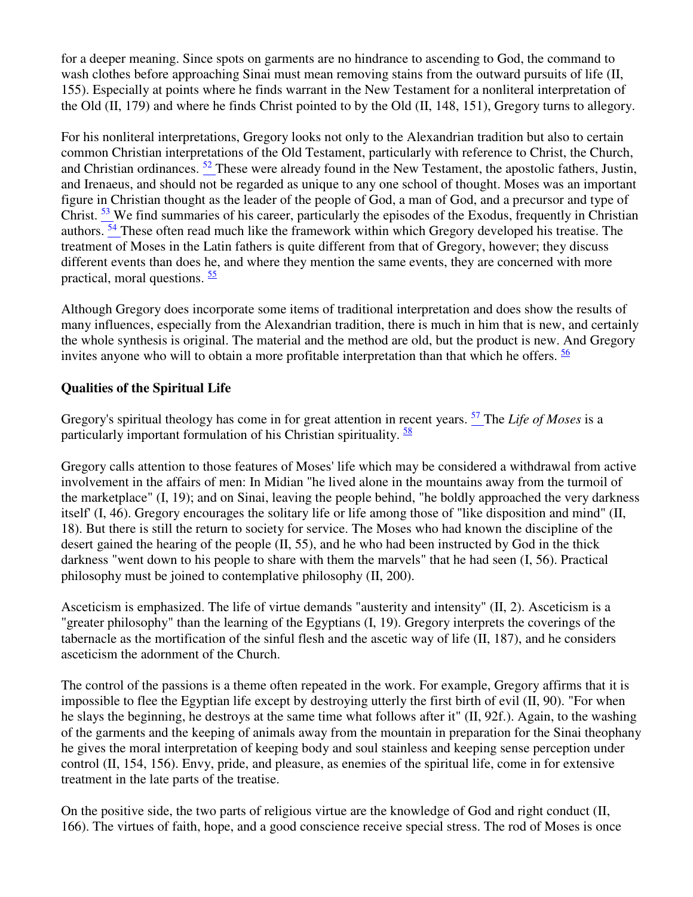for a deeper meaning. Since spots on garments are no hindrance to ascending to God, the command to wash clothes before approaching Sinai must mean removing stains from the outward pursuits of life (II, 155). Especially at points where he finds warrant in the New Testament for a nonliteral interpretation of the Old (II, 179) and where he finds Christ pointed to by the Old (II, 148, 151), Gregory turns to allegory.

For his nonliteral interpretations, Gregory looks not only to the Alexandrian tradition but also to certain common Christian interpretations of the Old Testament, particularly with reference to Christ, the Church, and Christian ordinances. [52] These were already found in the New Testament, the apostolic fathers, Justin, and Irenaeus, and should not be regarded as unique to any one school of thought. Moses was an important figure in Christian thought as the leader of the people of God, a man of God, and a precursor and type of Christ. [53] We find summaries of his career, particularly the episodes of the Exodus, frequently in Christian authors. [54] These often read much like the framework within which Gregory developed his treatise. The treatment of Moses in the Latin fathers is quite different from that of Gregory, however; they discuss different events than does he, and where they mention the same events, they are concerned with more practical, moral questions. [55]

Although Gregory does incorporate some items of traditional interpretation and does show the results of many influences, especially from the Alexandrian tradition, there is much in him that is new, and certainly the whole synthesis is original. The material and the method are old, but the product is new. And Gregory invites anyone who will to obtain a more profitable interpretation than that which he offers. [56]

**Qualities of the Spiritual Life**

Gregory's spiritual theology has come in for great attention in recent years. [57] The *Life of Moses* is a particularly important formulation of his Christian spirituality. [58]

Gregory calls attention to those features of Moses' life which may be considered a withdrawal from active involvement in the affairs of men: In Midian "he lived alone in the mountains away from the turmoil of the marketplace" (I, 19); and on Sinai, leaving the people behind, "he boldly approached the very darkness itself' (I, 46). Gregory encourages the solitary life or life among those of "like disposition and mind" (II, 18). But there is still the return to society for service. The Moses who had known the discipline of the desert gained the hearing of the people (II, 55), and he who had been instructed by God in the thick darkness "went down to his people to share with them the marvels" that he had seen (I, 56). Practical philosophy must be joined to contemplative philosophy (II, 200).

Asceticism is emphasized. The life of virtue demands "austerity and intensity" (II, 2). Asceticism is a "greater philosophy" than the learning of the Egyptians (I, 19). Gregory interprets the coverings of the tabernacle as the mortification of the sinful flesh and the ascetic way of life (II, 187), and he considers asceticism the adornment of the Church.

The control of the passions is a theme often repeated in the work. For example, Gregory affirms that it is impossible to flee the Egyptian life except by destroying utterly the first birth of evil (II, 90). "For when he slays the beginning, he destroys at the same time what follows after it" (II, 92f.). Again, to the washing of the garments and the keeping of animals away from the mountain in preparation for the Sinai theophany he gives the moral interpretation of keeping body and soul stainless and keeping sense perception under control (II, 154, 156). Envy, pride, and pleasure, as enemies of the spiritual life, come in for extensive treatment in the late parts of the treatise.

On the positive side, the two parts of religious virtue are the knowledge of God and right conduct (II, 166). The virtues of faith, hope, and a good conscience receive special stress. The rod of Moses is once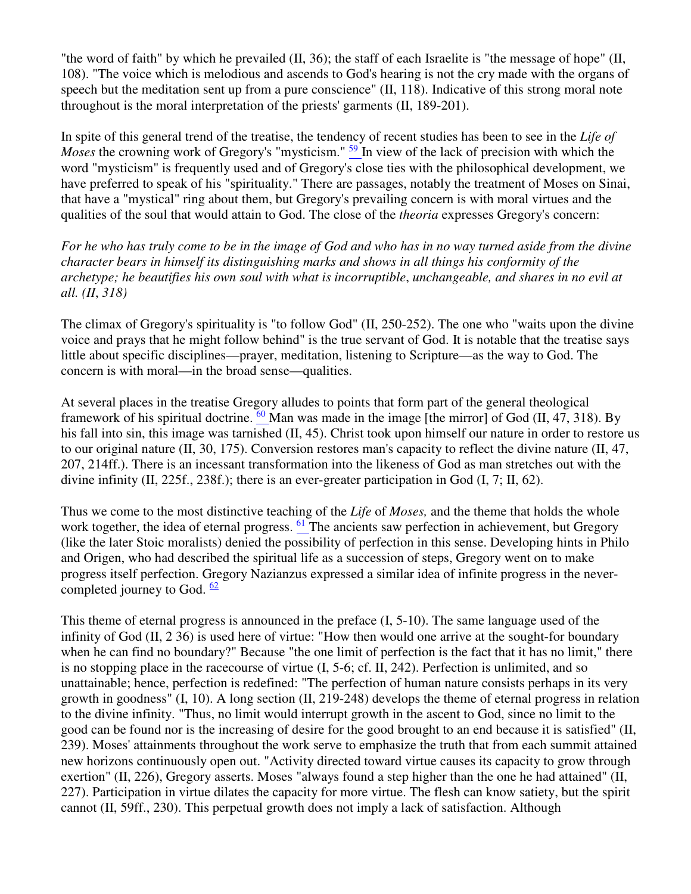"the word of faith" by which he prevailed (II, 36); the staff of each Israelite is "the message of hope" (II, 108). "The voice which is melodious and ascends to God's hearing is not the cry made with the organs of speech but the meditation sent up from a pure conscience" (II, 118). Indicative of this strong moral note throughout is the moral interpretation of the priests' garments (II, 189-201).

In spite of this general trend of the treatise, the tendency of recent studies has been to see in the *Life of Moses* the crowning work of Gregory's "mysticism." [59] In view of the lack of precision with which the word "mysticism" is frequently used and of Gregory's close ties with the philosophical development, we have preferred to speak of his "spirituality." There are passages, notably the treatment of Moses on Sinai, that have a "mystical" ring about them, but Gregory's prevailing concern is with moral virtues and the qualities of the soul that would attain to God. The close of the *theoria* expresses Gregory's concern:

*For he who has truly come to be in the image of God and who has in no way turned aside from the divine character bears in himself its distinguishing marks and shows in all things his conformity of the archetype; he beautifies his own soul with what is incorruptible, unchangeable, and shares in no evil at all. (II, 318)*

The climax of Gregory's spirituality is "to follow God" (II, 250-252). The one who "waits upon the divine voice and prays that he might follow behind" is the true servant of God. It is notable that the treatise says little about specific disciplines—prayer, meditation, listening to Scripture—as the way to God. The concern is with moral—in the broad sense—qualities.

At several places in the treatise Gregory alludes to points that form part of the general theological framework of his spiritual doctrine. [60] Man was made in the image [the mirror] of God (II, 47, 318). By his fall into sin, this image was tarnished (II, 45). Christ took upon himself our nature in order to restore us to our original nature (II, 30, 175). Conversion restores man's capacity to reflect the divine nature (II, 47, 207, 214ff.). There is an incessant transformation into the likeness of God as man stretches out with the divine infinity (II, 225f., 238f.); there is an ever-greater participation in God (I, 7; II, 62).

Thus we come to the most distinctive teaching of the *Life* of *Moses,* and the theme that holds the whole work together, the idea of eternal progress. [61] The ancients saw perfection in achievement, but Gregory (like the later Stoic moralists) denied the possibility of perfection in this sense. Developing hints in Philo and Origen, who had described the spiritual life as a succession of steps, Gregory went on to make progress itself perfection. Gregory Nazianzus expressed a similar idea of infinite progress in the never-completed journey to God. [62]

This theme of eternal progress is announced in the preface (I, 5-10). The same language used of the infinity of God (II, 2 36) is used here of virtue: "How then would one arrive at the sought-for boundary when he can find no boundary?" Because "the one limit of perfection is the fact that it has no limit," there is no stopping place in the racecourse of virtue (I, 5-6; cf. II, 242). Perfection is unlimited, and so unattainable; hence, perfection is redefined: "The perfection of human nature consists perhaps in its very growth in goodness" (I, 10). A long section (II, 219-248) develops the theme of eternal progress in relation to the divine infinity. "Thus, no limit would interrupt growth in the ascent to God, since no limit to the good can be found nor is the increasing of desire for the good brought to an end because it is satisfied" (II, 239). Moses' attainments throughout the work serve to emphasize the truth that from each summit attained new horizons continuously open out. "Activity directed toward virtue causes its capacity to grow through exertion" (II, 226), Gregory asserts. Moses "always found a step higher than the one he had attained" (II, 227). Participation in virtue dilates the capacity for more virtue. The flesh can know satiety, but the spirit cannot (II, 59ff., 230). This perpetual growth does not imply a lack of satisfaction. Although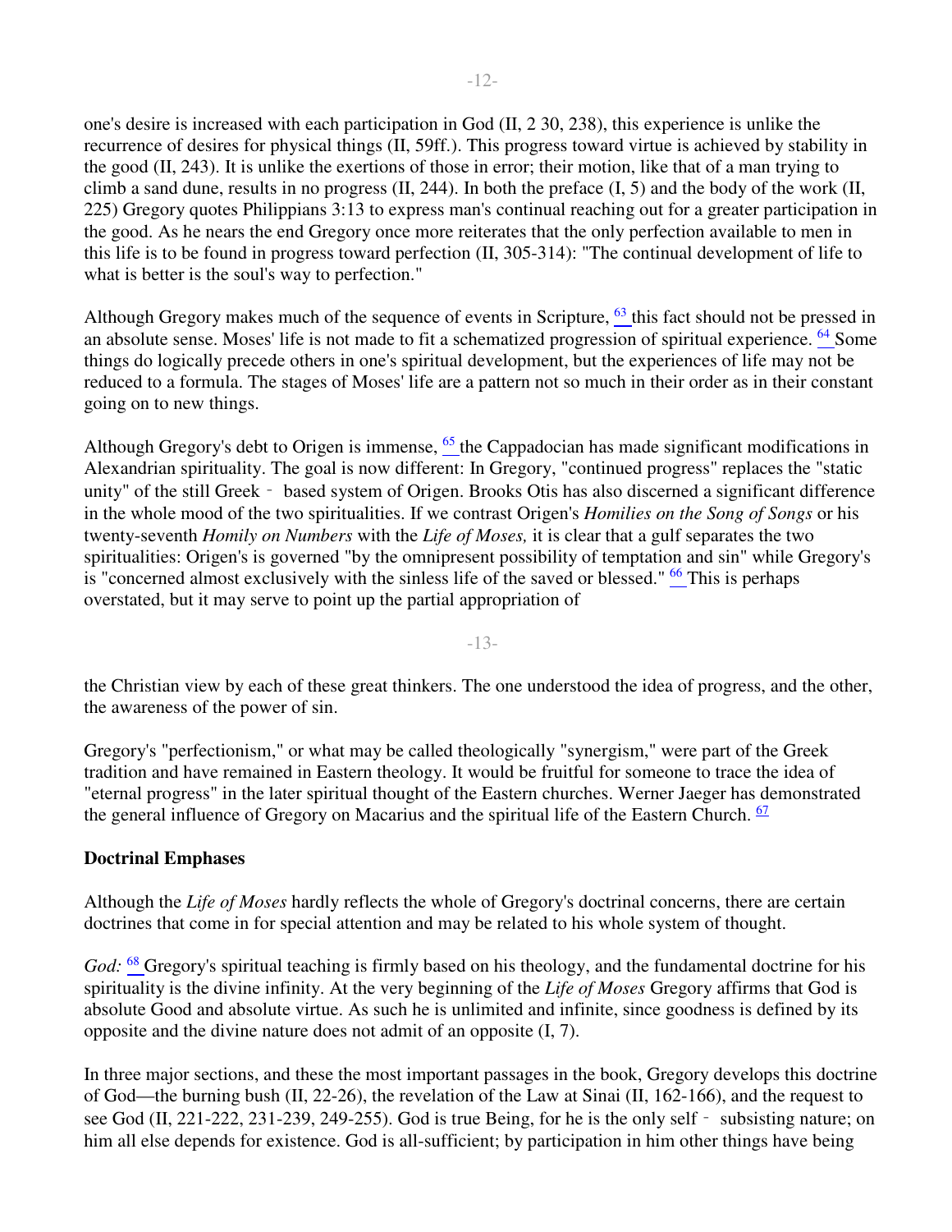one's desire is increased with each participation in God (II, 2 30, 238), this experience is unlike the recurrence of desires for physical things (II, 59ff.). This progress toward virtue is achieved by stability in the good (II, 243). It is unlike the exertions of those in error; their motion, like that of a man trying to climb a sand dune, results in no progress (II, 244). In both the preface (I, 5) and the body of the work (II, 225) Gregory quotes Philippians 3:13 to express man's continual reaching out for a greater participation in the good. As he nears the end Gregory once more reiterates that the only perfection available to men in this life is to be found in progress toward perfection (II, 305-314): "The continual development of life to what is better is the soul's way to perfection."

Although Gregory makes much of the sequence of events in Scripture, [63] this fact should not be pressed in an absolute sense. Moses' life is not made to fit a schematized progression of spiritual experience. [64] Some things do logically precede others in one's spiritual development, but the experiences of life may not be reduced to a formula. The stages of Moses' life are a pattern not so much in their order as in their constant going on to new things.

Although Gregory's debt to Origen is immense, [65] the Cappadocian has made significant modifications in Alexandrian spirituality. The goal is now different: In Gregory, "continued progress" replaces the "static unity" of the still Greek‐based system of Origen. Brooks Otis has also discerned a significant difference in the whole mood of the two spiritualities. If we contrast Origen's *Homilies on the Song of Songs* or his twenty-seventh *Homily on Numbers* with the *Life of Moses,* it is clear that a gulf separates the two spiritualities: Origen's is governed "by the omnipresent possibility of temptation and sin" while Gregory's is "concerned almost exclusively with the sinless life of the saved or blessed." [66] This is perhaps overstated, but it may serve to point up the partial appropriation of the Christian view by each of these great thinkers. The one understood the idea of progress, and the other, the awareness of the power of sin.

Gregory's "perfectionism," or what may be called theologically "synergism," were part of the Greek tradition and have remained in Eastern theology. It would be fruitful for someone to trace the idea of "eternal progress" in the later spiritual thought of the Eastern churches. Werner Jaeger has demonstrated the general influence of Gregory on Macarius and the spiritual life of the Eastern Church. [67]

**Doctrinal Emphases**

Although the *Life of Moses* hardly reflects the whole of Gregory's doctrinal concerns, there are certain doctrines that come in for special attention and may be related to his whole system of thought.

*God:* [68] Gregory's spiritual teaching is firmly based on his theology, and the fundamental doctrine for his spirituality is the divine infinity. At the very beginning of the *Life of Moses* Gregory affirms that God is absolute Good and absolute virtue. As such he is unlimited and infinite, since goodness is defined by its opposite and the divine nature does not admit of an opposite (I, 7).

In three major sections, and these the most important passages in the book, Gregory develops this doctrine of God—the burning bush (II, 22-26), the revelation of the Law at Sinai (II, 162-166), and the request to see God (II, 221-222, 231-239, 249-255). God is true Being, for he is the only self‐subsisting nature; on him all else depends for existence. God is all-sufficient; by participation in him other things have being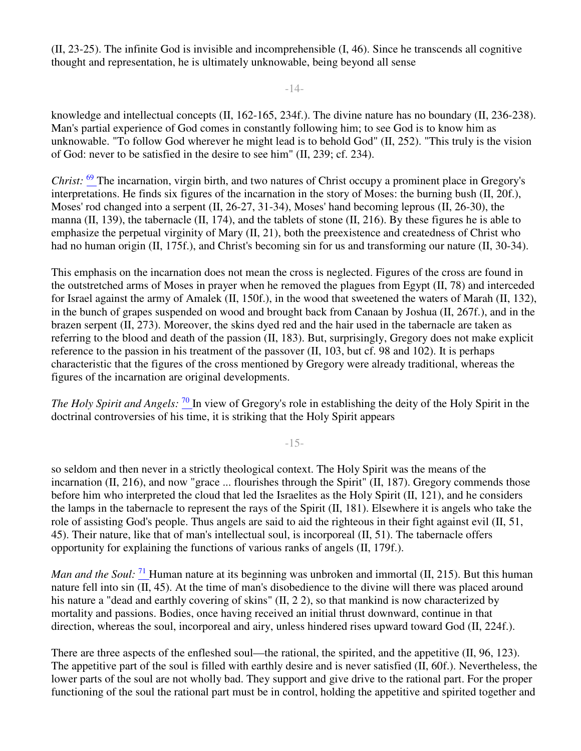(II, 23-25). The infinite God is invisible and incomprehensible (I, 46). Since he transcends all cognitive thought and representation, he is ultimately unknowable, being beyond all sense knowledge and intellectual concepts (II, 162-165, 234f.). The divine nature has no boundary (II, 236-238). Man's partial experience of God comes in constantly following him; to see God is to know him as unknowable. "To follow God wherever he might lead is to behold God" (II, 252). "This truly is the vision of God: never to be satisfied in the desire to see him" (II, 239; cf. 234).

*Christ:* [69] The incarnation, virgin birth, and two natures of Christ occupy a prominent place in Gregory's interpretations. He finds six figures of the incarnation in the story of Moses: the burning bush (II, 20f.), Moses' rod changed into a serpent (II, 26-27, 31-34), Moses' hand becoming leprous (II, 26-30), the manna (II, 139), the tabernacle (II, 174), and the tablets of stone (II, 216). By these figures he is able to emphasize the perpetual virginity of Mary (II, 21), both the preexistence and createdness of Christ who had no human origin (II, 175f.), and Christ's becoming sin for us and transforming our nature (II, 30-34).

This emphasis on the incarnation does not mean the cross is neglected. Figures of the cross are found in the outstretched arms of Moses in prayer when he removed the plagues from Egypt (II, 78) and interceded for Israel against the army of Amalek (II, 150f.), in the wood that sweetened the waters of Marah (II, 132), in the bunch of grapes suspended on wood and brought back from Canaan by Joshua (II, 267f.), and in the brazen serpent (II, 273). Moreover, the skins dyed red and the hair used in the tabernacle are taken as referring to the blood and death of the passion (II, 183). But, surprisingly, Gregory does not make explicit reference to the passion in his treatment of the passover (II, 103, but cf. 98 and 102). It is perhaps characteristic that the figures of the cross mentioned by Gregory were already traditional, whereas the figures of the incarnation are original developments.

*The Holy Spirit and Angels:* [70] In view of Gregory's role in establishing the deity of the Holy Spirit in the doctrinal controversies of his time, it is striking that the Holy Spirit appears so seldom and then never in a strictly theological context. The Holy Spirit was the means of the incarnation (II, 216), and now "grace ... flourishes through the Spirit" (II, 187). Gregory commends those before him who interpreted the cloud that led the Israelites as the Holy Spirit (II, 121), and he considers the lamps in the tabernacle to represent the rays of the Spirit (II, 181). Elsewhere it is angels who take the role of assisting God's people. Thus angels are said to aid the righteous in their fight against evil (II, 51, 45). Their nature, like that of man's intellectual soul, is incorporeal (II, 51). The tabernacle offers opportunity for explaining the functions of various ranks of angels (II, 179f.).

*Man and the Soul:* [71] Human nature at its beginning was unbroken and immortal (II, 215). But this human nature fell into sin (II, 45). At the time of man's disobedience to the divine will there was placed around his nature a "dead and earthly covering of skins" (II, 2 2), so that mankind is now characterized by mortality and passions. Bodies, once having received an initial thrust downward, continue in that direction, whereas the soul, incorporeal and airy, unless hindered rises upward toward God (II, 224f.).

There are three aspects of the enfleshed soul—the rational, the spirited, and the appetitive (II, 96, 123). The appetitive part of the soul is filled with earthly desire and is never satisfied (II, 60f.). Nevertheless, the lower parts of the soul are not wholly bad. They support and give drive to the rational part. For the proper functioning of the soul the rational part must be in control, holding the appetitive and spirited together and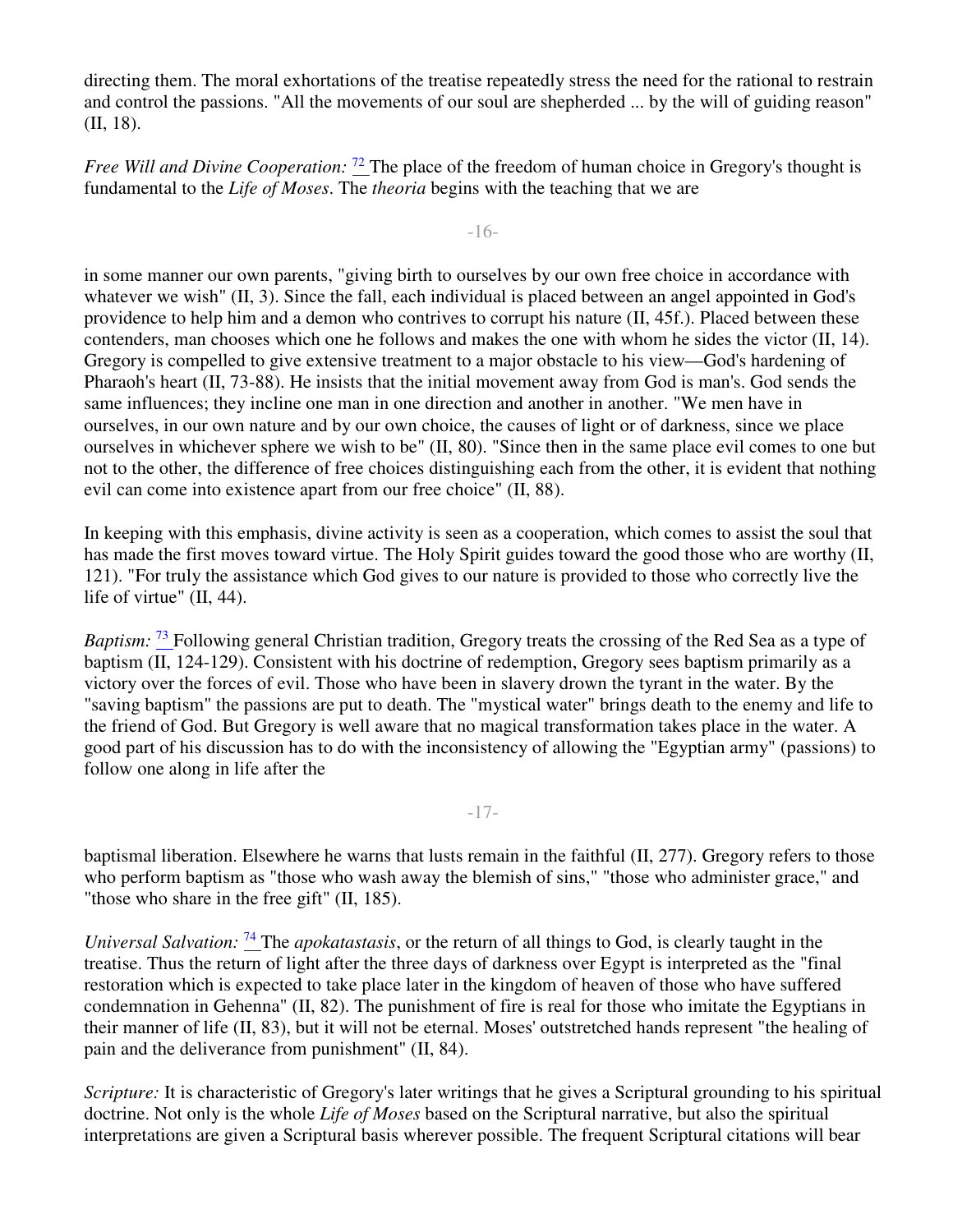directing them. The moral exhortations of the treatise repeatedly stress the need for the rational to restrain and control the passions. "All the movements of our soul are shepherded ... by the will of guiding reason" (II, 18).

*Free Will and Divine Cooperation:* [72] The place of the freedom of human choice in Gregory's thought is fundamental to the *Life of Moses*. The *theoria* begins with the teaching that we are in some manner our own parents, "giving birth to ourselves by our own free choice in accordance with whatever we wish" (II, 3). Since the fall, each individual is placed between an angel appointed in God's providence to help him and a demon who contrives to corrupt his nature (II, 45f.). Placed between these contenders, man chooses which one he follows and makes the one with whom he sides the victor (II, 14). Gregory is compelled to give extensive treatment to a major obstacle to his view—God's hardening of Pharaoh's heart (II, 73-88). He insists that the initial movement away from God is man's. God sends the same influences; they incline one man in one direction and another in another. "We men have in ourselves, in our own nature and by our own choice, the causes of light or of darkness, since we place ourselves in whichever sphere we wish to be" (II, 80). "Since then in the same place evil comes to one but not to the other, the difference of free choices distinguishing each from the other, it is evident that nothing evil can come into existence apart from our free choice" (II, 88).

In keeping with this emphasis, divine activity is seen as a cooperation, which comes to assist the soul that has made the first moves toward virtue. The Holy Spirit guides toward the good those who are worthy (II, 121). "For truly the assistance which God gives to our nature is provided to those who correctly live the life of virtue" (II, 44).

*Baptism:* [73] Following general Christian tradition, Gregory treats the crossing of the Red Sea as a type of baptism (II, 124-129). Consistent with his doctrine of redemption, Gregory sees baptism primarily as a victory over the forces of evil. Those who have been in slavery drown the tyrant in the water. By the "saving baptism" the passions are put to death. The "mystical water" brings death to the enemy and life to the friend of God. But Gregory is well aware that no magical transformation takes place in the water. A good part of his discussion has to do with the inconsistency of allowing the "Egyptian army" (passions) to follow one along in life after the baptismal liberation. Elsewhere he warns that lusts remain in the faithful (II, 277). Gregory refers to those who perform baptism as "those who wash away the blemish of sins," "those who administer grace," and "those who share in the free gift" (II, 185).

*Universal Salvation:* [74] The *apokatastasis*, or the return of all things to God, is clearly taught in the treatise. Thus the return of light after the three days of darkness over Egypt is interpreted as the "final restoration which is expected to take place later in the kingdom of heaven of those who have suffered condemnation in Gehenna" (II, 82). The punishment of fire is real for those who imitate the Egyptians in their manner of life (II, 83), but it will not be eternal. Moses' outstretched hands represent "the healing of pain and the deliverance from punishment" (II, 84).

*Scripture:* It is characteristic of Gregory's later writings that he gives a Scriptural grounding to his spiritual doctrine. Not only is the whole *Life of Moses* based on the Scriptural narrative, but also the spiritual interpretations are given a Scriptural basis wherever possible. The frequent Scriptural citations will bear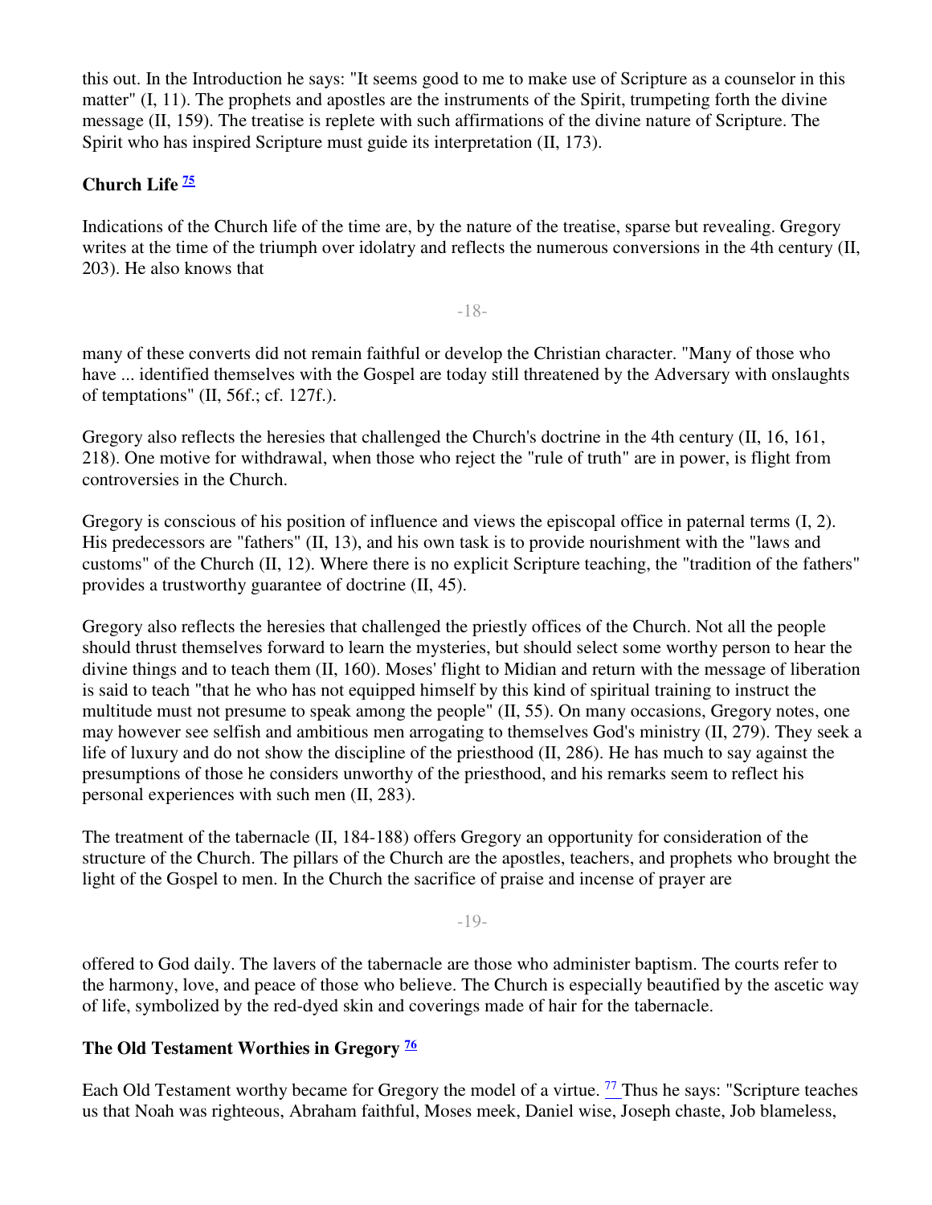this out. In the Introduction he says: "It seems good to me to make use of Scripture as a counselor in this matter" (I, 11). The prophets and apostles are the instruments of the Spirit, trumpeting forth the divine message (II, 159). The treatise is replete with such affirmations of the divine nature of Scripture. The Spirit who has inspired Scripture must guide its interpretation (II, 173).

### Church Life [75]

Indications of the Church life of the time are, by the nature of the treatise, sparse but revealing. Gregory writes at the time of the triumph over idolatry and reflects the numerous conversions in the 4th century (II, 203). He also knows that many of these converts did not remain faithful or develop the Christian character. "Many of those who have ... identified themselves with the Gospel are today still threatened by the Adversary with onslaughts of temptations" (II, 56f.; cf. 127f.).

Gregory also reflects the heresies that challenged the Church's doctrine in the 4th century (II, 16, 161, 218). One motive for withdrawal, when those who reject the "rule of truth" are in power, is flight from controversies in the Church.

Gregory is conscious of his position of influence and views the episcopal office in paternal terms (I, 2). His predecessors are "fathers" (II, 13), and his own task is to provide nourishment with the "laws and customs" of the Church (II, 12). Where there is no explicit Scripture teaching, the "tradition of the fathers" provides a trustworthy guarantee of doctrine (II, 45).

Gregory also reflects the heresies that challenged the priestly offices of the Church. Not all the people should thrust themselves forward to learn the mysteries, but should select some worthy person to hear the divine things and to teach them (II, 160). Moses' flight to Midian and return with the message of liberation is said to teach "that he who has not equipped himself by this kind of spiritual training to instruct the multitude must not presume to speak among the people" (II, 55). On many occasions, Gregory notes, one may however see selfish and ambitious men arrogating to themselves God's ministry (II, 279). They seek a life of luxury and do not show the discipline of the priesthood (II, 286). He has much to say against the presumptions of those he considers unworthy of the priesthood, and his remarks seem to reflect his personal experiences with such men (II, 283).

The treatment of the tabernacle (II, 184-188) offers Gregory an opportunity for consideration of the structure of the Church. The pillars of the Church are the apostles, teachers, and prophets who brought the light of the Gospel to men. In the Church the sacrifice of praise and incense of prayer are offered to God daily. The lavers of the tabernacle are those who administer baptism. The courts refer to the harmony, love, and peace of those who believe. The Church is especially beautified by the ascetic way of life, symbolized by the red-dyed skin and coverings made of hair for the tabernacle.

### The Old Testament Worthies in Gregory [76]

Each Old Testament worthy became for Gregory the model of a virtue. [77] Thus he says: "Scripture teaches us that Noah was righteous, Abraham faithful, Moses meek, Daniel wise, Joseph chaste, Job blameless,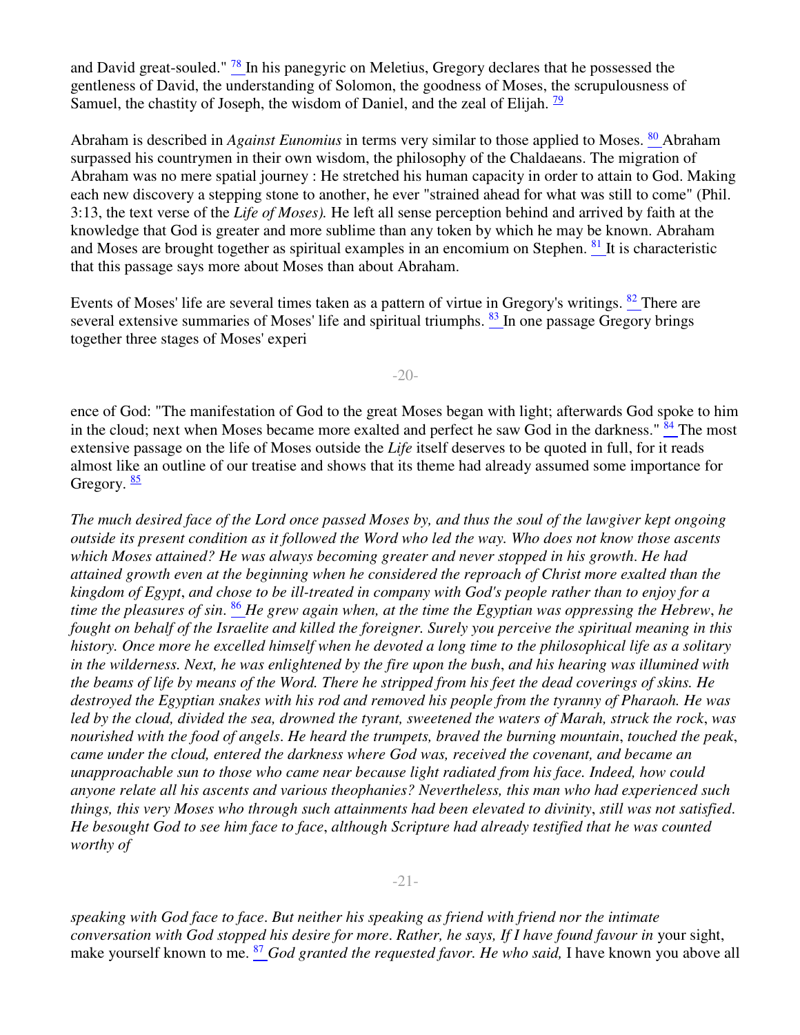and David great-souled." [78] In his panegyric on Meletius, Gregory declares that he possessed the gentleness of David, the understanding of Solomon, the goodness of Moses, the scrupulousness of Samuel, the chastity of Joseph, the wisdom of Daniel, and the zeal of Elijah. [79]

Abraham is described in *Against Eunomius* in terms very similar to those applied to Moses. [80] Abraham surpassed his countrymen in their own wisdom, the philosophy of the Chaldaeans. The migration of Abraham was no mere spatial journey : He stretched his human capacity in order to attain to God. Making each new discovery a stepping stone to another, he ever "strained ahead for what was still to come" (Phil. 3:13, the text verse of the *Life of Moses).* He left all sense perception behind and arrived by faith at the knowledge that God is greater and more sublime than any token by which he may be known. Abraham and Moses are brought together as spiritual examples in an encomium on Stephen. [81] It is characteristic that this passage says more about Moses than about Abraham.

Events of Moses' life are several times taken as a pattern of virtue in Gregory's writings. [82] There are several extensive summaries of Moses' life and spiritual triumphs. [83] In one passage Gregory brings together three stages of Moses' experience of God: "The manifestation of God to the great Moses began with light; afterwards God spoke to him in the cloud; next when Moses became more exalted and perfect he saw God in the darkness." [84] The most extensive passage on the life of Moses outside the *Life* itself deserves to be quoted in full, for it reads almost like an outline of our treatise and shows that its theme had already assumed some importance for Gregory. [85]

*The much desired face of the Lord once passed Moses by, and thus the soul of the lawgiver kept ongoing outside its present condition as it followed the Word who led the way. Who does not know those ascents which Moses attained? He was always becoming greater and never stopped in his growth. He had attained growth even at the beginning when he considered the reproach of Christ more exalted than the kingdom of Egypt, and chose to be ill-treated in company with God's people rather than to enjoy for a time the pleasures of sin.* [86] *He grew again when, at the time the Egyptian was oppressing the Hebrew, he fought on behalf of the Israelite and killed the foreigner. Surely you perceive the spiritual meaning in this history. Once more he excelled himself when he devoted a long time to the philosophical life as a solitary in the wilderness. Next, he was enlightened by the fire upon the bush, and his hearing was illumined with the beams of life by means of the Word. There he stripped from his feet the dead coverings of skins. He destroyed the Egyptian snakes with his rod and removed his people from the tyranny of Pharaoh. He was led by the cloud, divided the sea, drowned the tyrant, sweetened the waters of Marah, struck the rock, was nourished with the food of angels. He heard the trumpets, braved the burning mountain, touched the peak, came under the cloud, entered the darkness where God was, received the covenant, and became an unapproachable sun to those who came near because light radiated from his face. Indeed, how could anyone relate all his ascents and various theophanies? Nevertheless, this man who had experienced such things, this very Moses who through such attainments had been elevated to divinity, still was not satisfied. He besought God to see him face to face, although Scripture had already testified that he was counted worthy of speaking with God face to face. But neither his speaking as friend with friend nor the intimate conversation with God stopped his desire for more. Rather, he says, If I have found favour in* your sight, make yourself known to me. [87] *God granted the requested favor. He who said,* I have known you above all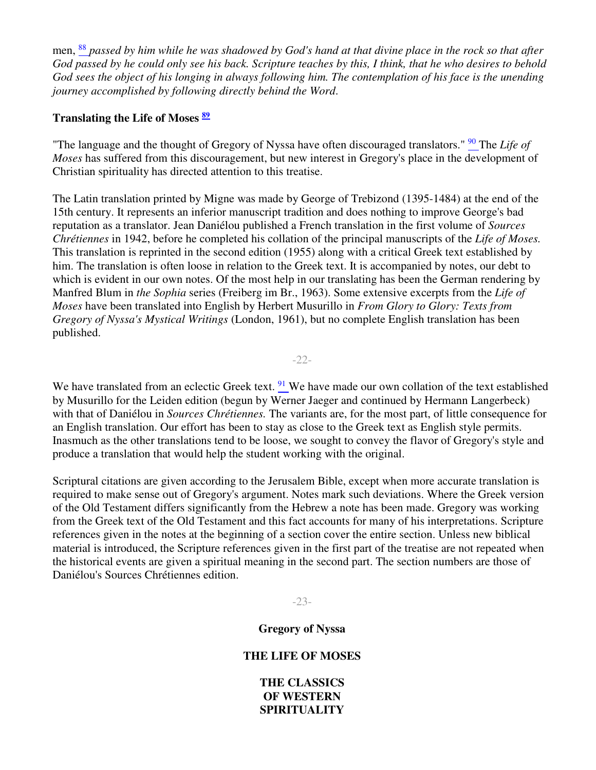men, [88] *passed by him while he was shadowed by God's hand at that divine place in the rock so that after God passed by he could only see his back. Scripture teaches by this, I think, that he who desires to behold God sees the object of his longing in always following him. The contemplation of his face is the unending journey accomplished by following directly behind the Word.*

**Translating the Life of Moses [89]**

"The language and the thought of Gregory of Nyssa have often discouraged translators." [90] The *Life of Moses* has suffered from this discouragement, but new interest in Gregory's place in the development of Christian spirituality has directed attention to this treatise.

The Latin translation printed by Migne was made by George of Trebizond (1395-1484) at the end of the 15th century. It represents an inferior manuscript tradition and does nothing to improve George's bad reputation as a translator. Jean Daniélou published a French translation in the first volume of *Sources Chrétiennes* in 1942, before he completed his collation of the principal manuscripts of the *Life of Moses.* This translation is reprinted in the second edition (1955) along with a critical Greek text established by him. The translation is often loose in relation to the Greek text. It is accompanied by notes, our debt to which is evident in our own notes. Of the most help in our translating has been the German rendering by Manfred Blum in *the Sophia* series (Freiberg im Br., 1963). Some extensive excerpts from the *Life of Moses* have been translated into English by Herbert Musurillo in *From Glory to Glory: Texts from Gregory of Nyssa's Mystical Writings* (London, 1961), but no complete English translation has been published.

We have translated from an eclectic Greek text. [91] We have made our own collation of the text established by Musurillo for the Leiden edition (begun by Werner Jaeger and continued by Hermann Langerbeck) with that of Daniélou in *Sources Chrétiennes.* The variants are, for the most part, of little consequence for an English translation. Our effort has been to stay as close to the Greek text as English style permits. Inasmuch as the other translations tend to be loose, we sought to convey the flavor of Gregory's style and produce a translation that would help the student working with the original.

Scriptural citations are given according to the Jerusalem Bible, except when more accurate translation is required to make sense out of Gregory's argument. Notes mark such deviations. Where the Greek version of the Old Testament differs significantly from the Hebrew a note has been made. Gregory was working from the Greek text of the Old Testament and this fact accounts for many of his interpretations. Scripture references given in the notes at the beginning of a section cover the entire section. Unless new biblical material is introduced, the Scripture references given in the first part of the treatise are not repeated when the historical events are given a spiritual meaning in the second part. The section numbers are those of Daniélou's Sources Chrétiennes edition.

**Gregory of Nyssa**

**THE LIFE OF MOSES**

**THE CLASSICS OF WESTERN SPIRITUALITY**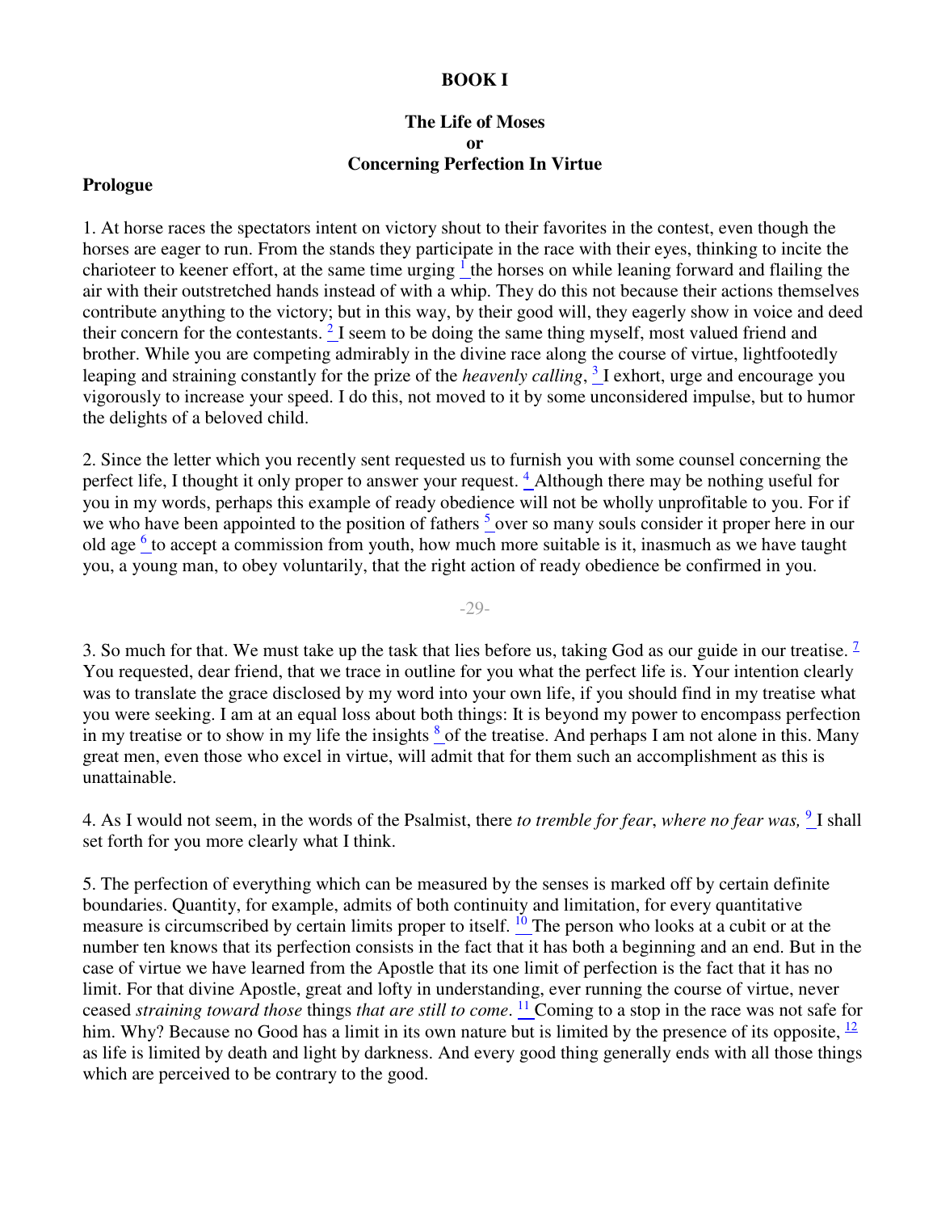# BOOK I

## The Life of Moses
## or
## Concerning Perfection In Virtue

### Prologue

1. At horse races the spectators intent on victory shout to their favorites in the contest, even though the horses are eager to run. From the stands they participate in the race with their eyes, thinking to incite the charioteer to keener effort, at the same time urging [1] the horses on while leaning forward and flailing the air with their outstretched hands instead of with a whip. They do this not because their actions themselves contribute anything to the victory; but in this way, by their good will, they eagerly show in voice and deed their concern for the contestants. [2] I seem to be doing the same thing myself, most valued friend and brother. While you are competing admirably in the divine race along the course of virtue, lightfootedly leaping and straining constantly for the prize of the *heavenly calling*, [3] I exhort, urge and encourage you vigorously to increase your speed. I do this, not moved to it by some unconsidered impulse, but to humor the delights of a beloved child.

2. Since the letter which you recently sent requested us to furnish you with some counsel concerning the perfect life, I thought it only proper to answer your request. [4] Although there may be nothing useful for you in my words, perhaps this example of ready obedience will not be wholly unprofitable to you. For if we who have been appointed to the position of fathers [5] over so many souls consider it proper here in our old age [6] to accept a commission from youth, how much more suitable is it, inasmuch as we have taught you, a young man, to obey voluntarily, that the right action of ready obedience be confirmed in you.

3. So much for that. We must take up the task that lies before us, taking God as our guide in our treatise. [7] You requested, dear friend, that we trace in outline for you what the perfect life is. Your intention clearly was to translate the grace disclosed by my word into your own life, if you should find in my treatise what you were seeking. I am at an equal loss about both things: It is beyond my power to encompass perfection in my treatise or to show in my life the insights [8] of the treatise. And perhaps I am not alone in this. Many great men, even those who excel in virtue, will admit that for them such an accomplishment as this is unattainable.

4. As I would not seem, in the words of the Psalmist, there *to tremble for fear*, *where no fear was,* [9] I shall set forth for you more clearly what I think.

5. The perfection of everything which can be measured by the senses is marked off by certain definite boundaries. Quantity, for example, admits of both continuity and limitation, for every quantitative measure is circumscribed by certain limits proper to itself. [10] The person who looks at a cubit or at the number ten knows that its perfection consists in the fact that it has both a beginning and an end. But in the case of virtue we have learned from the Apostle that its one limit of perfection is the fact that it has no limit. For that divine Apostle, great and lofty in understanding, ever running the course of virtue, never ceased *straining toward those* things *that are still to come*. [11] Coming to a stop in the race was not safe for him. Why? Because no Good has a limit in its own nature but is limited by the presence of its opposite, [12] as life is limited by death and light by darkness. And every good thing generally ends with all those things which are perceived to be contrary to the good.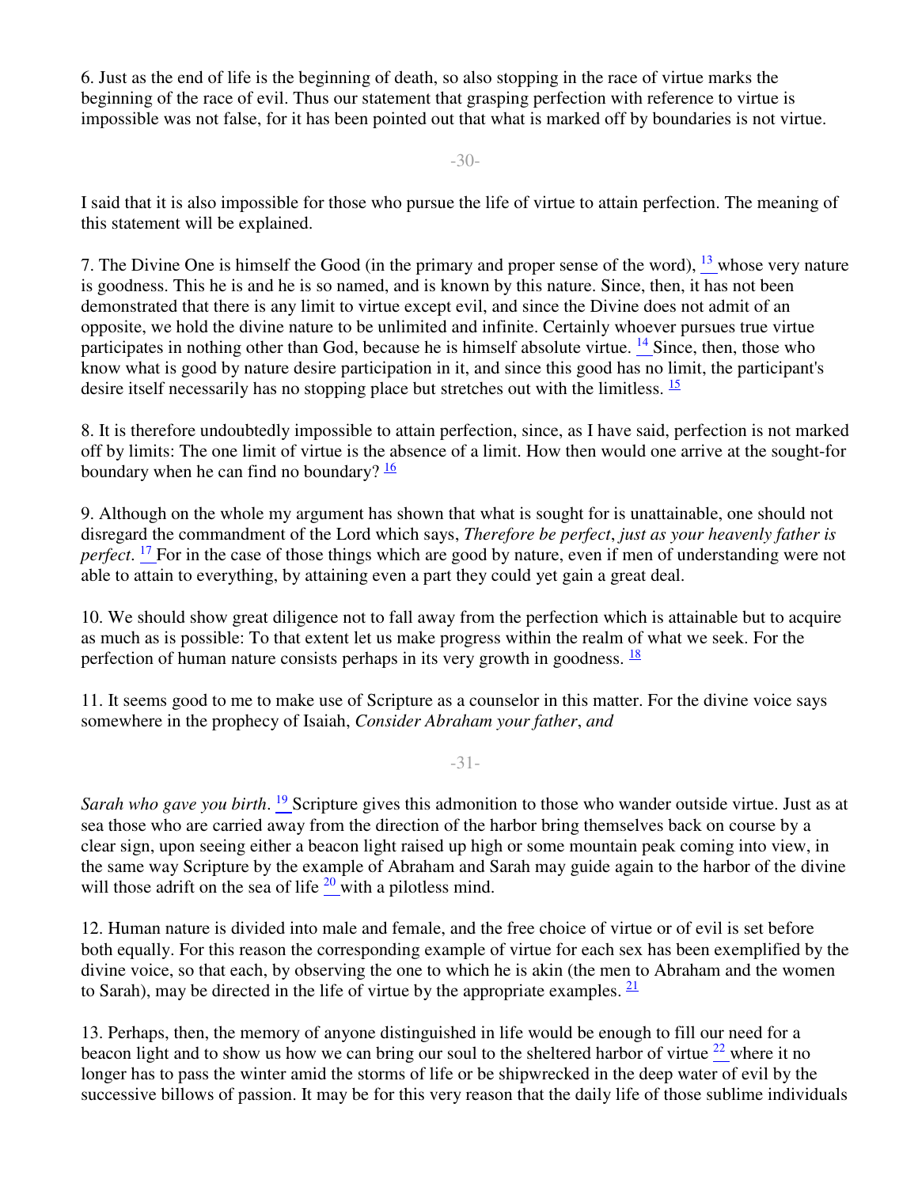6. Just as the end of life is the beginning of death, so also stopping in the race of virtue marks the beginning of the race of evil. Thus our statement that grasping perfection with reference to virtue is impossible was not false, for it has been pointed out that what is marked off by boundaries is not virtue.

I said that it is also impossible for those who pursue the life of virtue to attain perfection. The meaning of this statement will be explained.

7. The Divine One is himself the Good (in the primary and proper sense of the word), [13] whose very nature is goodness. This he is and he is so named, and is known by this nature. Since, then, it has not been demonstrated that there is any limit to virtue except evil, and since the Divine does not admit of an opposite, we hold the divine nature to be unlimited and infinite. Certainly whoever pursues true virtue participates in nothing other than God, because he is himself absolute virtue. [14] Since, then, those who know what is good by nature desire participation in it, and since this good has no limit, the participant's desire itself necessarily has no stopping place but stretches out with the limitless. [15]

8. It is therefore undoubtedly impossible to attain perfection, since, as I have said, perfection is not marked off by limits: The one limit of virtue is the absence of a limit. How then would one arrive at the sought-for boundary when he can find no boundary? [16]

9. Although on the whole my argument has shown that what is sought for is unattainable, one should not disregard the commandment of the Lord which says, *Therefore be perfect*, *just as your heavenly father is perfect*. [17] For in the case of those things which are good by nature, even if men of understanding were not able to attain to everything, by attaining even a part they could yet gain a great deal.

10. We should show great diligence not to fall away from the perfection which is attainable but to acquire as much as is possible: To that extent let us make progress within the realm of what we seek. For the perfection of human nature consists perhaps in its very growth in goodness. [18]

11. It seems good to me to make use of Scripture as a counselor in this matter. For the divine voice says somewhere in the prophecy of Isaiah, *Consider Abraham your father*, *and Sarah who gave you birth*. [19] Scripture gives this admonition to those who wander outside virtue. Just as at sea those who are carried away from the direction of the harbor bring themselves back on course by a clear sign, upon seeing either a beacon light raised up high or some mountain peak coming into view, in the same way Scripture by the example of Abraham and Sarah may guide again to the harbor of the divine will those adrift on the sea of life [20] with a pilotless mind.

12. Human nature is divided into male and female, and the free choice of virtue or of evil is set before both equally. For this reason the corresponding example of virtue for each sex has been exemplified by the divine voice, so that each, by observing the one to which he is akin (the men to Abraham and the women to Sarah), may be directed in the life of virtue by the appropriate examples. [21]

13. Perhaps, then, the memory of anyone distinguished in life would be enough to fill our need for a beacon light and to show us how we can bring our soul to the sheltered harbor of virtue [22] where it no longer has to pass the winter amid the storms of life or be shipwrecked in the deep water of evil by the successive billows of passion. It may be for this very reason that the daily life of those sublime individuals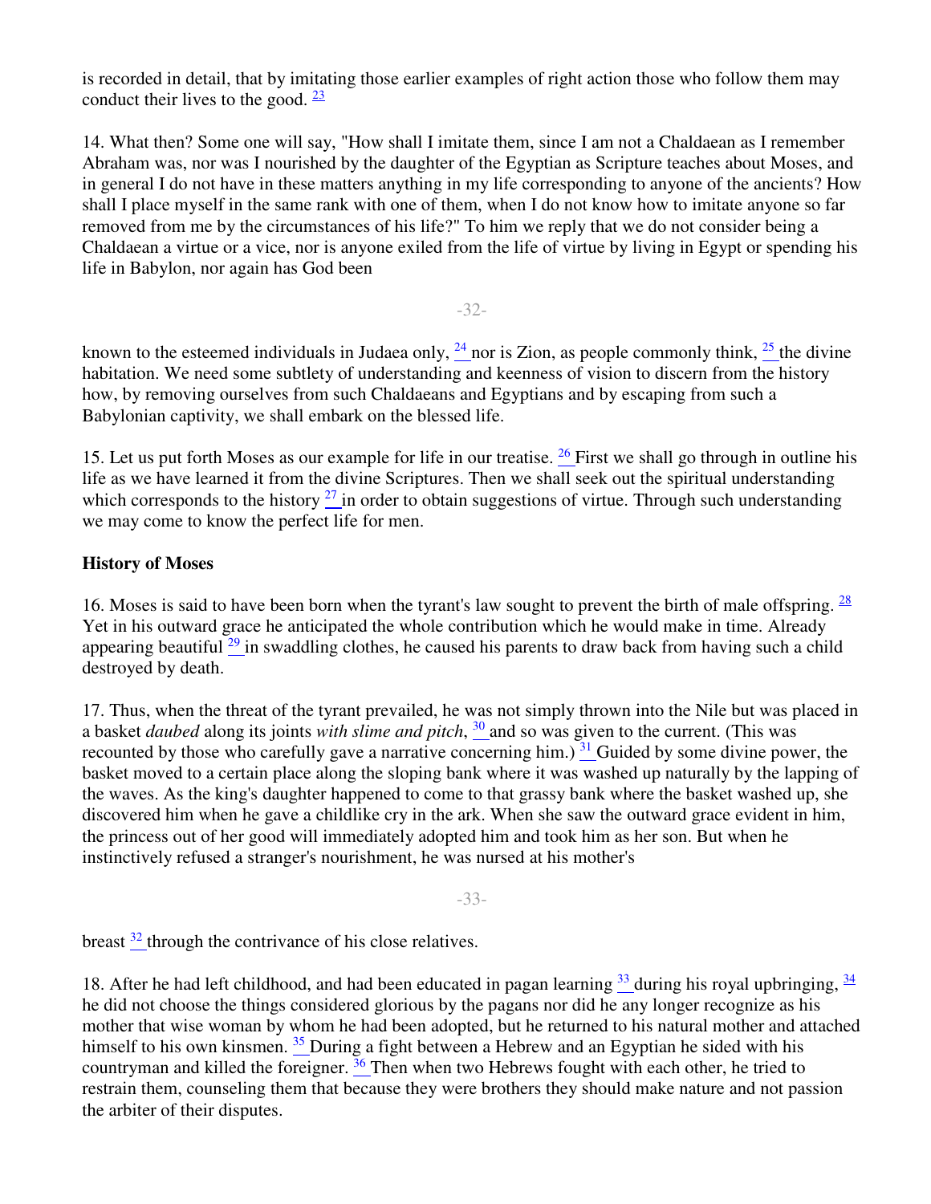is recorded in detail, that by imitating those earlier examples of right action those who follow them may conduct their lives to the good. [23]

14. What then? Some one will say, "How shall I imitate them, since I am not a Chaldaean as I remember Abraham was, nor was I nourished by the daughter of the Egyptian as Scripture teaches about Moses, and in general I do not have in these matters anything in my life corresponding to anyone of the ancients? How shall I place myself in the same rank with one of them, when I do not know how to imitate anyone so far removed from me by the circumstances of his life?" To him we reply that we do not consider being a Chaldaean a virtue or a vice, nor is anyone exiled from the life of virtue by living in Egypt or spending his life in Babylon, nor again has God been known to the esteemed individuals in Judaea only, [24] nor is Zion, as people commonly think, [25] the divine habitation. We need some subtlety of understanding and keenness of vision to discern from the history how, by removing ourselves from such Chaldaeans and Egyptians and by escaping from such a Babylonian captivity, we shall embark on the blessed life.

15. Let us put forth Moses as our example for life in our treatise. [26] First we shall go through in outline his life as we have learned it from the divine Scriptures. Then we shall seek out the spiritual understanding which corresponds to the history [27] in order to obtain suggestions of virtue. Through such understanding we may come to know the perfect life for men.

### History of Moses

16. Moses is said to have been born when the tyrant's law sought to prevent the birth of male offspring. [28] Yet in his outward grace he anticipated the whole contribution which he would make in time. Already appearing beautiful [29] in swaddling clothes, he caused his parents to draw back from having such a child destroyed by death.

17. Thus, when the threat of the tyrant prevailed, he was not simply thrown into the Nile but was placed in a basket *daubed* along its joints *with slime and pitch*, [30] and so was given to the current. (This was recounted by those who carefully gave a narrative concerning him.) [31] Guided by some divine power, the basket moved to a certain place along the sloping bank where it was washed up naturally by the lapping of the waves. As the king's daughter happened to come to that grassy bank where the basket washed up, she discovered him when he gave a childlike cry in the ark. When she saw the outward grace evident in him, the princess out of her good will immediately adopted him and took him as her son. But when he instinctively refused a stranger's nourishment, he was nursed at his mother's breast [32] through the contrivance of his close relatives.

18. After he had left childhood, and had been educated in pagan learning [33] during his royal upbringing, [34] he did not choose the things considered glorious by the pagans nor did he any longer recognize as his mother that wise woman by whom he had been adopted, but he returned to his natural mother and attached himself to his own kinsmen. [35] During a fight between a Hebrew and an Egyptian he sided with his countryman and killed the foreigner. [36] Then when two Hebrews fought with each other, he tried to restrain them, counseling them that because they were brothers they should make nature and not passion the arbiter of their disputes.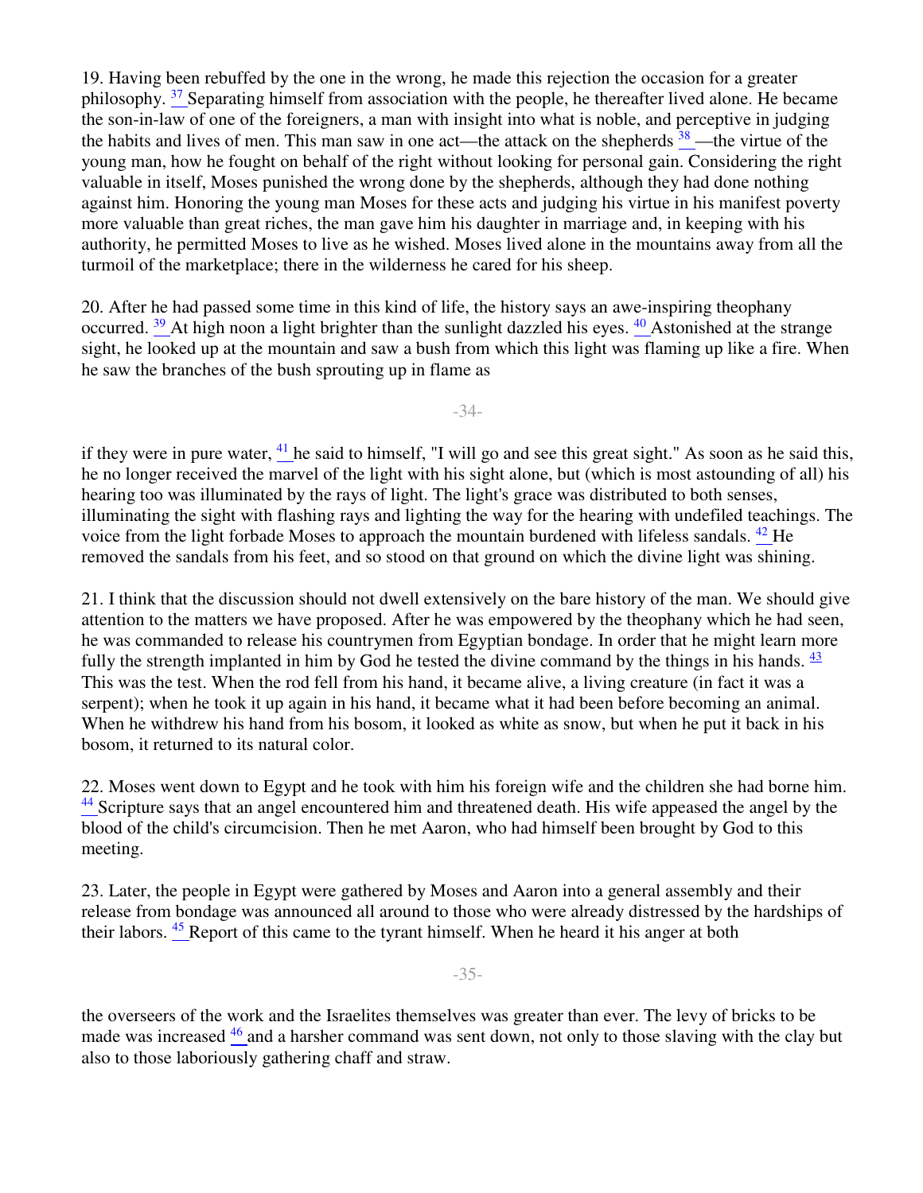19. Having been rebuffed by the one in the wrong, he made this rejection the occasion for a greater philosophy. [37] Separating himself from association with the people, he thereafter lived alone. He became the son-in-law of one of the foreigners, a man with insight into what is noble, and perceptive in judging the habits and lives of men. This man saw in one act—the attack on the shepherds [38] —the virtue of the young man, how he fought on behalf of the right without looking for personal gain. Considering the right valuable in itself, Moses punished the wrong done by the shepherds, although they had done nothing against him. Honoring the young man Moses for these acts and judging his virtue in his manifest poverty more valuable than great riches, the man gave him his daughter in marriage and, in keeping with his authority, he permitted Moses to live as he wished. Moses lived alone in the mountains away from all the turmoil of the marketplace; there in the wilderness he cared for his sheep.

20. After he had passed some time in this kind of life, the history says an awe-inspiring theophany occurred. [39] At high noon a light brighter than the sunlight dazzled his eyes. [40] Astonished at the strange sight, he looked up at the mountain and saw a bush from which this light was flaming up like a fire. When he saw the branches of the bush sprouting up in flame as if they were in pure water, [41] he said to himself, "I will go and see this great sight." As soon as he said this, he no longer received the marvel of the light with his sight alone, but (which is most astounding of all) his hearing too was illuminated by the rays of light. The light's grace was distributed to both senses, illuminating the sight with flashing rays and lighting the way for the hearing with undefiled teachings. The voice from the light forbade Moses to approach the mountain burdened with lifeless sandals. [42] He removed the sandals from his feet, and so stood on that ground on which the divine light was shining.

21. I think that the discussion should not dwell extensively on the bare history of the man. We should give attention to the matters we have proposed. After he was empowered by the theophany which he had seen, he was commanded to release his countrymen from Egyptian bondage. In order that he might learn more fully the strength implanted in him by God he tested the divine command by the things in his hands. [43] This was the test. When the rod fell from his hand, it became alive, a living creature (in fact it was a serpent); when he took it up again in his hand, it became what it had been before becoming an animal. When he withdrew his hand from his bosom, it looked as white as snow, but when he put it back in his bosom, it returned to its natural color.

22. Moses went down to Egypt and he took with him his foreign wife and the children she had borne him. [44] Scripture says that an angel encountered him and threatened death. His wife appeased the angel by the blood of the child's circumcision. Then he met Aaron, who had himself been brought by God to this meeting.

23. Later, the people in Egypt were gathered by Moses and Aaron into a general assembly and their release from bondage was announced all around to those who were already distressed by the hardships of their labors. [45] Report of this came to the tyrant himself. When he heard it his anger at both the overseers of the work and the Israelites themselves was greater than ever. The levy of bricks to be made was increased [46] and a harsher command was sent down, not only to those slaving with the clay but also to those laboriously gathering chaff and straw.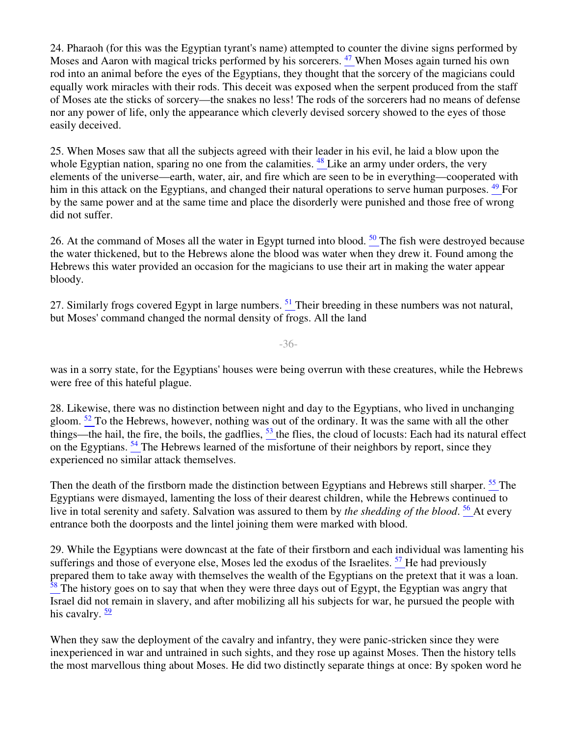24. Pharaoh (for this was the Egyptian tyrant's name) attempted to counter the divine signs performed by Moses and Aaron with magical tricks performed by his sorcerers. [47] When Moses again turned his own rod into an animal before the eyes of the Egyptians, they thought that the sorcery of the magicians could equally work miracles with their rods. This deceit was exposed when the serpent produced from the staff of Moses ate the sticks of sorcery—the snakes no less! The rods of the sorcerers had no means of defense nor any power of life, only the appearance which cleverly devised sorcery showed to the eyes of those easily deceived.

25. When Moses saw that all the subjects agreed with their leader in his evil, he laid a blow upon the whole Egyptian nation, sparing no one from the calamities. [48] Like an army under orders, the very elements of the universe—earth, water, air, and fire which are seen to be in everything—cooperated with him in this attack on the Egyptians, and changed their natural operations to serve human purposes. [49] For by the same power and at the same time and place the disorderly were punished and those free of wrong did not suffer.

26. At the command of Moses all the water in Egypt turned into blood. [50] The fish were destroyed because the water thickened, but to the Hebrews alone the blood was water when they drew it. Found among the Hebrews this water provided an occasion for the magicians to use their art in making the water appear bloody.

27. Similarly frogs covered Egypt in large numbers. [51] Their breeding in these numbers was not natural, but Moses' command changed the normal density of frogs. All the land was in a sorry state, for the Egyptians' houses were being overrun with these creatures, while the Hebrews were free of this hateful plague.

28. Likewise, there was no distinction between night and day to the Egyptians, who lived in unchanging gloom. [52] To the Hebrews, however, nothing was out of the ordinary. It was the same with all the other things—the hail, the fire, the boils, the gadflies, [53] the flies, the cloud of locusts: Each had its natural effect on the Egyptians. [54] The Hebrews learned of the misfortune of their neighbors by report, since they experienced no similar attack themselves.

Then the death of the firstborn made the distinction between Egyptians and Hebrews still sharper. [55] The Egyptians were dismayed, lamenting the loss of their dearest children, while the Hebrews continued to live in total serenity and safety. Salvation was assured to them by *the shedding of the blood*. [56] At every entrance both the doorposts and the lintel joining them were marked with blood.

29. While the Egyptians were downcast at the fate of their firstborn and each individual was lamenting his sufferings and those of everyone else, Moses led the exodus of the Israelites. [57] He had previously prepared them to take away with themselves the wealth of the Egyptians on the pretext that it was a loan. [58] The history goes on to say that when they were three days out of Egypt, the Egyptian was angry that Israel did not remain in slavery, and after mobilizing all his subjects for war, he pursued the people with his cavalry. [59]

When they saw the deployment of the cavalry and infantry, they were panic-stricken since they were inexperienced in war and untrained in such sights, and they rose up against Moses. Then the history tells the most marvellous thing about Moses. He did two distinctly separate things at once: By spoken word he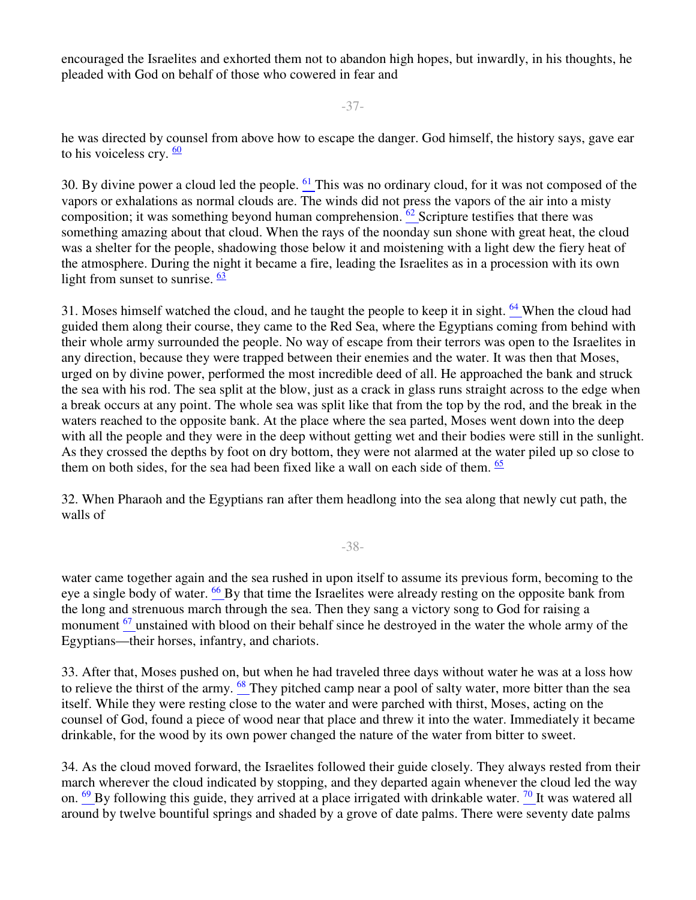encouraged the Israelites and exhorted them not to abandon high hopes, but inwardly, in his thoughts, he pleaded with God on behalf of those who cowered in fear and

he was directed by counsel from above how to escape the danger. God himself, the history says, gave ear to his voiceless cry. [60]

30. By divine power a cloud led the people. [61] This was no ordinary cloud, for it was not composed of the vapors or exhalations as normal clouds are. The winds did not press the vapors of the air into a misty composition; it was something beyond human comprehension. [62] Scripture testifies that there was something amazing about that cloud. When the rays of the noonday sun shone with great heat, the cloud was a shelter for the people, shadowing those below it and moistening with a light dew the fiery heat of the atmosphere. During the night it became a fire, leading the Israelites as in a procession with its own light from sunset to sunrise. [63]

31. Moses himself watched the cloud, and he taught the people to keep it in sight. [64] When the cloud had guided them along their course, they came to the Red Sea, where the Egyptians coming from behind with their whole army surrounded the people. No way of escape from their terrors was open to the Israelites in any direction, because they were trapped between their enemies and the water. It was then that Moses, urged on by divine power, performed the most incredible deed of all. He approached the bank and struck the sea with his rod. The sea split at the blow, just as a crack in glass runs straight across to the edge when a break occurs at any point. The whole sea was split like that from the top by the rod, and the break in the waters reached to the opposite bank. At the place where the sea parted, Moses went down into the deep with all the people and they were in the deep without getting wet and their bodies were still in the sunlight. As they crossed the depths by foot on dry bottom, they were not alarmed at the water piled up so close to them on both sides, for the sea had been fixed like a wall on each side of them. [65]

32. When Pharaoh and the Egyptians ran after them headlong into the sea along that newly cut path, the walls of

water came together again and the sea rushed in upon itself to assume its previous form, becoming to the eye a single body of water. [66] By that time the Israelites were already resting on the opposite bank from the long and strenuous march through the sea. Then they sang a victory song to God for raising a monument [67] unstained with blood on their behalf since he destroyed in the water the whole army of the Egyptians—their horses, infantry, and chariots.

33. After that, Moses pushed on, but when he had traveled three days without water he was at a loss how to relieve the thirst of the army. [68] They pitched camp near a pool of salty water, more bitter than the sea itself. While they were resting close to the water and were parched with thirst, Moses, acting on the counsel of God, found a piece of wood near that place and threw it into the water. Immediately it became drinkable, for the wood by its own power changed the nature of the water from bitter to sweet.

34. As the cloud moved forward, the Israelites followed their guide closely. They always rested from their march wherever the cloud indicated by stopping, and they departed again whenever the cloud led the way on. [69] By following this guide, they arrived at a place irrigated with drinkable water. [70] It was watered all around by twelve bountiful springs and shaded by a grove of date palms. There were seventy date palms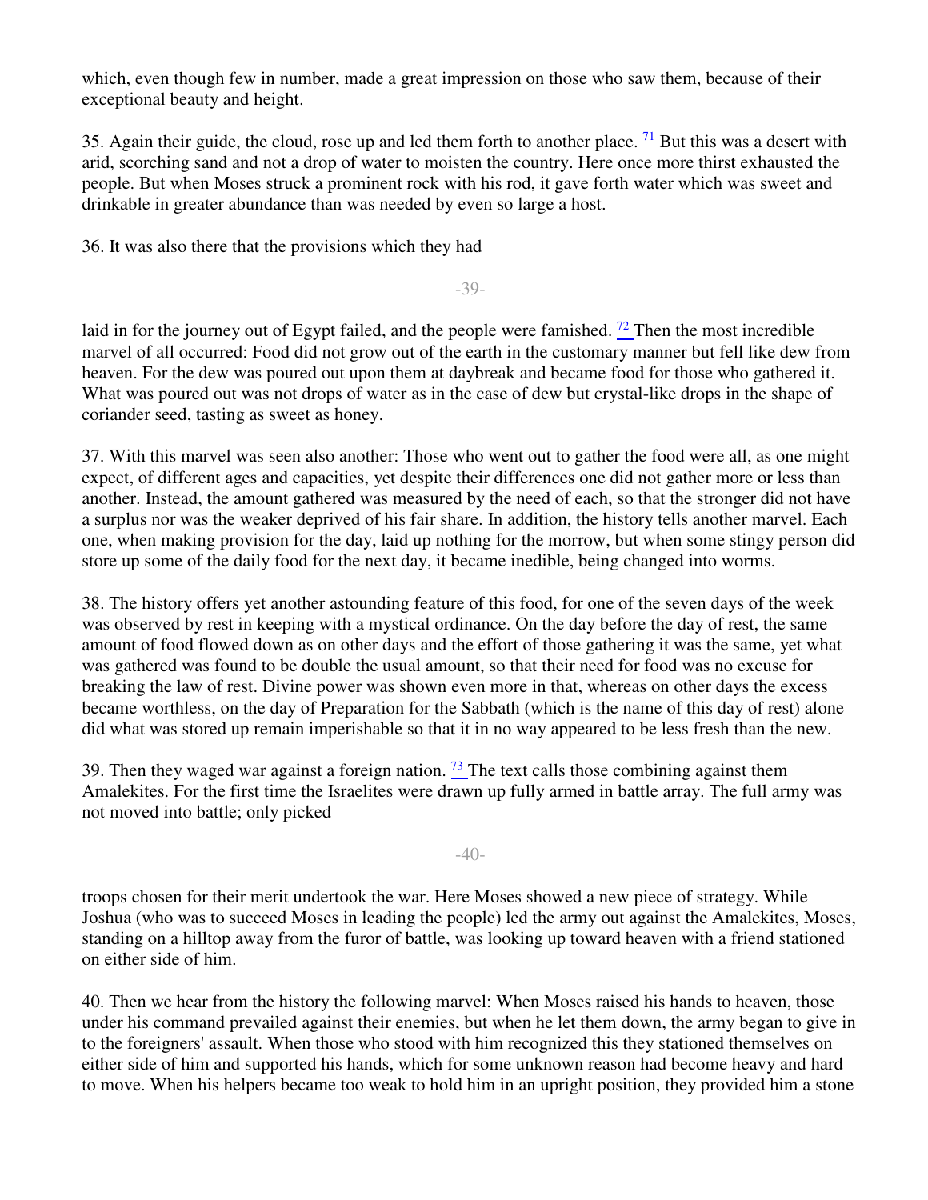which, even though few in number, made a great impression on those who saw them, because of their exceptional beauty and height.

35. Again their guide, the cloud, rose up and led them forth to another place. [71] But this was a desert with arid, scorching sand and not a drop of water to moisten the country. Here once more thirst exhausted the people. But when Moses struck a prominent rock with his rod, it gave forth water which was sweet and drinkable in greater abundance than was needed by even so large a host.

36. It was also there that the provisions which they had laid in for the journey out of Egypt failed, and the people were famished. [72] Then the most incredible marvel of all occurred: Food did not grow out of the earth in the customary manner but fell like dew from heaven. For the dew was poured out upon them at daybreak and became food for those who gathered it. What was poured out was not drops of water as in the case of dew but crystal-like drops in the shape of coriander seed, tasting as sweet as honey.

37. With this marvel was seen also another: Those who went out to gather the food were all, as one might expect, of different ages and capacities, yet despite their differences one did not gather more or less than another. Instead, the amount gathered was measured by the need of each, so that the stronger did not have a surplus nor was the weaker deprived of his fair share. In addition, the history tells another marvel. Each one, when making provision for the day, laid up nothing for the morrow, but when some stingy person did store up some of the daily food for the next day, it became inedible, being changed into worms.

38. The history offers yet another astounding feature of this food, for one of the seven days of the week was observed by rest in keeping with a mystical ordinance. On the day before the day of rest, the same amount of food flowed down as on other days and the effort of those gathering it was the same, yet what was gathered was found to be double the usual amount, so that their need for food was no excuse for breaking the law of rest. Divine power was shown even more in that, whereas on other days the excess became worthless, on the day of Preparation for the Sabbath (which is the name of this day of rest) alone did what was stored up remain imperishable so that it in no way appeared to be less fresh than the new.

39. Then they waged war against a foreign nation. [73] The text calls those combining against them Amalekites. For the first time the Israelites were drawn up fully armed in battle array. The full army was not moved into battle; only picked troops chosen for their merit undertook the war. Here Moses showed a new piece of strategy. While Joshua (who was to succeed Moses in leading the people) led the army out against the Amalekites, Moses, standing on a hilltop away from the furor of battle, was looking up toward heaven with a friend stationed on either side of him.

40. Then we hear from the history the following marvel: When Moses raised his hands to heaven, those under his command prevailed against their enemies, but when he let them down, the army began to give in to the foreigners' assault. When those who stood with him recognized this they stationed themselves on either side of him and supported his hands, which for some unknown reason had become heavy and hard to move. When his helpers became too weak to hold him in an upright position, they provided him a stone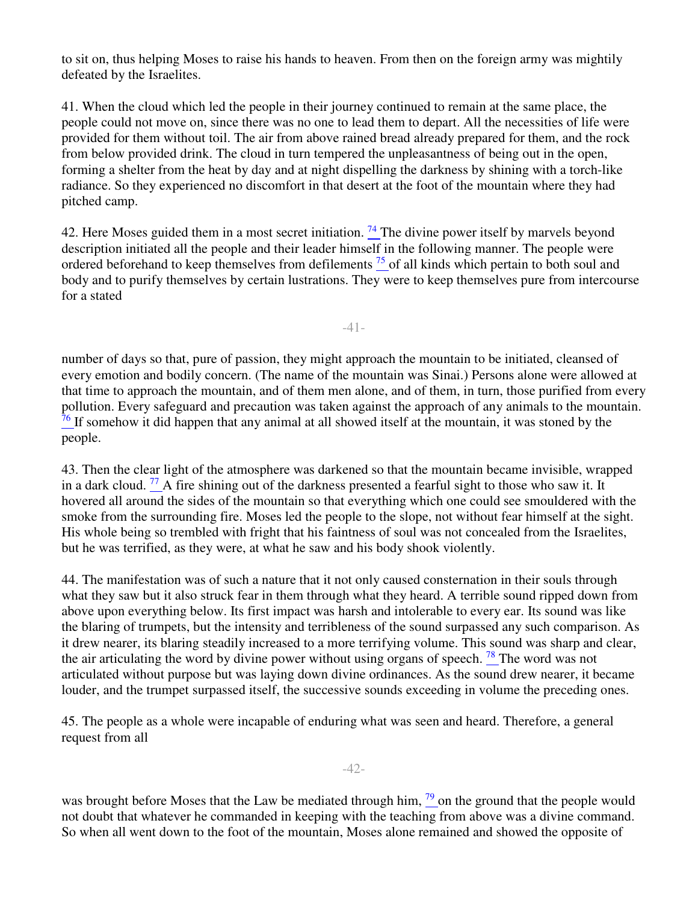to sit on, thus helping Moses to raise his hands to heaven. From then on the foreign army was mightily defeated by the Israelites.

41. When the cloud which led the people in their journey continued to remain at the same place, the people could not move on, since there was no one to lead them to depart. All the necessities of life were provided for them without toil. The air from above rained bread already prepared for them, and the rock from below provided drink. The cloud in turn tempered the unpleasantness of being out in the open, forming a shelter from the heat by day and at night dispelling the darkness by shining with a torch-like radiance. So they experienced no discomfort in that desert at the foot of the mountain where they had pitched camp.

42. Here Moses guided them in a most secret initiation. [74] The divine power itself by marvels beyond description initiated all the people and their leader himself in the following manner. The people were ordered beforehand to keep themselves from defilements [75] of all kinds which pertain to both soul and body and to purify themselves by certain lustrations. They were to keep themselves pure from intercourse for a stated number of days so that, pure of passion, they might approach the mountain to be initiated, cleansed of every emotion and bodily concern. (The name of the mountain was Sinai.) Persons alone were allowed at that time to approach the mountain, and of them men alone, and of them, in turn, those purified from every pollution. Every safeguard and precaution was taken against the approach of any animals to the mountain. [76] If somehow it did happen that any animal at all showed itself at the mountain, it was stoned by the people.

43. Then the clear light of the atmosphere was darkened so that the mountain became invisible, wrapped in a dark cloud. [77] A fire shining out of the darkness presented a fearful sight to those who saw it. It hovered all around the sides of the mountain so that everything which one could see smouldered with the smoke from the surrounding fire. Moses led the people to the slope, not without fear himself at the sight. His whole being so trembled with fright that his faintness of soul was not concealed from the Israelites, but he was terrified, as they were, at what he saw and his body shook violently.

44. The manifestation was of such a nature that it not only caused consternation in their souls through what they saw but it also struck fear in them through what they heard. A terrible sound ripped down from above upon everything below. Its first impact was harsh and intolerable to every ear. Its sound was like the blaring of trumpets, but the intensity and terribleness of the sound surpassed any such comparison. As it drew nearer, its blaring steadily increased to a more terrifying volume. This sound was sharp and clear, the air articulating the word by divine power without using organs of speech. [78] The word was not articulated without purpose but was laying down divine ordinances. As the sound drew nearer, it became louder, and the trumpet surpassed itself, the successive sounds exceeding in volume the preceding ones.

45. The people as a whole were incapable of enduring what was seen and heard. Therefore, a general request from all was brought before Moses that the Law be mediated through him, [79] on the ground that the people would not doubt that whatever he commanded in keeping with the teaching from above was a divine command. So when all went down to the foot of the mountain, Moses alone remained and showed the opposite of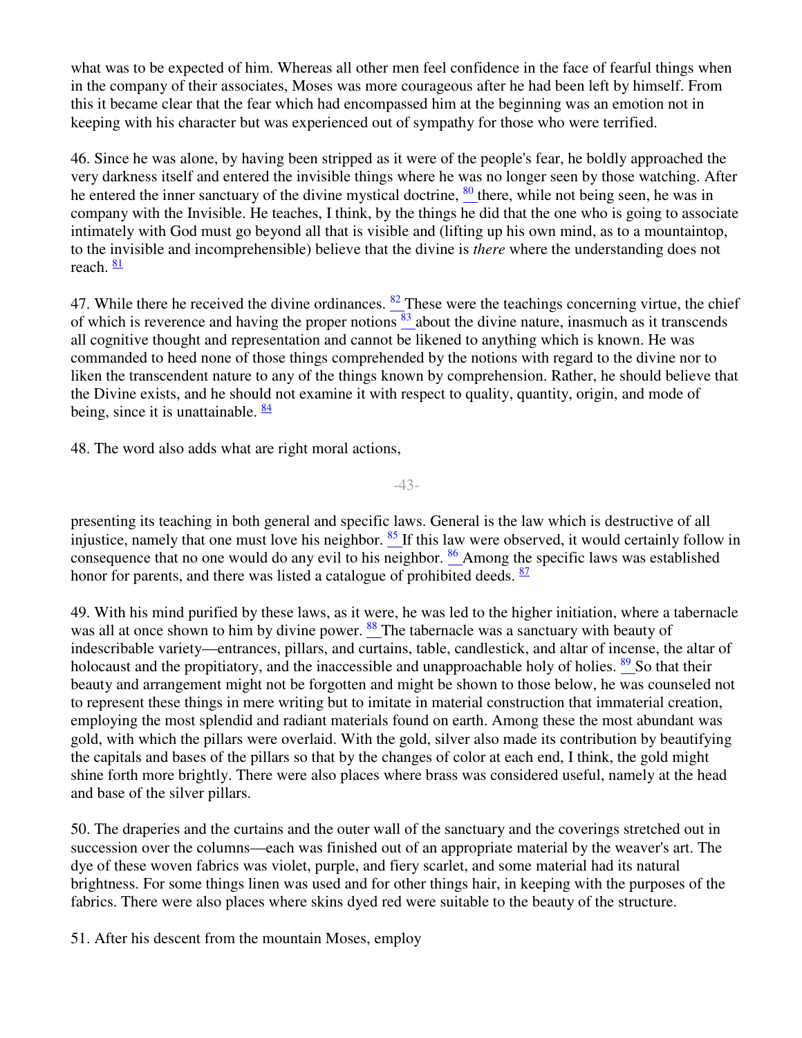what was to be expected of him. Whereas all other men feel confidence in the face of fearful things when in the company of their associates, Moses was more courageous after he had been left by himself. From this it became clear that the fear which had encompassed him at the beginning was an emotion not in keeping with his character but was experienced out of sympathy for those who were terrified.

46. Since he was alone, by having been stripped as it were of the people's fear, he boldly approached the very darkness itself and entered the invisible things where he was no longer seen by those watching. After he entered the inner sanctuary of the divine mystical doctrine, [80] there, while not being seen, he was in company with the Invisible. He teaches, I think, by the things he did that the one who is going to associate intimately with God must go beyond all that is visible and (lifting up his own mind, as to a mountaintop, to the invisible and incomprehensible) believe that the divine is *there* where the understanding does not reach. [81]

47. While there he received the divine ordinances. [82] These were the teachings concerning virtue, the chief of which is reverence and having the proper notions [83] about the divine nature, inasmuch as it transcends all cognitive thought and representation and cannot be likened to anything which is known. He was commanded to heed none of those things comprehended by the notions with regard to the divine nor to liken the transcendent nature to any of the things known by comprehension. Rather, he should believe that the Divine exists, and he should not examine it with respect to quality, quantity, origin, and mode of being, since it is unattainable. [84]

48. The word also adds what are right moral actions, presenting its teaching in both general and specific laws. General is the law which is destructive of all injustice, namely that one must love his neighbor. [85] If this law were observed, it would certainly follow in consequence that no one would do any evil to his neighbor. [86] Among the specific laws was established honor for parents, and there was listed a catalogue of prohibited deeds. [87]

49. With his mind purified by these laws, as it were, he was led to the higher initiation, where a tabernacle was all at once shown to him by divine power. [88] The tabernacle was a sanctuary with beauty of indescribable variety—entrances, pillars, and curtains, table, candlestick, and altar of incense, the altar of holocaust and the propitiatory, and the inaccessible and unapproachable holy of holies. [89] So that their beauty and arrangement might not be forgotten and might be shown to those below, he was counseled not to represent these things in mere writing but to imitate in material construction that immaterial creation, employing the most splendid and radiant materials found on earth. Among these the most abundant was gold, with which the pillars were overlaid. With the gold, silver also made its contribution by beautifying the capitals and bases of the pillars so that by the changes of color at each end, I think, the gold might shine forth more brightly. There were also places where brass was considered useful, namely at the head and base of the silver pillars.

50. The draperies and the curtains and the outer wall of the sanctuary and the coverings stretched out in succession over the columns—each was finished out of an appropriate material by the weaver's art. The dye of these woven fabrics was violet, purple, and fiery scarlet, and some material had its natural brightness. For some things linen was used and for other things hair, in keeping with the purposes of the fabrics. There were also places where skins dyed red were suitable to the beauty of the structure.

51. After his descent from the mountain Moses, employ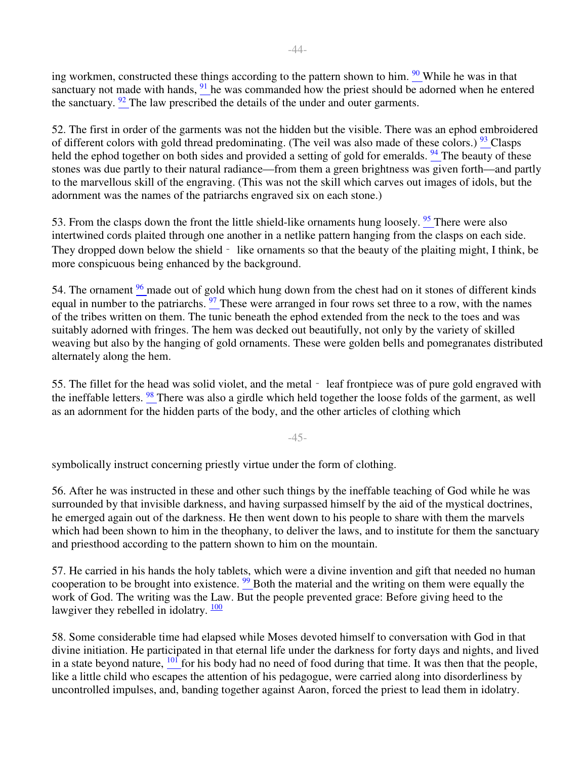ing workmen, constructed these things according to the pattern shown to him. [90] While he was in that sanctuary not made with hands, [91] he was commanded how the priest should be adorned when he entered the sanctuary. [92] The law prescribed the details of the under and outer garments.

52. The first in order of the garments was not the hidden but the visible. There was an ephod embroidered of different colors with gold thread predominating. (The veil was also made of these colors.) [93] Clasps held the ephod together on both sides and provided a setting of gold for emeralds. [94] The beauty of these stones was due partly to their natural radiance—from them a green brightness was given forth—and partly to the marvellous skill of the engraving. (This was not the skill which carves out images of idols, but the adornment was the names of the patriarchs engraved six on each stone.)

53. From the clasps down the front the little shield-like ornaments hung loosely. [95] There were also intertwined cords plaited through one another in a netlike pattern hanging from the clasps on each side. They dropped down below the shield - like ornaments so that the beauty of the plaiting might, I think, be more conspicuous being enhanced by the background.

54. The ornament [96] made out of gold which hung down from the chest had on it stones of different kinds equal in number to the patriarchs. [97] These were arranged in four rows set three to a row, with the names of the tribes written on them. The tunic beneath the ephod extended from the neck to the toes and was suitably adorned with fringes. The hem was decked out beautifully, not only by the variety of skilled weaving but also by the hanging of gold ornaments. These were golden bells and pomegranates distributed alternately along the hem.

55. The fillet for the head was solid violet, and the metal - leaf frontpiece was of pure gold engraved with the ineffable letters. [98] There was also a girdle which held together the loose folds of the garment, as well as an adornment for the hidden parts of the body, and the other articles of clothing which symbolically instruct concerning priestly virtue under the form of clothing.

56. After he was instructed in these and other such things by the ineffable teaching of God while he was surrounded by that invisible darkness, and having surpassed himself by the aid of the mystical doctrines, he emerged again out of the darkness. He then went down to his people to share with them the marvels which had been shown to him in the theophany, to deliver the laws, and to institute for them the sanctuary and priesthood according to the pattern shown to him on the mountain.

57. He carried in his hands the holy tablets, which were a divine invention and gift that needed no human cooperation to be brought into existence. [99] Both the material and the writing on them were equally the work of God. The writing was the Law. But the people prevented grace: Before giving heed to the lawgiver they rebelled in idolatry. [100]

58. Some considerable time had elapsed while Moses devoted himself to conversation with God in that divine initiation. He participated in that eternal life under the darkness for forty days and nights, and lived in a state beyond nature, [101] for his body had no need of food during that time. It was then that the people, like a little child who escapes the attention of his pedagogue, were carried along into disorderliness by uncontrolled impulses, and, banding together against Aaron, forced the priest to lead them in idolatry.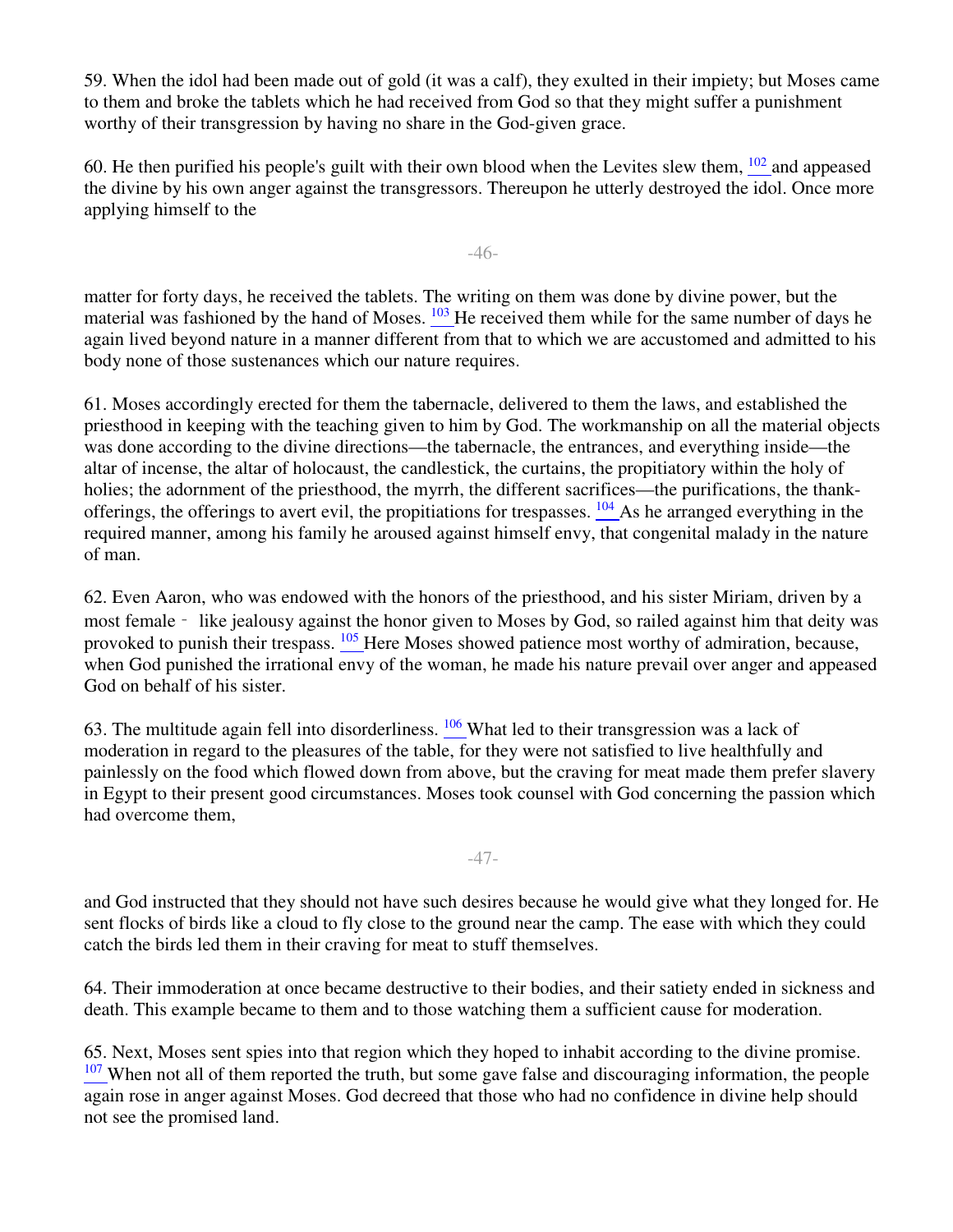59. When the idol had been made out of gold (it was a calf), they exulted in their impiety; but Moses came to them and broke the tablets which he had received from God so that they might suffer a punishment worthy of their transgression by having no share in the God-given grace.

60. He then purified his people's guilt with their own blood when the Levites slew them, [102] and appeased the divine by his own anger against the transgressors. Thereupon he utterly destroyed the idol. Once more applying himself to the matter for forty days, he received the tablets. The writing on them was done by divine power, but the material was fashioned by the hand of Moses. [103] He received them while for the same number of days he again lived beyond nature in a manner different from that to which we are accustomed and admitted to his body none of those sustenances which our nature requires.

61. Moses accordingly erected for them the tabernacle, delivered to them the laws, and established the priesthood in keeping with the teaching given to him by God. The workmanship on all the material objects was done according to the divine directions—the tabernacle, the entrances, and everything inside—the altar of incense, the altar of holocaust, the candlestick, the curtains, the propitiatory within the holy of holies; the adornment of the priesthood, the myrrh, the different sacrifices—the purifications, the thank-offerings, the offerings to avert evil, the propitiations for trespasses. [104] As he arranged everything in the required manner, among his family he aroused against himself envy, that congenital malady in the nature of man.

62. Even Aaron, who was endowed with the honors of the priesthood, and his sister Miriam, driven by a most female - like jealousy against the honor given to Moses by God, so railed against him that deity was provoked to punish their trespass. [105] Here Moses showed patience most worthy of admiration, because, when God punished the irrational envy of the woman, he made his nature prevail over anger and appeased God on behalf of his sister.

63. The multitude again fell into disorderliness. [106] What led to their transgression was a lack of moderation in regard to the pleasures of the table, for they were not satisfied to live healthfully and painlessly on the food which flowed down from above, but the craving for meat made them prefer slavery in Egypt to their present good circumstances. Moses took counsel with God concerning the passion which had overcome them, and God instructed that they should not have such desires because he would give what they longed for. He sent flocks of birds like a cloud to fly close to the ground near the camp. The ease with which they could catch the birds led them in their craving for meat to stuff themselves.

64. Their immoderation at once became destructive to their bodies, and their satiety ended in sickness and death. This example became to them and to those watching them a sufficient cause for moderation.

65. Next, Moses sent spies into that region which they hoped to inhabit according to the divine promise. [107] When not all of them reported the truth, but some gave false and discouraging information, the people again rose in anger against Moses. God decreed that those who had no confidence in divine help should not see the promised land.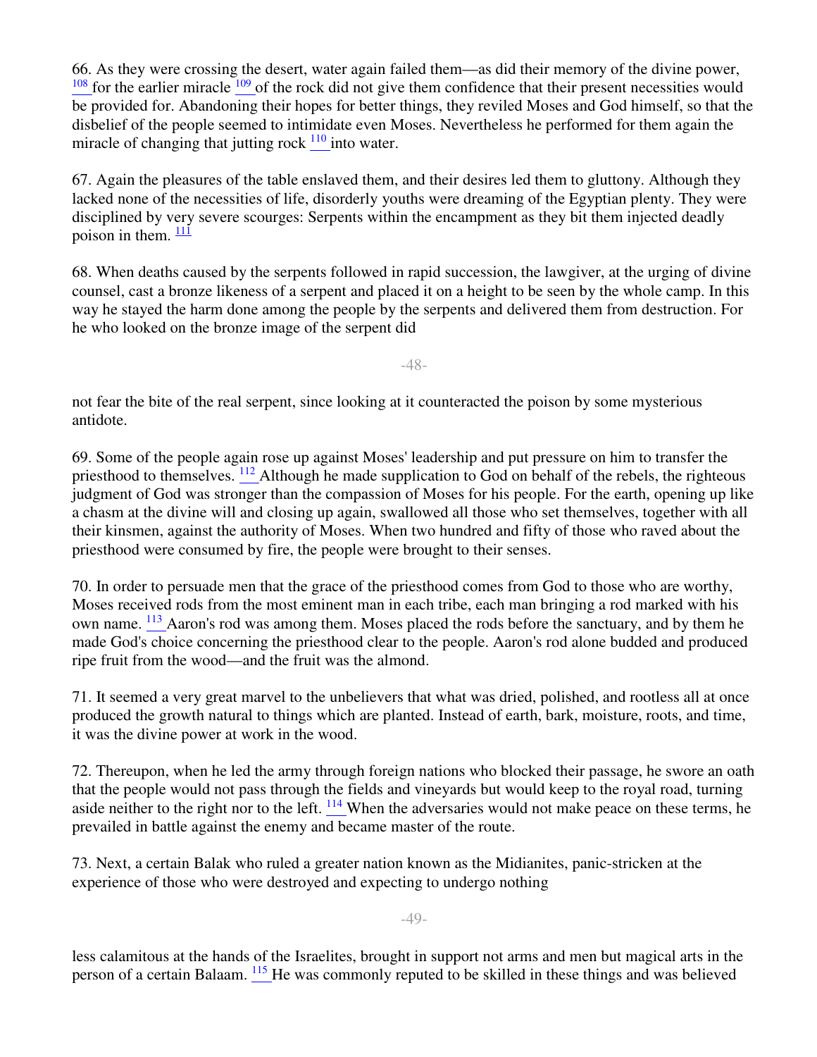66. As they were crossing the desert, water again failed them—as did their memory of the divine power, [108] for the earlier miracle [109] of the rock did not give them confidence that their present necessities would be provided for. Abandoning their hopes for better things, they reviled Moses and God himself, so that the disbelief of the people seemed to intimidate even Moses. Nevertheless he performed for them again the miracle of changing that jutting rock [110] into water.

67. Again the pleasures of the table enslaved them, and their desires led them to gluttony. Although they lacked none of the necessities of life, disorderly youths were dreaming of the Egyptian plenty. They were disciplined by very severe scourges: Serpents within the encampment as they bit them injected deadly poison in them. [111]

68. When deaths caused by the serpents followed in rapid succession, the lawgiver, at the urging of divine counsel, cast a bronze likeness of a serpent and placed it on a height to be seen by the whole camp. In this way he stayed the harm done among the people by the serpents and delivered them from destruction. For he who looked on the bronze image of the serpent did not fear the bite of the real serpent, since looking at it counteracted the poison by some mysterious antidote.

69. Some of the people again rose up against Moses' leadership and put pressure on him to transfer the priesthood to themselves. [112] Although he made supplication to God on behalf of the rebels, the righteous judgment of God was stronger than the compassion of Moses for his people. For the earth, opening up like a chasm at the divine will and closing up again, swallowed all those who set themselves, together with all their kinsmen, against the authority of Moses. When two hundred and fifty of those who raved about the priesthood were consumed by fire, the people were brought to their senses.

70. In order to persuade men that the grace of the priesthood comes from God to those who are worthy, Moses received rods from the most eminent man in each tribe, each man bringing a rod marked with his own name. [113] Aaron's rod was among them. Moses placed the rods before the sanctuary, and by them he made God's choice concerning the priesthood clear to the people. Aaron's rod alone budded and produced ripe fruit from the wood—and the fruit was the almond.

71. It seemed a very great marvel to the unbelievers that what was dried, polished, and rootless all at once produced the growth natural to things which are planted. Instead of earth, bark, moisture, roots, and time, it was the divine power at work in the wood.

72. Thereupon, when he led the army through foreign nations who blocked their passage, he swore an oath that the people would not pass through the fields and vineyards but would keep to the royal road, turning aside neither to the right nor to the left. [114] When the adversaries would not make peace on these terms, he prevailed in battle against the enemy and became master of the route.

73. Next, a certain Balak who ruled a greater nation known as the Midianites, panic-stricken at the experience of those who were destroyed and expecting to undergo nothing less calamitous at the hands of the Israelites, brought in support not arms and men but magical arts in the person of a certain Balaam. [115] He was commonly reputed to be skilled in these things and was believed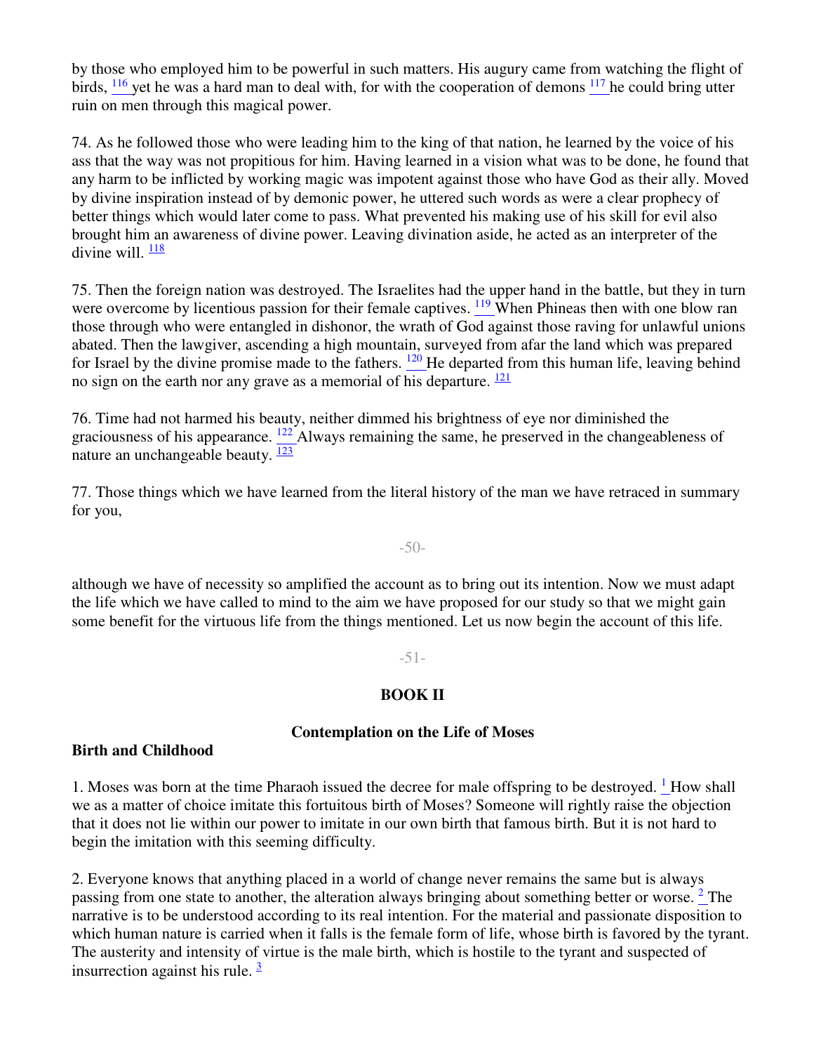by those who employed him to be powerful in such matters. His augury came from watching the flight of birds, [116] yet he was a hard man to deal with, for with the cooperation of demons [117] he could bring utter ruin on men through this magical power.

74. As he followed those who were leading him to the king of that nation, he learned by the voice of his ass that the way was not propitious for him. Having learned in a vision what was to be done, he found that any harm to be inflicted by working magic was impotent against those who have God as their ally. Moved by divine inspiration instead of by demonic power, he uttered such words as were a clear prophecy of better things which would later come to pass. What prevented his making use of his skill for evil also brought him an awareness of divine power. Leaving divination aside, he acted as an interpreter of the divine will. [118]

75. Then the foreign nation was destroyed. The Israelites had the upper hand in the battle, but they in turn were overcome by licentious passion for their female captives. [119] When Phineas then with one blow ran those through who were entangled in dishonor, the wrath of God against those raving for unlawful unions abated. Then the lawgiver, ascending a high mountain, surveyed from afar the land which was prepared for Israel by the divine promise made to the fathers. [120] He departed from this human life, leaving behind no sign on the earth nor any grave as a memorial of his departure. [121]

76. Time had not harmed his beauty, neither dimmed his brightness of eye nor diminished the graciousness of his appearance. [122] Always remaining the same, he preserved in the changeableness of nature an unchangeable beauty. [123]

77. Those things which we have learned from the literal history of the man we have retraced in summary for you, although we have of necessity so amplified the account as to bring out its intention. Now we must adapt the life which we have called to mind to the aim we have proposed for our study so that we might gain some benefit for the virtuous life from the things mentioned. Let us now begin the account of this life.

## BOOK II

### Contemplation on the Life of Moses

**Birth and Childhood**

1. Moses was born at the time Pharaoh issued the decree for male offspring to be destroyed. [1] How shall we as a matter of choice imitate this fortuitous birth of Moses? Someone will rightly raise the objection that it does not lie within our power to imitate in our own birth that famous birth. But it is not hard to begin the imitation with this seeming difficulty.

2. Everyone knows that anything placed in a world of change never remains the same but is always passing from one state to another, the alteration always bringing about something better or worse. [2] The narrative is to be understood according to its real intention. For the material and passionate disposition to which human nature is carried when it falls is the female form of life, whose birth is favored by the tyrant. The austerity and intensity of virtue is the male birth, which is hostile to the tyrant and suspected of insurrection against his rule. [3]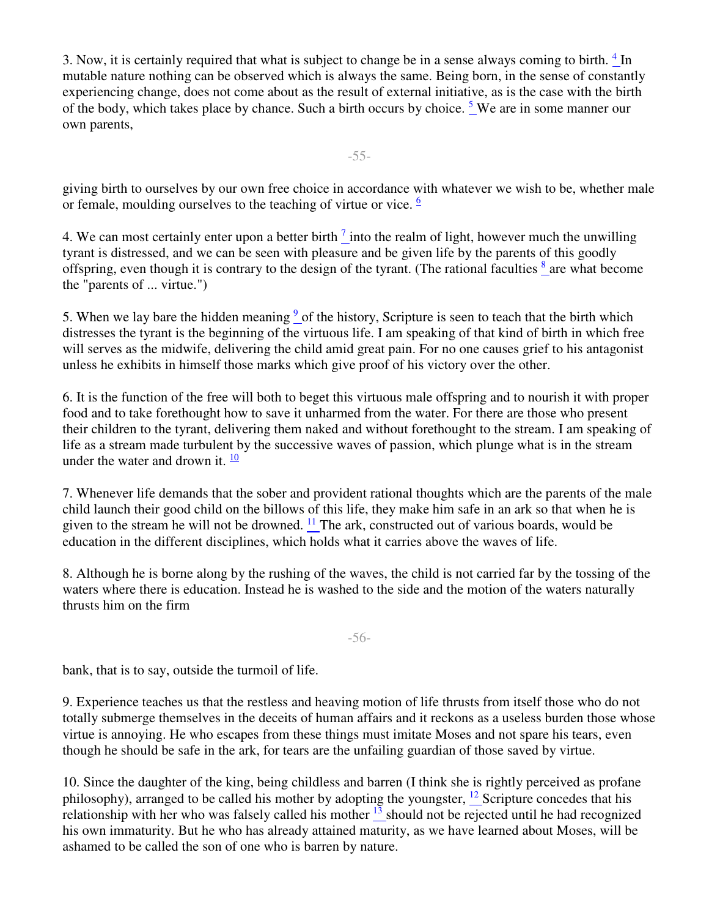3. Now, it is certainly required that what is subject to change be in a sense always coming to birth. [4] In mutable nature nothing can be observed which is always the same. Being born, in the sense of constantly experiencing change, does not come about as the result of external initiative, as is the case with the birth of the body, which takes place by chance. Such a birth occurs by choice. [5] We are in some manner our own parents, giving birth to ourselves by our own free choice in accordance with whatever we wish to be, whether male or female, moulding ourselves to the teaching of virtue or vice. [6]

4. We can most certainly enter upon a better birth [7] into the realm of light, however much the unwilling tyrant is distressed, and we can be seen with pleasure and be given life by the parents of this goodly offspring, even though it is contrary to the design of the tyrant. (The rational faculties [8] are what become the "parents of ... virtue.")

5. When we lay bare the hidden meaning [9] of the history, Scripture is seen to teach that the birth which distresses the tyrant is the beginning of the virtuous life. I am speaking of that kind of birth in which free will serves as the midwife, delivering the child amid great pain. For no one causes grief to his antagonist unless he exhibits in himself those marks which give proof of his victory over the other.

6. It is the function of the free will both to beget this virtuous male offspring and to nourish it with proper food and to take forethought how to save it unharmed from the water. For there are those who present their children to the tyrant, delivering them naked and without forethought to the stream. I am speaking of life as a stream made turbulent by the successive waves of passion, which plunge what is in the stream under the water and drown it. [10]

7. Whenever life demands that the sober and provident rational thoughts which are the parents of the male child launch their good child on the billows of this life, they make him safe in an ark so that when he is given to the stream he will not be drowned. [11] The ark, constructed out of various boards, would be education in the different disciplines, which holds what it carries above the waves of life.

8. Although he is borne along by the rushing of the waves, the child is not carried far by the tossing of the waters where there is education. Instead he is washed to the side and the motion of the waters naturally thrusts him on the firm bank, that is to say, outside the turmoil of life.

9. Experience teaches us that the restless and heaving motion of life thrusts from itself those who do not totally submerge themselves in the deceits of human affairs and it reckons as a useless burden those whose virtue is annoying. He who escapes from these things must imitate Moses and not spare his tears, even though he should be safe in the ark, for tears are the unfailing guardian of those saved by virtue.

10. Since the daughter of the king, being childless and barren (I think she is rightly perceived as profane philosophy), arranged to be called his mother by adopting the youngster, [12] Scripture concedes that his relationship with her who was falsely called his mother [13] should not be rejected until he had recognized his own immaturity. But he who has already attained maturity, as we have learned about Moses, will be ashamed to be called the son of one who is barren by nature.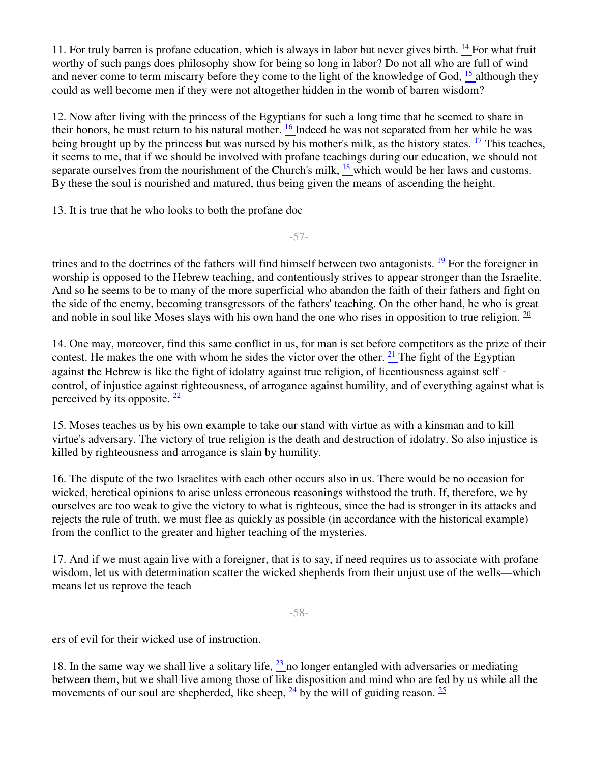11. For truly barren is profane education, which is always in labor but never gives birth. [14] For what fruit worthy of such pangs does philosophy show for being so long in labor? Do not all who are full of wind and never come to term miscarry before they come to the light of the knowledge of God, [15] although they could as well become men if they were not altogether hidden in the womb of barren wisdom?

12. Now after living with the princess of the Egyptians for such a long time that he seemed to share in their honors, he must return to his natural mother. [16] Indeed he was not separated from her while he was being brought up by the princess but was nursed by his mother's milk, as the history states. [17] This teaches, it seems to me, that if we should be involved with profane teachings during our education, we should not separate ourselves from the nourishment of the Church's milk, [18] which would be her laws and customs. By these the soul is nourished and matured, thus being given the means of ascending the height.

13. It is true that he who looks to both the profane doctrines and to the doctrines of the fathers will find himself between two antagonists. [19] For the foreigner in worship is opposed to the Hebrew teaching, and contentiously strives to appear stronger than the Israelite. And so he seems to be to many of the more superficial who abandon the faith of their fathers and fight on the side of the enemy, becoming transgressors of the fathers' teaching. On the other hand, he who is great and noble in soul like Moses slays with his own hand the one who rises in opposition to true religion. [20]

14. One may, moreover, find this same conflict in us, for man is set before competitors as the prize of their contest. He makes the one with whom he sides the victor over the other. [21] The fight of the Egyptian against the Hebrew is like the fight of idolatry against true religion, of licentiousness against self-control, of injustice against righteousness, of arrogance against humility, and of everything against what is perceived by its opposite. [22]

15. Moses teaches us by his own example to take our stand with virtue as with a kinsman and to kill virtue's adversary. The victory of true religion is the death and destruction of idolatry. So also injustice is killed by righteousness and arrogance is slain by humility.

16. The dispute of the two Israelites with each other occurs also in us. There would be no occasion for wicked, heretical opinions to arise unless erroneous reasonings withstood the truth. If, therefore, we by ourselves are too weak to give the victory to what is righteous, since the bad is stronger in its attacks and rejects the rule of truth, we must flee as quickly as possible (in accordance with the historical example) from the conflict to the greater and higher teaching of the mysteries.

17. And if we must again live with a foreigner, that is to say, if need requires us to associate with profane wisdom, let us with determination scatter the wicked shepherds from their unjust use of the wells—which means let us reprove the teachers of evil for their wicked use of instruction.

18. In the same way we shall live a solitary life, [23] no longer entangled with adversaries or mediating between them, but we shall live among those of like disposition and mind who are fed by us while all the movements of our soul are shepherded, like sheep, [24] by the will of guiding reason. [25]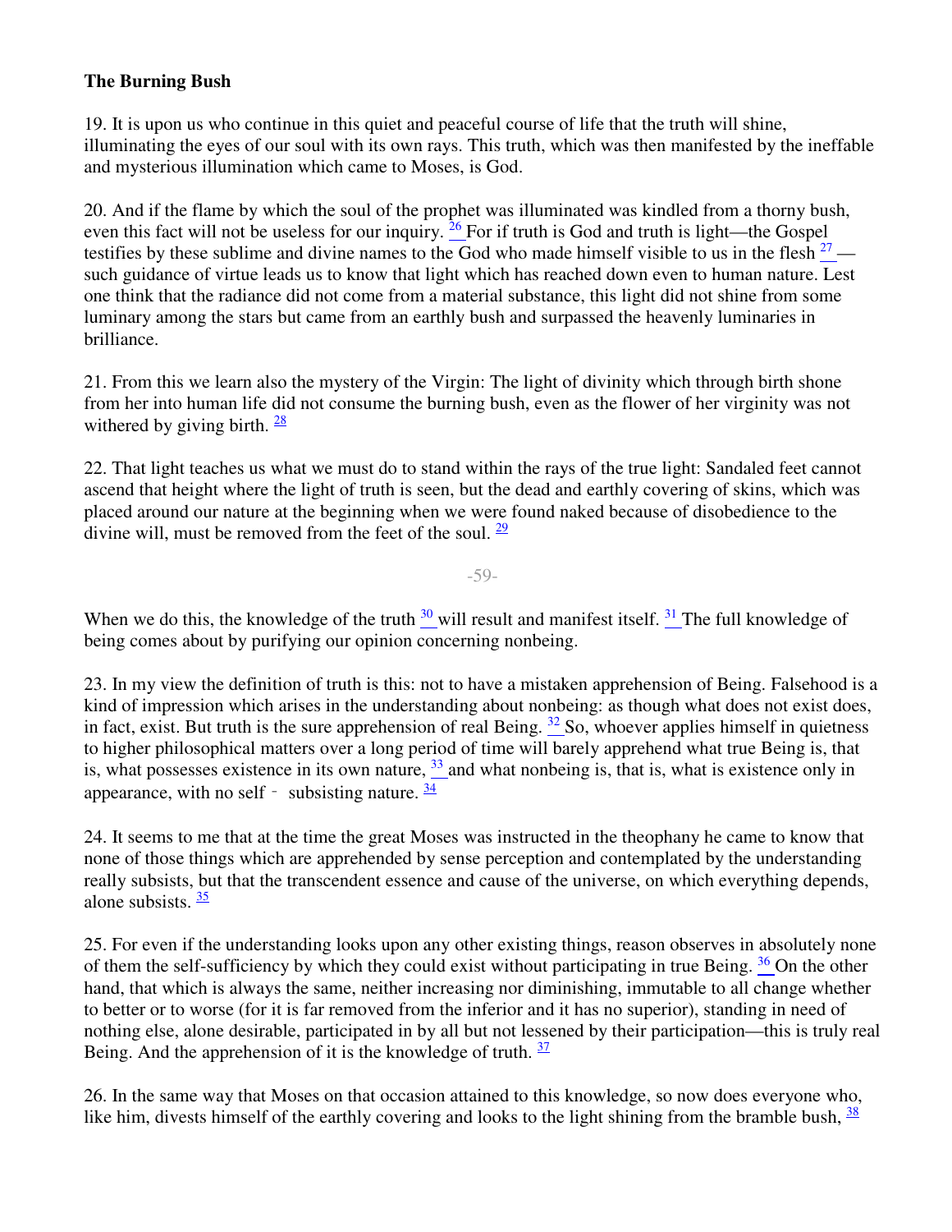**The Burning Bush**

19. It is upon us who continue in this quiet and peaceful course of life that the truth will shine, illuminating the eyes of our soul with its own rays. This truth, which was then manifested by the ineffable and mysterious illumination which came to Moses, is God.

20. And if the flame by which the soul of the prophet was illuminated was kindled from a thorny bush, even this fact will not be useless for our inquiry. [26] For if truth is God and truth is light—the Gospel testifies by these sublime and divine names to the God who made himself visible to us in the flesh [27] —such guidance of virtue leads us to know that light which has reached down even to human nature. Lest one think that the radiance did not come from a material substance, this light did not shine from some luminary among the stars but came from an earthly bush and surpassed the heavenly luminaries in brilliance.

21. From this we learn also the mystery of the Virgin: The light of divinity which through birth shone from her into human life did not consume the burning bush, even as the flower of her virginity was not withered by giving birth. [28]

22. That light teaches us what we must do to stand within the rays of the true light: Sandaled feet cannot ascend that height where the light of truth is seen, but the dead and earthly covering of skins, which was placed around our nature at the beginning when we were found naked because of disobedience to the divine will, must be removed from the feet of the soul. [29]

When we do this, the knowledge of the truth [30] will result and manifest itself. [31] The full knowledge of being comes about by purifying our opinion concerning nonbeing.

23. In my view the definition of truth is this: not to have a mistaken apprehension of Being. Falsehood is a kind of impression which arises in the understanding about nonbeing: as though what does not exist does, in fact, exist. But truth is the sure apprehension of real Being. [32] So, whoever applies himself in quietness to higher philosophical matters over a long period of time will barely apprehend what true Being is, that is, what possesses existence in its own nature, [33] and what nonbeing is, that is, what is existence only in appearance, with no self - subsisting nature. [34]

24. It seems to me that at the time the great Moses was instructed in the theophany he came to know that none of those things which are apprehended by sense perception and contemplated by the understanding really subsists, but that the transcendent essence and cause of the universe, on which everything depends, alone subsists. [35]

25. For even if the understanding looks upon any other existing things, reason observes in absolutely none of them the self-sufficiency by which they could exist without participating in true Being. [36] On the other hand, that which is always the same, neither increasing nor diminishing, immutable to all change whether to better or to worse (for it is far removed from the inferior and it has no superior), standing in need of nothing else, alone desirable, participated in by all but not lessened by their participation—this is truly real Being. And the apprehension of it is the knowledge of truth. [37]

26. In the same way that Moses on that occasion attained to this knowledge, so now does everyone who, like him, divests himself of the earthly covering and looks to the light shining from the bramble bush, [38]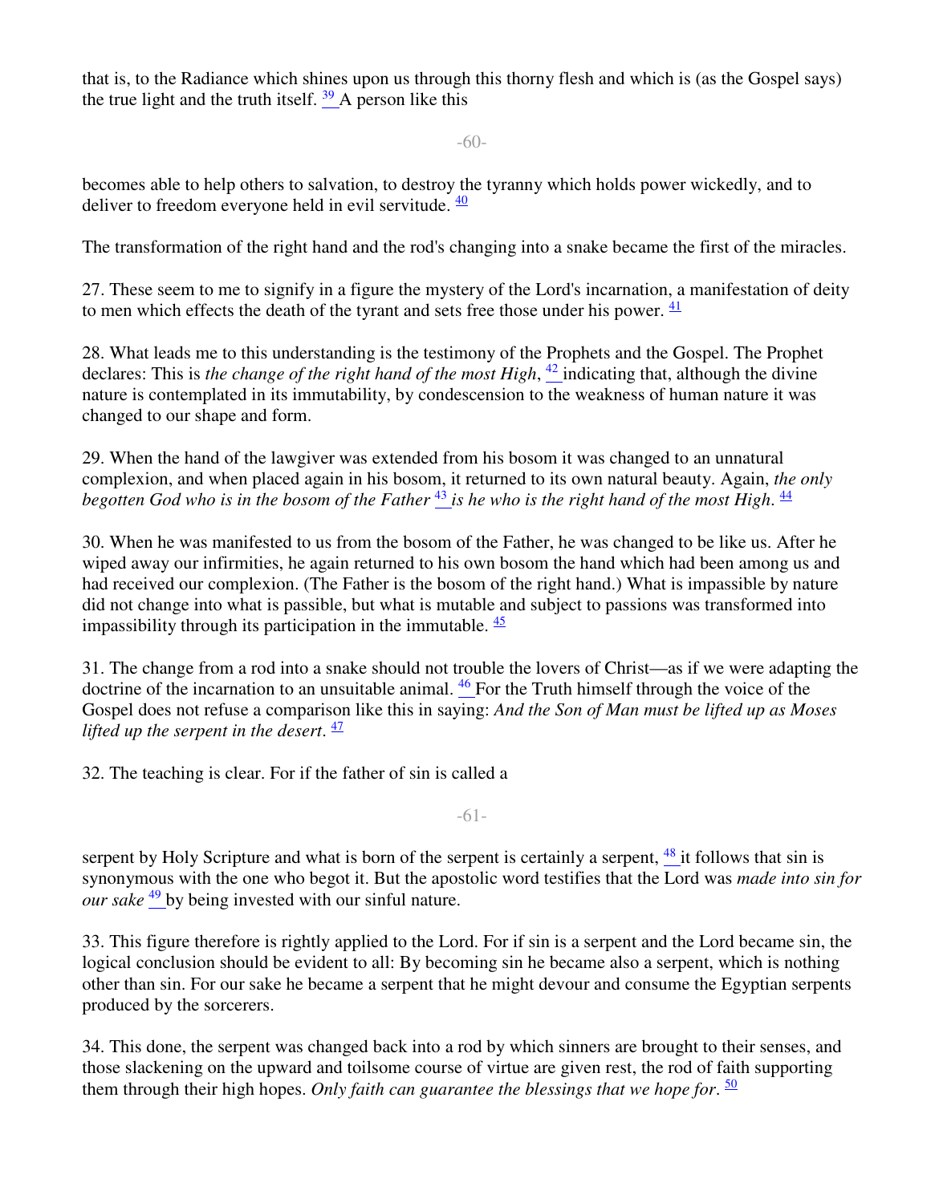that is, to the Radiance which shines upon us through this thorny flesh and which is (as the Gospel says) the true light and the truth itself. [39] A person like this

becomes able to help others to salvation, to destroy the tyranny which holds power wickedly, and to deliver to freedom everyone held in evil servitude. [40]

The transformation of the right hand and the rod's changing into a snake became the first of the miracles.

27. These seem to me to signify in a figure the mystery of the Lord's incarnation, a manifestation of deity to men which effects the death of the tyrant and sets free those under his power. [41]

28. What leads me to this understanding is the testimony of the Prophets and the Gospel. The Prophet declares: This is *the change of the right hand of the most High*, [42] indicating that, although the divine nature is contemplated in its immutability, by condescension to the weakness of human nature it was changed to our shape and form.

29. When the hand of the lawgiver was extended from his bosom it was changed to an unnatural complexion, and when placed again in his bosom, it returned to its own natural beauty. Again, *the only begotten God who is in the bosom of the Father* [43] *is he who is the right hand of the most High*. [44]

30. When he was manifested to us from the bosom of the Father, he was changed to be like us. After he wiped away our infirmities, he again returned to his own bosom the hand which had been among us and had received our complexion. (The Father is the bosom of the right hand.) What is impassible by nature did not change into what is passible, but what is mutable and subject to passions was transformed into impassibility through its participation in the immutable. [45]

31. The change from a rod into a snake should not trouble the lovers of Christ—as if we were adapting the doctrine of the incarnation to an unsuitable animal. [46] For the Truth himself through the voice of the Gospel does not refuse a comparison like this in saying: *And the Son of Man must be lifted up as Moses lifted up the serpent in the desert*. [47]

32. The teaching is clear. For if the father of sin is called a

serpent by Holy Scripture and what is born of the serpent is certainly a serpent, [48] it follows that sin is synonymous with the one who begot it. But the apostolic word testifies that the Lord was *made into sin for our sake* [49] by being invested with our sinful nature.

33. This figure therefore is rightly applied to the Lord. For if sin is a serpent and the Lord became sin, the logical conclusion should be evident to all: By becoming sin he became also a serpent, which is nothing other than sin. For our sake he became a serpent that he might devour and consume the Egyptian serpents produced by the sorcerers.

34. This done, the serpent was changed back into a rod by which sinners are brought to their senses, and those slackening on the upward and toilsome course of virtue are given rest, the rod of faith supporting them through their high hopes. *Only faith can guarantee the blessings that we hope for*. [50]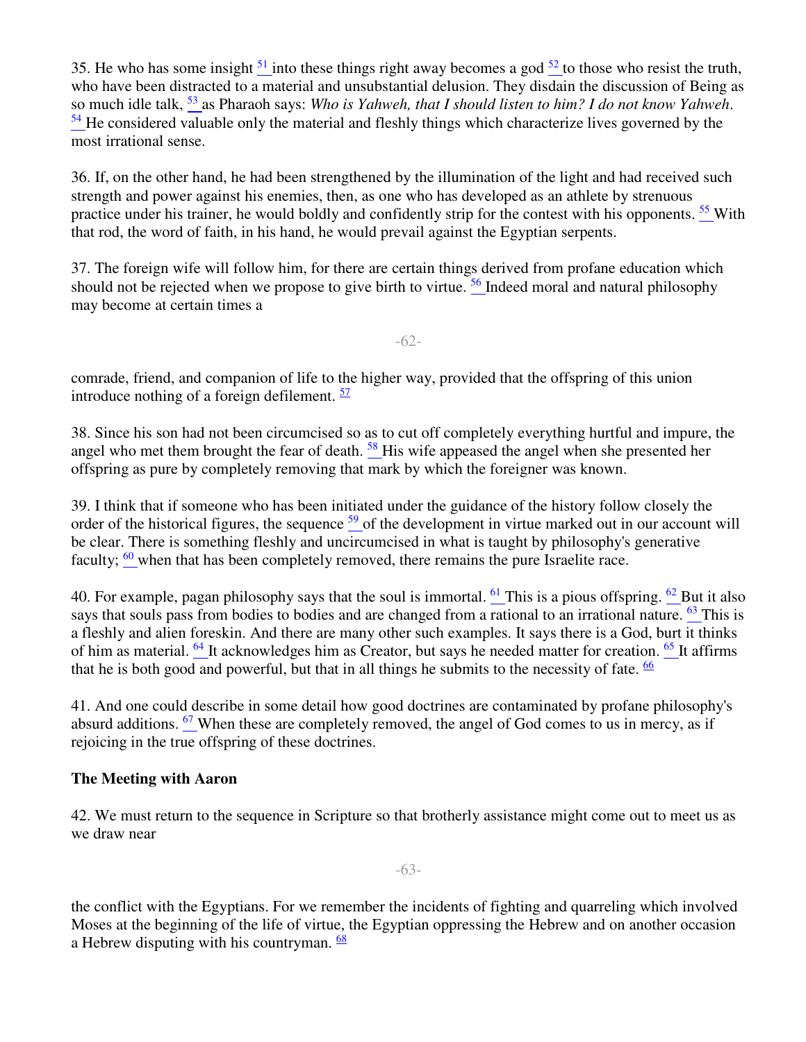35. He who has some insight [51] into these things right away becomes a god [52] to those who resist the truth, who have been distracted to a material and unsubstantial delusion. They disdain the discussion of Being as so much idle talk, [53] as Pharaoh says: *Who is Yahweh, that I should listen to him? I do not know Yahweh*. [54] He considered valuable only the material and fleshly things which characterize lives governed by the most irrational sense.

36. If, on the other hand, he had been strengthened by the illumination of the light and had received such strength and power against his enemies, then, as one who has developed as an athlete by strenuous practice under his trainer, he would boldly and confidently strip for the contest with his opponents. [55] With that rod, the word of faith, in his hand, he would prevail against the Egyptian serpents.

37. The foreign wife will follow him, for there are certain things derived from profane education which should not be rejected when we propose to give birth to virtue. [56] Indeed moral and natural philosophy may become at certain times a comrade, friend, and companion of life to the higher way, provided that the offspring of this union introduce nothing of a foreign defilement. [57]

38. Since his son had not been circumcised so as to cut off completely everything hurtful and impure, the angel who met them brought the fear of death. [58] His wife appeased the angel when she presented her offspring as pure by completely removing that mark by which the foreigner was known.

39. I think that if someone who has been initiated under the guidance of the history follow closely the order of the historical figures, the sequence [59] of the development in virtue marked out in our account will be clear. There is something fleshly and uncircumcised in what is taught by philosophy's generative faculty; [60] when that has been completely removed, there remains the pure Israelite race.

40. For example, pagan philosophy says that the soul is immortal. [61] This is a pious offspring. [62] But it also says that souls pass from bodies to bodies and are changed from a rational to an irrational nature. [63] This is a fleshly and alien foreskin. And there are many other such examples. It says there is a God, burt it thinks of him as material. [64] It acknowledges him as Creator, but says he needed matter for creation. [65] It affirms that he is both good and powerful, but that in all things he submits to the necessity of fate. [66]

41. And one could describe in some detail how good doctrines are contaminated by profane philosophy's absurd additions. [67] When these are completely removed, the angel of God comes to us in mercy, as if rejoicing in the true offspring of these doctrines.

**The Meeting with Aaron**

42. We must return to the sequence in Scripture so that brotherly assistance might come out to meet us as we draw near the conflict with the Egyptians. For we remember the incidents of fighting and quarreling which involved Moses at the beginning of the life of virtue, the Egyptian oppressing the Hebrew and on another occasion a Hebrew disputing with his countryman. [68]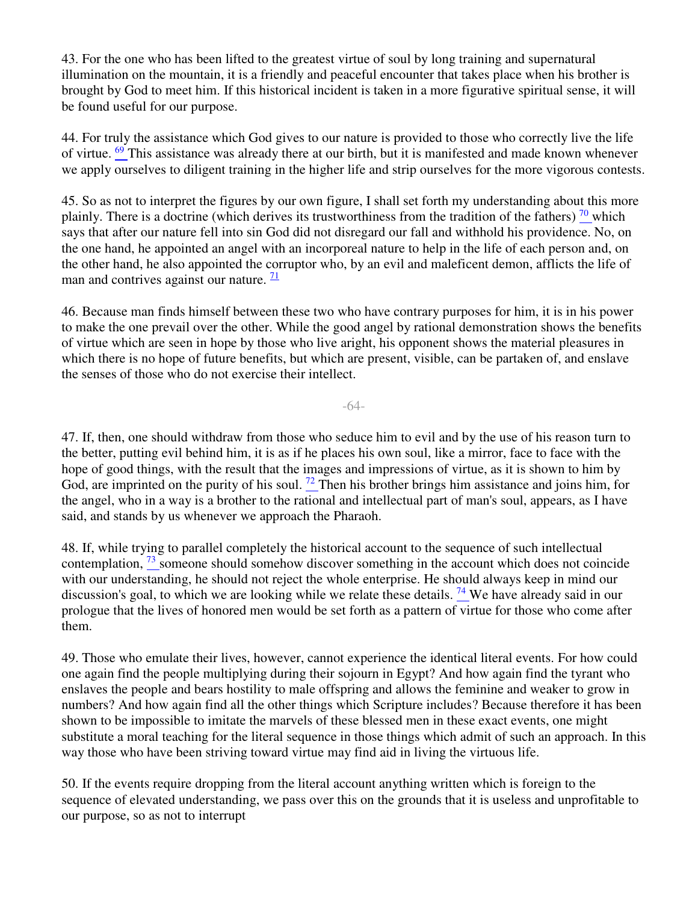43. For the one who has been lifted to the greatest virtue of soul by long training and supernatural illumination on the mountain, it is a friendly and peaceful encounter that takes place when his brother is brought by God to meet him. If this historical incident is taken in a more figurative spiritual sense, it will be found useful for our purpose.

44. For truly the assistance which God gives to our nature is provided to those who correctly live the life of virtue. [69] This assistance was already there at our birth, but it is manifested and made known whenever we apply ourselves to diligent training in the higher life and strip ourselves for the more vigorous contests.

45. So as not to interpret the figures by our own figure, I shall set forth my understanding about this more plainly. There is a doctrine (which derives its trustworthiness from the tradition of the fathers) [70] which says that after our nature fell into sin God did not disregard our fall and withhold his providence. No, on the one hand, he appointed an angel with an incorporeal nature to help in the life of each person and, on the other hand, he also appointed the corruptor who, by an evil and maleficent demon, afflicts the life of man and contrives against our nature. [71]

46. Because man finds himself between these two who have contrary purposes for him, it is in his power to make the one prevail over the other. While the good angel by rational demonstration shows the benefits of virtue which are seen in hope by those who live aright, his opponent shows the material pleasures in which there is no hope of future benefits, but which are present, visible, can be partaken of, and enslave the senses of those who do not exercise their intellect.

47. If, then, one should withdraw from those who seduce him to evil and by the use of his reason turn to the better, putting evil behind him, it is as if he places his own soul, like a mirror, face to face with the hope of good things, with the result that the images and impressions of virtue, as it is shown to him by God, are imprinted on the purity of his soul. [72] Then his brother brings him assistance and joins him, for the angel, who in a way is a brother to the rational and intellectual part of man's soul, appears, as I have said, and stands by us whenever we approach the Pharaoh.

48. If, while trying to parallel completely the historical account to the sequence of such intellectual contemplation, [73] someone should somehow discover something in the account which does not coincide with our understanding, he should not reject the whole enterprise. He should always keep in mind our discussion's goal, to which we are looking while we relate these details. [74] We have already said in our prologue that the lives of honored men would be set forth as a pattern of virtue for those who come after them.

49. Those who emulate their lives, however, cannot experience the identical literal events. For how could one again find the people multiplying during their sojourn in Egypt? And how again find the tyrant who enslaves the people and bears hostility to male offspring and allows the feminine and weaker to grow in numbers? And how again find all the other things which Scripture includes? Because therefore it has been shown to be impossible to imitate the marvels of these blessed men in these exact events, one might substitute a moral teaching for the literal sequence in those things which admit of such an approach. In this way those who have been striving toward virtue may find aid in living the virtuous life.

50. If the events require dropping from the literal account anything written which is foreign to the sequence of elevated understanding, we pass over this on the grounds that it is useless and unprofitable to our purpose, so as not to interrupt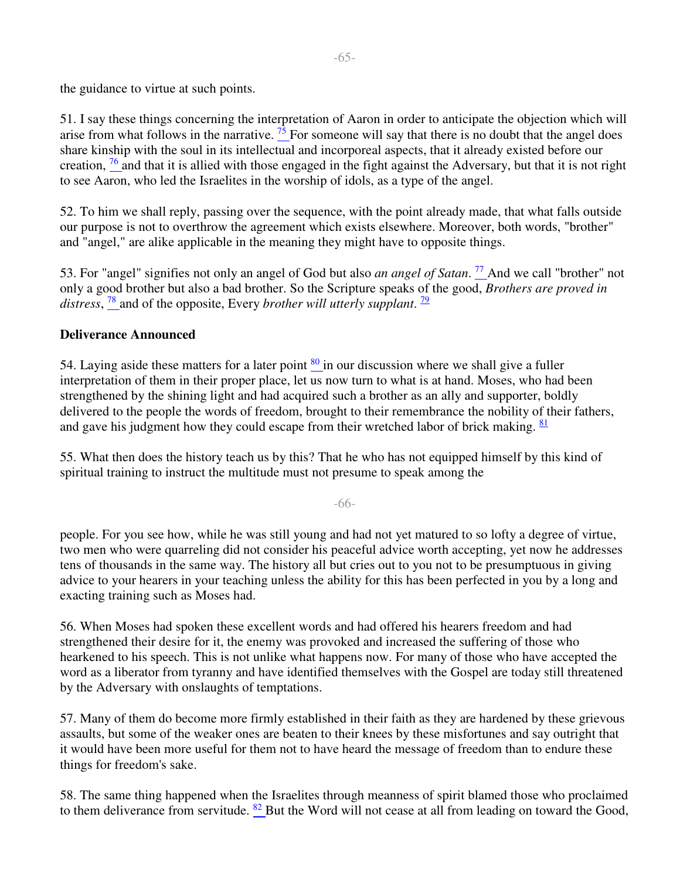the guidance to virtue at such points.

51. I say these things concerning the interpretation of Aaron in order to anticipate the objection which will arise from what follows in the narrative. [75] For someone will say that there is no doubt that the angel does share kinship with the soul in its intellectual and incorporeal aspects, that it already existed before our creation, [76] and that it is allied with those engaged in the fight against the Adversary, but that it is not right to see Aaron, who led the Israelites in the worship of idols, as a type of the angel.

52. To him we shall reply, passing over the sequence, with the point already made, that what falls outside our purpose is not to overthrow the agreement which exists elsewhere. Moreover, both words, "brother" and "angel," are alike applicable in the meaning they might have to opposite things.

53. For "angel" signifies not only an angel of God but also *an angel of Satan*. [77] And we call "brother" not only a good brother but also a bad brother. So the Scripture speaks of the good, *Brothers are proved in distress*, [78] and of the opposite, Every *brother will utterly supplant*. [79]

**Deliverance Announced**

54. Laying aside these matters for a later point [80] in our discussion where we shall give a fuller interpretation of them in their proper place, let us now turn to what is at hand. Moses, who had been strengthened by the shining light and had acquired such a brother as an ally and supporter, boldly delivered to the people the words of freedom, brought to their remembrance the nobility of their fathers, and gave his judgment how they could escape from their wretched labor of brick making. [81]

55. What then does the history teach us by this? That he who has not equipped himself by this kind of spiritual training to instruct the multitude must not presume to speak among the people. For you see how, while he was still young and had not yet matured to so lofty a degree of virtue, two men who were quarreling did not consider his peaceful advice worth accepting, yet now he addresses tens of thousands in the same way. The history all but cries out to you not to be presumptuous in giving advice to your hearers in your teaching unless the ability for this has been perfected in you by a long and exacting training such as Moses had.

56. When Moses had spoken these excellent words and had offered his hearers freedom and had strengthened their desire for it, the enemy was provoked and increased the suffering of those who hearkened to his speech. This is not unlike what happens now. For many of those who have accepted the word as a liberator from tyranny and have identified themselves with the Gospel are today still threatened by the Adversary with onslaughts of temptations.

57. Many of them do become more firmly established in their faith as they are hardened by these grievous assaults, but some of the weaker ones are beaten to their knees by these misfortunes and say outright that it would have been more useful for them not to have heard the message of freedom than to endure these things for freedom's sake.

58. The same thing happened when the Israelites through meanness of spirit blamed those who proclaimed to them deliverance from servitude. [82] But the Word will not cease at all from leading on toward the Good,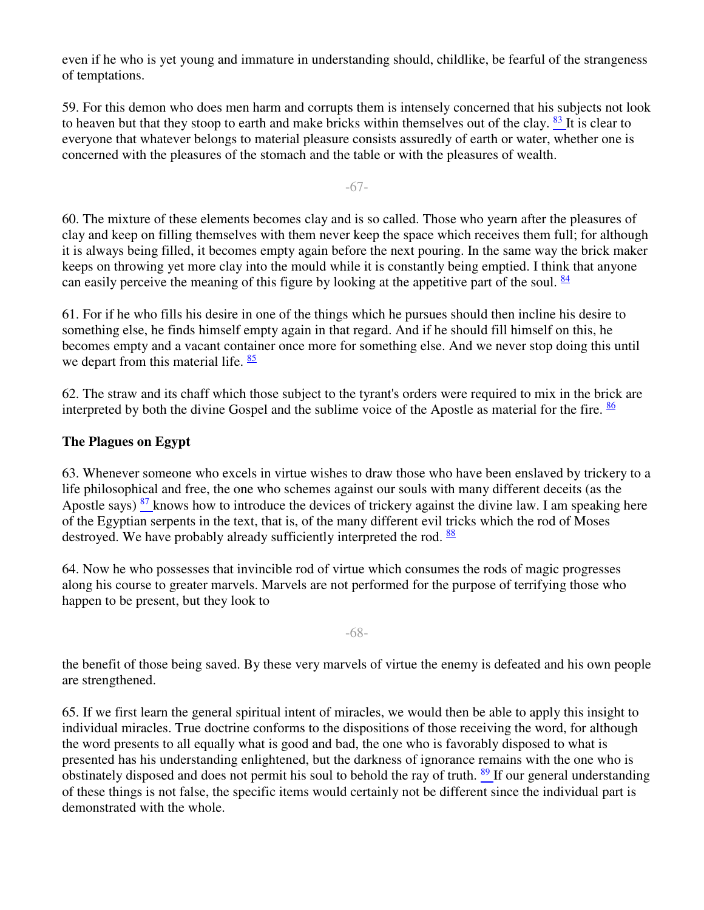even if he who is yet young and immature in understanding should, childlike, be fearful of the strangeness of temptations.

59. For this demon who does men harm and corrupts them is intensely concerned that his subjects not look to heaven but that they stoop to earth and make bricks within themselves out of the clay. [83] It is clear to everyone that whatever belongs to material pleasure consists assuredly of earth or water, whether one is concerned with the pleasures of the stomach and the table or with the pleasures of wealth.

60. The mixture of these elements becomes clay and is so called. Those who yearn after the pleasures of clay and keep on filling themselves with them never keep the space which receives them full; for although it is always being filled, it becomes empty again before the next pouring. In the same way the brick maker keeps on throwing yet more clay into the mould while it is constantly being emptied. I think that anyone can easily perceive the meaning of this figure by looking at the appetitive part of the soul. [84]

61. For if he who fills his desire in one of the things which he pursues should then incline his desire to something else, he finds himself empty again in that regard. And if he should fill himself on this, he becomes empty and a vacant container once more for something else. And we never stop doing this until we depart from this material life. [85]

62. The straw and its chaff which those subject to the tyrant's orders were required to mix in the brick are interpreted by both the divine Gospel and the sublime voice of the Apostle as material for the fire. [86]

### The Plagues on Egypt

63. Whenever someone who excels in virtue wishes to draw those who have been enslaved by trickery to a life philosophical and free, the one who schemes against our souls with many different deceits (as the Apostle says) [87] knows how to introduce the devices of trickery against the divine law. I am speaking here of the Egyptian serpents in the text, that is, of the many different evil tricks which the rod of Moses destroyed. We have probably already sufficiently interpreted the rod. [88]

64. Now he who possesses that invincible rod of virtue which consumes the rods of magic progresses along his course to greater marvels. Marvels are not performed for the purpose of terrifying those who happen to be present, but they look to the benefit of those being saved. By these very marvels of virtue the enemy is defeated and his own people are strengthened.

65. If we first learn the general spiritual intent of miracles, we would then be able to apply this insight to individual miracles. True doctrine conforms to the dispositions of those receiving the word, for although the word presents to all equally what is good and bad, the one who is favorably disposed to what is presented has his understanding enlightened, but the darkness of ignorance remains with the one who is obstinately disposed and does not permit his soul to behold the ray of truth. [89] If our general understanding of these things is not false, the specific items would certainly not be different since the individual part is demonstrated with the whole.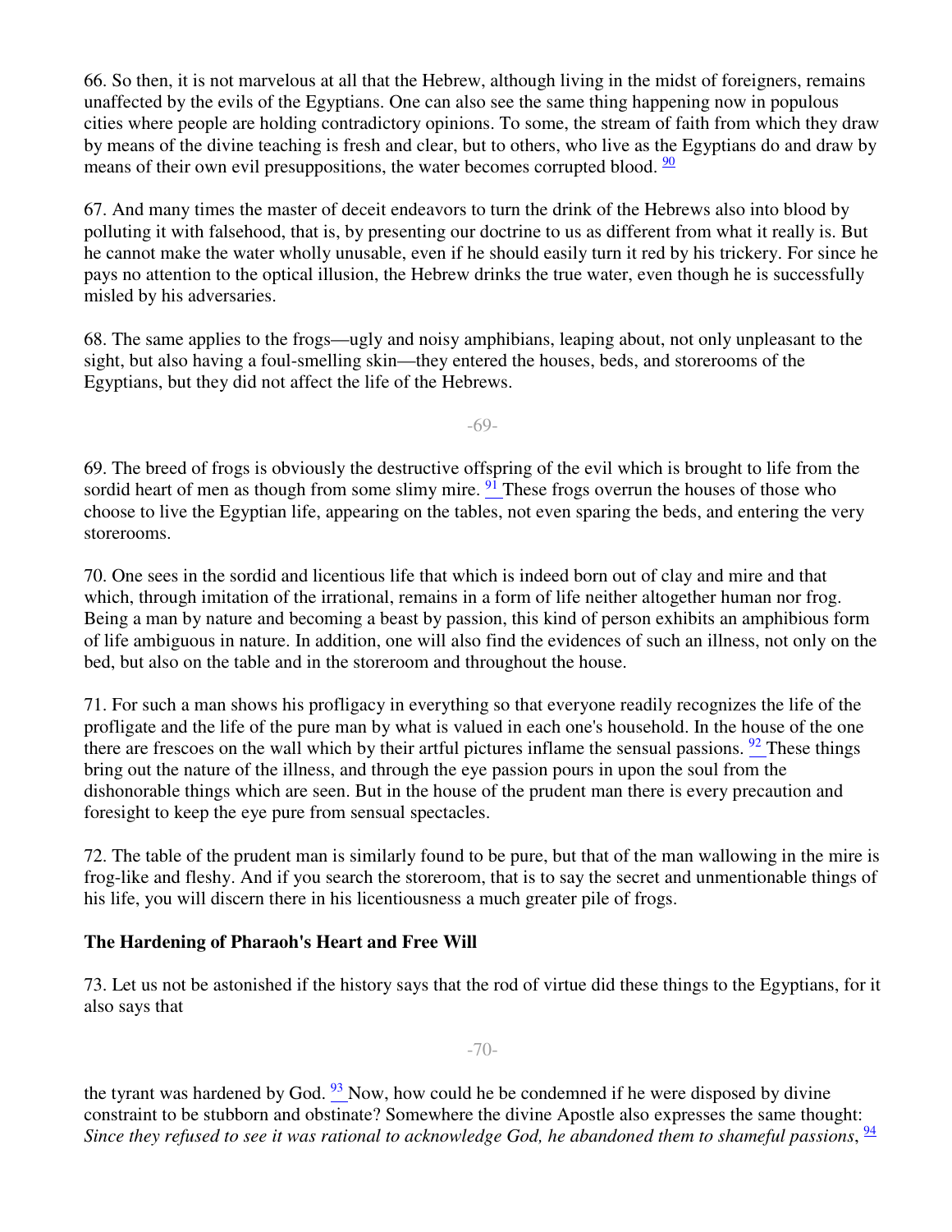66. So then, it is not marvelous at all that the Hebrew, although living in the midst of foreigners, remains unaffected by the evils of the Egyptians. One can also see the same thing happening now in populous cities where people are holding contradictory opinions. To some, the stream of faith from which they draw by means of the divine teaching is fresh and clear, but to others, who live as the Egyptians do and draw by means of their own evil presuppositions, the water becomes corrupted blood. [90]

67. And many times the master of deceit endeavors to turn the drink of the Hebrews also into blood by polluting it with falsehood, that is, by presenting our doctrine to us as different from what it really is. But he cannot make the water wholly unusable, even if he should easily turn it red by his trickery. For since he pays no attention to the optical illusion, the Hebrew drinks the true water, even though he is successfully misled by his adversaries.

68. The same applies to the frogs—ugly and noisy amphibians, leaping about, not only unpleasant to the sight, but also having a foul-smelling skin—they entered the houses, beds, and storerooms of the Egyptians, but they did not affect the life of the Hebrews.

69. The breed of frogs is obviously the destructive offspring of the evil which is brought to life from the sordid heart of men as though from some slimy mire. [91] These frogs overrun the houses of those who choose to live the Egyptian life, appearing on the tables, not even sparing the beds, and entering the very storerooms.

70. One sees in the sordid and licentious life that which is indeed born out of clay and mire and that which, through imitation of the irrational, remains in a form of life neither altogether human nor frog. Being a man by nature and becoming a beast by passion, this kind of person exhibits an amphibious form of life ambiguous in nature. In addition, one will also find the evidences of such an illness, not only on the bed, but also on the table and in the storeroom and throughout the house.

71. For such a man shows his profligacy in everything so that everyone readily recognizes the life of the profligate and the life of the pure man by what is valued in each one's household. In the house of the one there are frescoes on the wall which by their artful pictures inflame the sensual passions. [92] These things bring out the nature of the illness, and through the eye passion pours in upon the soul from the dishonorable things which are seen. But in the house of the prudent man there is every precaution and foresight to keep the eye pure from sensual spectacles.

72. The table of the prudent man is similarly found to be pure, but that of the man wallowing in the mire is frog-like and fleshy. And if you search the storeroom, that is to say the secret and unmentionable things of his life, you will discern there in his licentiousness a much greater pile of frogs.

### The Hardening of Pharaoh's Heart and Free Will

73. Let us not be astonished if the history says that the rod of virtue did these things to the Egyptians, for it also says that the tyrant was hardened by God. [93] Now, how could he be condemned if he were disposed by divine constraint to be stubborn and obstinate? Somewhere the divine Apostle also expresses the same thought: *Since they refused to see it was rational to acknowledge God, he abandoned them to shameful passions*, [94]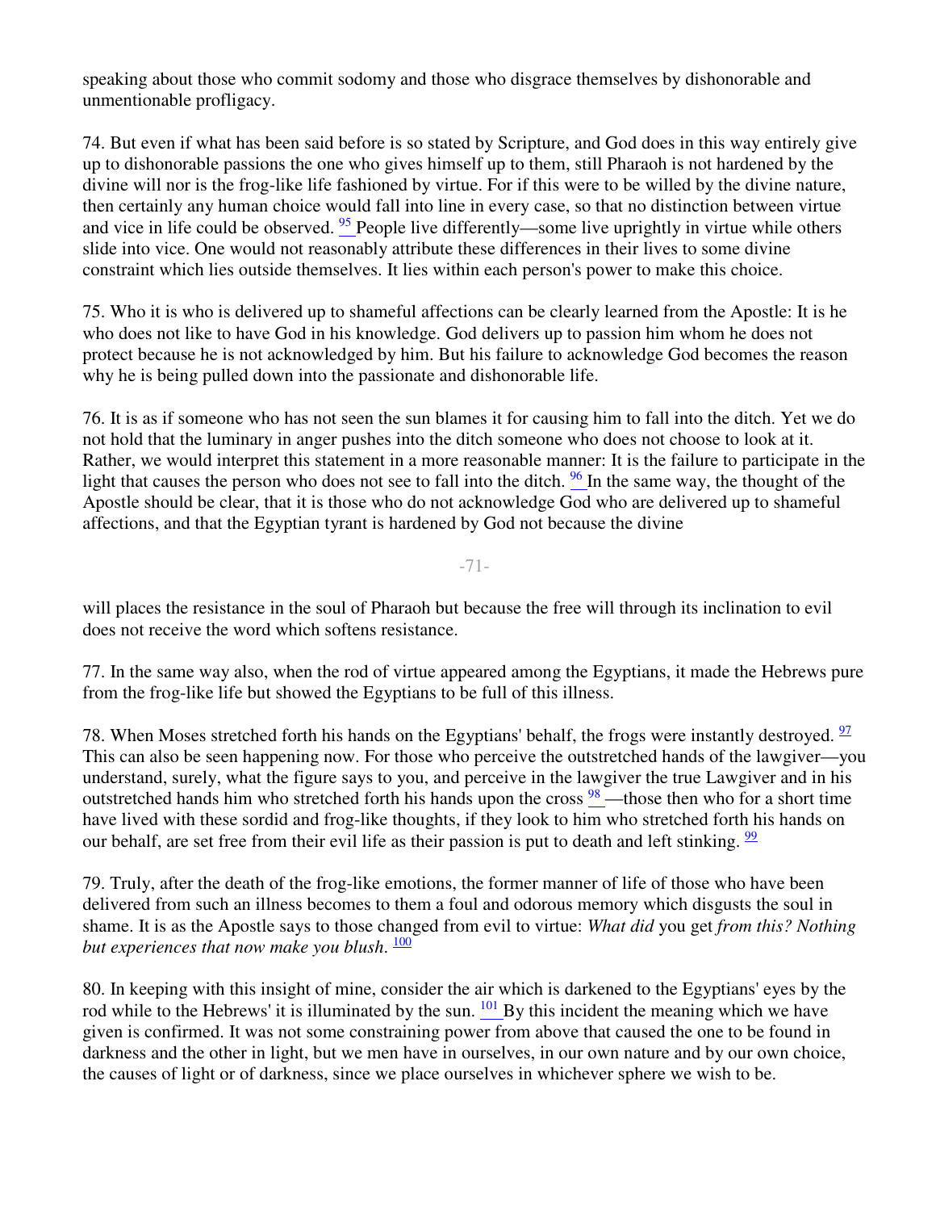speaking about those who commit sodomy and those who disgrace themselves by dishonorable and unmentionable profligacy.

74. But even if what has been said before is so stated by Scripture, and God does in this way entirely give up to dishonorable passions the one who gives himself up to them, still Pharaoh is not hardened by the divine will nor is the frog-like life fashioned by virtue. For if this were to be willed by the divine nature, then certainly any human choice would fall into line in every case, so that no distinction between virtue and vice in life could be observed. [95] People live differently—some live uprightly in virtue while others slide into vice. One would not reasonably attribute these differences in their lives to some divine constraint which lies outside themselves. It lies within each person's power to make this choice.

75. Who it is who is delivered up to shameful affections can be clearly learned from the Apostle: It is he who does not like to have God in his knowledge. God delivers up to passion him whom he does not protect because he is not acknowledged by him. But his failure to acknowledge God becomes the reason why he is being pulled down into the passionate and dishonorable life.

76. It is as if someone who has not seen the sun blames it for causing him to fall into the ditch. Yet we do not hold that the luminary in anger pushes into the ditch someone who does not choose to look at it. Rather, we would interpret this statement in a more reasonable manner: It is the failure to participate in the light that causes the person who does not see to fall into the ditch. [96] In the same way, the thought of the Apostle should be clear, that it is those who do not acknowledge God who are delivered up to shameful affections, and that the Egyptian tyrant is hardened by God not because the divine will places the resistance in the soul of Pharaoh but because the free will through its inclination to evil does not receive the word which softens resistance.

77. In the same way also, when the rod of virtue appeared among the Egyptians, it made the Hebrews pure from the frog-like life but showed the Egyptians to be full of this illness.

78. When Moses stretched forth his hands on the Egyptians' behalf, the frogs were instantly destroyed. [97] This can also be seen happening now. For those who perceive the outstretched hands of the lawgiver—you understand, surely, what the figure says to you, and perceive in the lawgiver the true Lawgiver and in his outstretched hands him who stretched forth his hands upon the cross [98]—those then who for a short time have lived with these sordid and frog-like thoughts, if they look to him who stretched forth his hands on our behalf, are set free from their evil life as their passion is put to death and left stinking. [99]

79. Truly, after the death of the frog-like emotions, the former manner of life of those who have been delivered from such an illness becomes to them a foul and odorous memory which disgusts the soul in shame. It is as the Apostle says to those changed from evil to virtue: *What did* you get *from this? Nothing but experiences that now make you blush*. [100]

80. In keeping with this insight of mine, consider the air which is darkened to the Egyptians' eyes by the rod while to the Hebrews' it is illuminated by the sun. [101] By this incident the meaning which we have given is confirmed. It was not some constraining power from above that caused the one to be found in darkness and the other in light, but we men have in ourselves, in our own nature and by our own choice, the causes of light or of darkness, since we place ourselves in whichever sphere we wish to be.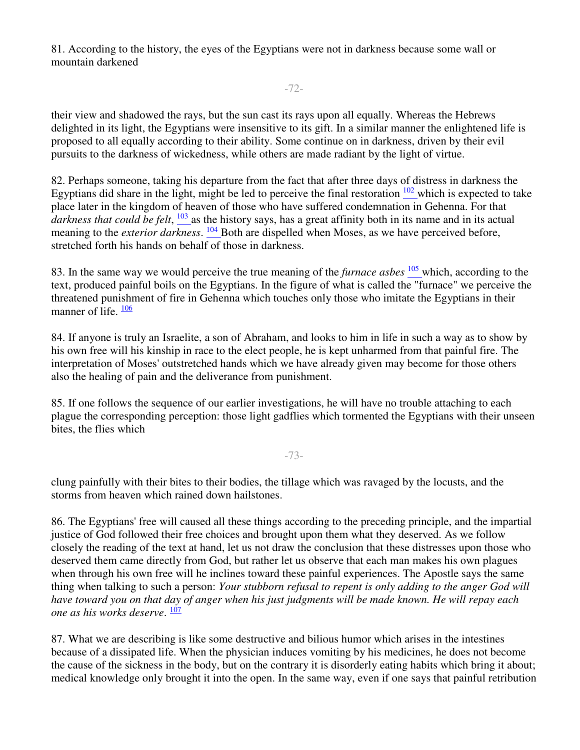81. According to the history, the eyes of the Egyptians were not in darkness because some wall or mountain darkened

their view and shadowed the rays, but the sun cast its rays upon all equally. Whereas the Hebrews delighted in its light, the Egyptians were insensitive to its gift. In a similar manner the enlightened life is proposed to all equally according to their ability. Some continue on in darkness, driven by their evil pursuits to the darkness of wickedness, while others are made radiant by the light of virtue.

82. Perhaps someone, taking his departure from the fact that after three days of distress in darkness the Egyptians did share in the light, might be led to perceive the final restoration [102] which is expected to take place later in the kingdom of heaven of those who have suffered condemnation in Gehenna. For that *darkness that could be felt*, [103] as the history says, has a great affinity both in its name and in its actual meaning to the *exterior darkness*. [104] Both are dispelled when Moses, as we have perceived before, stretched forth his hands on behalf of those in darkness.

83. In the same way we would perceive the true meaning of the *furnace asbes* [105] which, according to the text, produced painful boils on the Egyptians. In the figure of what is called the "furnace" we perceive the threatened punishment of fire in Gehenna which touches only those who imitate the Egyptians in their manner of life. [106]

84. If anyone is truly an Israelite, a son of Abraham, and looks to him in life in such a way as to show by his own free will his kinship in race to the elect people, he is kept unharmed from that painful fire. The interpretation of Moses' outstretched hands which we have already given may become for those others also the healing of pain and the deliverance from punishment.

85. If one follows the sequence of our earlier investigations, he will have no trouble attaching to each plague the corresponding perception: those light gadflies which tormented the Egyptians with their unseen bites, the flies which

clung painfully with their bites to their bodies, the tillage which was ravaged by the locusts, and the storms from heaven which rained down hailstones.

86. The Egyptians' free will caused all these things according to the preceding principle, and the impartial justice of God followed their free choices and brought upon them what they deserved. As we follow closely the reading of the text at hand, let us not draw the conclusion that these distresses upon those who deserved them came directly from God, but rather let us observe that each man makes his own plagues when through his own free will he inclines toward these painful experiences. The Apostle says the same thing when talking to such a person: *Your stubborn refusal to repent is only adding to the anger God will have toward you on that day of anger when his just judgments will be made known. He will repay each one as his works deserve*. [107]

87. What we are describing is like some destructive and bilious humor which arises in the intestines because of a dissipated life. When the physician induces vomiting by his medicines, he does not become the cause of the sickness in the body, but on the contrary it is disorderly eating habits which bring it about; medical knowledge only brought it into the open. In the same way, even if one says that painful retribution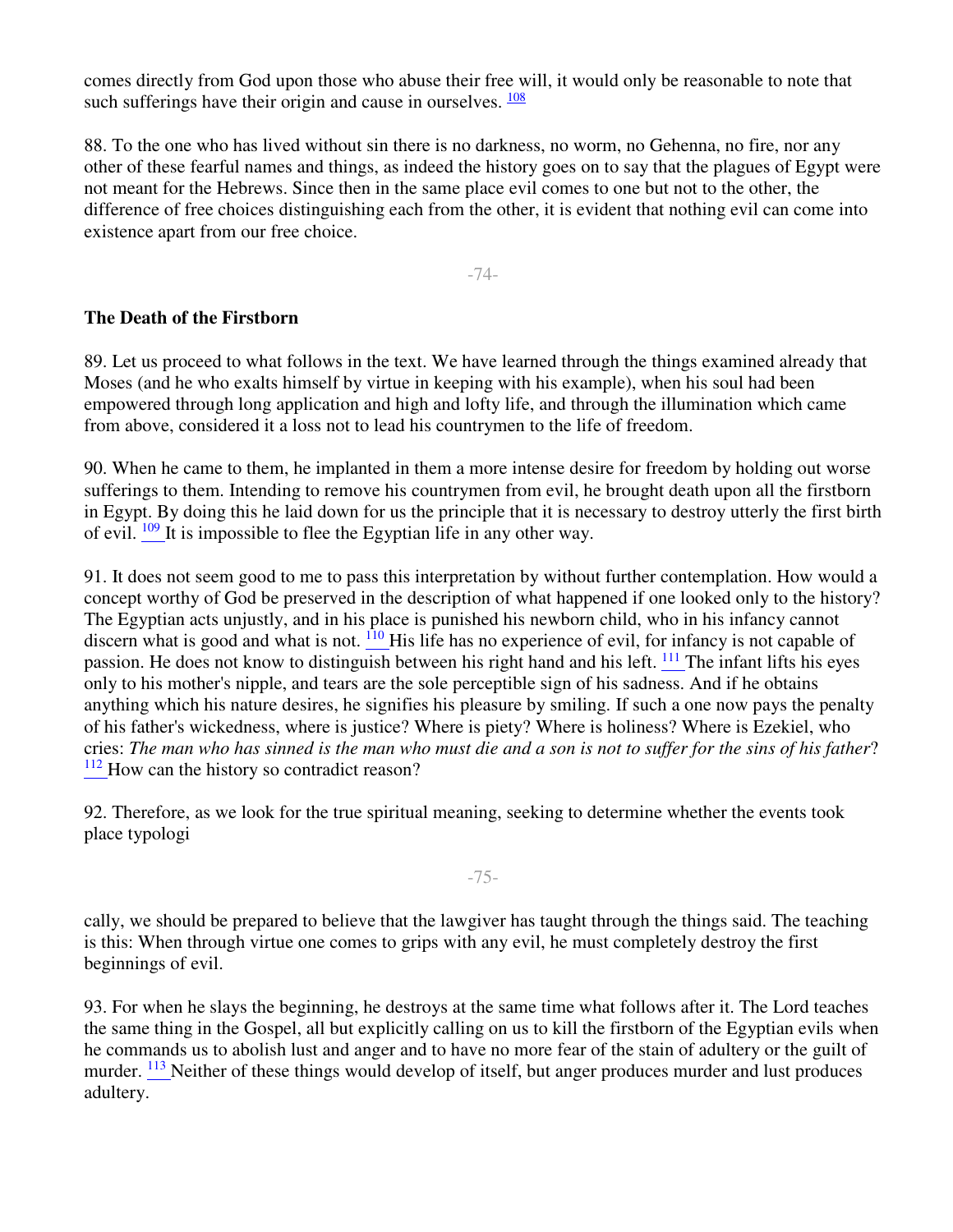comes directly from God upon those who abuse their free will, it would only be reasonable to note that such sufferings have their origin and cause in ourselves. [108]

88. To the one who has lived without sin there is no darkness, no worm, no Gehenna, no fire, nor any other of these fearful names and things, as indeed the history goes on to say that the plagues of Egypt were not meant for the Hebrews. Since then in the same place evil comes to one but not to the other, the difference of free choices distinguishing each from the other, it is evident that nothing evil can come into existence apart from our free choice.

### The Death of the Firstborn

89. Let us proceed to what follows in the text. We have learned through the things examined already that Moses (and he who exalts himself by virtue in keeping with his example), when his soul had been empowered through long application and high and lofty life, and through the illumination which came from above, considered it a loss not to lead his countrymen to the life of freedom.

90. When he came to them, he implanted in them a more intense desire for freedom by holding out worse sufferings to them. Intending to remove his countrymen from evil, he brought death upon all the firstborn in Egypt. By doing this he laid down for us the principle that it is necessary to destroy utterly the first birth of evil. [109] It is impossible to flee the Egyptian life in any other way.

91. It does not seem good to me to pass this interpretation by without further contemplation. How would a concept worthy of God be preserved in the description of what happened if one looked only to the history? The Egyptian acts unjustly, and in his place is punished his newborn child, who in his infancy cannot discern what is good and what is not. [110] His life has no experience of evil, for infancy is not capable of passion. He does not know to distinguish between his right hand and his left. [111] The infant lifts his eyes only to his mother's nipple, and tears are the sole perceptible sign of his sadness. And if he obtains anything which his nature desires, he signifies his pleasure by smiling. If such a one now pays the penalty of his father's wickedness, where is justice? Where is piety? Where is holiness? Where is Ezekiel, who cries: *The man who has sinned is the man who must die and a son is not to suffer for the sins of his father*? [112] How can the history so contradict reason?

92. Therefore, as we look for the true spiritual meaning, seeking to determine whether the events took place typologically, we should be prepared to believe that the lawgiver has taught through the things said. The teaching is this: When through virtue one comes to grips with any evil, he must completely destroy the first beginnings of evil.

93. For when he slays the beginning, he destroys at the same time what follows after it. The Lord teaches the same thing in the Gospel, all but explicitly calling on us to kill the firstborn of the Egyptian evils when he commands us to abolish lust and anger and to have no more fear of the stain of adultery or the guilt of murder. [113] Neither of these things would develop of itself, but anger produces murder and lust produces adultery.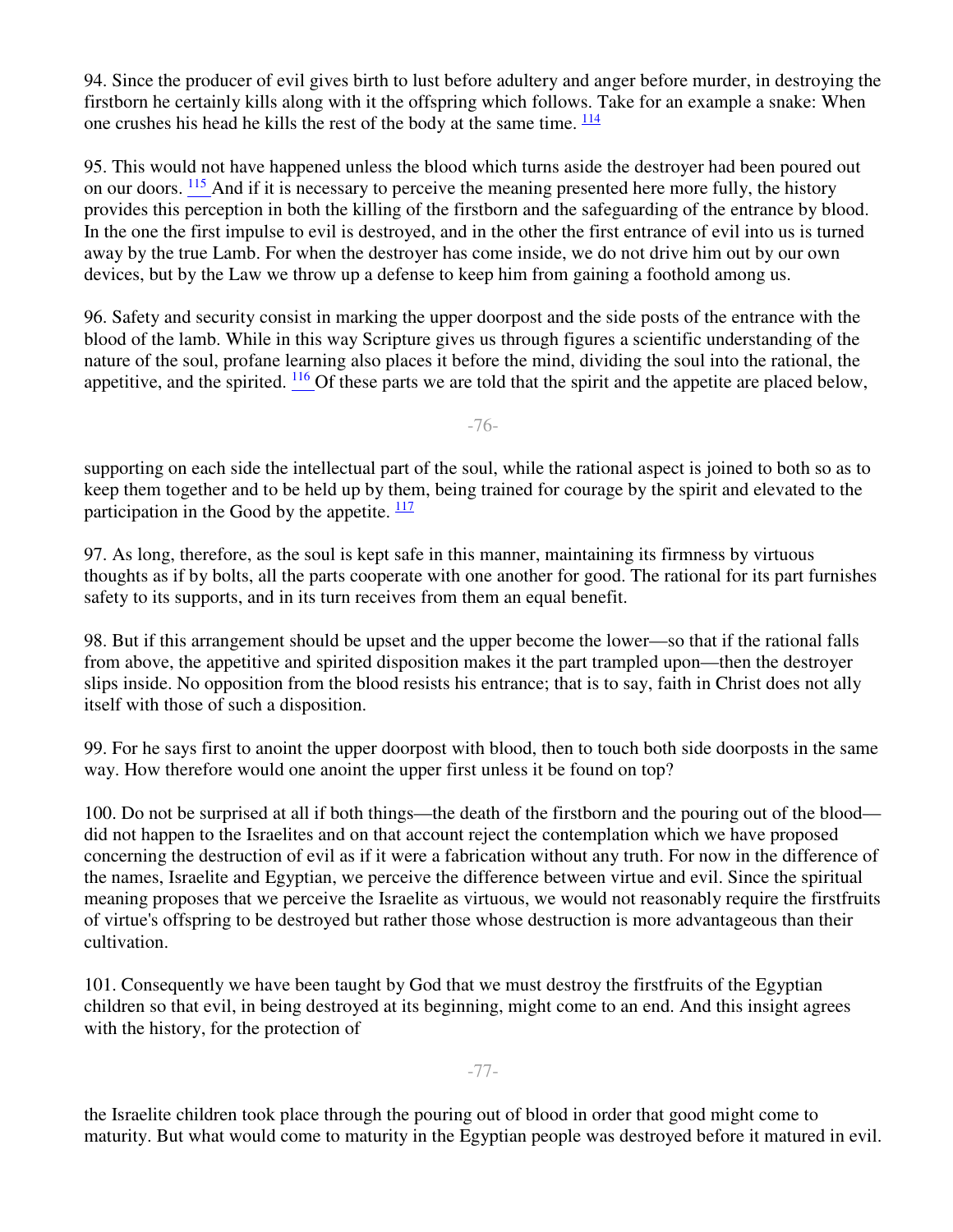94. Since the producer of evil gives birth to lust before adultery and anger before murder, in destroying the firstborn he certainly kills along with it the offspring which follows. Take for an example a snake: When one crushes his head he kills the rest of the body at the same time. [114]

95. This would not have happened unless the blood which turns aside the destroyer had been poured out on our doors. [115] And if it is necessary to perceive the meaning presented here more fully, the history provides this perception in both the killing of the firstborn and the safeguarding of the entrance by blood. In the one the first impulse to evil is destroyed, and in the other the first entrance of evil into us is turned away by the true Lamb. For when the destroyer has come inside, we do not drive him out by our own devices, but by the Law we throw up a defense to keep him from gaining a foothold among us.

96. Safety and security consist in marking the upper doorpost and the side posts of the entrance with the blood of the lamb. While in this way Scripture gives us through figures a scientific understanding of the nature of the soul, profane learning also places it before the mind, dividing the soul into the rational, the appetitive, and the spirited. [116] Of these parts we are told that the spirit and the appetite are placed below, supporting on each side the intellectual part of the soul, while the rational aspect is joined to both so as to keep them together and to be held up by them, being trained for courage by the spirit and elevated to the participation in the Good by the appetite. [117]

97. As long, therefore, as the soul is kept safe in this manner, maintaining its firmness by virtuous thoughts as if by bolts, all the parts cooperate with one another for good. The rational for its part furnishes safety to its supports, and in its turn receives from them an equal benefit.

98. But if this arrangement should be upset and the upper become the lower—so that if the rational falls from above, the appetitive and spirited disposition makes it the part trampled upon—then the destroyer slips inside. No opposition from the blood resists his entrance; that is to say, faith in Christ does not ally itself with those of such a disposition.

99. For he says first to anoint the upper doorpost with blood, then to touch both side doorposts in the same way. How therefore would one anoint the upper first unless it be found on top?

100. Do not be surprised at all if both things—the death of the firstborn and the pouring out of the blood—did not happen to the Israelites and on that account reject the contemplation which we have proposed concerning the destruction of evil as if it were a fabrication without any truth. For now in the difference of the names, Israelite and Egyptian, we perceive the difference between virtue and evil. Since the spiritual meaning proposes that we perceive the Israelite as virtuous, we would not reasonably require the firstfruits of virtue's offspring to be destroyed but rather those whose destruction is more advantageous than their cultivation.

101. Consequently we have been taught by God that we must destroy the firstfruits of the Egyptian children so that evil, in being destroyed at its beginning, might come to an end. And this insight agrees with the history, for the protection of the Israelite children took place through the pouring out of blood in order that good might come to maturity. But what would come to maturity in the Egyptian people was destroyed before it matured in evil.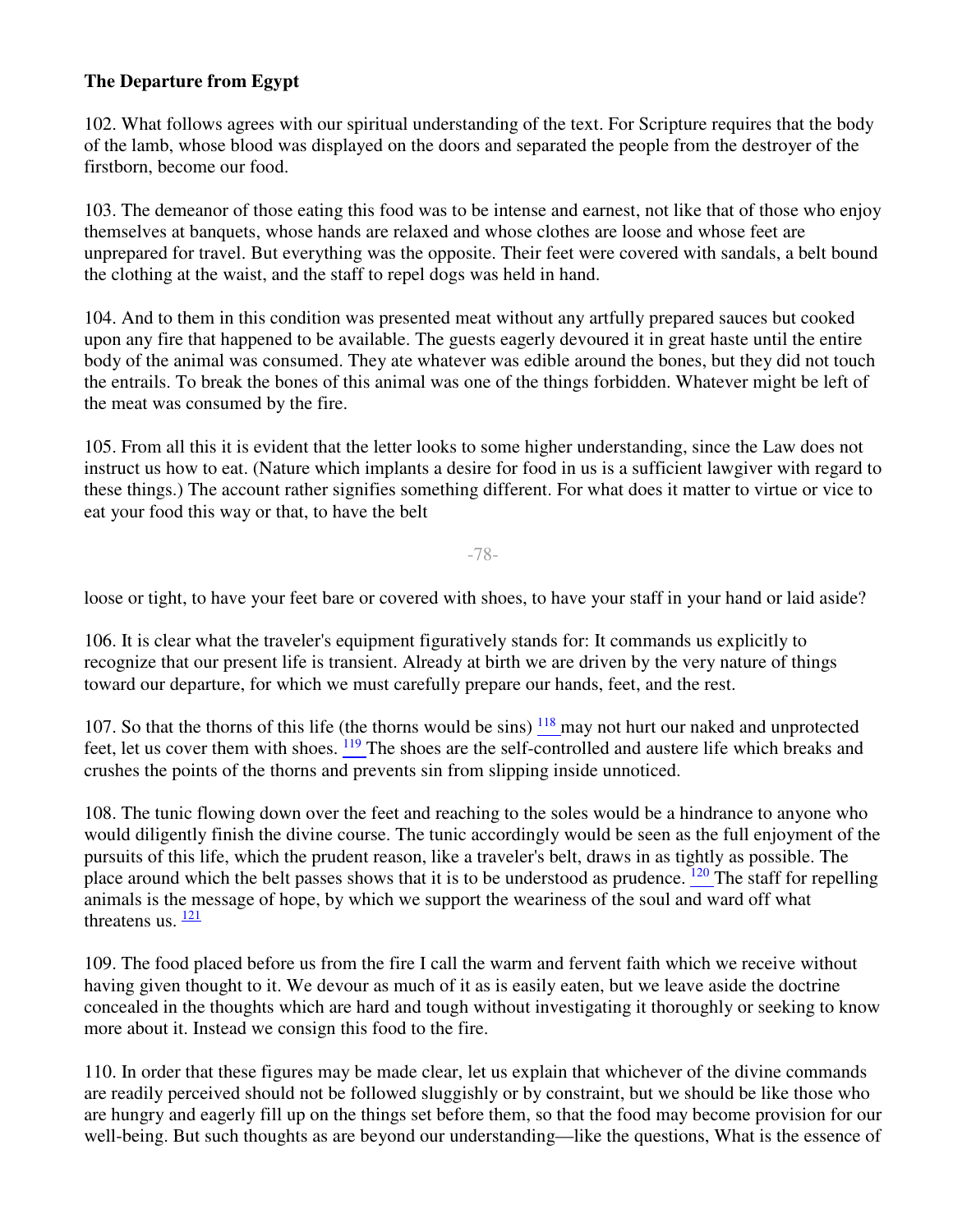**The Departure from Egypt**

102. What follows agrees with our spiritual understanding of the text. For Scripture requires that the body of the lamb, whose blood was displayed on the doors and separated the people from the destroyer of the firstborn, become our food.

103. The demeanor of those eating this food was to be intense and earnest, not like that of those who enjoy themselves at banquets, whose hands are relaxed and whose clothes are loose and whose feet are unprepared for travel. But everything was the opposite. Their feet were covered with sandals, a belt bound the clothing at the waist, and the staff to repel dogs was held in hand.

104. And to them in this condition was presented meat without any artfully prepared sauces but cooked upon any fire that happened to be available. The guests eagerly devoured it in great haste until the entire body of the animal was consumed. They ate whatever was edible around the bones, but they did not touch the entrails. To break the bones of this animal was one of the things forbidden. Whatever might be left of the meat was consumed by the fire.

105. From all this it is evident that the letter looks to some higher understanding, since the Law does not instruct us how to eat. (Nature which implants a desire for food in us is a sufficient lawgiver with regard to these things.) The account rather signifies something different. For what does it matter to virtue or vice to eat your food this way or that, to have the belt loose or tight, to have your feet bare or covered with shoes, to have your staff in your hand or laid aside?

106. It is clear what the traveler's equipment figuratively stands for: It commands us explicitly to recognize that our present life is transient. Already at birth we are driven by the very nature of things toward our departure, for which we must carefully prepare our hands, feet, and the rest.

107. So that the thorns of this life (the thorns would be sins) [118] may not hurt our naked and unprotected feet, let us cover them with shoes. [119] The shoes are the self-controlled and austere life which breaks and crushes the points of the thorns and prevents sin from slipping inside unnoticed.

108. The tunic flowing down over the feet and reaching to the soles would be a hindrance to anyone who would diligently finish the divine course. The tunic accordingly would be seen as the full enjoyment of the pursuits of this life, which the prudent reason, like a traveler's belt, draws in as tightly as possible. The place around which the belt passes shows that it is to be understood as prudence. [120] The staff for repelling animals is the message of hope, by which we support the weariness of the soul and ward off what threatens us. [121]

109. The food placed before us from the fire I call the warm and fervent faith which we receive without having given thought to it. We devour as much of it as is easily eaten, but we leave aside the doctrine concealed in the thoughts which are hard and tough without investigating it thoroughly or seeking to know more about it. Instead we consign this food to the fire.

110. In order that these figures may be made clear, let us explain that whichever of the divine commands are readily perceived should not be followed sluggishly or by constraint, but we should be like those who are hungry and eagerly fill up on the things set before them, so that the food may become provision for our well-being. But such thoughts as are beyond our understanding—like the questions, What is the essence of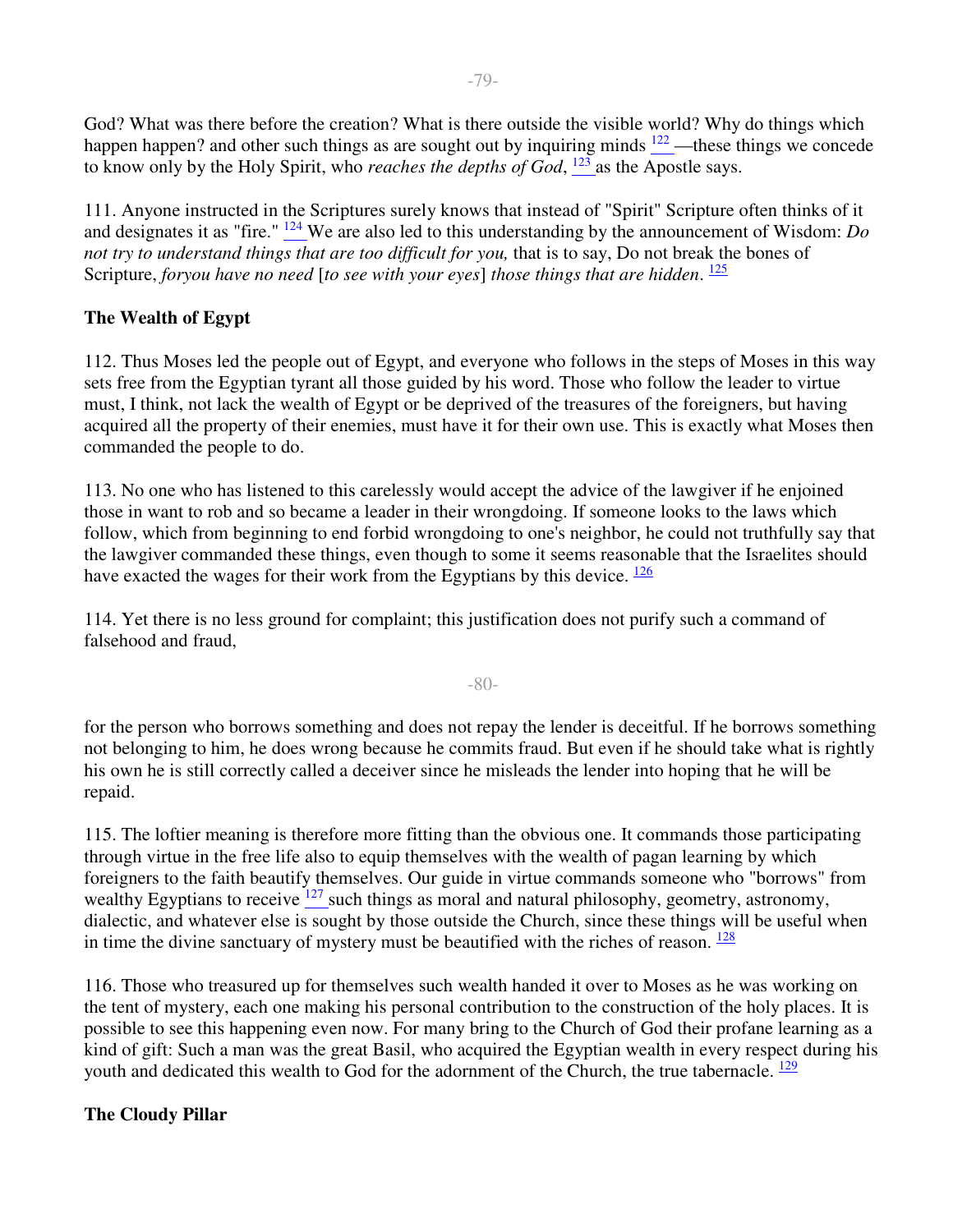God? What was there before the creation? What is there outside the visible world? Why do things which happen happen? and other such things as are sought out by inquiring minds [122] —these things we concede to know only by the Holy Spirit, who *reaches the depths of God*, [123] as the Apostle says.

111. Anyone instructed in the Scriptures surely knows that instead of "Spirit" Scripture often thinks of it and designates it as "fire." [124] We are also led to this understanding by the announcement of Wisdom: *Do not try to understand things that are too difficult for you,* that is to say, Do not break the bones of Scripture, *foryou have no need* [*to see with your eyes*] *those things that are hidden*. [125]

### The Wealth of Egypt

112. Thus Moses led the people out of Egypt, and everyone who follows in the steps of Moses in this way sets free from the Egyptian tyrant all those guided by his word. Those who follow the leader to virtue must, I think, not lack the wealth of Egypt or be deprived of the treasures of the foreigners, but having acquired all the property of their enemies, must have it for their own use. This is exactly what Moses then commanded the people to do.

113. No one who has listened to this carelessly would accept the advice of the lawgiver if he enjoined those in want to rob and so became a leader in their wrongdoing. If someone looks to the laws which follow, which from beginning to end forbid wrongdoing to one's neighbor, he could not truthfully say that the lawgiver commanded these things, even though to some it seems reasonable that the Israelites should have exacted the wages for their work from the Egyptians by this device. [126]

114. Yet there is no less ground for complaint; this justification does not purify such a command of falsehood and fraud, for the person who borrows something and does not repay the lender is deceitful. If he borrows something not belonging to him, he does wrong because he commits fraud. But even if he should take what is rightly his own he is still correctly called a deceiver since he misleads the lender into hoping that he will be repaid.

115. The loftier meaning is therefore more fitting than the obvious one. It commands those participating through virtue in the free life also to equip themselves with the wealth of pagan learning by which foreigners to the faith beautify themselves. Our guide in virtue commands someone who "borrows" from wealthy Egyptians to receive [127] such things as moral and natural philosophy, geometry, astronomy, dialectic, and whatever else is sought by those outside the Church, since these things will be useful when in time the divine sanctuary of mystery must be beautified with the riches of reason. [128]

116. Those who treasured up for themselves such wealth handed it over to Moses as he was working on the tent of mystery, each one making his personal contribution to the construction of the holy places. It is possible to see this happening even now. For many bring to the Church of God their profane learning as a kind of gift: Such a man was the great Basil, who acquired the Egyptian wealth in every respect during his youth and dedicated this wealth to God for the adornment of the Church, the true tabernacle. [129]

### The Cloudy Pillar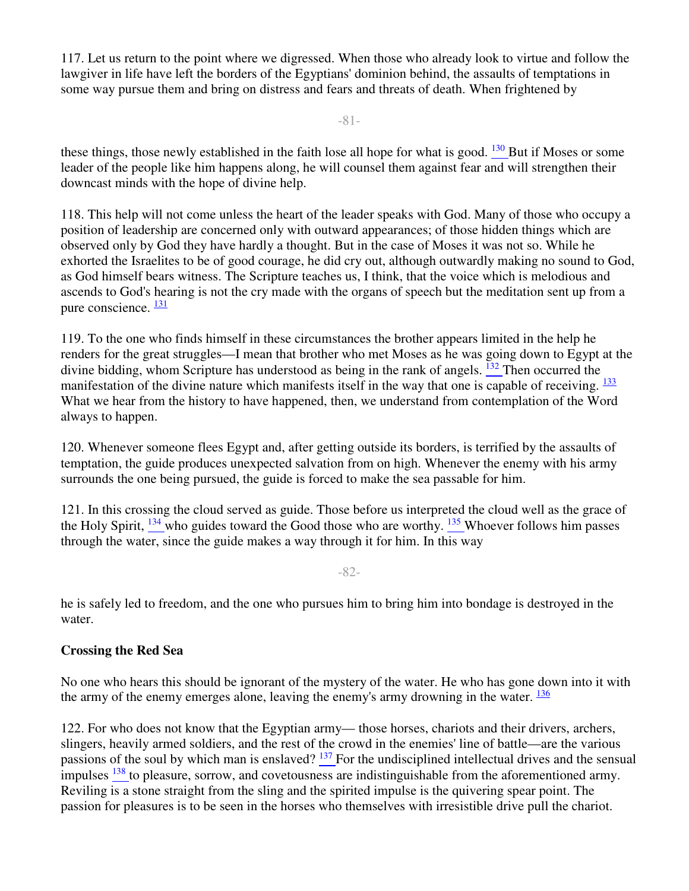117. Let us return to the point where we digressed. When those who already look to virtue and follow the lawgiver in life have left the borders of the Egyptians' dominion behind, the assaults of temptations in some way pursue them and bring on distress and fears and threats of death. When frightened by these things, those newly established in the faith lose all hope for what is good. [130] But if Moses or some leader of the people like him happens along, he will counsel them against fear and will strengthen their downcast minds with the hope of divine help.

118. This help will not come unless the heart of the leader speaks with God. Many of those who occupy a position of leadership are concerned only with outward appearances; of those hidden things which are observed only by God they have hardly a thought. But in the case of Moses it was not so. While he exhorted the Israelites to be of good courage, he did cry out, although outwardly making no sound to God, as God himself bears witness. The Scripture teaches us, I think, that the voice which is melodious and ascends to God's hearing is not the cry made with the organs of speech but the meditation sent up from a pure conscience. [131]

119. To the one who finds himself in these circumstances the brother appears limited in the help he renders for the great struggles—I mean that brother who met Moses as he was going down to Egypt at the divine bidding, whom Scripture has understood as being in the rank of angels. [132] Then occurred the manifestation of the divine nature which manifests itself in the way that one is capable of receiving. [133] What we hear from the history to have happened, then, we understand from contemplation of the Word always to happen.

120. Whenever someone flees Egypt and, after getting outside its borders, is terrified by the assaults of temptation, the guide produces unexpected salvation from on high. Whenever the enemy with his army surrounds the one being pursued, the guide is forced to make the sea passable for him.

121. In this crossing the cloud served as guide. Those before us interpreted the cloud well as the grace of the Holy Spirit, [134] who guides toward the Good those who are worthy. [135] Whoever follows him passes through the water, since the guide makes a way through it for him. In this way he is safely led to freedom, and the one who pursues him to bring him into bondage is destroyed in the water.

**Crossing the Red Sea**

No one who hears this should be ignorant of the mystery of the water. He who has gone down into it with the army of the enemy emerges alone, leaving the enemy's army drowning in the water. [136]

122. For who does not know that the Egyptian army— those horses, chariots and their drivers, archers, slingers, heavily armed soldiers, and the rest of the crowd in the enemies' line of battle—are the various passions of the soul by which man is enslaved? [137] For the undisciplined intellectual drives and the sensual impulses [138] to pleasure, sorrow, and covetousness are indistinguishable from the aforementioned army. Reviling is a stone straight from the sling and the spirited impulse is the quivering spear point. The passion for pleasures is to be seen in the horses who themselves with irresistible drive pull the chariot.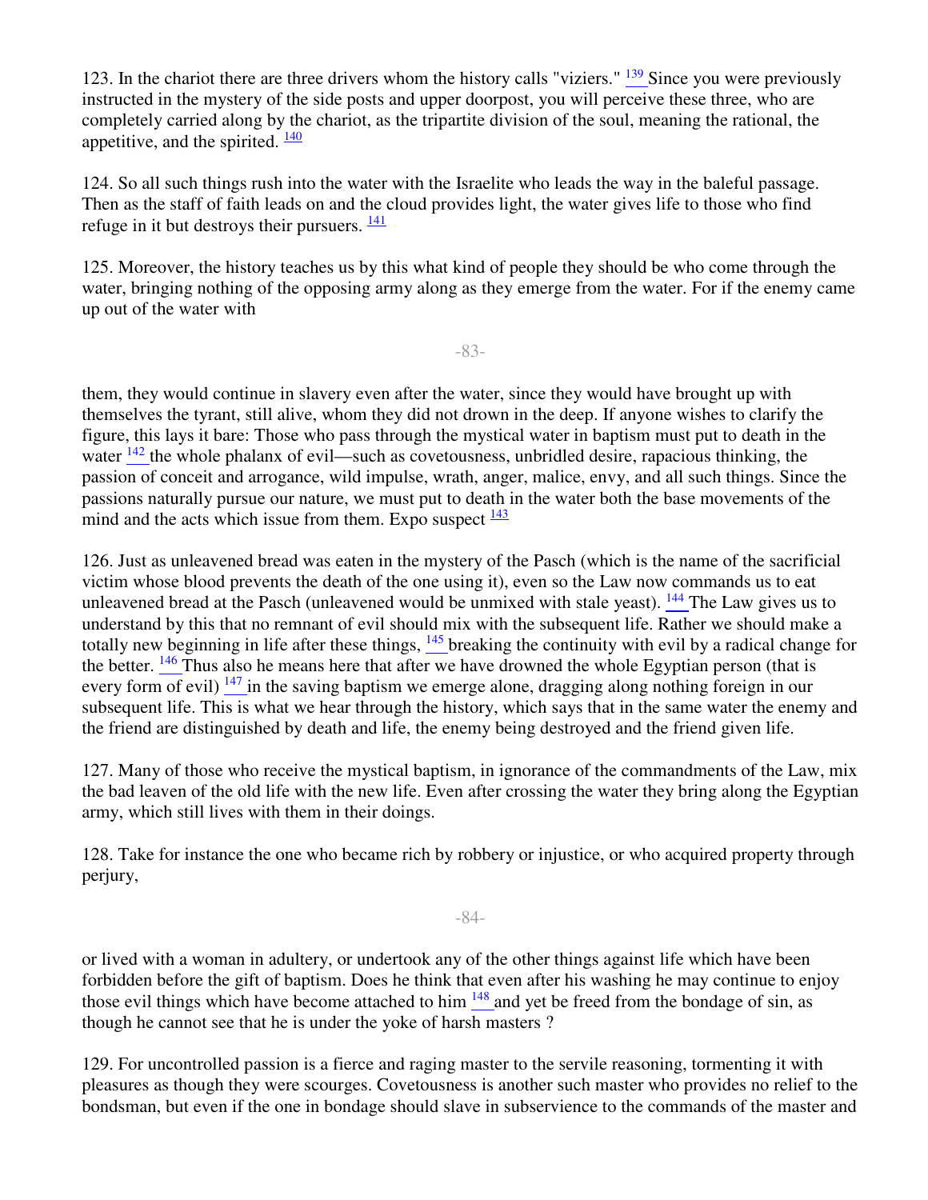123. In the chariot there are three drivers whom the history calls "viziers." [139] Since you were previously instructed in the mystery of the side posts and upper doorpost, you will perceive these three, who are completely carried along by the chariot, as the tripartite division of the soul, meaning the rational, the appetitive, and the spirited. [140]

124. So all such things rush into the water with the Israelite who leads the way in the baleful passage. Then as the staff of faith leads on and the cloud provides light, the water gives life to those who find refuge in it but destroys their pursuers. [141]

125. Moreover, the history teaches us by this what kind of people they should be who come through the water, bringing nothing of the opposing army along as they emerge from the water. For if the enemy came up out of the water with them, they would continue in slavery even after the water, since they would have brought up with themselves the tyrant, still alive, whom they did not drown in the deep. If anyone wishes to clarify the figure, this lays it bare: Those who pass through the mystical water in baptism must put to death in the water [142] the whole phalanx of evil—such as covetousness, unbridled desire, rapacious thinking, the passion of conceit and arrogance, wild impulse, wrath, anger, malice, envy, and all such things. Since the passions naturally pursue our nature, we must put to death in the water both the base movements of the mind and the acts which issue from them. Expo suspect [143]

126. Just as unleavened bread was eaten in the mystery of the Pasch (which is the name of the sacrificial victim whose blood prevents the death of the one using it), even so the Law now commands us to eat unleavened bread at the Pasch (unleavened would be unmixed with stale yeast). [144] The Law gives us to understand by this that no remnant of evil should mix with the subsequent life. Rather we should make a totally new beginning in life after these things, [145] breaking the continuity with evil by a radical change for the better. [146] Thus also he means here that after we have drowned the whole Egyptian person (that is every form of evil) [147] in the saving baptism we emerge alone, dragging along nothing foreign in our subsequent life. This is what we hear through the history, which says that in the same water the enemy and the friend are distinguished by death and life, the enemy being destroyed and the friend given life.

127. Many of those who receive the mystical baptism, in ignorance of the commandments of the Law, mix the bad leaven of the old life with the new life. Even after crossing the water they bring along the Egyptian army, which still lives with them in their doings.

128. Take for instance the one who became rich by robbery or injustice, or who acquired property through perjury, or lived with a woman in adultery, or undertook any of the other things against life which have been forbidden before the gift of baptism. Does he think that even after his washing he may continue to enjoy those evil things which have become attached to him [148] and yet be freed from the bondage of sin, as though he cannot see that he is under the yoke of harsh masters ?

129. For uncontrolled passion is a fierce and raging master to the servile reasoning, tormenting it with pleasures as though they were scourges. Covetousness is another such master who provides no relief to the bondsman, but even if the one in bondage should slave in subservience to the commands of the master and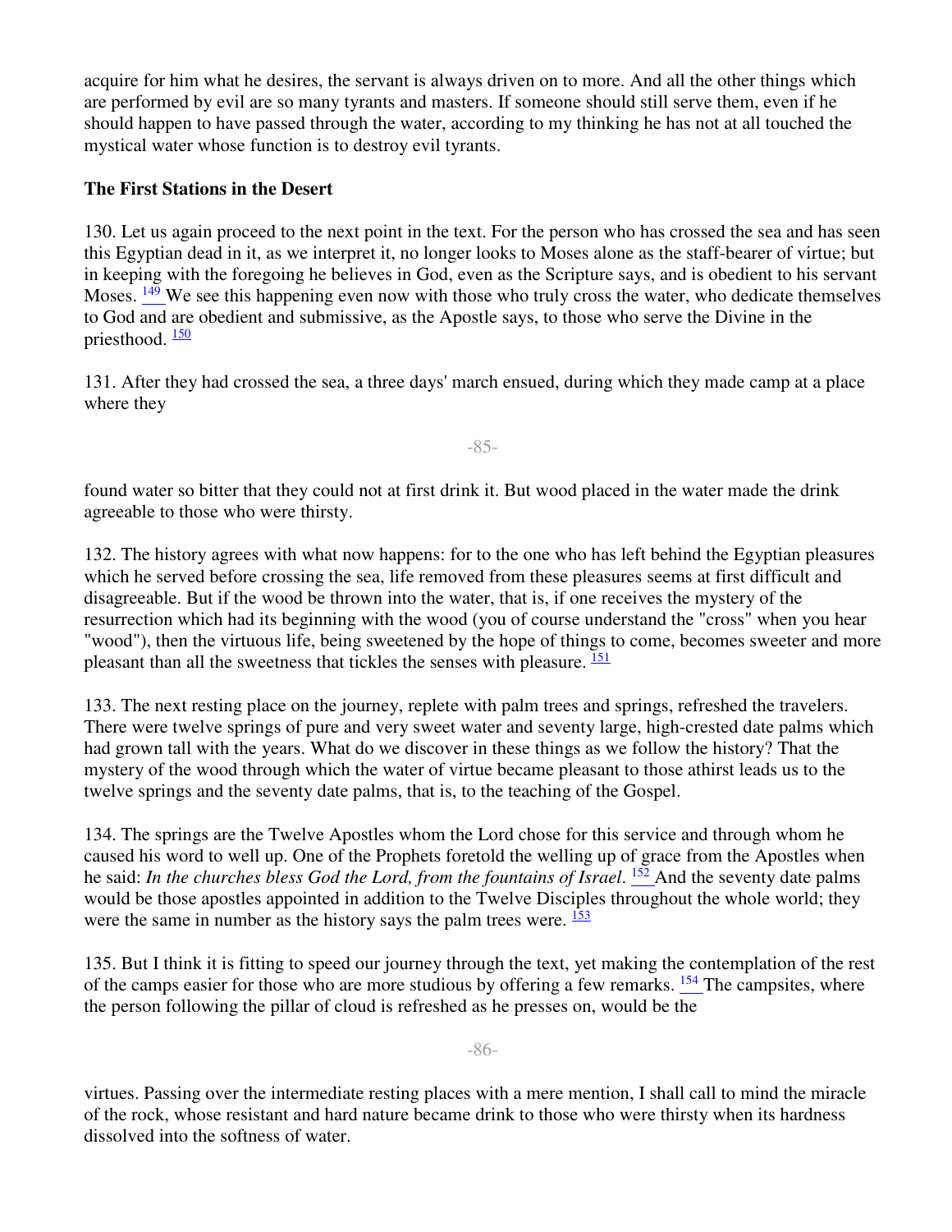acquire for him what he desires, the servant is always driven on to more. And all the other things which are performed by evil are so many tyrants and masters. If someone should still serve them, even if he should happen to have passed through the water, according to my thinking he has not at all touched the mystical water whose function is to destroy evil tyrants.

**The First Stations in the Desert**

130. Let us again proceed to the next point in the text. For the person who has crossed the sea and has seen this Egyptian dead in it, as we interpret it, no longer looks to Moses alone as the staff-bearer of virtue; but in keeping with the foregoing he believes in God, even as the Scripture says, and is obedient to his servant Moses. [149] We see this happening even now with those who truly cross the water, who dedicate themselves to God and are obedient and submissive, as the Apostle says, to those who serve the Divine in the priesthood. [150]

131. After they had crossed the sea, a three days' march ensued, during which they made camp at a place where they found water so bitter that they could not at first drink it. But wood placed in the water made the drink agreeable to those who were thirsty.

132. The history agrees with what now happens: for to the one who has left behind the Egyptian pleasures which he served before crossing the sea, life removed from these pleasures seems at first difficult and disagreeable. But if the wood be thrown into the water, that is, if one receives the mystery of the resurrection which had its beginning with the wood (you of course understand the "cross" when you hear "wood"), then the virtuous life, being sweetened by the hope of things to come, becomes sweeter and more pleasant than all the sweetness that tickles the senses with pleasure. [151]

133. The next resting place on the journey, replete with palm trees and springs, refreshed the travelers. There were twelve springs of pure and very sweet water and seventy large, high-crested date palms which had grown tall with the years. What do we discover in these things as we follow the history? That the mystery of the wood through which the water of virtue became pleasant to those athirst leads us to the twelve springs and the seventy date palms, that is, to the teaching of the Gospel.

134. The springs are the Twelve Apostles whom the Lord chose for this service and through whom he caused his word to well up. One of the Prophets foretold the welling up of grace from the Apostles when he said: *In the churches bless God the Lord, from the fountains of Israel*. [152] And the seventy date palms would be those apostles appointed in addition to the Twelve Disciples throughout the whole world; they were the same in number as the history says the palm trees were. [153]

135. But I think it is fitting to speed our journey through the text, yet making the contemplation of the rest of the camps easier for those who are more studious by offering a few remarks. [154] The campsites, where the person following the pillar of cloud is refreshed as he presses on, would be the virtues. Passing over the intermediate resting places with a mere mention, I shall call to mind the miracle of the rock, whose resistant and hard nature became drink to those who were thirsty when its hardness dissolved into the softness of water.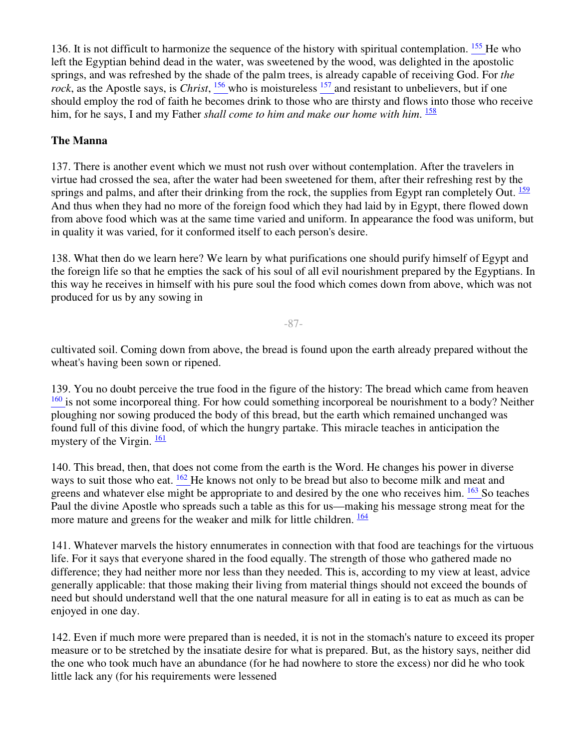136. It is not difficult to harmonize the sequence of the history with spiritual contemplation. [155] He who left the Egyptian behind dead in the water, was sweetened by the wood, was delighted in the apostolic springs, and was refreshed by the shade of the palm trees, is already capable of receiving God. For *the rock*, as the Apostle says, is *Christ*, [156] who is moistureless [157] and resistant to unbelievers, but if one should employ the rod of faith he becomes drink to those who are thirsty and flows into those who receive him, for he says, I and my Father *shall come to him and make our home with him*. [158]

**The Manna**

137. There is another event which we must not rush over without contemplation. After the travelers in virtue had crossed the sea, after the water had been sweetened for them, after their refreshing rest by the springs and palms, and after their drinking from the rock, the supplies from Egypt ran completely Out. [159] And thus when they had no more of the foreign food which they had laid by in Egypt, there flowed down from above food which was at the same time varied and uniform. In appearance the food was uniform, but in quality it was varied, for it conformed itself to each person's desire.

138. What then do we learn here? We learn by what purifications one should purify himself of Egypt and the foreign life so that he empties the sack of his soul of all evil nourishment prepared by the Egyptians. In this way he receives in himself with his pure soul the food which comes down from above, which was not produced for us by any sowing in cultivated soil. Coming down from above, the bread is found upon the earth already prepared without the wheat's having been sown or ripened.

139. You no doubt perceive the true food in the figure of the history: The bread which came from heaven [160] is not some incorporeal thing. For how could something incorporeal be nourishment to a body? Neither ploughing nor sowing produced the body of this bread, but the earth which remained unchanged was found full of this divine food, of which the hungry partake. This miracle teaches in anticipation the mystery of the Virgin. [161]

140. This bread, then, that does not come from the earth is the Word. He changes his power in diverse ways to suit those who eat. [162] He knows not only to be bread but also to become milk and meat and greens and whatever else might be appropriate to and desired by the one who receives him. [163] So teaches Paul the divine Apostle who spreads such a table as this for us—making his message strong meat for the more mature and greens for the weaker and milk for little children. [164]

141. Whatever marvels the history ennumerates in connection with that food are teachings for the virtuous life. For it says that everyone shared in the food equally. The strength of those who gathered made no difference; they had neither more nor less than they needed. This is, according to my view at least, advice generally applicable: that those making their living from material things should not exceed the bounds of need but should understand well that the one natural measure for all in eating is to eat as much as can be enjoyed in one day.

142. Even if much more were prepared than is needed, it is not in the stomach's nature to exceed its proper measure or to be stretched by the insatiate desire for what is prepared. But, as the history says, neither did the one who took much have an abundance (for he had nowhere to store the excess) nor did he who took little lack any (for his requirements were lessened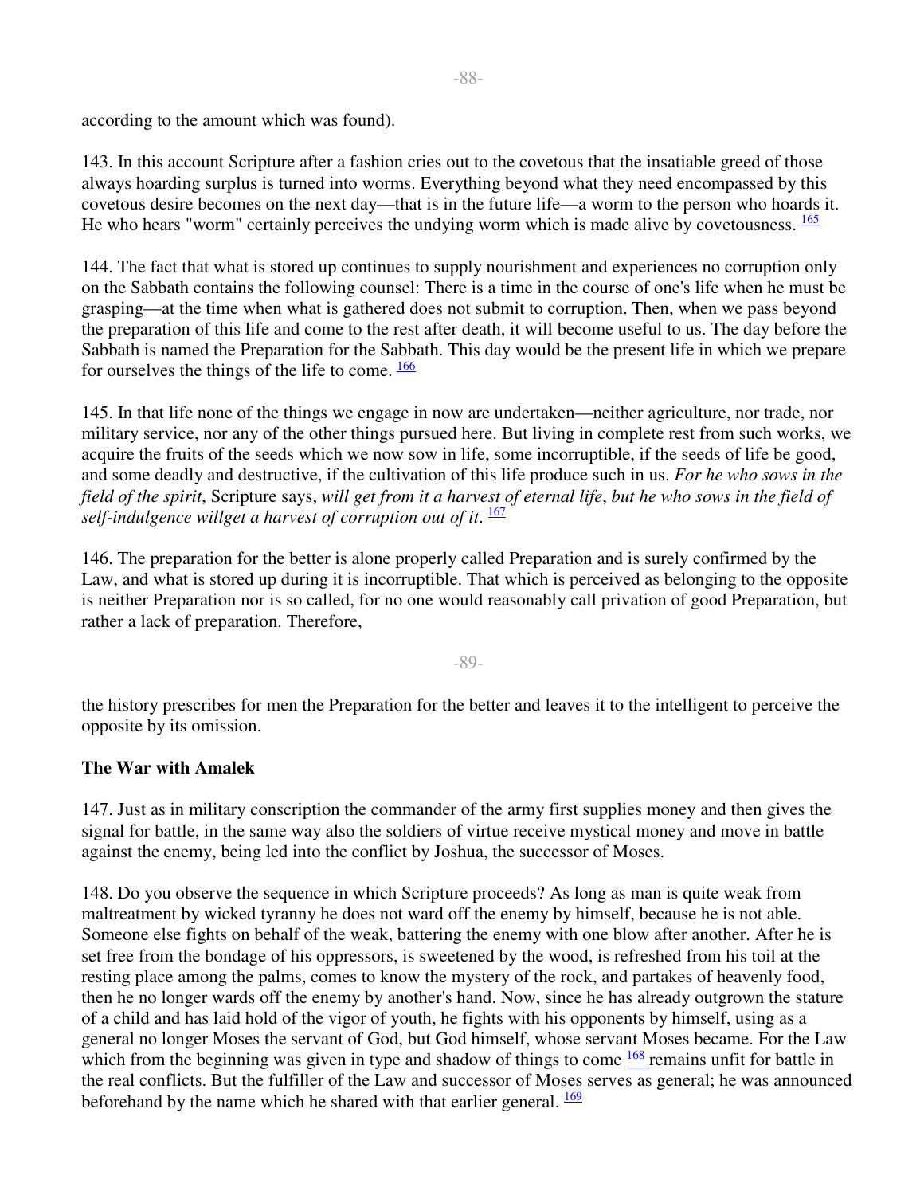according to the amount which was found).

143. In this account Scripture after a fashion cries out to the covetous that the insatiable greed of those always hoarding surplus is turned into worms. Everything beyond what they need encompassed by this covetous desire becomes on the next day—that is in the future life—a worm to the person who hoards it. He who hears "worm" certainly perceives the undying worm which is made alive by covetousness. [165]

144. The fact that what is stored up continues to supply nourishment and experiences no corruption only on the Sabbath contains the following counsel: There is a time in the course of one's life when he must be grasping—at the time when what is gathered does not submit to corruption. Then, when we pass beyond the preparation of this life and come to the rest after death, it will become useful to us. The day before the Sabbath is named the Preparation for the Sabbath. This day would be the present life in which we prepare for ourselves the things of the life to come. [166]

145. In that life none of the things we engage in now are undertaken—neither agriculture, nor trade, nor military service, nor any of the other things pursued here. But living in complete rest from such works, we acquire the fruits of the seeds which we now sow in life, some incorruptible, if the seeds of life be good, and some deadly and destructive, if the cultivation of this life produce such in us. *For he who sows in the field of the spirit*, Scripture says, *will get from it a harvest of eternal life*, *but he who sows in the field of self-indulgence willget a harvest of corruption out of it*. [167]

146. The preparation for the better is alone properly called Preparation and is surely confirmed by the Law, and what is stored up during it is incorruptible. That which is perceived as belonging to the opposite is neither Preparation nor is so called, for no one would reasonably call privation of good Preparation, but rather a lack of preparation. Therefore, the history prescribes for men the Preparation for the better and leaves it to the intelligent to perceive the opposite by its omission.

**The War with Amalek**

147. Just as in military conscription the commander of the army first supplies money and then gives the signal for battle, in the same way also the soldiers of virtue receive mystical money and move in battle against the enemy, being led into the conflict by Joshua, the successor of Moses.

148. Do you observe the sequence in which Scripture proceeds? As long as man is quite weak from maltreatment by wicked tyranny he does not ward off the enemy by himself, because he is not able. Someone else fights on behalf of the weak, battering the enemy with one blow after another. After he is set free from the bondage of his oppressors, is sweetened by the wood, is refreshed from his toil at the resting place among the palms, comes to know the mystery of the rock, and partakes of heavenly food, then he no longer wards off the enemy by another's hand. Now, since he has already outgrown the stature of a child and has laid hold of the vigor of youth, he fights with his opponents by himself, using as a general no longer Moses the servant of God, but God himself, whose servant Moses became. For the Law which from the beginning was given in type and shadow of things to come [168] remains unfit for battle in the real conflicts. But the fulfiller of the Law and successor of Moses serves as general; he was announced beforehand by the name which he shared with that earlier general. [169]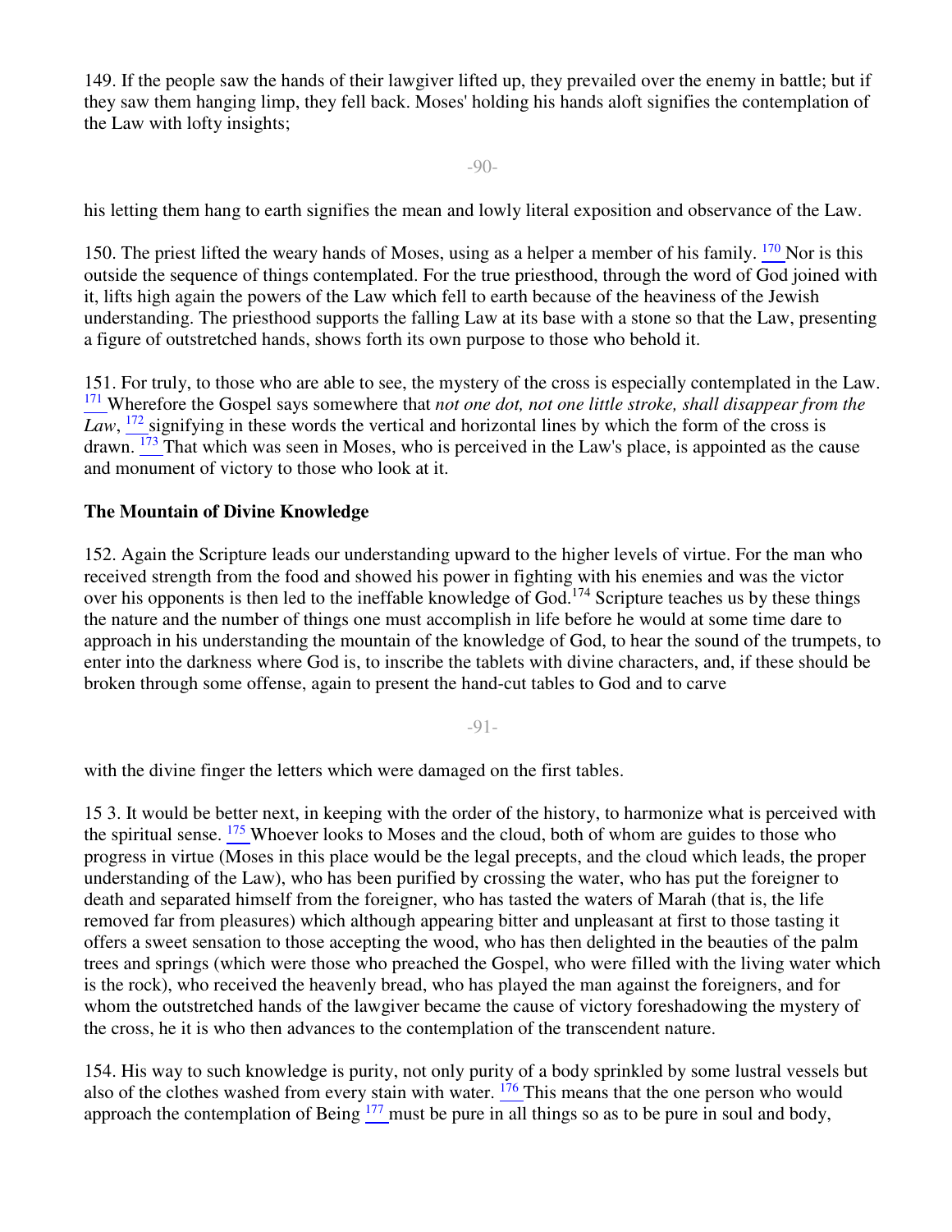149. If the people saw the hands of their lawgiver lifted up, they prevailed over the enemy in battle; but if they saw them hanging limp, they fell back. Moses' holding his hands aloft signifies the contemplation of the Law with lofty insights;

his letting them hang to earth signifies the mean and lowly literal exposition and observance of the Law.

150. The priest lifted the weary hands of Moses, using as a helper a member of his family. [170] Nor is this outside the sequence of things contemplated. For the true priesthood, through the word of God joined with it, lifts high again the powers of the Law which fell to earth because of the heaviness of the Jewish understanding. The priesthood supports the falling Law at its base with a stone so that the Law, presenting a figure of outstretched hands, shows forth its own purpose to those who behold it.

151. For truly, to those who are able to see, the mystery of the cross is especially contemplated in the Law. [171] Wherefore the Gospel says somewhere that *not one dot, not one little stroke, shall disappear from the Law*, [172] signifying in these words the vertical and horizontal lines by which the form of the cross is drawn. [173] That which was seen in Moses, who is perceived in the Law's place, is appointed as the cause and monument of victory to those who look at it.

**The Mountain of Divine Knowledge**

152. Again the Scripture leads our understanding upward to the higher levels of virtue. For the man who received strength from the food and showed his power in fighting with his enemies and was the victor over his opponents is then led to the ineffable knowledge of God.[174] Scripture teaches us by these things the nature and the number of things one must accomplish in life before he would at some time dare to approach in his understanding the mountain of the knowledge of God, to hear the sound of the trumpets, to enter into the darkness where God is, to inscribe the tablets with divine characters, and, if these should be broken through some offense, again to present the hand-cut tables to God and to carve

with the divine finger the letters which were damaged on the first tables.

153. It would be better next, in keeping with the order of the history, to harmonize what is perceived with the spiritual sense. [175] Whoever looks to Moses and the cloud, both of whom are guides to those who progress in virtue (Moses in this place would be the legal precepts, and the cloud which leads, the proper understanding of the Law), who has been purified by crossing the water, who has put the foreigner to death and separated himself from the foreigner, who has tasted the waters of Marah (that is, the life removed far from pleasures) which although appearing bitter and unpleasant at first to those tasting it offers a sweet sensation to those accepting the wood, who has then delighted in the beauties of the palm trees and springs (which were those who preached the Gospel, who were filled with the living water which is the rock), who received the heavenly bread, who has played the man against the foreigners, and for whom the outstretched hands of the lawgiver became the cause of victory foreshadowing the mystery of the cross, he it is who then advances to the contemplation of the transcendent nature.

154. His way to such knowledge is purity, not only purity of a body sprinkled by some lustral vessels but also of the clothes washed from every stain with water. [176] This means that the one person who would approach the contemplation of Being [177] must be pure in all things so as to be pure in soul and body,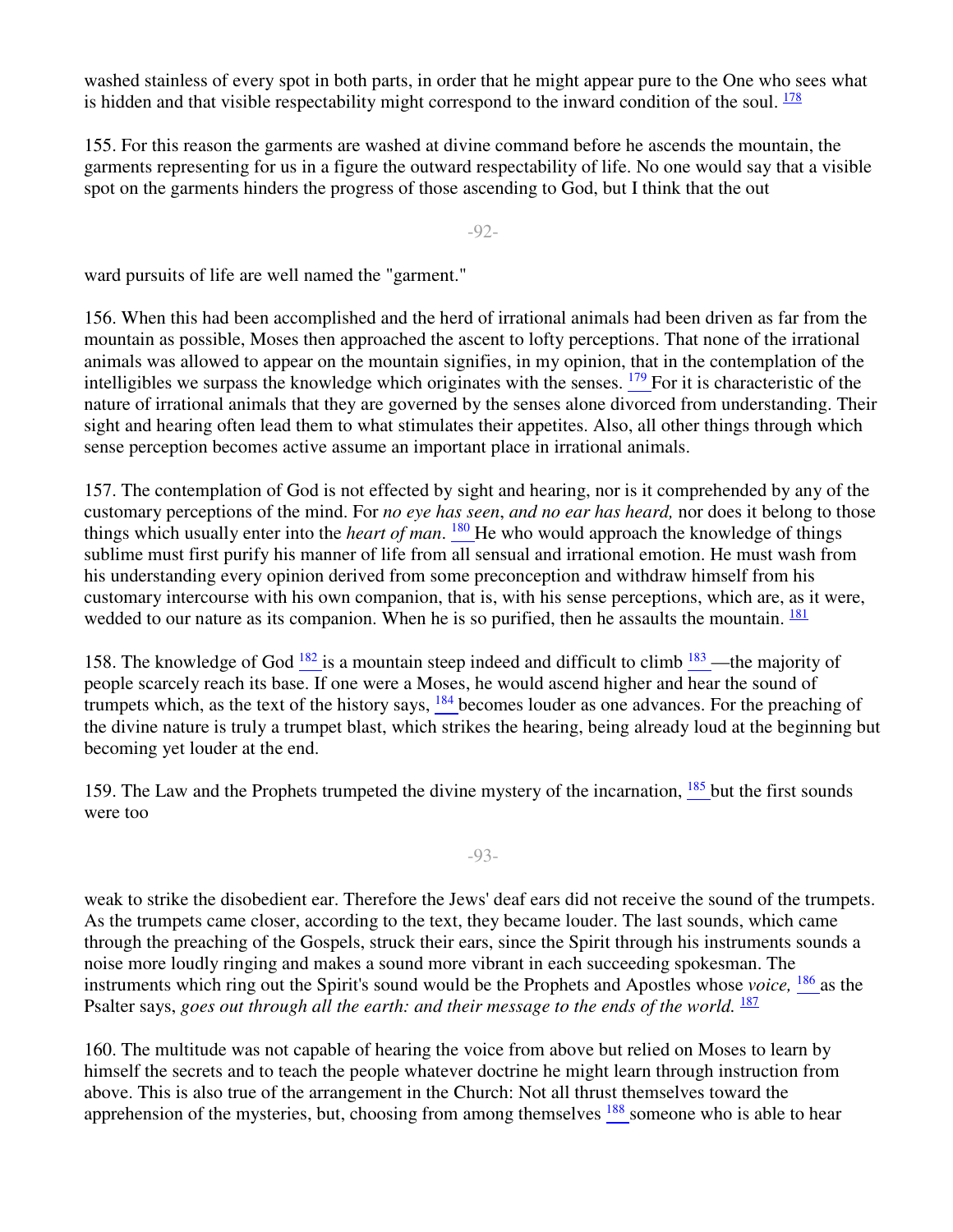washed stainless of every spot in both parts, in order that he might appear pure to the One who sees what is hidden and that visible respectability might correspond to the inward condition of the soul. [178]

155. For this reason the garments are washed at divine command before he ascends the mountain, the garments representing for us in a figure the outward respectability of life. No one would say that a visible spot on the garments hinders the progress of those ascending to God, but I think that the outward pursuits of life are well named the "garment."

156. When this had been accomplished and the herd of irrational animals had been driven as far from the mountain as possible, Moses then approached the ascent to lofty perceptions. That none of the irrational animals was allowed to appear on the mountain signifies, in my opinion, that in the contemplation of the intelligibles we surpass the knowledge which originates with the senses. [179] For it is characteristic of the nature of irrational animals that they are governed by the senses alone divorced from understanding. Their sight and hearing often lead them to what stimulates their appetites. Also, all other things through which sense perception becomes active assume an important place in irrational animals.

157. The contemplation of God is not effected by sight and hearing, nor is it comprehended by any of the customary perceptions of the mind. For *no eye has seen*, *and no ear has heard,* nor does it belong to those things which usually enter into the *heart of man*. [180] He who would approach the knowledge of things sublime must first purify his manner of life from all sensual and irrational emotion. He must wash from his understanding every opinion derived from some preconception and withdraw himself from his customary intercourse with his own companion, that is, with his sense perceptions, which are, as it were, wedded to our nature as its companion. When he is so purified, then he assaults the mountain. [181]

158. The knowledge of God [182] is a mountain steep indeed and difficult to climb [183] —the majority of people scarcely reach its base. If one were a Moses, he would ascend higher and hear the sound of trumpets which, as the text of the history says, [184] becomes louder as one advances. For the preaching of the divine nature is truly a trumpet blast, which strikes the hearing, being already loud at the beginning but becoming yet louder at the end.

159. The Law and the Prophets trumpeted the divine mystery of the incarnation, [185] but the first sounds were too weak to strike the disobedient ear. Therefore the Jews' deaf ears did not receive the sound of the trumpets. As the trumpets came closer, according to the text, they became louder. The last sounds, which came through the preaching of the Gospels, struck their ears, since the Spirit through his instruments sounds a noise more loudly ringing and makes a sound more vibrant in each succeeding spokesman. The instruments which ring out the Spirit's sound would be the Prophets and Apostles whose *voice,* [186] as the Psalter says, *goes out through all the earth: and their message to the ends of the world.* [187]

160. The multitude was not capable of hearing the voice from above but relied on Moses to learn by himself the secrets and to teach the people whatever doctrine he might learn through instruction from above. This is also true of the arrangement in the Church: Not all thrust themselves toward the apprehension of the mysteries, but, choosing from among themselves [188] someone who is able to hear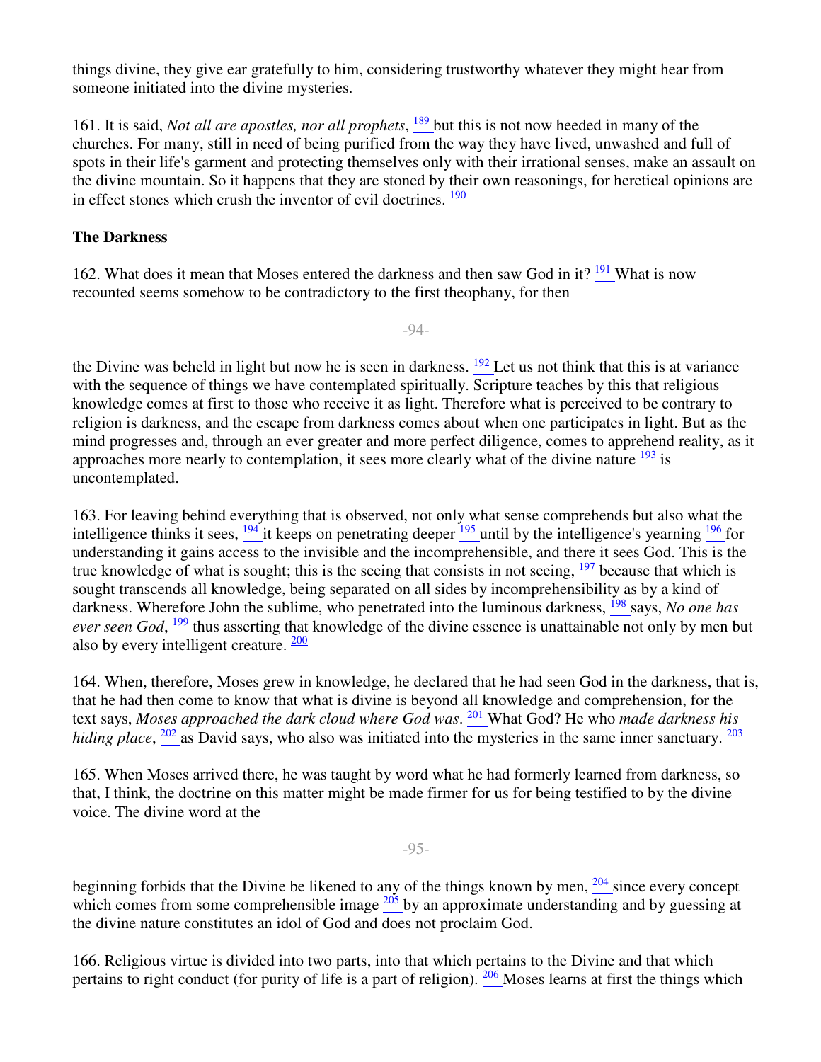things divine, they give ear gratefully to him, considering trustworthy whatever they might hear from someone initiated into the divine mysteries.

161. It is said, *Not all are apostles, nor all prophets*, [189] but this is not now heeded in many of the churches. For many, still in need of being purified from the way they have lived, unwashed and full of spots in their life's garment and protecting themselves only with their irrational senses, make an assault on the divine mountain. So it happens that they are stoned by their own reasonings, for heretical opinions are in effect stones which crush the inventor of evil doctrines. [190]

**The Darkness**

162. What does it mean that Moses entered the darkness and then saw God in it? [191] What is now recounted seems somehow to be contradictory to the first theophany, for then the Divine was beheld in light but now he is seen in darkness. [192] Let us not think that this is at variance with the sequence of things we have contemplated spiritually. Scripture teaches by this that religious knowledge comes at first to those who receive it as light. Therefore what is perceived to be contrary to religion is darkness, and the escape from darkness comes about when one participates in light. But as the mind progresses and, through an ever greater and more perfect diligence, comes to apprehend reality, as it approaches more nearly to contemplation, it sees more clearly what of the divine nature [193] is uncontemplated.

163. For leaving behind everything that is observed, not only what sense comprehends but also what the intelligence thinks it sees, [194] it keeps on penetrating deeper [195] until by the intelligence's yearning [196] for understanding it gains access to the invisible and the incomprehensible, and there it sees God. This is the true knowledge of what is sought; this is the seeing that consists in not seeing, [197] because that which is sought transcends all knowledge, being separated on all sides by incomprehensibility as by a kind of darkness. Wherefore John the sublime, who penetrated into the luminous darkness, [198] says, *No one has ever seen God*, [199] thus asserting that knowledge of the divine essence is unattainable not only by men but also by every intelligent creature. [200]

164. When, therefore, Moses grew in knowledge, he declared that he had seen God in the darkness, that is, that he had then come to know that what is divine is beyond all knowledge and comprehension, for the text says, *Moses approached the dark cloud where God was*. [201] What God? He who *made darkness his hiding place*, [202] as David says, who also was initiated into the mysteries in the same inner sanctuary. [203]

165. When Moses arrived there, he was taught by word what he had formerly learned from darkness, so that, I think, the doctrine on this matter might be made firmer for us for being testified to by the divine voice. The divine word at the beginning forbids that the Divine be likened to any of the things known by men, [204] since every concept which comes from some comprehensible image [205] by an approximate understanding and by guessing at the divine nature constitutes an idol of God and does not proclaim God.

166. Religious virtue is divided into two parts, into that which pertains to the Divine and that which pertains to right conduct (for purity of life is a part of religion). [206] Moses learns at first the things which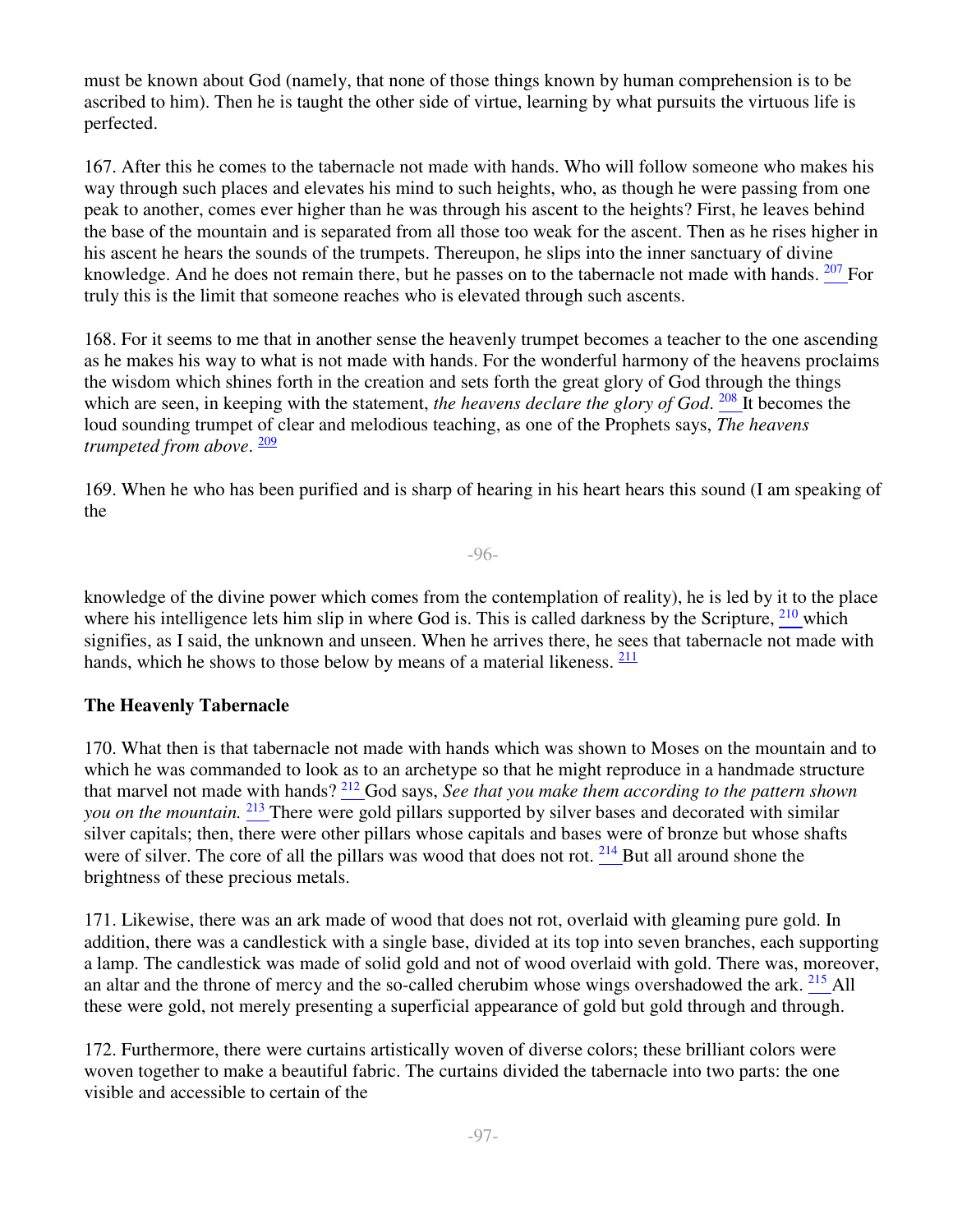must be known about God (namely, that none of those things known by human comprehension is to be ascribed to him). Then he is taught the other side of virtue, learning by what pursuits the virtuous life is perfected.

167. After this he comes to the tabernacle not made with hands. Who will follow someone who makes his way through such places and elevates his mind to such heights, who, as though he were passing from one peak to another, comes ever higher than he was through his ascent to the heights? First, he leaves behind the base of the mountain and is separated from all those too weak for the ascent. Then as he rises higher in his ascent he hears the sounds of the trumpets. Thereupon, he slips into the inner sanctuary of divine knowledge. And he does not remain there, but he passes on to the tabernacle not made with hands. [207] For truly this is the limit that someone reaches who is elevated through such ascents.

168. For it seems to me that in another sense the heavenly trumpet becomes a teacher to the one ascending as he makes his way to what is not made with hands. For the wonderful harmony of the heavens proclaims the wisdom which shines forth in the creation and sets forth the great glory of God through the things which are seen, in keeping with the statement, *the heavens declare the glory of God*. [208] It becomes the loud sounding trumpet of clear and melodious teaching, as one of the Prophets says, *The heavens trumpeted from above*. [209]

169. When he who has been purified and is sharp of hearing in his heart hears this sound (I am speaking of the knowledge of the divine power which comes from the contemplation of reality), he is led by it to the place where his intelligence lets him slip in where God is. This is called darkness by the Scripture, [210] which signifies, as I said, the unknown and unseen. When he arrives there, he sees that tabernacle not made with hands, which he shows to those below by means of a material likeness. [211]

### The Heavenly Tabernacle

170. What then is that tabernacle not made with hands which was shown to Moses on the mountain and to which he was commanded to look as to an archetype so that he might reproduce in a handmade structure that marvel not made with hands? [212] God says, *See that you make them according to the pattern shown you on the mountain.* [213] There were gold pillars supported by silver bases and decorated with similar silver capitals; then, there were other pillars whose capitals and bases were of bronze but whose shafts were of silver. The core of all the pillars was wood that does not rot. [214] But all around shone the brightness of these precious metals.

171. Likewise, there was an ark made of wood that does not rot, overlaid with gleaming pure gold. In addition, there was a candlestick with a single base, divided at its top into seven branches, each supporting a lamp. The candlestick was made of solid gold and not of wood overlaid with gold. There was, moreover, an altar and the throne of mercy and the so-called cherubim whose wings overshadowed the ark. [215] All these were gold, not merely presenting a superficial appearance of gold but gold through and through.

172. Furthermore, there were curtains artistically woven of diverse colors; these brilliant colors were woven together to make a beautiful fabric. The curtains divided the tabernacle into two parts: the one visible and accessible to certain of the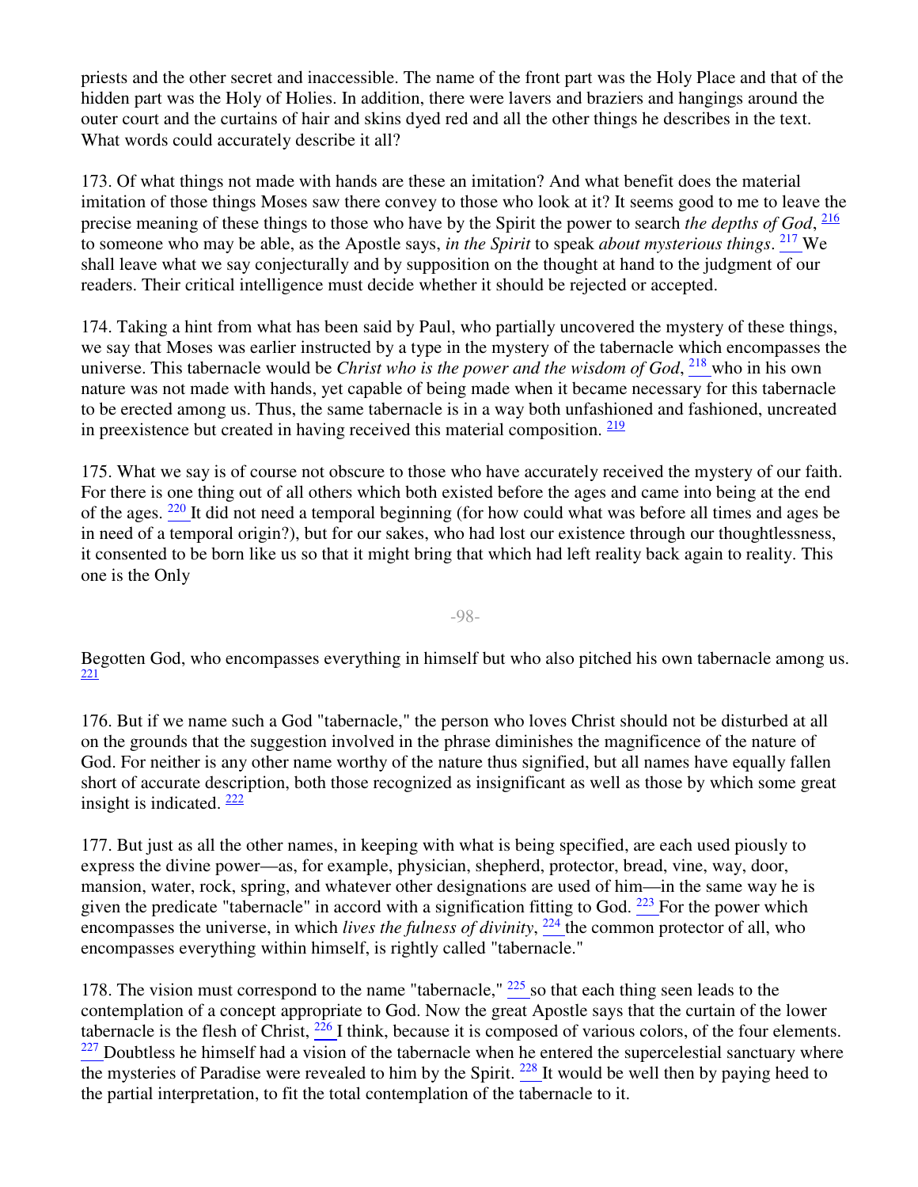priests and the other secret and inaccessible. The name of the front part was the Holy Place and that of the hidden part was the Holy of Holies. In addition, there were lavers and braziers and hangings around the outer court and the curtains of hair and skins dyed red and all the other things he describes in the text. What words could accurately describe it all?

173. Of what things not made with hands are these an imitation? And what benefit does the material imitation of those things Moses saw there convey to those who look at it? It seems good to me to leave the precise meaning of these things to those who have by the Spirit the power to search *the depths of God*, [216] to someone who may be able, as the Apostle says, *in the Spirit* to speak *about mysterious things*. [217] We shall leave what we say conjecturally and by supposition on the thought at hand to the judgment of our readers. Their critical intelligence must decide whether it should be rejected or accepted.

174. Taking a hint from what has been said by Paul, who partially uncovered the mystery of these things, we say that Moses was earlier instructed by a type in the mystery of the tabernacle which encompasses the universe. This tabernacle would be *Christ who is the power and the wisdom of God*, [218] who in his own nature was not made with hands, yet capable of being made when it became necessary for this tabernacle to be erected among us. Thus, the same tabernacle is in a way both unfashioned and fashioned, uncreated in preexistence but created in having received this material composition. [219]

175. What we say is of course not obscure to those who have accurately received the mystery of our faith. For there is one thing out of all others which both existed before the ages and came into being at the end of the ages. [220] It did not need a temporal beginning (for how could what was before all times and ages be in need of a temporal origin?), but for our sakes, who had lost our existence through our thoughtlessness, it consented to be born like us so that it might bring that which had left reality back again to reality. This one is the Only Begotten God, who encompasses everything in himself but who also pitched his own tabernacle among us. [221]

176. But if we name such a God "tabernacle," the person who loves Christ should not be disturbed at all on the grounds that the suggestion involved in the phrase diminishes the magnificence of the nature of God. For neither is any other name worthy of the nature thus signified, but all names have equally fallen short of accurate description, both those recognized as insignificant as well as those by which some great insight is indicated. [222]

177. But just as all the other names, in keeping with what is being specified, are each used piously to express the divine power—as, for example, physician, shepherd, protector, bread, vine, way, door, mansion, water, rock, spring, and whatever other designations are used of him—in the same way he is given the predicate "tabernacle" in accord with a signification fitting to God. [223] For the power which encompasses the universe, in which *lives the fulness of divinity*, [224] the common protector of all, who encompasses everything within himself, is rightly called "tabernacle."

178. The vision must correspond to the name "tabernacle," [225] so that each thing seen leads to the contemplation of a concept appropriate to God. Now the great Apostle says that the curtain of the lower tabernacle is the flesh of Christ, [226] I think, because it is composed of various colors, of the four elements. [227] Doubtless he himself had a vision of the tabernacle when he entered the supercelestial sanctuary where the mysteries of Paradise were revealed to him by the Spirit. [228] It would be well then by paying heed to the partial interpretation, to fit the total contemplation of the tabernacle to it.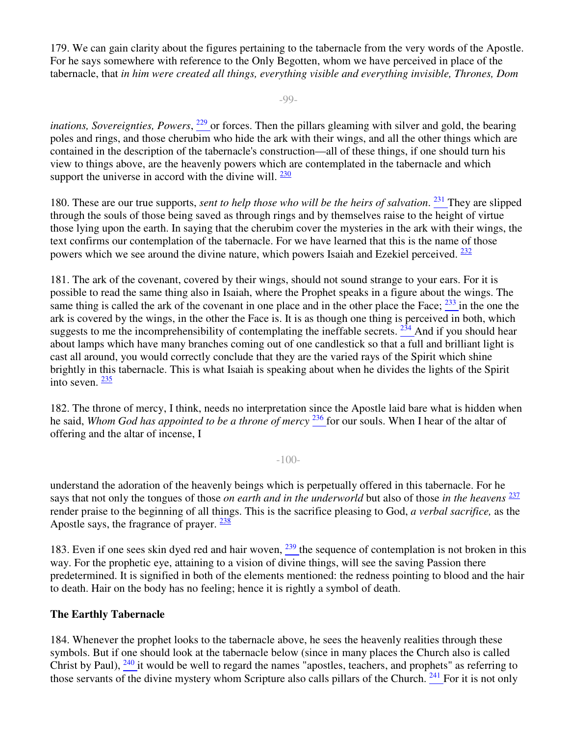179. We can gain clarity about the figures pertaining to the tabernacle from the very words of the Apostle. For he says somewhere with reference to the Only Begotten, whom we have perceived in place of the tabernacle, that *in him were created all things, everything visible and everything invisible, Thrones, Dominations, Sovereignties, Powers*, [229] or forces. Then the pillars gleaming with silver and gold, the bearing poles and rings, and those cherubim who hide the ark with their wings, and all the other things which are contained in the description of the tabernacle's construction—all of these things, if one should turn his view to things above, are the heavenly powers which are contemplated in the tabernacle and which support the universe in accord with the divine will. [230]

180. These are our true supports, *sent to help those who will be the heirs of salvation*. [231] They are slipped through the souls of those being saved as through rings and by themselves raise to the height of virtue those lying upon the earth. In saying that the cherubim cover the mysteries in the ark with their wings, the text confirms our contemplation of the tabernacle. For we have learned that this is the name of those powers which we see around the divine nature, which powers Isaiah and Ezekiel perceived. [232]

181. The ark of the covenant, covered by their wings, should not sound strange to your ears. For it is possible to read the same thing also in Isaiah, where the Prophet speaks in a figure about the wings. The same thing is called the ark of the covenant in one place and in the other place the Face; [233] in the one the ark is covered by the wings, in the other the Face is. It is as though one thing is perceived in both, which suggests to me the incomprehensibility of contemplating the ineffable secrets. [234] And if you should hear about lamps which have many branches coming out of one candlestick so that a full and brilliant light is cast all around, you would correctly conclude that they are the varied rays of the Spirit which shine brightly in this tabernacle. This is what Isaiah is speaking about when he divides the lights of the Spirit into seven. [235]

182. The throne of mercy, I think, needs no interpretation since the Apostle laid bare what is hidden when he said, *Whom God has appointed to be a throne of mercy* [236] for our souls. When I hear of the altar of offering and the altar of incense, I understand the adoration of the heavenly beings which is perpetually offered in this tabernacle. For he says that not only the tongues of those *on earth and in the underworld* but also of those *in the heavens* [237] render praise to the beginning of all things. This is the sacrifice pleasing to God, *a verbal sacrifice,* as the Apostle says, the fragrance of prayer. [238]

183. Even if one sees skin dyed red and hair woven, [239] the sequence of contemplation is not broken in this way. For the prophetic eye, attaining to a vision of divine things, will see the saving Passion there predetermined. It is signified in both of the elements mentioned: the redness pointing to blood and the hair to death. Hair on the body has no feeling; hence it is rightly a symbol of death.

### The Earthly Tabernacle

184. Whenever the prophet looks to the tabernacle above, he sees the heavenly realities through these symbols. But if one should look at the tabernacle below (since in many places the Church also is called Christ by Paul), [240] it would be well to regard the names "apostles, teachers, and prophets" as referring to those servants of the divine mystery whom Scripture also calls pillars of the Church. [241] For it is not only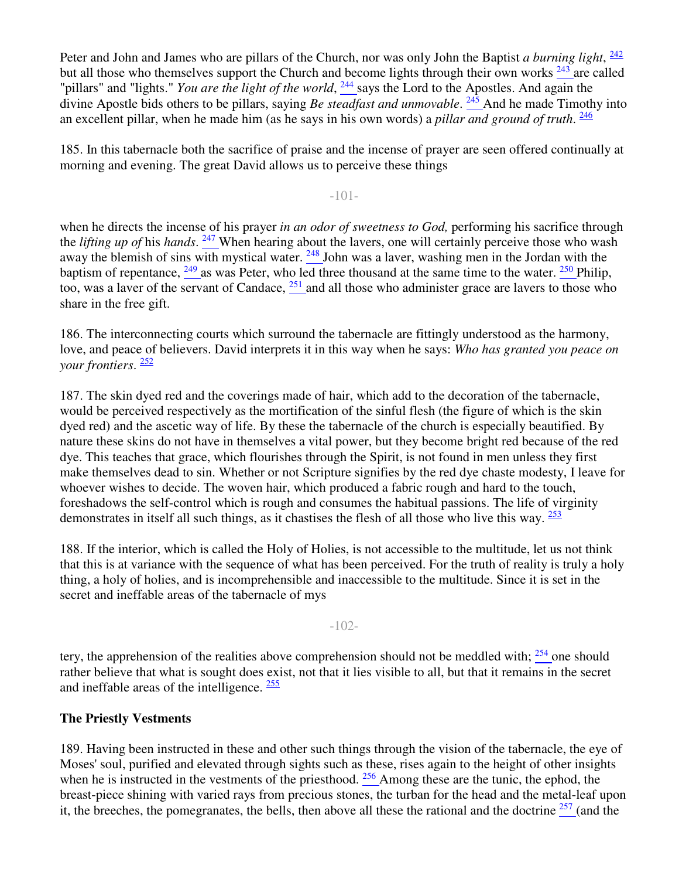Peter and John and James who are pillars of the Church, nor was only John the Baptist *a burning light*, [242] but all those who themselves support the Church and become lights through their own works [243] are called "pillars" and "lights." *You are the light of the world*, [244] says the Lord to the Apostles. And again the divine Apostle bids others to be pillars, saying *Be steadfast and unmovable*. [245] And he made Timothy into an excellent pillar, when he made him (as he says in his own words) a *pillar and ground of truth*. [246]

185. In this tabernacle both the sacrifice of praise and the incense of prayer are seen offered continually at morning and evening. The great David allows us to perceive these things when he directs the incense of his prayer *in an odor of sweetness to God,* performing his sacrifice through the *lifting up of* his *hands*. [247] When hearing about the lavers, one will certainly perceive those who wash away the blemish of sins with mystical water. [248] John was a laver, washing men in the Jordan with the baptism of repentance, [249] as was Peter, who led three thousand at the same time to the water. [250] Philip, too, was a laver of the servant of Candace, [251] and all those who administer grace are lavers to those who share in the free gift.

186. The interconnecting courts which surround the tabernacle are fittingly understood as the harmony, love, and peace of believers. David interprets it in this way when he says: *Who has granted you peace on your frontiers*. [252]

187. The skin dyed red and the coverings made of hair, which add to the decoration of the tabernacle, would be perceived respectively as the mortification of the sinful flesh (the figure of which is the skin dyed red) and the ascetic way of life. By these the tabernacle of the church is especially beautified. By nature these skins do not have in themselves a vital power, but they become bright red because of the red dye. This teaches that grace, which flourishes through the Spirit, is not found in men unless they first make themselves dead to sin. Whether or not Scripture signifies by the red dye chaste modesty, I leave for whoever wishes to decide. The woven hair, which produced a fabric rough and hard to the touch, foreshadows the self-control which is rough and consumes the habitual passions. The life of virginity demonstrates in itself all such things, as it chastises the flesh of all those who live this way. [253]

188. If the interior, which is called the Holy of Holies, is not accessible to the multitude, let us not think that this is at variance with the sequence of what has been perceived. For the truth of reality is truly a holy thing, a holy of holies, and is incomprehensible and inaccessible to the multitude. Since it is set in the secret and ineffable areas of the tabernacle of mystery, the apprehension of the realities above comprehension should not be meddled with; [254] one should rather believe that what is sought does exist, not that it lies visible to all, but that it remains in the secret and ineffable areas of the intelligence. [255]

### The Priestly Vestments

189. Having been instructed in these and other such things through the vision of the tabernacle, the eye of Moses' soul, purified and elevated through sights such as these, rises again to the height of other insights when he is instructed in the vestments of the priesthood. [256] Among these are the tunic, the ephod, the breast-piece shining with varied rays from precious stones, the turban for the head and the metal-leaf upon it, the breeches, the pomegranates, the bells, then above all these the rational and the doctrine [257] (and the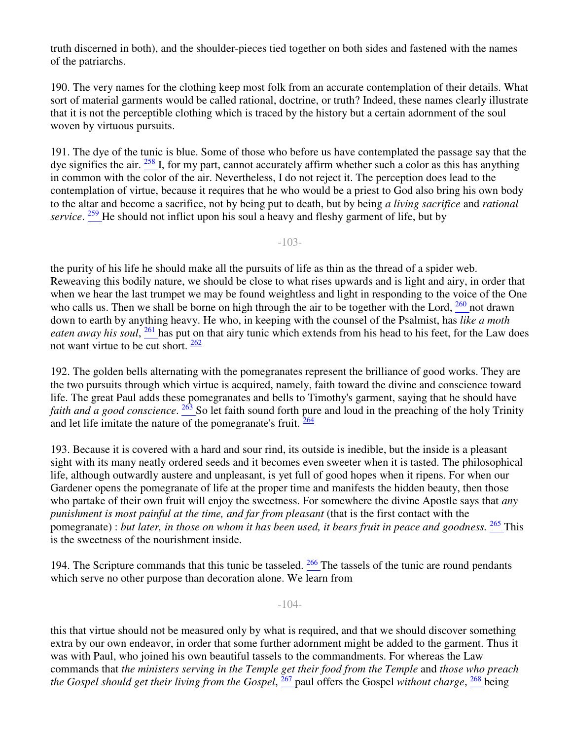truth discerned in both), and the shoulder-pieces tied together on both sides and fastened with the names of the patriarchs.

190. The very names for the clothing keep most folk from an accurate contemplation of their details. What sort of material garments would be called rational, doctrine, or truth? Indeed, these names clearly illustrate that it is not the perceptible clothing which is traced by the history but a certain adornment of the soul woven by virtuous pursuits.

191. The dye of the tunic is blue. Some of those who before us have contemplated the passage say that the dye signifies the air. [258] I, for my part, cannot accurately affirm whether such a color as this has anything in common with the color of the air. Nevertheless, I do not reject it. The perception does lead to the contemplation of virtue, because it requires that he who would be a priest to God also bring his own body to the altar and become a sacrifice, not by being put to death, but by being *a living sacrifice* and *rational service*. [259] He should not inflict upon his soul a heavy and fleshy garment of life, but by the purity of his life he should make all the pursuits of life as thin as the thread of a spider web. Reweaving this bodily nature, we should be close to what rises upwards and is light and airy, in order that when we hear the last trumpet we may be found weightless and light in responding to the voice of the One who calls us. Then we shall be borne on high through the air to be together with the Lord, [260] not drawn down to earth by anything heavy. He who, in keeping with the counsel of the Psalmist, has *like a moth eaten away his soul*, [261] has put on that airy tunic which extends from his head to his feet, for the Law does not want virtue to be cut short. [262]

192. The golden bells alternating with the pomegranates represent the brilliance of good works. They are the two pursuits through which virtue is acquired, namely, faith toward the divine and conscience toward life. The great Paul adds these pomegranates and bells to Timothy's garment, saying that he should have *faith and a good conscience*. [263] So let faith sound forth pure and loud in the preaching of the holy Trinity and let life imitate the nature of the pomegranate's fruit. [264]

193. Because it is covered with a hard and sour rind, its outside is inedible, but the inside is a pleasant sight with its many neatly ordered seeds and it becomes even sweeter when it is tasted. The philosophical life, although outwardly austere and unpleasant, is yet full of good hopes when it ripens. For when our Gardener opens the pomegranate of life at the proper time and manifests the hidden beauty, then those who partake of their own fruit will enjoy the sweetness. For somewhere the divine Apostle says that *any punishment is most painful at the time, and far from pleasant* (that is the first contact with the pomegranate) : *but later, in those on whom it has been used, it bears fruit in peace and goodness.* [265] This is the sweetness of the nourishment inside.

194. The Scripture commands that this tunic be tasseled. [266] The tassels of the tunic are round pendants which serve no other purpose than decoration alone. We learn from this that virtue should not be measured only by what is required, and that we should discover something extra by our own endeavor, in order that some further adornment might be added to the garment. Thus it was with Paul, who joined his own beautiful tassels to the commandments. For whereas the Law commands that *the ministers serving in the Temple get their food from the Temple* and *those who preach the Gospel should get their living from the Gospel*, [267] paul offers the Gospel *without charge*, [268] being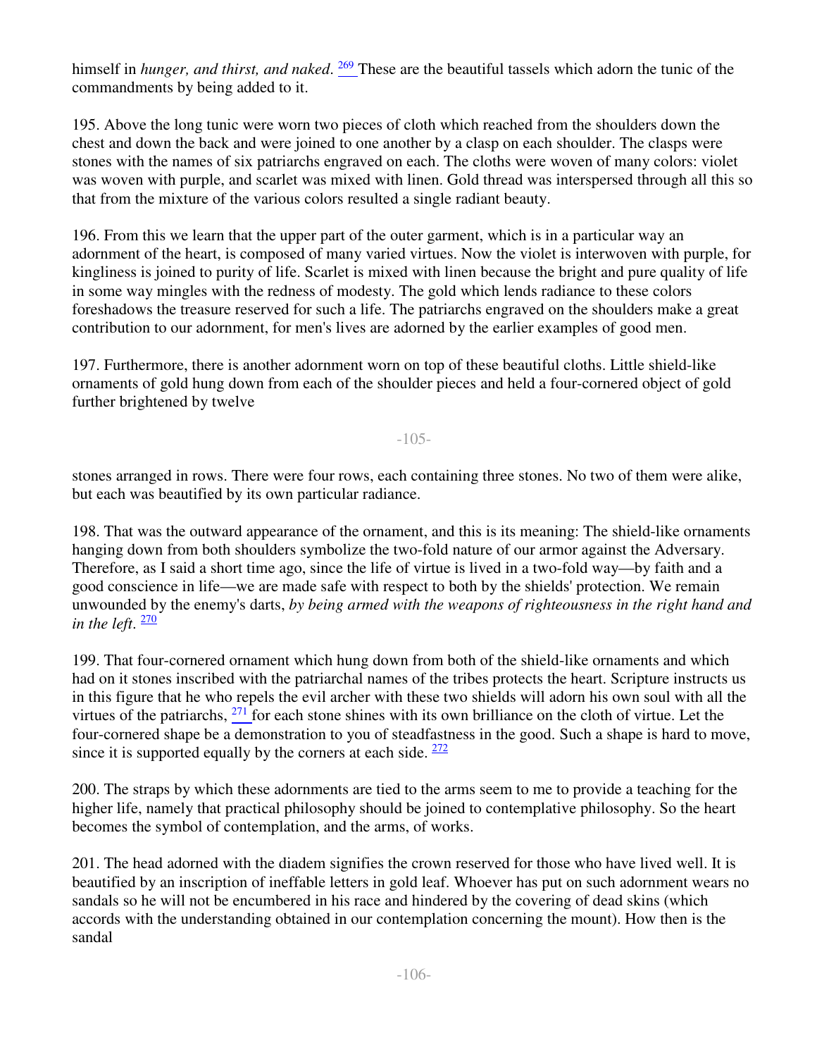himself in *hunger, and thirst, and naked*. [269] These are the beautiful tassels which adorn the tunic of the commandments by being added to it.

195. Above the long tunic were worn two pieces of cloth which reached from the shoulders down the chest and down the back and were joined to one another by a clasp on each shoulder. The clasps were stones with the names of six patriarchs engraved on each. The cloths were woven of many colors: violet was woven with purple, and scarlet was mixed with linen. Gold thread was interspersed through all this so that from the mixture of the various colors resulted a single radiant beauty.

196. From this we learn that the upper part of the outer garment, which is in a particular way an adornment of the heart, is composed of many varied virtues. Now the violet is interwoven with purple, for kingliness is joined to purity of life. Scarlet is mixed with linen because the bright and pure quality of life in some way mingles with the redness of modesty. The gold which lends radiance to these colors foreshadows the treasure reserved for such a life. The patriarchs engraved on the shoulders make a great contribution to our adornment, for men's lives are adorned by the earlier examples of good men.

197. Furthermore, there is another adornment worn on top of these beautiful cloths. Little shield-like ornaments of gold hung down from each of the shoulder pieces and held a four-cornered object of gold further brightened by twelve stones arranged in rows. There were four rows, each containing three stones. No two of them were alike, but each was beautified by its own particular radiance.

198. That was the outward appearance of the ornament, and this is its meaning: The shield-like ornaments hanging down from both shoulders symbolize the two-fold nature of our armor against the Adversary. Therefore, as I said a short time ago, since the life of virtue is lived in a two-fold way—by faith and a good conscience in life—we are made safe with respect to both by the shields' protection. We remain unwounded by the enemy's darts, *by being armed with the weapons of righteousness in the right hand and in the left*. [270]

199. That four-cornered ornament which hung down from both of the shield-like ornaments and which had on it stones inscribed with the patriarchal names of the tribes protects the heart. Scripture instructs us in this figure that he who repels the evil archer with these two shields will adorn his own soul with all the virtues of the patriarchs, [271] for each stone shines with its own brilliance on the cloth of virtue. Let the four-cornered shape be a demonstration to you of steadfastness in the good. Such a shape is hard to move, since it is supported equally by the corners at each side. [272]

200. The straps by which these adornments are tied to the arms seem to me to provide a teaching for the higher life, namely that practical philosophy should be joined to contemplative philosophy. So the heart becomes the symbol of contemplation, and the arms, of works.

201. The head adorned with the diadem signifies the crown reserved for those who have lived well. It is beautified by an inscription of ineffable letters in gold leaf. Whoever has put on such adornment wears no sandals so he will not be encumbered in his race and hindered by the covering of dead skins (which accords with the understanding obtained in our contemplation concerning the mount). How then is the sandal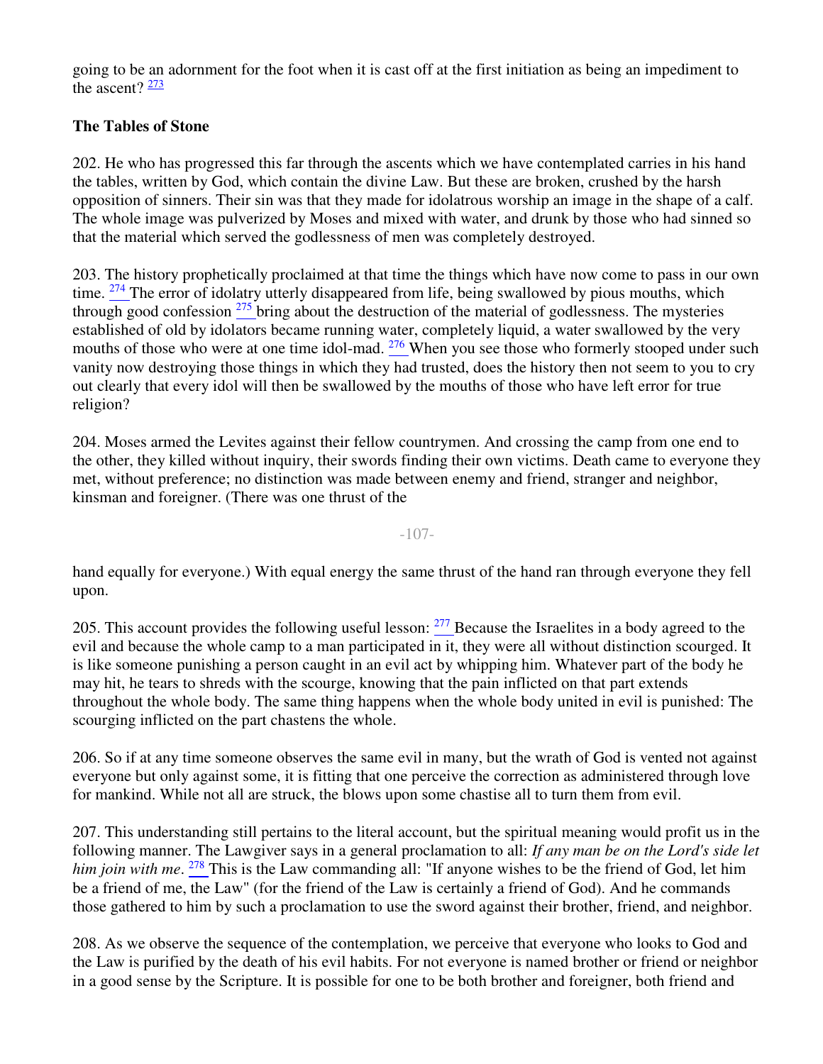going to be an adornment for the foot when it is cast off at the first initiation as being an impediment to the ascent? [273]

**The Tables of Stone**

202. He who has progressed this far through the ascents which we have contemplated carries in his hand the tables, written by God, which contain the divine Law. But these are broken, crushed by the harsh opposition of sinners. Their sin was that they made for idolatrous worship an image in the shape of a calf. The whole image was pulverized by Moses and mixed with water, and drunk by those who had sinned so that the material which served the godlessness of men was completely destroyed.

203. The history prophetically proclaimed at that time the things which have now come to pass in our own time. [274] The error of idolatry utterly disappeared from life, being swallowed by pious mouths, which through good confession [275] bring about the destruction of the material of godlessness. The mysteries established of old by idolators became running water, completely liquid, a water swallowed by the very mouths of those who were at one time idol-mad. [276] When you see those who formerly stooped under such vanity now destroying those things in which they had trusted, does the history then not seem to you to cry out clearly that every idol will then be swallowed by the mouths of those who have left error for true religion?

204. Moses armed the Levites against their fellow countrymen. And crossing the camp from one end to the other, they killed without inquiry, their swords finding their own victims. Death came to everyone they met, without preference; no distinction was made between enemy and friend, stranger and neighbor, kinsman and foreigner. (There was one thrust of the hand equally for everyone.) With equal energy the same thrust of the hand ran through everyone they fell upon.

205. This account provides the following useful lesson: [277] Because the Israelites in a body agreed to the evil and because the whole camp to a man participated in it, they were all without distinction scourged. It is like someone punishing a person caught in an evil act by whipping him. Whatever part of the body he may hit, he tears to shreds with the scourge, knowing that the pain inflicted on that part extends throughout the whole body. The same thing happens when the whole body united in evil is punished: The scourging inflicted on the part chastens the whole.

206. So if at any time someone observes the same evil in many, but the wrath of God is vented not against everyone but only against some, it is fitting that one perceive the correction as administered through love for mankind. While not all are struck, the blows upon some chastise all to turn them from evil.

207. This understanding still pertains to the literal account, but the spiritual meaning would profit us in the following manner. The Lawgiver says in a general proclamation to all: *If any man be on the Lord's side let him join with me*. [278] This is the Law commanding all: "If anyone wishes to be the friend of God, let him be a friend of me, the Law" (for the friend of the Law is certainly a friend of God). And he commands those gathered to him by such a proclamation to use the sword against their brother, friend, and neighbor.

208. As we observe the sequence of the contemplation, we perceive that everyone who looks to God and the Law is purified by the death of his evil habits. For not everyone is named brother or friend or neighbor in a good sense by the Scripture. It is possible for one to be both brother and foreigner, both friend and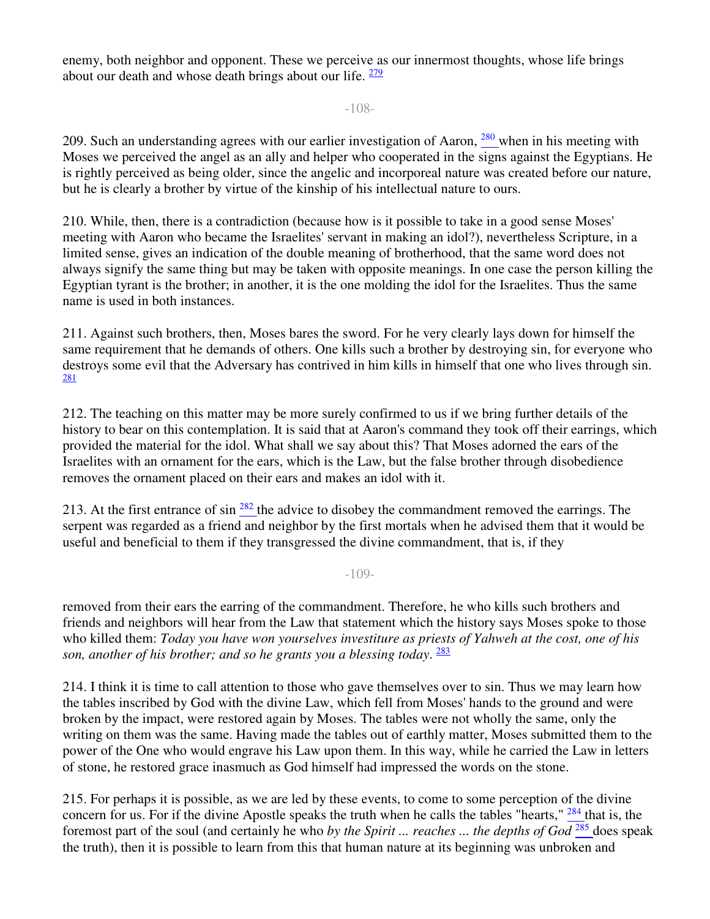enemy, both neighbor and opponent. These we perceive as our innermost thoughts, whose life brings about our death and whose death brings about our life. [279]

209. Such an understanding agrees with our earlier investigation of Aaron, [280] when in his meeting with Moses we perceived the angel as an ally and helper who cooperated in the signs against the Egyptians. He is rightly perceived as being older, since the angelic and incorporeal nature was created before our nature, but he is clearly a brother by virtue of the kinship of his intellectual nature to ours.

210. While, then, there is a contradiction (because how is it possible to take in a good sense Moses' meeting with Aaron who became the Israelites' servant in making an idol?), nevertheless Scripture, in a limited sense, gives an indication of the double meaning of brotherhood, that the same word does not always signify the same thing but may be taken with opposite meanings. In one case the person killing the Egyptian tyrant is the brother; in another, it is the one molding the idol for the Israelites. Thus the same name is used in both instances.

211. Against such brothers, then, Moses bares the sword. For he very clearly lays down for himself the same requirement that he demands of others. One kills such a brother by destroying sin, for everyone who destroys some evil that the Adversary has contrived in him kills in himself that one who lives through sin. [281]

212. The teaching on this matter may be more surely confirmed to us if we bring further details of the history to bear on this contemplation. It is said that at Aaron's command they took off their earrings, which provided the material for the idol. What shall we say about this? That Moses adorned the ears of the Israelites with an ornament for the ears, which is the Law, but the false brother through disobedience removes the ornament placed on their ears and makes an idol with it.

213. At the first entrance of sin [282] the advice to disobey the commandment removed the earrings. The serpent was regarded as a friend and neighbor by the first mortals when he advised them that it would be useful and beneficial to them if they transgressed the divine commandment, that is, if they removed from their ears the earring of the commandment. Therefore, he who kills such brothers and friends and neighbors will hear from the Law that statement which the history says Moses spoke to those who killed them: *Today you have won yourselves investiture as priests of Yahweh at the cost, one of his son, another of his brother; and so he grants you a blessing today*. [283]

214. I think it is time to call attention to those who gave themselves over to sin. Thus we may learn how the tables inscribed by God with the divine Law, which fell from Moses' hands to the ground and were broken by the impact, were restored again by Moses. The tables were not wholly the same, only the writing on them was the same. Having made the tables out of earthly matter, Moses submitted them to the power of the One who would engrave his Law upon them. In this way, while he carried the Law in letters of stone, he restored grace inasmuch as God himself had impressed the words on the stone.

215. For perhaps it is possible, as we are led by these events, to come to some perception of the divine concern for us. For if the divine Apostle speaks the truth when he calls the tables "hearts," [284] that is, the foremost part of the soul (and certainly he who *by the Spirit ... reaches ... the depths of God* [285] does speak the truth), then it is possible to learn from this that human nature at its beginning was unbroken and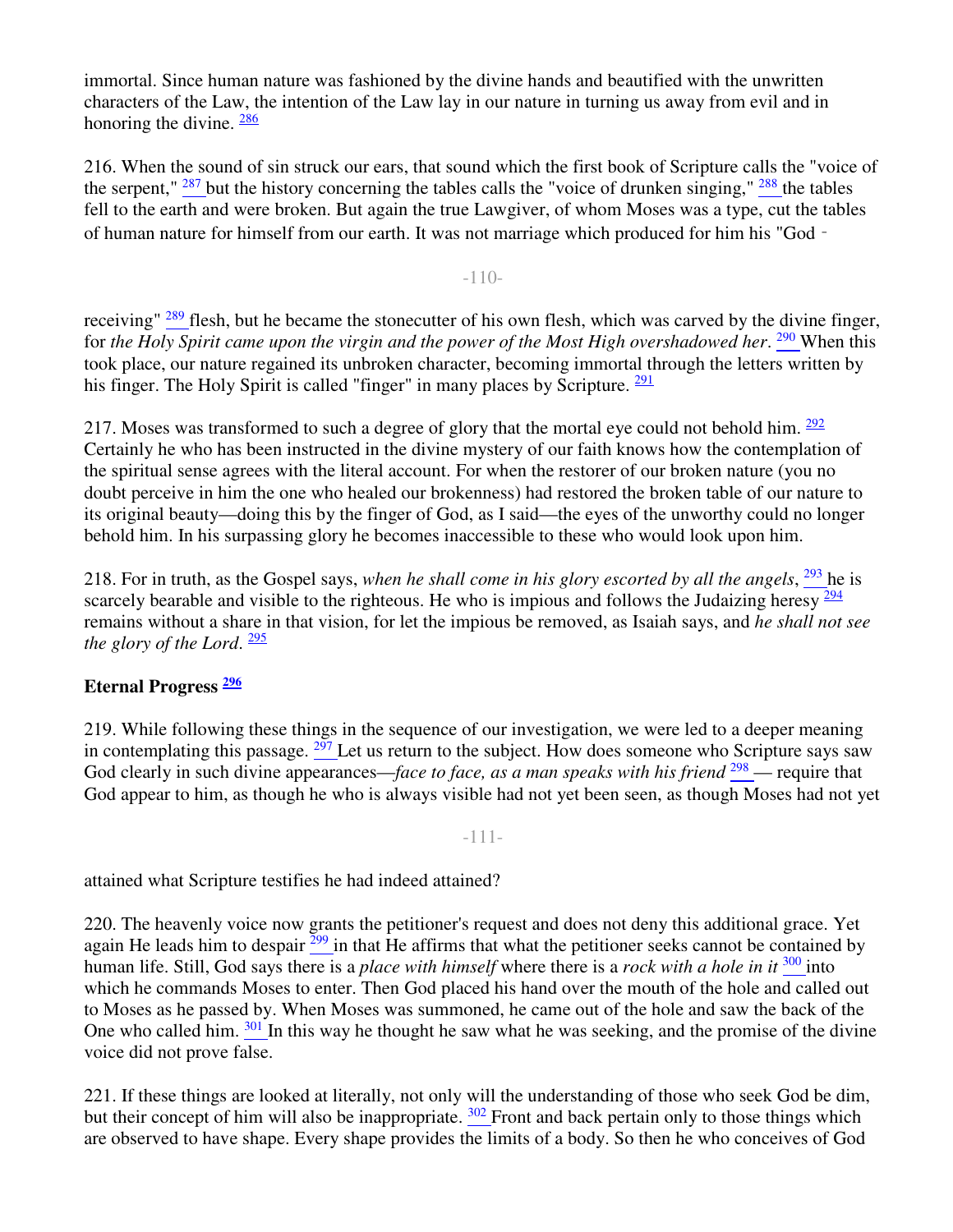immortal. Since human nature was fashioned by the divine hands and beautified with the unwritten characters of the Law, the intention of the Law lay in our nature in turning us away from evil and in honoring the divine. [286]

216. When the sound of sin struck our ears, that sound which the first book of Scripture calls the "voice of the serpent," [287] but the history concerning the tables calls the "voice of drunken singing," [288] the tables fell to the earth and were broken. But again the true Lawgiver, of whom Moses was a type, cut the tables of human nature for himself from our earth. It was not marriage which produced for him his "God-receiving" [289] flesh, but he became the stonecutter of his own flesh, which was carved by the divine finger, for *the Holy Spirit came upon the virgin and the power of the Most High overshadowed her*. [290] When this took place, our nature regained its unbroken character, becoming immortal through the letters written by his finger. The Holy Spirit is called "finger" in many places by Scripture. [291]

217. Moses was transformed to such a degree of glory that the mortal eye could not behold him. [292] Certainly he who has been instructed in the divine mystery of our faith knows how the contemplation of the spiritual sense agrees with the literal account. For when the restorer of our broken nature (you no doubt perceive in him the one who healed our brokenness) had restored the broken table of our nature to its original beauty—doing this by the finger of God, as I said—the eyes of the unworthy could no longer behold him. In his surpassing glory he becomes inaccessible to these who would look upon him.

218. For in truth, as the Gospel says, *when he shall come in his glory escorted by all the angels*, [293] he is scarcely bearable and visible to the righteous. He who is impious and follows the Judaizing heresy [294] remains without a share in that vision, for let the impious be removed, as Isaiah says, and *he shall not see the glory of the Lord*. [295]

**Eternal Progress [296]**

219. While following these things in the sequence of our investigation, we were led to a deeper meaning in contemplating this passage. [297] Let us return to the subject. How does someone who Scripture says saw God clearly in such divine appearances—*face to face, as a man speaks with his friend* [298] — require that God appear to him, as though he who is always visible had not yet been seen, as though Moses had not yet attained what Scripture testifies he had indeed attained?

220. The heavenly voice now grants the petitioner's request and does not deny this additional grace. Yet again He leads him to despair [299] in that He affirms that what the petitioner seeks cannot be contained by human life. Still, God says there is a *place with himself* where there is a *rock with a hole in it* [300] into which he commands Moses to enter. Then God placed his hand over the mouth of the hole and called out to Moses as he passed by. When Moses was summoned, he came out of the hole and saw the back of the One who called him. [301] In this way he thought he saw what he was seeking, and the promise of the divine voice did not prove false.

221. If these things are looked at literally, not only will the understanding of those who seek God be dim, but their concept of him will also be inappropriate. [302] Front and back pertain only to those things which are observed to have shape. Every shape provides the limits of a body. So then he who conceives of God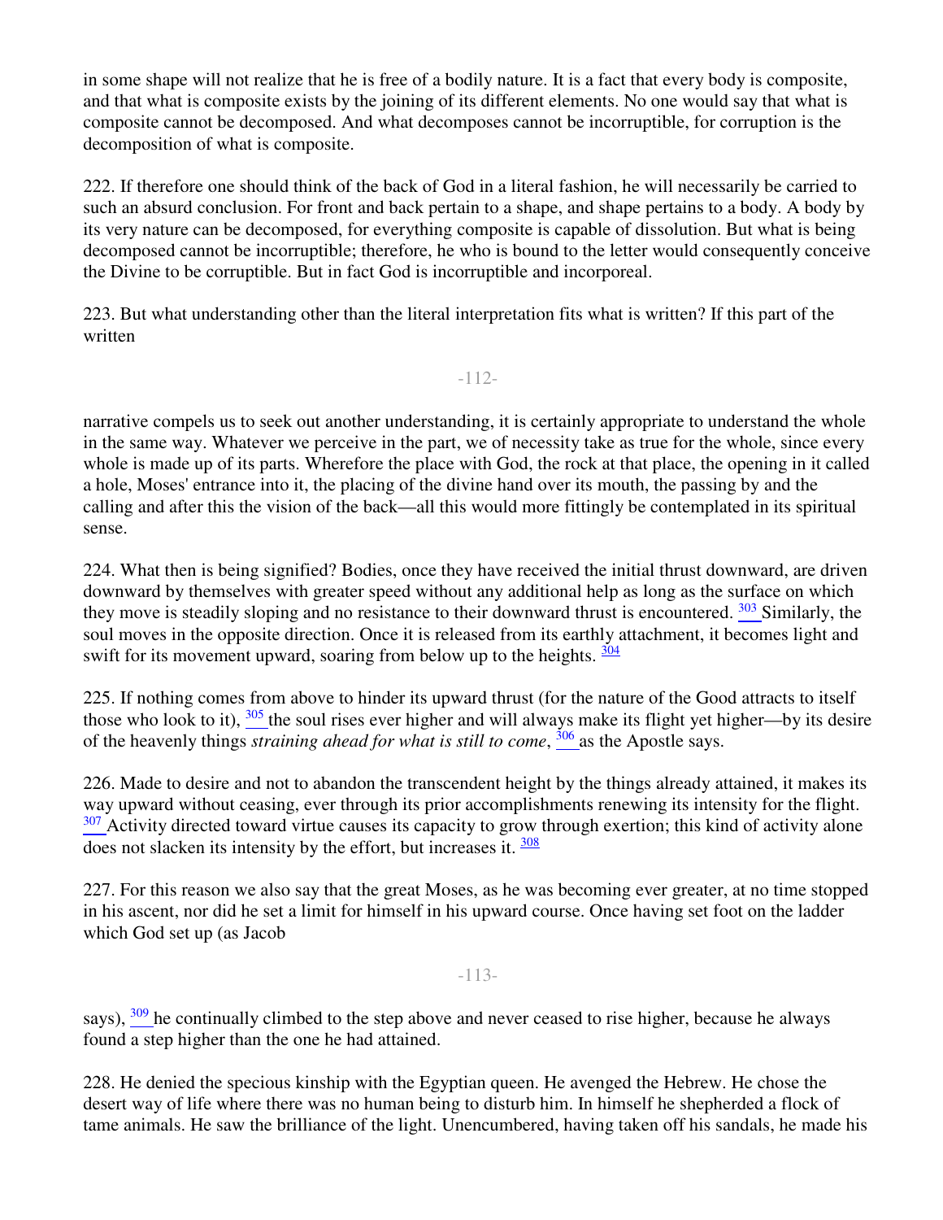in some shape will not realize that he is free of a bodily nature. It is a fact that every body is composite, and that what is composite exists by the joining of its different elements. No one would say that what is composite cannot be decomposed. And what decomposes cannot be incorruptible, for corruption is the decomposition of what is composite.

222. If therefore one should think of the back of God in a literal fashion, he will necessarily be carried to such an absurd conclusion. For front and back pertain to a shape, and shape pertains to a body. A body by its very nature can be decomposed, for everything composite is capable of dissolution. But what is being decomposed cannot be incorruptible; therefore, he who is bound to the letter would consequently conceive the Divine to be corruptible. But in fact God is incorruptible and incorporeal.

223. But what understanding other than the literal interpretation fits what is written? If this part of the written narrative compels us to seek out another understanding, it is certainly appropriate to understand the whole in the same way. Whatever we perceive in the part, we of necessity take as true for the whole, since every whole is made up of its parts. Wherefore the place with God, the rock at that place, the opening in it called a hole, Moses' entrance into it, the placing of the divine hand over its mouth, the passing by and the calling and after this the vision of the back—all this would more fittingly be contemplated in its spiritual sense.

224. What then is being signified? Bodies, once they have received the initial thrust downward, are driven downward by themselves with greater speed without any additional help as long as the surface on which they move is steadily sloping and no resistance to their downward thrust is encountered. [303] Similarly, the soul moves in the opposite direction. Once it is released from its earthly attachment, it becomes light and swift for its movement upward, soaring from below up to the heights. [304]

225. If nothing comes from above to hinder its upward thrust (for the nature of the Good attracts to itself those who look to it), [305] the soul rises ever higher and will always make its flight yet higher—by its desire of the heavenly things *straining ahead for what is still to come*, [306] as the Apostle says.

226. Made to desire and not to abandon the transcendent height by the things already attained, it makes its way upward without ceasing, ever through its prior accomplishments renewing its intensity for the flight. [307] Activity directed toward virtue causes its capacity to grow through exertion; this kind of activity alone does not slacken its intensity by the effort, but increases it. [308]

227. For this reason we also say that the great Moses, as he was becoming ever greater, at no time stopped in his ascent, nor did he set a limit for himself in his upward course. Once having set foot on the ladder which God set up (as Jacob says), [309] he continually climbed to the step above and never ceased to rise higher, because he always found a step higher than the one he had attained.

228. He denied the specious kinship with the Egyptian queen. He avenged the Hebrew. He chose the desert way of life where there was no human being to disturb him. In himself he shepherded a flock of tame animals. He saw the brilliance of the light. Unencumbered, having taken off his sandals, he made his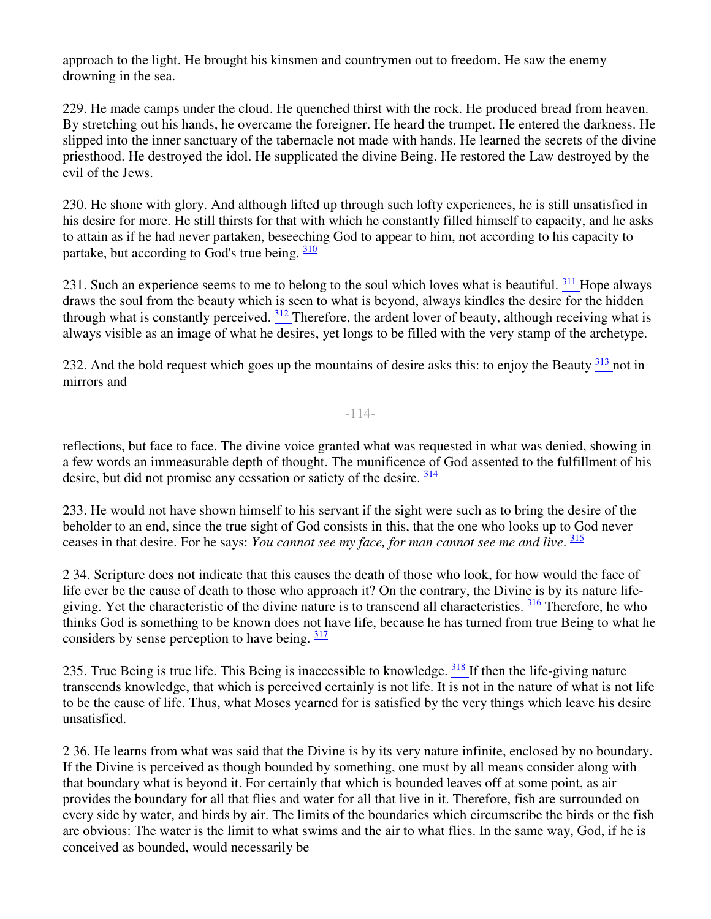approach to the light. He brought his kinsmen and countrymen out to freedom. He saw the enemy drowning in the sea.

229. He made camps under the cloud. He quenched thirst with the rock. He produced bread from heaven. By stretching out his hands, he overcame the foreigner. He heard the trumpet. He entered the darkness. He slipped into the inner sanctuary of the tabernacle not made with hands. He learned the secrets of the divine priesthood. He destroyed the idol. He supplicated the divine Being. He restored the Law destroyed by the evil of the Jews.

230. He shone with glory. And although lifted up through such lofty experiences, he is still unsatisfied in his desire for more. He still thirsts for that with which he constantly filled himself to capacity, and he asks to attain as if he had never partaken, beseeching God to appear to him, not according to his capacity to partake, but according to God's true being. [310]

231. Such an experience seems to me to belong to the soul which loves what is beautiful. [311] Hope always draws the soul from the beauty which is seen to what is beyond, always kindles the desire for the hidden through what is constantly perceived. [312] Therefore, the ardent lover of beauty, although receiving what is always visible as an image of what he desires, yet longs to be filled with the very stamp of the archetype.

232. And the bold request which goes up the mountains of desire asks this: to enjoy the Beauty [313] not in mirrors and reflections, but face to face. The divine voice granted what was requested in what was denied, showing in a few words an immeasurable depth of thought. The munificence of God assented to the fulfillment of his desire, but did not promise any cessation or satiety of the desire. [314]

233. He would not have shown himself to his servant if the sight were such as to bring the desire of the beholder to an end, since the true sight of God consists in this, that the one who looks up to God never ceases in that desire. For he says: *You cannot see my face, for man cannot see me and live*. [315]

234. Scripture does not indicate that this causes the death of those who look, for how would the face of life ever be the cause of death to those who approach it? On the contrary, the Divine is by its nature life-giving. Yet the characteristic of the divine nature is to transcend all characteristics. [316] Therefore, he who thinks God is something to be known does not have life, because he has turned from true Being to what he considers by sense perception to have being. [317]

235. True Being is true life. This Being is inaccessible to knowledge. [318] If then the life-giving nature transcends knowledge, that which is perceived certainly is not life. It is not in the nature of what is not life to be the cause of life. Thus, what Moses yearned for is satisfied by the very things which leave his desire unsatisfied.

236. He learns from what was said that the Divine is by its very nature infinite, enclosed by no boundary. If the Divine is perceived as though bounded by something, one must by all means consider along with that boundary what is beyond it. For certainly that which is bounded leaves off at some point, as air provides the boundary for all that flies and water for all that live in it. Therefore, fish are surrounded on every side by water, and birds by air. The limits of the boundaries which circumscribe the birds or the fish are obvious: The water is the limit to what swims and the air to what flies. In the same way, God, if he is conceived as bounded, would necessarily be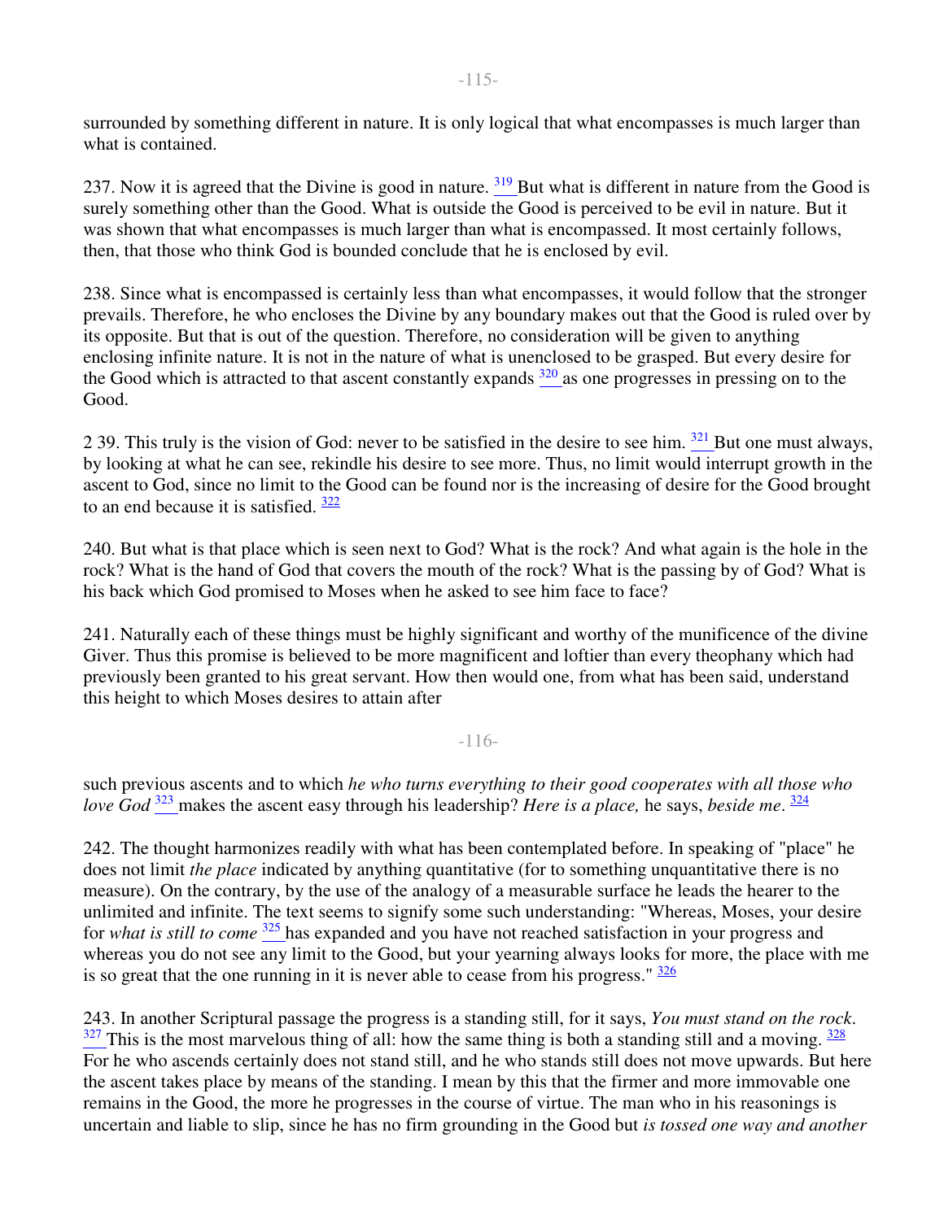surrounded by something different in nature. It is only logical that what encompasses is much larger than what is contained.

237. Now it is agreed that the Divine is good in nature. [319] But what is different in nature from the Good is surely something other than the Good. What is outside the Good is perceived to be evil in nature. But it was shown that what encompasses is much larger than what is encompassed. It most certainly follows, then, that those who think God is bounded conclude that he is enclosed by evil.

238. Since what is encompassed is certainly less than what encompasses, it would follow that the stronger prevails. Therefore, he who encloses the Divine by any boundary makes out that the Good is ruled over by its opposite. But that is out of the question. Therefore, no consideration will be given to anything enclosing infinite nature. It is not in the nature of what is unenclosed to be grasped. But every desire for the Good which is attracted to that ascent constantly expands [320] as one progresses in pressing on to the Good.

2 39. This truly is the vision of God: never to be satisfied in the desire to see him. [321] But one must always, by looking at what he can see, rekindle his desire to see more. Thus, no limit would interrupt growth in the ascent to God, since no limit to the Good can be found nor is the increasing of desire for the Good brought to an end because it is satisfied. [322]

240. But what is that place which is seen next to God? What is the rock? And what again is the hole in the rock? What is the hand of God that covers the mouth of the rock? What is the passing by of God? What is his back which God promised to Moses when he asked to see him face to face?

241. Naturally each of these things must be highly significant and worthy of the munificence of the divine Giver. Thus this promise is believed to be more magnificent and loftier than every theophany which had previously been granted to his great servant. How then would one, from what has been said, understand this height to which Moses desires to attain after such previous ascents and to which *he who turns everything to their good cooperates with all those who love God* [323] makes the ascent easy through his leadership? *Here is a place,* he says, *beside me*. [324]

242. The thought harmonizes readily with what has been contemplated before. In speaking of "place" he does not limit *the place* indicated by anything quantitative (for to something unquantitative there is no measure). On the contrary, by the use of the analogy of a measurable surface he leads the hearer to the unlimited and infinite. The text seems to signify some such understanding: "Whereas, Moses, your desire for *what is still to come* [325] has expanded and you have not reached satisfaction in your progress and whereas you do not see any limit to the Good, but your yearning always looks for more, the place with me is so great that the one running in it is never able to cease from his progress." [326]

243. In another Scriptural passage the progress is a standing still, for it says, *You must stand on the rock*. [327] This is the most marvelous thing of all: how the same thing is both a standing still and a moving. [328] For he who ascends certainly does not stand still, and he who stands still does not move upwards. But here the ascent takes place by means of the standing. I mean by this that the firmer and more immovable one remains in the Good, the more he progresses in the course of virtue. The man who in his reasonings is uncertain and liable to slip, since he has no firm grounding in the Good but *is tossed one way and another*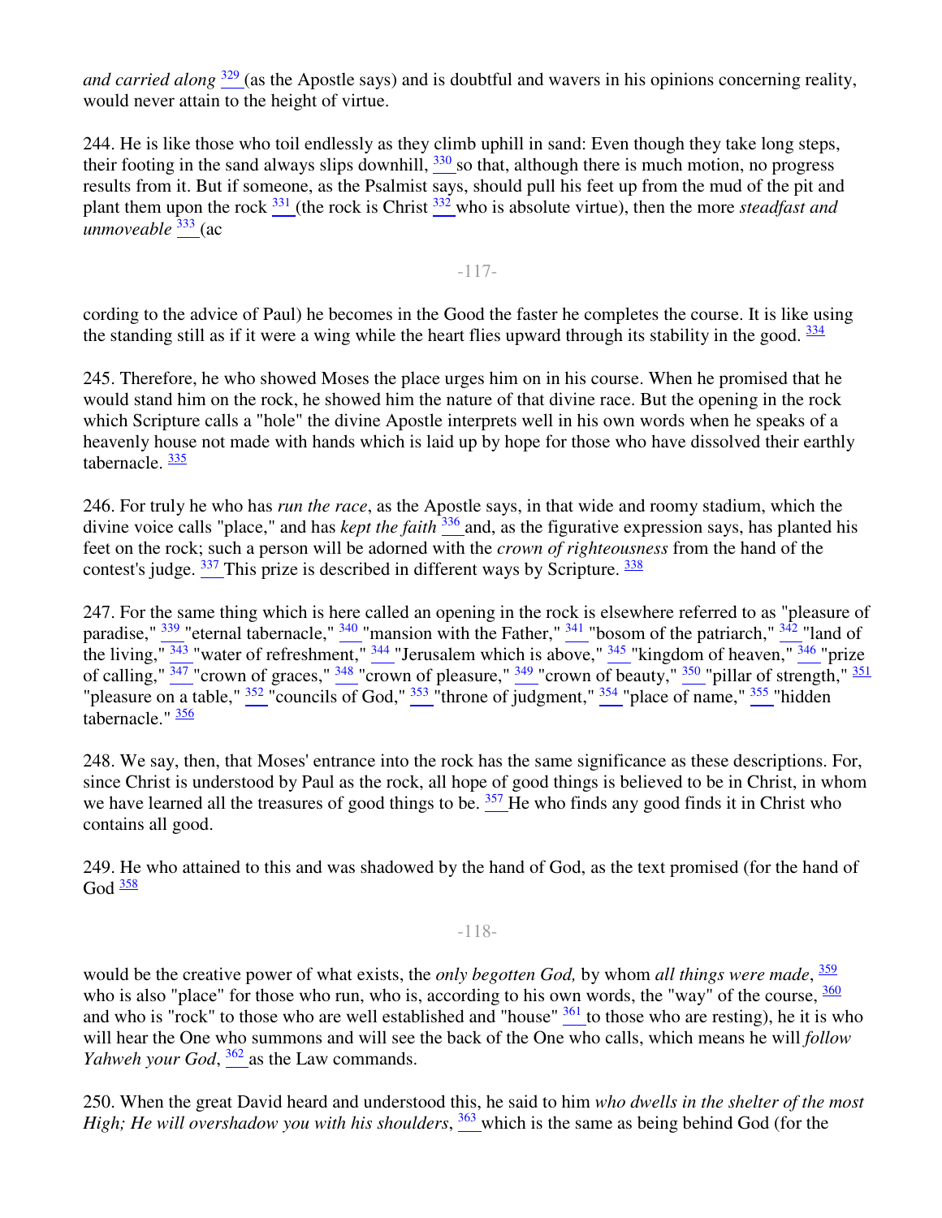*and carried along* [329] (as the Apostle says) and is doubtful and wavers in his opinions concerning reality, would never attain to the height of virtue.

244. He is like those who toil endlessly as they climb uphill in sand: Even though they take long steps, their footing in the sand always slips downhill, [330] so that, although there is much motion, no progress results from it. But if someone, as the Psalmist says, should pull his feet up from the mud of the pit and plant them upon the rock [331] (the rock is Christ [332] who is absolute virtue), then the more *steadfast and unmoveable* [333] (according to the advice of Paul) he becomes in the Good the faster he completes the course. It is like using the standing still as if it were a wing while the heart flies upward through its stability in the good. [334]

245. Therefore, he who showed Moses the place urges him on in his course. When he promised that he would stand him on the rock, he showed him the nature of that divine race. But the opening in the rock which Scripture calls a "hole" the divine Apostle interprets well in his own words when he speaks of a heavenly house not made with hands which is laid up by hope for those who have dissolved their earthly tabernacle. [335]

246. For truly he who has *run the race*, as the Apostle says, in that wide and roomy stadium, which the divine voice calls "place," and has *kept the faith* [336] and, as the figurative expression says, has planted his feet on the rock; such a person will be adorned with the *crown of righteousness* from the hand of the contest's judge. [337] This prize is described in different ways by Scripture. [338]

247. For the same thing which is here called an opening in the rock is elsewhere referred to as "pleasure of paradise," [339] "eternal tabernacle," [340] "mansion with the Father," [341] "bosom of the patriarch," [342] "land of the living," [343] "water of refreshment," [344] "Jerusalem which is above," [345] "kingdom of heaven," [346] "prize of calling," [347] "crown of graces," [348] "crown of pleasure," [349] "crown of beauty," [350] "pillar of strength," [351] "pleasure on a table," [352] "councils of God," [353] "throne of judgment," [354] "place of name," [355] "hidden tabernacle." [356]

248. We say, then, that Moses' entrance into the rock has the same significance as these descriptions. For, since Christ is understood by Paul as the rock, all hope of good things is believed to be in Christ, in whom we have learned all the treasures of good things to be. [357] He who finds any good finds it in Christ who contains all good.

249. He who attained to this and was shadowed by the hand of God, as the text promised (for the hand of God [358] would be the creative power of what exists, the *only begotten God,* by whom *all things were made*, [359] who is also "place" for those who run, who is, according to his own words, the "way" of the course, [360] and who is "rock" to those who are well established and "house" [361] to those who are resting), he it is who will hear the One who summons and will see the back of the One who calls, which means he will *follow Yahweh your God*, [362] as the Law commands.

250. When the great David heard and understood this, he said to him *who dwells in the shelter of the most High; He will overshadow you with his shoulders*, [363] which is the same as being behind God (for the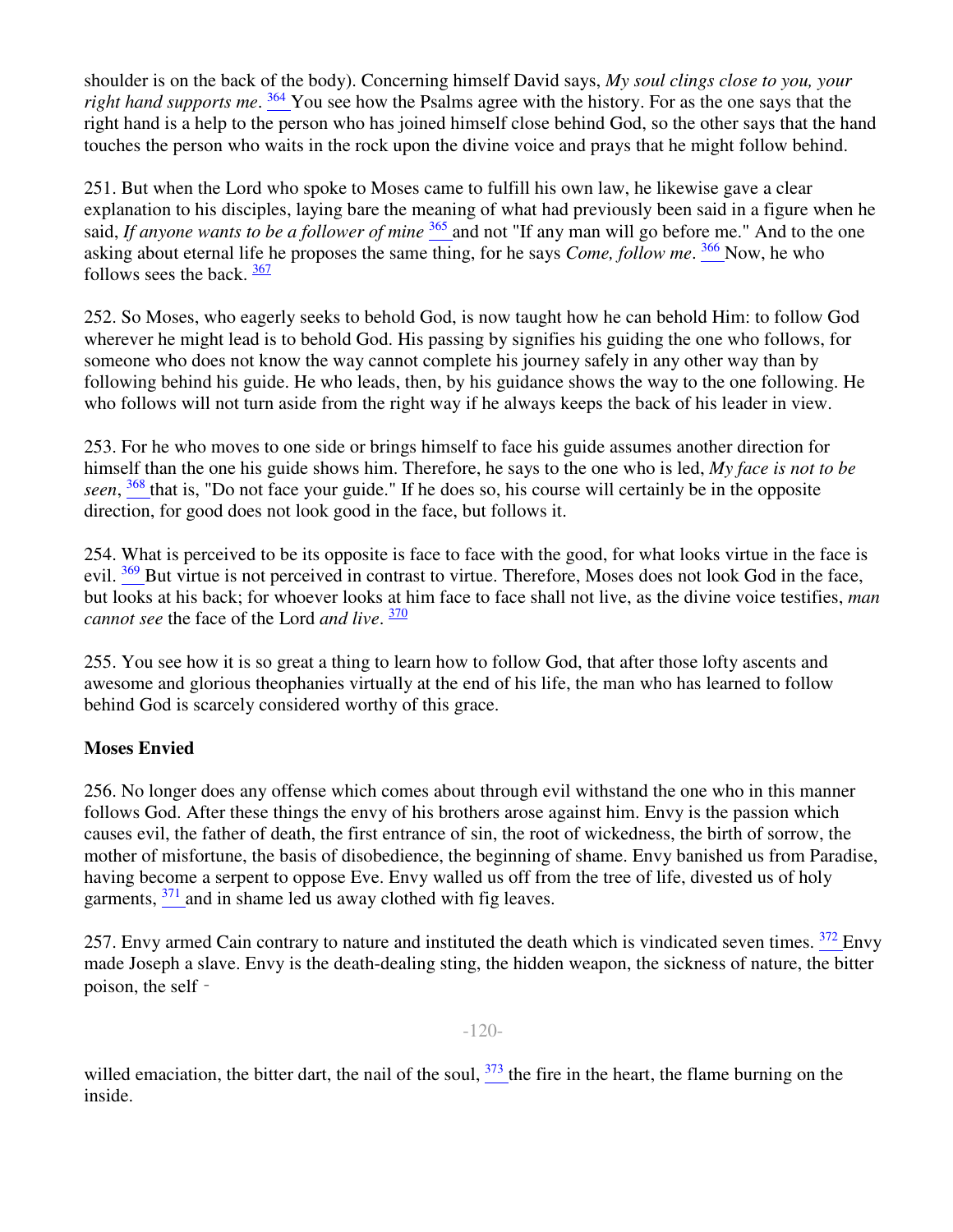shoulder is on the back of the body). Concerning himself David says, *My soul clings close to you, your right hand supports me*. [364] You see how the Psalms agree with the history. For as the one says that the right hand is a help to the person who has joined himself close behind God, so the other says that the hand touches the person who waits in the rock upon the divine voice and prays that he might follow behind.

251. But when the Lord who spoke to Moses came to fulfill his own law, he likewise gave a clear explanation to his disciples, laying bare the meaning of what had previously been said in a figure when he said, *If anyone wants to be a follower of mine* [365] and not "If any man will go before me." And to the one asking about eternal life he proposes the same thing, for he says *Come, follow me*. [366] Now, he who follows sees the back. [367]

252. So Moses, who eagerly seeks to behold God, is now taught how he can behold Him: to follow God wherever he might lead is to behold God. His passing by signifies his guiding the one who follows, for someone who does not know the way cannot complete his journey safely in any other way than by following behind his guide. He who leads, then, by his guidance shows the way to the one following. He who follows will not turn aside from the right way if he always keeps the back of his leader in view.

253. For he who moves to one side or brings himself to face his guide assumes another direction for himself than the one his guide shows him. Therefore, he says to the one who is led, *My face is not to be seen*, [368] that is, "Do not face your guide." If he does so, his course will certainly be in the opposite direction, for good does not look good in the face, but follows it.

254. What is perceived to be its opposite is face to face with the good, for what looks virtue in the face is evil. [369] But virtue is not perceived in contrast to virtue. Therefore, Moses does not look God in the face, but looks at his back; for whoever looks at him face to face shall not live, as the divine voice testifies, *man cannot see* the face of the Lord *and live*. [370]

255. You see how it is so great a thing to learn how to follow God, that after those lofty ascents and awesome and glorious theophanies virtually at the end of his life, the man who has learned to follow behind God is scarcely considered worthy of this grace.

**Moses Envied**

256. No longer does any offense which comes about through evil withstand the one who in this manner follows God. After these things the envy of his brothers arose against him. Envy is the passion which causes evil, the father of death, the first entrance of sin, the root of wickedness, the birth of sorrow, the mother of misfortune, the basis of disobedience, the beginning of shame. Envy banished us from Paradise, having become a serpent to oppose Eve. Envy walled us off from the tree of life, divested us of holy garments, [371] and in shame led us away clothed with fig leaves.

257. Envy armed Cain contrary to nature and instituted the death which is vindicated seven times. [372] Envy made Joseph a slave. Envy is the death-dealing sting, the hidden weapon, the sickness of nature, the bitter poison, the self-willed emaciation, the bitter dart, the nail of the soul, [373] the fire in the heart, the flame burning on the inside.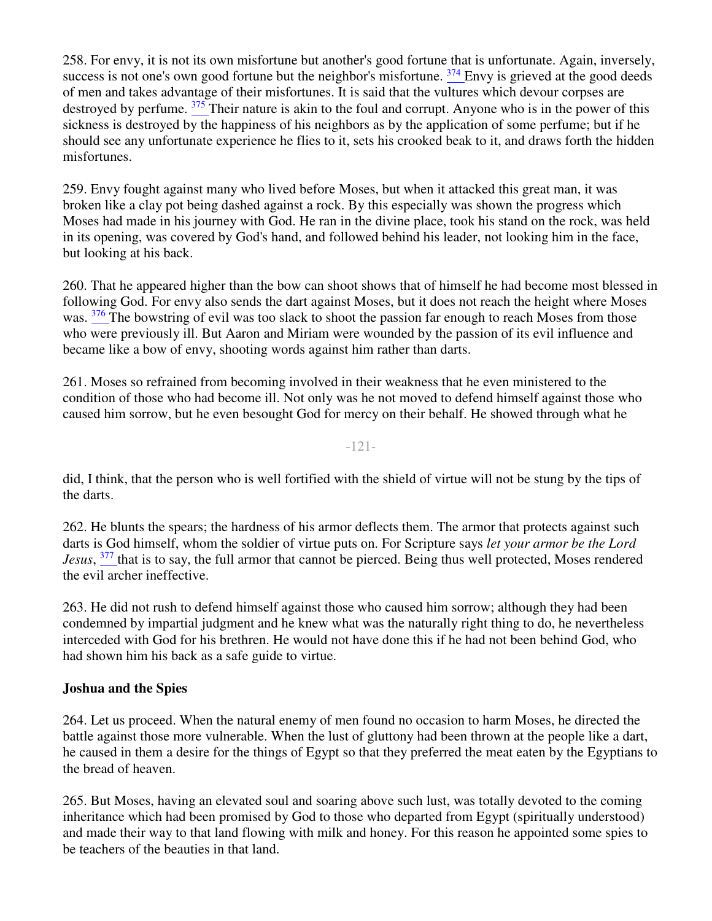258. For envy, it is not its own misfortune but another's good fortune that is unfortunate. Again, inversely, success is not one's own good fortune but the neighbor's misfortune. [374] Envy is grieved at the good deeds of men and takes advantage of their misfortunes. It is said that the vultures which devour corpses are destroyed by perfume. [375] Their nature is akin to the foul and corrupt. Anyone who is in the power of this sickness is destroyed by the happiness of his neighbors as by the application of some perfume; but if he should see any unfortunate experience he flies to it, sets his crooked beak to it, and draws forth the hidden misfortunes.

259. Envy fought against many who lived before Moses, but when it attacked this great man, it was broken like a clay pot being dashed against a rock. By this especially was shown the progress which Moses had made in his journey with God. He ran in the divine place, took his stand on the rock, was held in its opening, was covered by God's hand, and followed behind his leader, not looking him in the face, but looking at his back.

260. That he appeared higher than the bow can shoot shows that of himself he had become most blessed in following God. For envy also sends the dart against Moses, but it does not reach the height where Moses was. [376] The bowstring of evil was too slack to shoot the passion far enough to reach Moses from those who were previously ill. But Aaron and Miriam were wounded by the passion of its evil influence and became like a bow of envy, shooting words against him rather than darts.

261. Moses so refrained from becoming involved in their weakness that he even ministered to the condition of those who had become ill. Not only was he not moved to defend himself against those who caused him sorrow, but he even besought God for mercy on their behalf. He showed through what he did, I think, that the person who is well fortified with the shield of virtue will not be stung by the tips of the darts.

262. He blunts the spears; the hardness of his armor deflects them. The armor that protects against such darts is God himself, whom the soldier of virtue puts on. For Scripture says *let your armor be the Lord Jesus*, [377] that is to say, the full armor that cannot be pierced. Being thus well protected, Moses rendered the evil archer ineffective.

263. He did not rush to defend himself against those who caused him sorrow; although they had been condemned by impartial judgment and he knew what was the naturally right thing to do, he nevertheless interceded with God for his brethren. He would not have done this if he had not been behind God, who had shown him his back as a safe guide to virtue.

### Joshua and the Spies

264. Let us proceed. When the natural enemy of men found no occasion to harm Moses, he directed the battle against those more vulnerable. When the lust of gluttony had been thrown at the people like a dart, he caused in them a desire for the things of Egypt so that they preferred the meat eaten by the Egyptians to the bread of heaven.

265. But Moses, having an elevated soul and soaring above such lust, was totally devoted to the coming inheritance which had been promised by God to those who departed from Egypt (spiritually understood) and made their way to that land flowing with milk and honey. For this reason he appointed some spies to be teachers of the beauties in that land.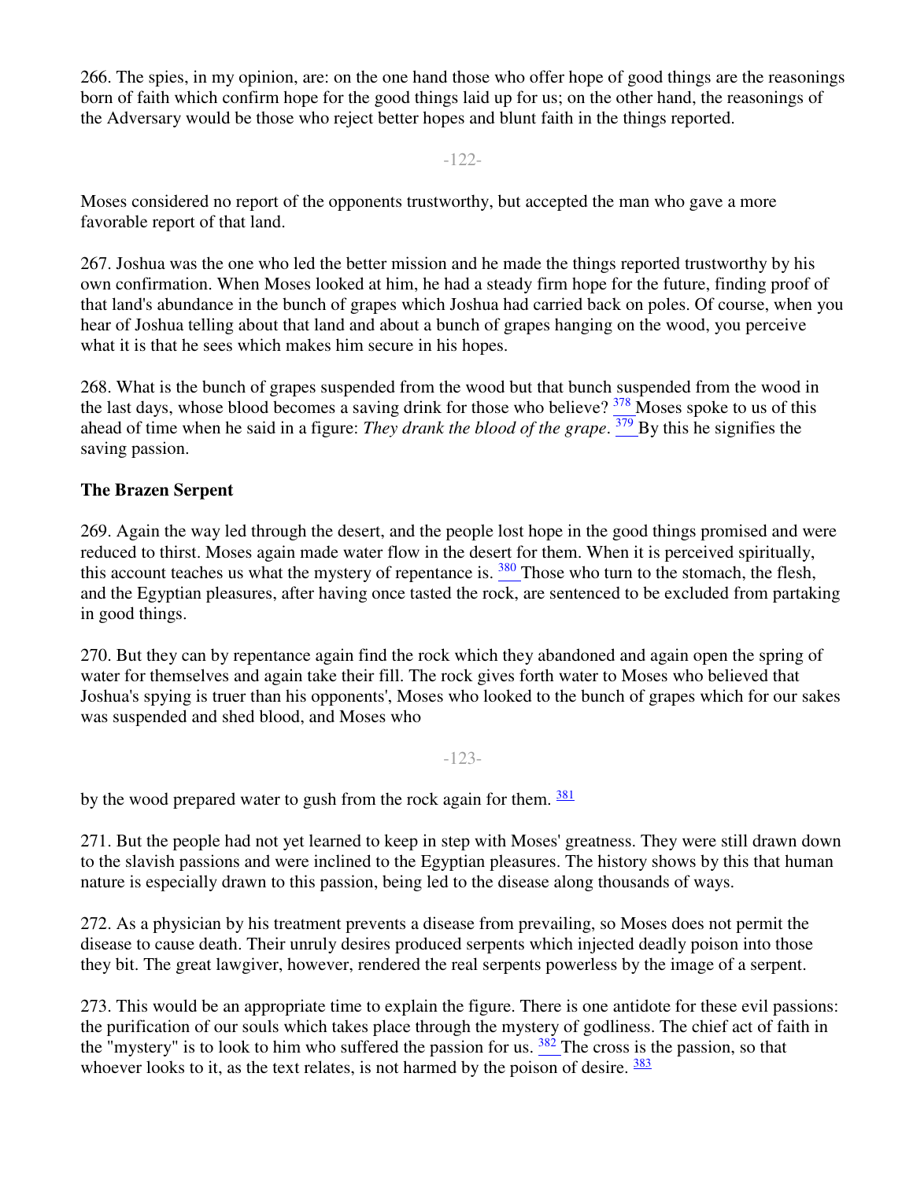266. The spies, in my opinion, are: on the one hand those who offer hope of good things are the reasonings born of faith which confirm hope for the good things laid up for us; on the other hand, the reasonings of the Adversary would be those who reject better hopes and blunt faith in the things reported.

Moses considered no report of the opponents trustworthy, but accepted the man who gave a more favorable report of that land.

267. Joshua was the one who led the better mission and he made the things reported trustworthy by his own confirmation. When Moses looked at him, he had a steady firm hope for the future, finding proof of that land's abundance in the bunch of grapes which Joshua had carried back on poles. Of course, when you hear of Joshua telling about that land and about a bunch of grapes hanging on the wood, you perceive what it is that he sees which makes him secure in his hopes.

268. What is the bunch of grapes suspended from the wood but that bunch suspended from the wood in the last days, whose blood becomes a saving drink for those who believe? [378] Moses spoke to us of this ahead of time when he said in a figure: *They drank the blood of the grape*. [379] By this he signifies the saving passion.

### The Brazen Serpent

269. Again the way led through the desert, and the people lost hope in the good things promised and were reduced to thirst. Moses again made water flow in the desert for them. When it is perceived spiritually, this account teaches us what the mystery of repentance is. [380] Those who turn to the stomach, the flesh, and the Egyptian pleasures, after having once tasted the rock, are sentenced to be excluded from partaking in good things.

270. But they can by repentance again find the rock which they abandoned and again open the spring of water for themselves and again take their fill. The rock gives forth water to Moses who believed that Joshua's spying is truer than his opponents', Moses who looked to the bunch of grapes which for our sakes was suspended and shed blood, and Moses who by the wood prepared water to gush from the rock again for them. [381]

271. But the people had not yet learned to keep in step with Moses' greatness. They were still drawn down to the slavish passions and were inclined to the Egyptian pleasures. The history shows by this that human nature is especially drawn to this passion, being led to the disease along thousands of ways.

272. As a physician by his treatment prevents a disease from prevailing, so Moses does not permit the disease to cause death. Their unruly desires produced serpents which injected deadly poison into those they bit. The great lawgiver, however, rendered the real serpents powerless by the image of a serpent.

273. This would be an appropriate time to explain the figure. There is one antidote for these evil passions: the purification of our souls which takes place through the mystery of godliness. The chief act of faith in the "mystery" is to look to him who suffered the passion for us. [382] The cross is the passion, so that whoever looks to it, as the text relates, is not harmed by the poison of desire. [383]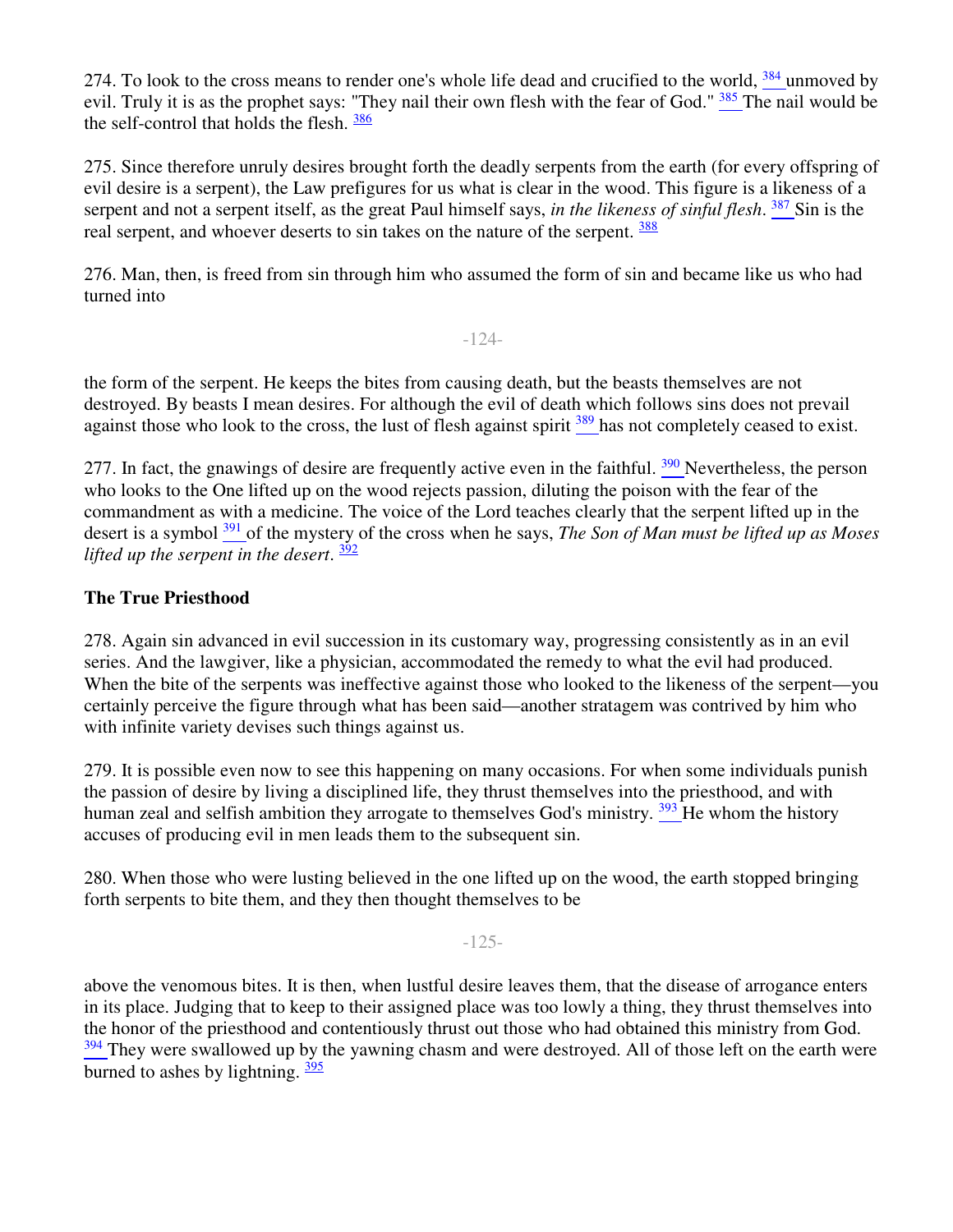274. To look to the cross means to render one's whole life dead and crucified to the world, [384] unmoved by evil. Truly it is as the prophet says: "They nail their own flesh with the fear of God." [385] The nail would be the self-control that holds the flesh. [386]

275. Since therefore unruly desires brought forth the deadly serpents from the earth (for every offspring of evil desire is a serpent), the Law prefigures for us what is clear in the wood. This figure is a likeness of a serpent and not a serpent itself, as the great Paul himself says, *in the likeness of sinful flesh*. [387] Sin is the real serpent, and whoever deserts to sin takes on the nature of the serpent. [388]

276. Man, then, is freed from sin through him who assumed the form of sin and became like us who had turned into the form of the serpent. He keeps the bites from causing death, but the beasts themselves are not destroyed. By beasts I mean desires. For although the evil of death which follows sins does not prevail against those who look to the cross, the lust of flesh against spirit [389] has not completely ceased to exist.

277. In fact, the gnawings of desire are frequently active even in the faithful. [390] Nevertheless, the person who looks to the One lifted up on the wood rejects passion, diluting the poison with the fear of the commandment as with a medicine. The voice of the Lord teaches clearly that the serpent lifted up in the desert is a symbol [391] of the mystery of the cross when he says, *The Son of Man must be lifted up as Moses lifted up the serpent in the desert*. [392]

### The True Priesthood

278. Again sin advanced in evil succession in its customary way, progressing consistently as in an evil series. And the lawgiver, like a physician, accommodated the remedy to what the evil had produced. When the bite of the serpents was ineffective against those who looked to the likeness of the serpent—you certainly perceive the figure through what has been said—another stratagem was contrived by him who with infinite variety devises such things against us.

279. It is possible even now to see this happening on many occasions. For when some individuals punish the passion of desire by living a disciplined life, they thrust themselves into the priesthood, and with human zeal and selfish ambition they arrogate to themselves God's ministry. [393] He whom the history accuses of producing evil in men leads them to the subsequent sin.

280. When those who were lusting believed in the one lifted up on the wood, the earth stopped bringing forth serpents to bite them, and they then thought themselves to be above the venomous bites. It is then, when lustful desire leaves them, that the disease of arrogance enters in its place. Judging that to keep to their assigned place was too lowly a thing, they thrust themselves into the honor of the priesthood and contentiously thrust out those who had obtained this ministry from God. [394] They were swallowed up by the yawning chasm and were destroyed. All of those left on the earth were burned to ashes by lightning. [395]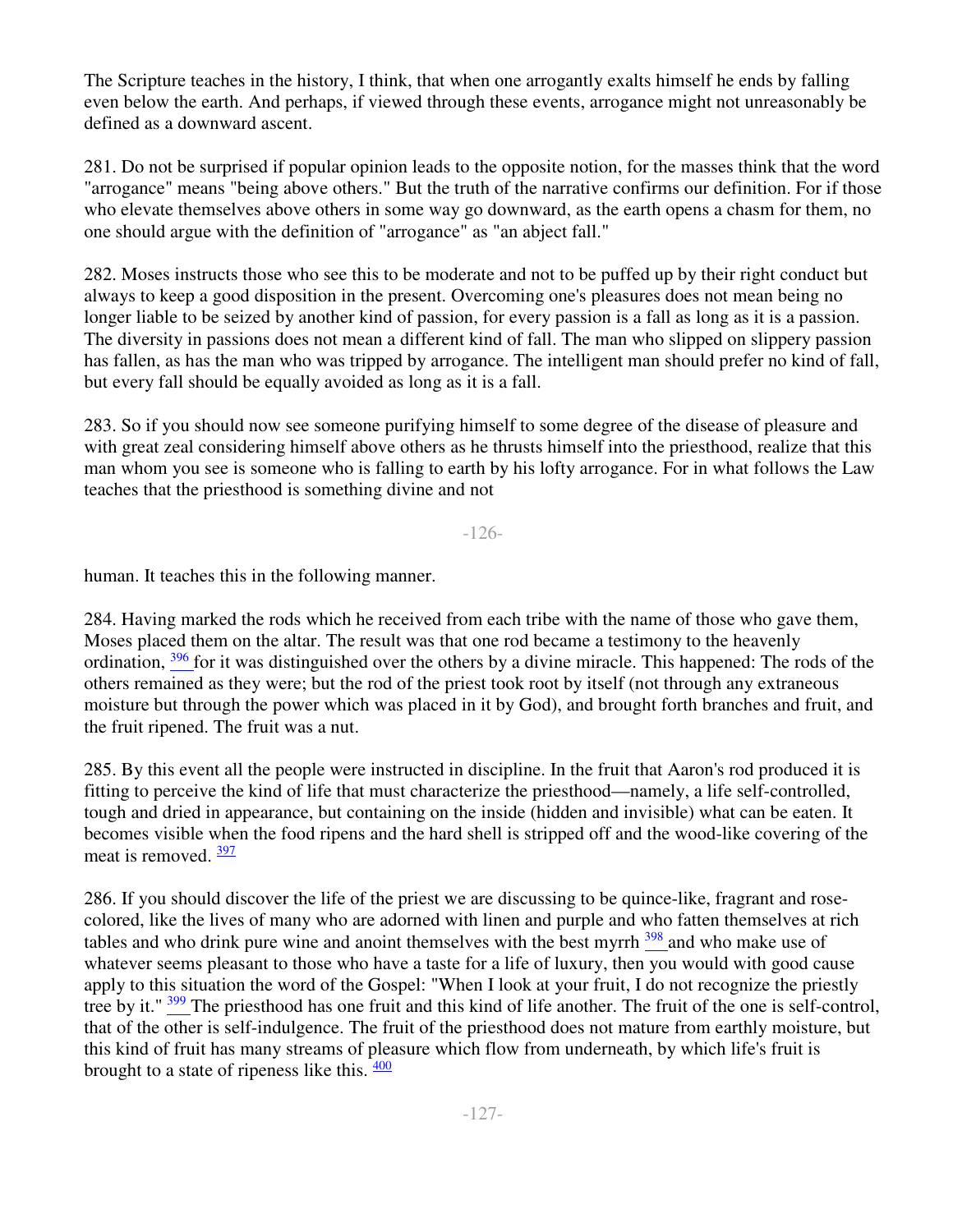The Scripture teaches in the history, I think, that when one arrogantly exalts himself he ends by falling even below the earth. And perhaps, if viewed through these events, arrogance might not unreasonably be defined as a downward ascent.

281. Do not be surprised if popular opinion leads to the opposite notion, for the masses think that the word "arrogance" means "being above others." But the truth of the narrative confirms our definition. For if those who elevate themselves above others in some way go downward, as the earth opens a chasm for them, no one should argue with the definition of "arrogance" as "an abject fall."

282. Moses instructs those who see this to be moderate and not to be puffed up by their right conduct but always to keep a good disposition in the present. Overcoming one's pleasures does not mean being no longer liable to be seized by another kind of passion, for every passion is a fall as long as it is a passion. The diversity in passions does not mean a different kind of fall. The man who slipped on slippery passion has fallen, as has the man who was tripped by arrogance. The intelligent man should prefer no kind of fall, but every fall should be equally avoided as long as it is a fall.

283. So if you should now see someone purifying himself to some degree of the disease of pleasure and with great zeal considering himself above others as he thrusts himself into the priesthood, realize that this man whom you see is someone who is falling to earth by his lofty arrogance. For in what follows the Law teaches that the priesthood is something divine and not human. It teaches this in the following manner.

284. Having marked the rods which he received from each tribe with the name of those who gave them, Moses placed them on the altar. The result was that one rod became a testimony to the heavenly ordination, [396] for it was distinguished over the others by a divine miracle. This happened: The rods of the others remained as they were; but the rod of the priest took root by itself (not through any extraneous moisture but through the power which was placed in it by God), and brought forth branches and fruit, and the fruit ripened. The fruit was a nut.

285. By this event all the people were instructed in discipline. In the fruit that Aaron's rod produced it is fitting to perceive the kind of life that must characterize the priesthood—namely, a life self-controlled, tough and dried in appearance, but containing on the inside (hidden and invisible) what can be eaten. It becomes visible when the food ripens and the hard shell is stripped off and the wood-like covering of the meat is removed. [397]

286. If you should discover the life of the priest we are discussing to be quince-like, fragrant and rose-colored, like the lives of many who are adorned with linen and purple and who fatten themselves at rich tables and who drink pure wine and anoint themselves with the best myrrh [398] and who make use of whatever seems pleasant to those who have a taste for a life of luxury, then you would with good cause apply to this situation the word of the Gospel: "When I look at your fruit, I do not recognize the priestly tree by it." [399] The priesthood has one fruit and this kind of life another. The fruit of the one is self-control, that of the other is self-indulgence. The fruit of the priesthood does not mature from earthly moisture, but this kind of fruit has many streams of pleasure which flow from underneath, by which life's fruit is brought to a state of ripeness like this. [400]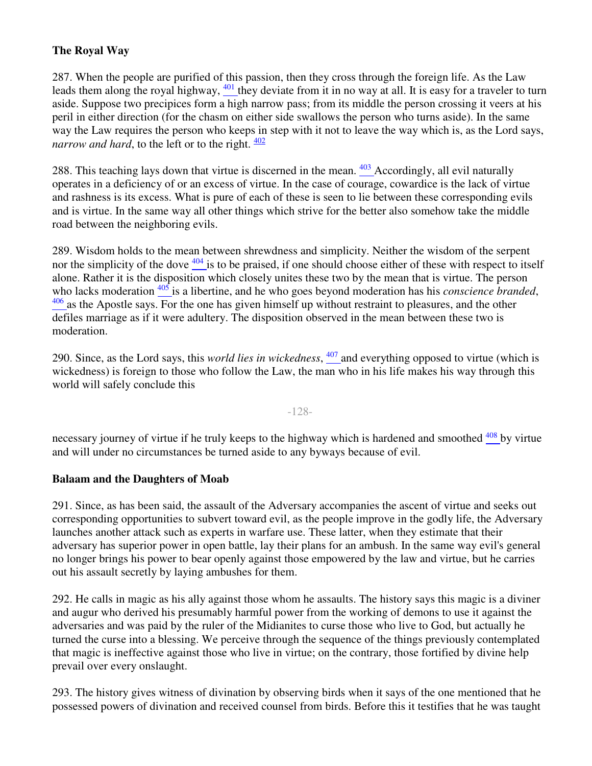### The Royal Way

287. When the people are purified of this passion, then they cross through the foreign life. As the Law leads them along the royal highway, [401] they deviate from it in no way at all. It is easy for a traveler to turn aside. Suppose two precipices form a high narrow pass; from its middle the person crossing it veers at his peril in either direction (for the chasm on either side swallows the person who turns aside). In the same way the Law requires the person who keeps in step with it not to leave the way which is, as the Lord says, *narrow and hard*, to the left or to the right. [402]

288. This teaching lays down that virtue is discerned in the mean. [403] Accordingly, all evil naturally operates in a deficiency of or an excess of virtue. In the case of courage, cowardice is the lack of virtue and rashness is its excess. What is pure of each of these is seen to lie between these corresponding evils and is virtue. In the same way all other things which strive for the better also somehow take the middle road between the neighboring evils.

289. Wisdom holds to the mean between shrewdness and simplicity. Neither the wisdom of the serpent nor the simplicity of the dove [404] is to be praised, if one should choose either of these with respect to itself alone. Rather it is the disposition which closely unites these two by the mean that is virtue. The person who lacks moderation [405] is a libertine, and he who goes beyond moderation has his *conscience branded*, [406] as the Apostle says. For the one has given himself up without restraint to pleasures, and the other defiles marriage as if it were adultery. The disposition observed in the mean between these two is moderation.

290. Since, as the Lord says, this *world lies in wickedness*, [407] and everything opposed to virtue (which is wickedness) is foreign to those who follow the Law, the man who in his life makes his way through this world will safely conclude this necessary journey of virtue if he truly keeps to the highway which is hardened and smoothed [408] by virtue and will under no circumstances be turned aside to any byways because of evil.

### Balaam and the Daughters of Moab

291. Since, as has been said, the assault of the Adversary accompanies the ascent of virtue and seeks out corresponding opportunities to subvert toward evil, as the people improve in the godly life, the Adversary launches another attack such as experts in warfare use. These latter, when they estimate that their adversary has superior power in open battle, lay their plans for an ambush. In the same way evil's general no longer brings his power to bear openly against those empowered by the law and virtue, but he carries out his assault secretly by laying ambushes for them.

292. He calls in magic as his ally against those whom he assaults. The history says this magic is a diviner and augur who derived his presumably harmful power from the working of demons to use it against the adversaries and was paid by the ruler of the Midianites to curse those who live to God, but actually he turned the curse into a blessing. We perceive through the sequence of the things previously contemplated that magic is ineffective against those who live in virtue; on the contrary, those fortified by divine help prevail over every onslaught.

293. The history gives witness of divination by observing birds when it says of the one mentioned that he possessed powers of divination and received counsel from birds. Before this it testifies that he was taught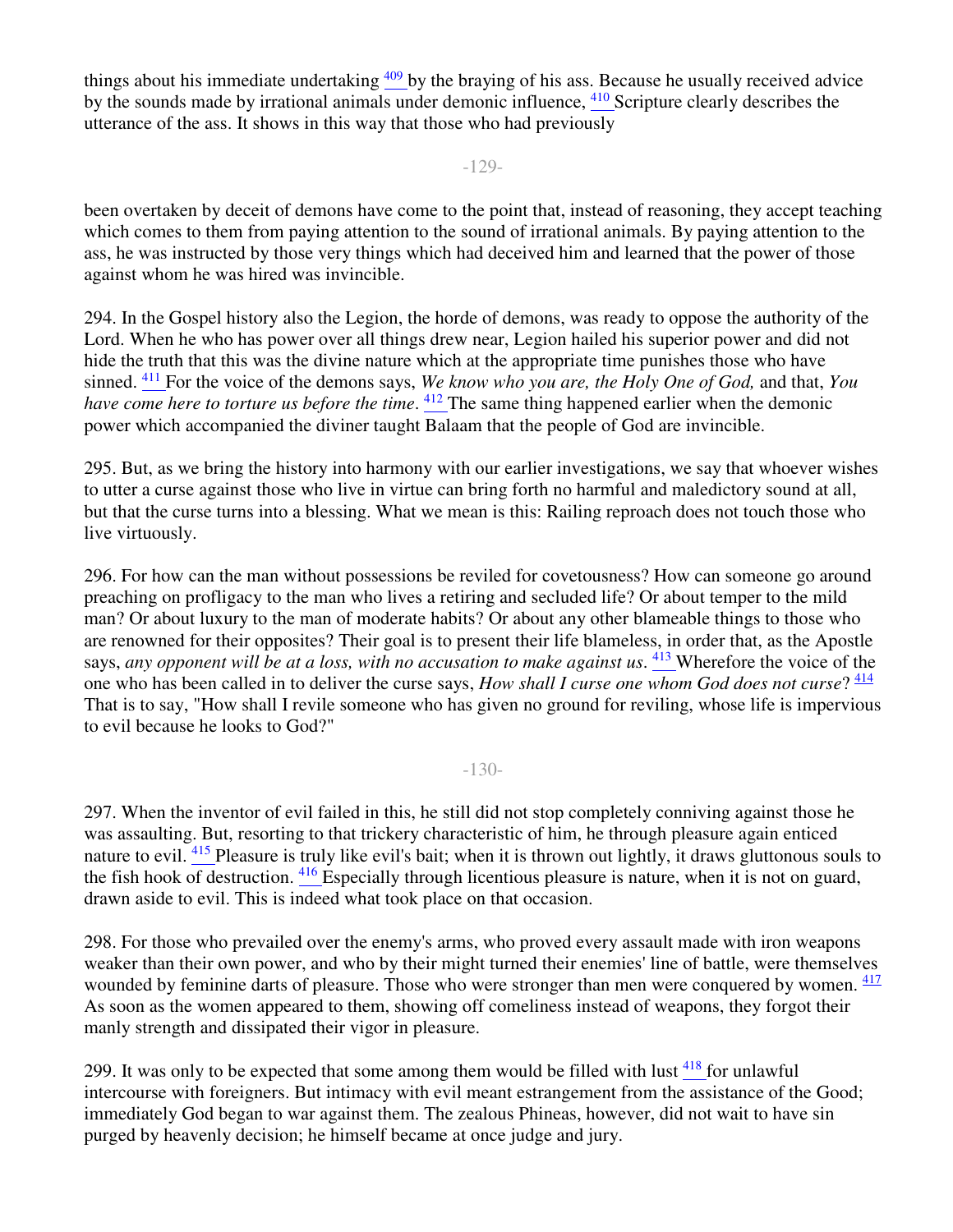things about his immediate undertaking [409] by the braying of his ass. Because he usually received advice by the sounds made by irrational animals under demonic influence, [410] Scripture clearly describes the utterance of the ass. It shows in this way that those who had previously

been overtaken by deceit of demons have come to the point that, instead of reasoning, they accept teaching which comes to them from paying attention to the sound of irrational animals. By paying attention to the ass, he was instructed by those very things which had deceived him and learned that the power of those against whom he was hired was invincible.

294. In the Gospel history also the Legion, the horde of demons, was ready to oppose the authority of the Lord. When he who has power over all things drew near, Legion hailed his superior power and did not hide the truth that this was the divine nature which at the appropriate time punishes those who have sinned. [411] For the voice of the demons says, *We know who you are, the Holy One of God,* and that, *You have come here to torture us before the time*. [412] The same thing happened earlier when the demonic power which accompanied the diviner taught Balaam that the people of God are invincible.

295. But, as we bring the history into harmony with our earlier investigations, we say that whoever wishes to utter a curse against those who live in virtue can bring forth no harmful and maledictory sound at all, but that the curse turns into a blessing. What we mean is this: Railing reproach does not touch those who live virtuously.

296. For how can the man without possessions be reviled for covetousness? How can someone go around preaching on profligacy to the man who lives a retiring and secluded life? Or about temper to the mild man? Or about luxury to the man of moderate habits? Or about any other blameable things to those who are renowned for their opposites? Their goal is to present their life blameless, in order that, as the Apostle says, *any opponent will be at a loss, with no accusation to make against us*. [413] Wherefore the voice of the one who has been called in to deliver the curse says, *How shall I curse one whom God does not curse*? [414] That is to say, "How shall I revile someone who has given no ground for reviling, whose life is impervious to evil because he looks to God?"

297. When the inventor of evil failed in this, he still did not stop completely conniving against those he was assaulting. But, resorting to that trickery characteristic of him, he through pleasure again enticed nature to evil. [415] Pleasure is truly like evil's bait; when it is thrown out lightly, it draws gluttonous souls to the fish hook of destruction. [416] Especially through licentious pleasure is nature, when it is not on guard, drawn aside to evil. This is indeed what took place on that occasion.

298. For those who prevailed over the enemy's arms, who proved every assault made with iron weapons weaker than their own power, and who by their might turned their enemies' line of battle, were themselves wounded by feminine darts of pleasure. Those who were stronger than men were conquered by women. [417] As soon as the women appeared to them, showing off comeliness instead of weapons, they forgot their manly strength and dissipated their vigor in pleasure.

299. It was only to be expected that some among them would be filled with lust [418] for unlawful intercourse with foreigners. But intimacy with evil meant estrangement from the assistance of the Good; immediately God began to war against them. The zealous Phineas, however, did not wait to have sin purged by heavenly decision; he himself became at once judge and jury.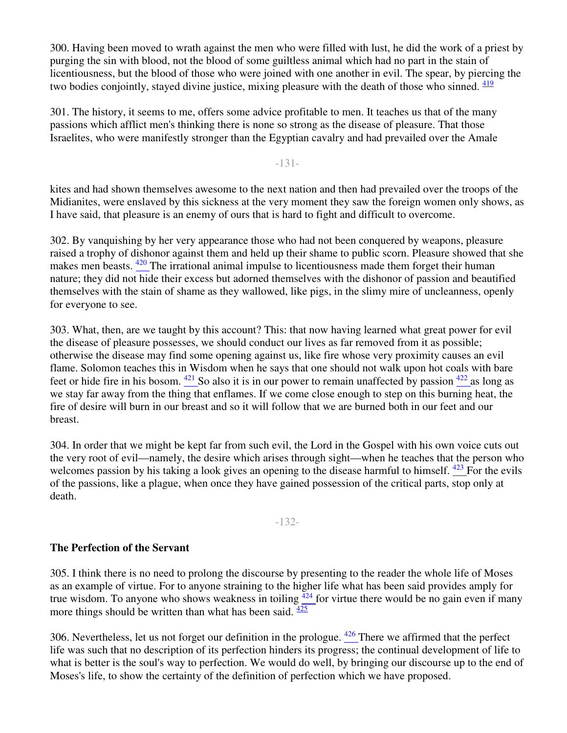300. Having been moved to wrath against the men who were filled with lust, he did the work of a priest by purging the sin with blood, not the blood of some guiltless animal which had no part in the stain of licentiousness, but the blood of those who were joined with one another in evil. The spear, by piercing the two bodies conjointly, stayed divine justice, mixing pleasure with the death of those who sinned. [419]

301. The history, it seems to me, offers some advice profitable to men. It teaches us that of the many passions which afflict men's thinking there is none so strong as the disease of pleasure. That those Israelites, who were manifestly stronger than the Egyptian cavalry and had prevailed over the Amalekites and had shown themselves awesome to the next nation and then had prevailed over the troops of the Midianites, were enslaved by this sickness at the very moment they saw the foreign women only shows, as I have said, that pleasure is an enemy of ours that is hard to fight and difficult to overcome.

302. By vanquishing by her very appearance those who had not been conquered by weapons, pleasure raised a trophy of dishonor against them and held up their shame to public scorn. Pleasure showed that she makes men beasts. [420] The irrational animal impulse to licentiousness made them forget their human nature; they did not hide their excess but adorned themselves with the dishonor of passion and beautified themselves with the stain of shame as they wallowed, like pigs, in the slimy mire of uncleanness, openly for everyone to see.

303. What, then, are we taught by this account? This: that now having learned what great power for evil the disease of pleasure possesses, we should conduct our lives as far removed from it as possible; otherwise the disease may find some opening against us, like fire whose very proximity causes an evil flame. Solomon teaches this in Wisdom when he says that one should not walk upon hot coals with bare feet or hide fire in his bosom. [421] So also it is in our power to remain unaffected by passion [422] as long as we stay far away from the thing that enflames. If we come close enough to step on this burning heat, the fire of desire will burn in our breast and so it will follow that we are burned both in our feet and our breast.

304. In order that we might be kept far from such evil, the Lord in the Gospel with his own voice cuts out the very root of evil—namely, the desire which arises through sight—when he teaches that the person who welcomes passion by his taking a look gives an opening to the disease harmful to himself. [423] For the evils of the passions, like a plague, when once they have gained possession of the critical parts, stop only at death.

### The Perfection of the Servant

305. I think there is no need to prolong the discourse by presenting to the reader the whole life of Moses as an example of virtue. For to anyone straining to the higher life what has been said provides amply for true wisdom. To anyone who shows weakness in toiling [424] for virtue there would be no gain even if many more things should be written than what has been said. [425]

306. Nevertheless, let us not forget our definition in the prologue. [426] There we affirmed that the perfect life was such that no description of its perfection hinders its progress; the continual development of life to what is better is the soul's way to perfection. We would do well, by bringing our discourse up to the end of Moses's life, to show the certainty of the definition of perfection which we have proposed.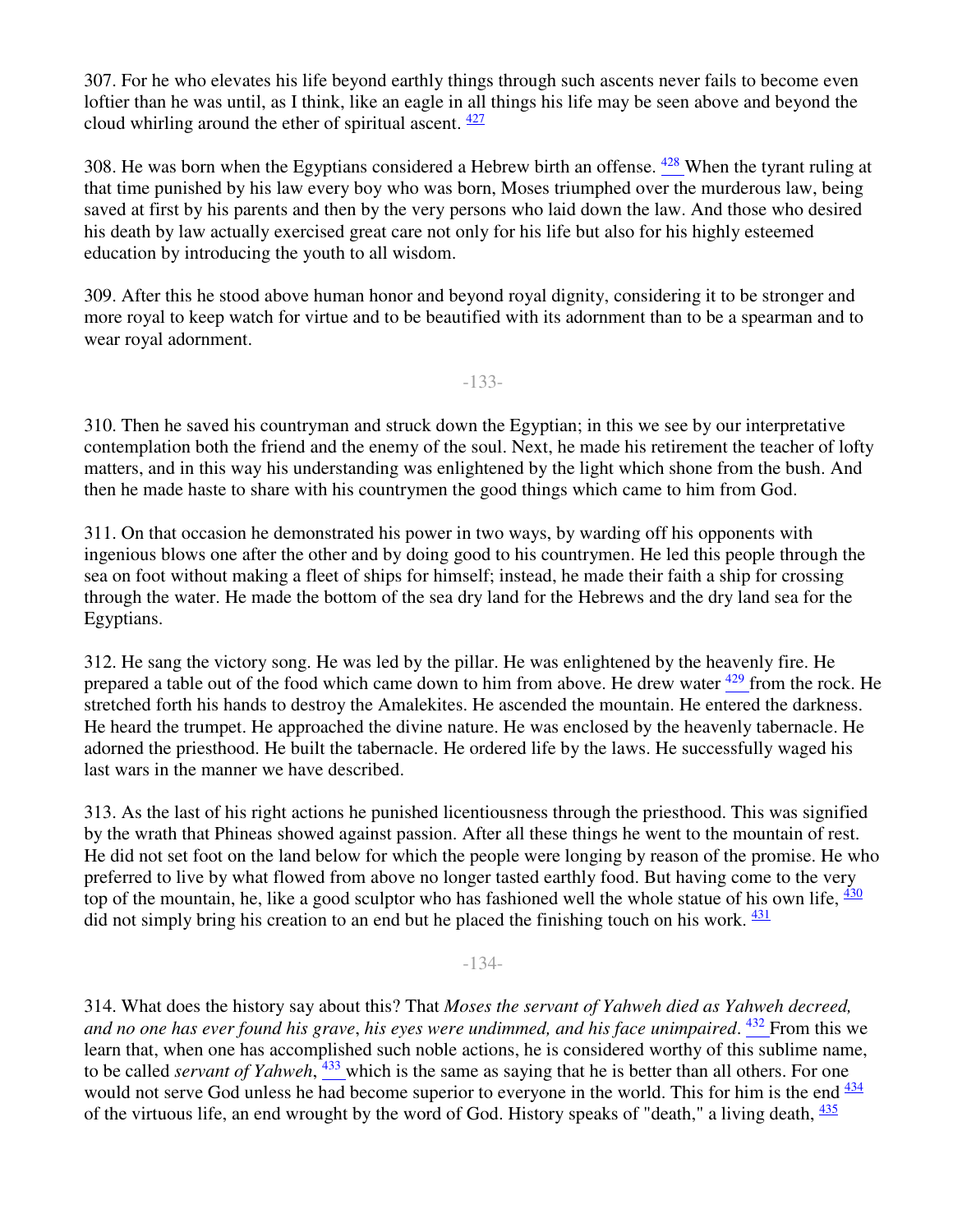307. For he who elevates his life beyond earthly things through such ascents never fails to become even loftier than he was until, as I think, like an eagle in all things his life may be seen above and beyond the cloud whirling around the ether of spiritual ascent. [427]

308. He was born when the Egyptians considered a Hebrew birth an offense. [428] When the tyrant ruling at that time punished by his law every boy who was born, Moses triumphed over the murderous law, being saved at first by his parents and then by the very persons who laid down the law. And those who desired his death by law actually exercised great care not only for his life but also for his highly esteemed education by introducing the youth to all wisdom.

309. After this he stood above human honor and beyond royal dignity, considering it to be stronger and more royal to keep watch for virtue and to be beautified with its adornment than to be a spearman and to wear royal adornment.

310. Then he saved his countryman and struck down the Egyptian; in this we see by our interpretative contemplation both the friend and the enemy of the soul. Next, he made his retirement the teacher of lofty matters, and in this way his understanding was enlightened by the light which shone from the bush. And then he made haste to share with his countrymen the good things which came to him from God.

311. On that occasion he demonstrated his power in two ways, by warding off his opponents with ingenious blows one after the other and by doing good to his countrymen. He led this people through the sea on foot without making a fleet of ships for himself; instead, he made their faith a ship for crossing through the water. He made the bottom of the sea dry land for the Hebrews and the dry land sea for the Egyptians.

312. He sang the victory song. He was led by the pillar. He was enlightened by the heavenly fire. He prepared a table out of the food which came down to him from above. He drew water [429] from the rock. He stretched forth his hands to destroy the Amalekites. He ascended the mountain. He entered the darkness. He heard the trumpet. He approached the divine nature. He was enclosed by the heavenly tabernacle. He adorned the priesthood. He built the tabernacle. He ordered life by the laws. He successfully waged his last wars in the manner we have described.

313. As the last of his right actions he punished licentiousness through the priesthood. This was signified by the wrath that Phineas showed against passion. After all these things he went to the mountain of rest. He did not set foot on the land below for which the people were longing by reason of the promise. He who preferred to live by what flowed from above no longer tasted earthly food. But having come to the very top of the mountain, he, like a good sculptor who has fashioned well the whole statue of his own life, [430] did not simply bring his creation to an end but he placed the finishing touch on his work. [431]

314. What does the history say about this? That *Moses the servant of Yahweh died as Yahweh decreed, and no one has ever found his grave, his eyes were undimmed, and his face unimpaired*. [432] From this we learn that, when one has accomplished such noble actions, he is considered worthy of this sublime name, to be called *servant of Yahweh*, [433] which is the same as saying that he is better than all others. For one would not serve God unless he had become superior to everyone in the world. This for him is the end [434] of the virtuous life, an end wrought by the word of God. History speaks of "death," a living death, [435]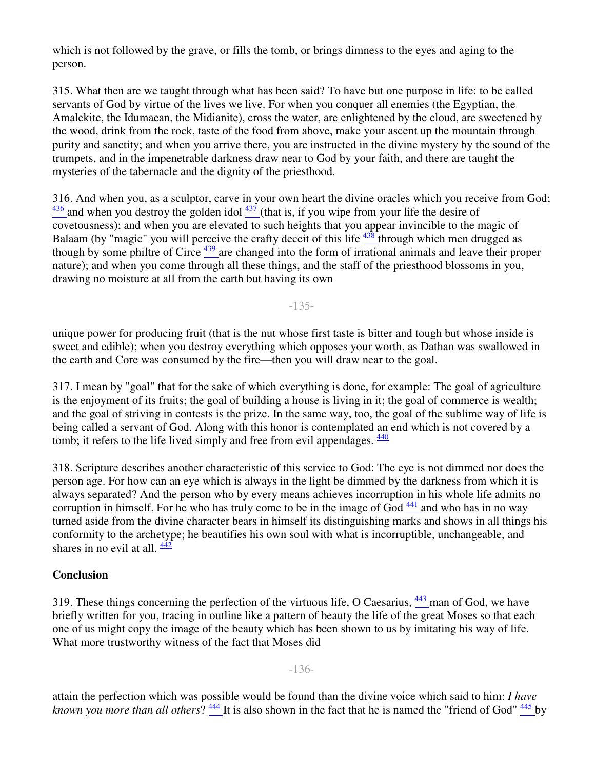which is not followed by the grave, or fills the tomb, or brings dimness to the eyes and aging to the person.

315. What then are we taught through what has been said? To have but one purpose in life: to be called servants of God by virtue of the lives we live. For when you conquer all enemies (the Egyptian, the Amalekite, the Idumaean, the Midianite), cross the water, are enlightened by the cloud, are sweetened by the wood, drink from the rock, taste of the food from above, make your ascent up the mountain through purity and sanctity; and when you arrive there, you are instructed in the divine mystery by the sound of the trumpets, and in the impenetrable darkness draw near to God by your faith, and there are taught the mysteries of the tabernacle and the dignity of the priesthood.

316. And when you, as a sculptor, carve in your own heart the divine oracles which you receive from God; [436] and when you destroy the golden idol [437] (that is, if you wipe from your life the desire of covetousness); and when you are elevated to such heights that you appear invincible to the magic of Balaam (by "magic" you will perceive the crafty deceit of this life [438] through which men drugged as though by some philtre of Circe [439] are changed into the form of irrational animals and leave their proper nature); and when you come through all these things, and the staff of the priesthood blossoms in you, drawing no moisture at all from the earth but having its own unique power for producing fruit (that is the nut whose first taste is bitter and tough but whose inside is sweet and edible); when you destroy everything which opposes your worth, as Dathan was swallowed in the earth and Core was consumed by the fire—then you will draw near to the goal.

317. I mean by "goal" that for the sake of which everything is done, for example: The goal of agriculture is the enjoyment of its fruits; the goal of building a house is living in it; the goal of commerce is wealth; and the goal of striving in contests is the prize. In the same way, too, the goal of the sublime way of life is being called a servant of God. Along with this honor is contemplated an end which is not covered by a tomb; it refers to the life lived simply and free from evil appendages. [440]

318. Scripture describes another characteristic of this service to God: The eye is not dimmed nor does the person age. For how can an eye which is always in the light be dimmed by the darkness from which it is always separated? And the person who by every means achieves incorruption in his whole life admits no corruption in himself. For he who has truly come to be in the image of God [441] and who has in no way turned aside from the divine character bears in himself its distinguishing marks and shows in all things his conformity to the archetype; he beautifies his own soul with what is incorruptible, unchangeable, and shares in no evil at all. [442]

## Conclusion

319. These things concerning the perfection of the virtuous life, O Caesarius, [443] man of God, we have briefly written for you, tracing in outline like a pattern of beauty the life of the great Moses so that each one of us might copy the image of the beauty which has been shown to us by imitating his way of life. What more trustworthy witness of the fact that Moses did attain the perfection which was possible would be found than the divine voice which said to him: *I have known you more than all others*? [444] It is also shown in the fact that he is named the "friend of God" [445] by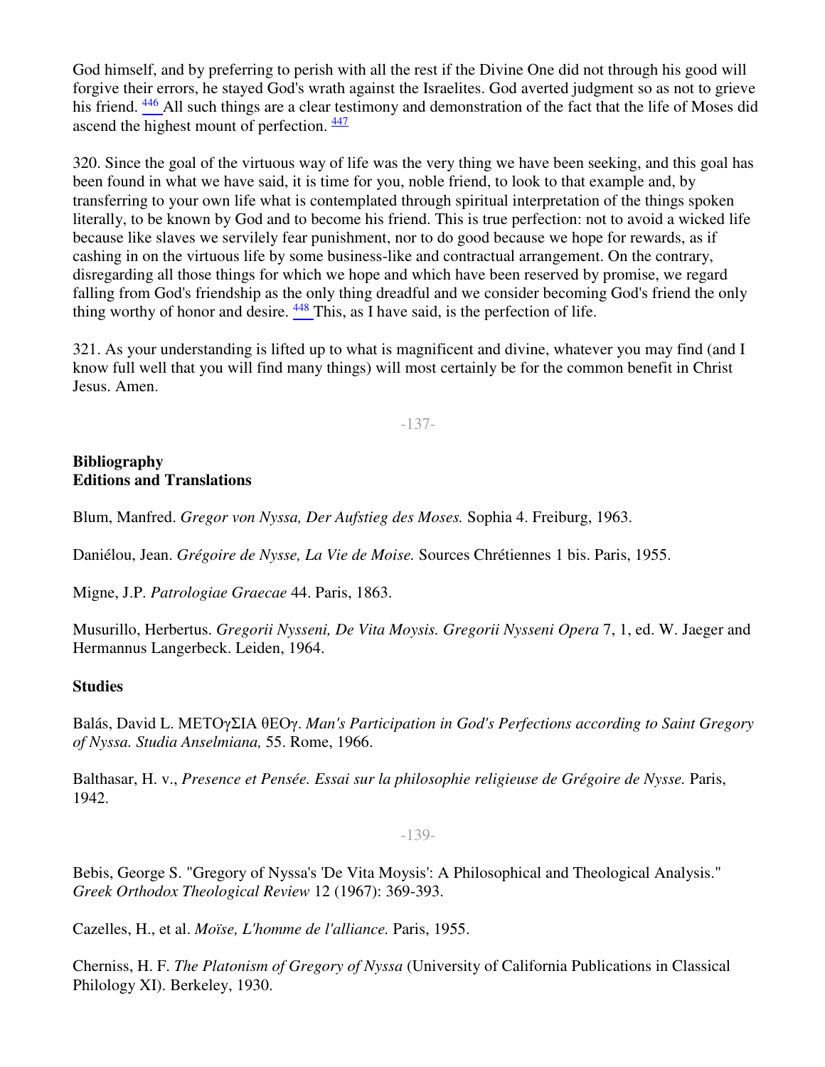God himself, and by preferring to perish with all the rest if the Divine One did not through his good will forgive their errors, he stayed God's wrath against the Israelites. God averted judgment so as not to grieve his friend. [446] All such things are a clear testimony and demonstration of the fact that the life of Moses did ascend the highest mount of perfection. [447]

320. Since the goal of the virtuous way of life was the very thing we have been seeking, and this goal has been found in what we have said, it is time for you, noble friend, to look to that example and, by transferring to your own life what is contemplated through spiritual interpretation of the things spoken literally, to be known by God and to become his friend. This is true perfection: not to avoid a wicked life because like slaves we servilely fear punishment, nor to do good because we hope for rewards, as if cashing in on the virtuous life by some business-like and contractual arrangement. On the contrary, disregarding all those things for which we hope and which have been reserved by promise, we regard falling from God's friendship as the only thing dreadful and we consider becoming God's friend the only thing worthy of honor and desire. [448] This, as I have said, is the perfection of life.

321. As your understanding is lifted up to what is magnificent and divine, whatever you may find (and I know full well that you will find many things) will most certainly be for the common benefit in Christ Jesus. Amen.

## Bibliography

### Editions and Translations

Blum, Manfred. *Gregor von Nyssa, Der Aufstieg des Moses.* Sophia 4. Freiburg, 1963.

Daniélou, Jean. *Grégoire de Nysse, La Vie de Moise.* Sources Chrétiennes 1 bis. Paris, 1955.

Migne, J.P. *Patrologiae Graecae* 44. Paris, 1863.

Musurillo, Herbertus. *Gregorii Nysseni, De Vita Moysis. Gregorii Nysseni Opera* 7, 1, ed. W. Jaeger and Hermannus Langerbeck. Leiden, 1964.

### Studies

Balás, David L. ΜΕΤΟγΣΙΑ θΕΟγ. *Man's Participation in God's Perfections according to Saint Gregory of Nyssa. Studia Anselmiana,* 55. Rome, 1966.

Balthasar, H. v., *Presence et Pensée. Essai sur la philosophie religieuse de Grégoire de Nysse.* Paris, 1942.

Bebis, George S. "Gregory of Nyssa's 'De Vita Moysis': A Philosophical and Theological Analysis." *Greek Orthodox Theological Review* 12 (1967): 369-393.

Cazelles, H., et al. *Moïse, L'homme de l'alliance.* Paris, 1955.

Cherniss, H. F. *The Platonism of Gregory of Nyssa* (University of California Publications in Classical Philology XI). Berkeley, 1930.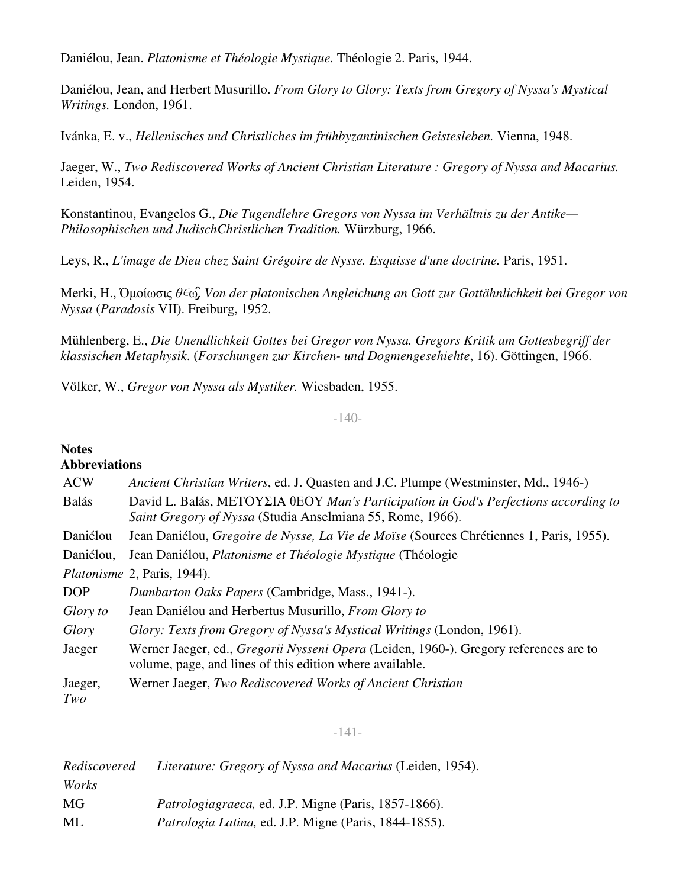Daniélou, Jean. *Platonisme et Théologie Mystique.* Théologie 2. Paris, 1944.

Daniélou, Jean, and Herbert Musurillo. *From Glory to Glory: Texts from Gregory of Nyssa's Mystical Writings.* London, 1961.

Ivánka, E. v., *Hellenisches und Christliches im frühbyzantinischen Geistesleben.* Vienna, 1948.

Jaeger, W., *Two Rediscovered Works of Ancient Christian Literature : Gregory of Nyssa and Macarius.* Leiden, 1954.

Konstantinou, Evangelos G., *Die Tugendlehre Gregors von Nyssa im Verhältnis zu der Antike—Philosophischen und JudischChristlichen Tradition.* Würzburg, 1966.

Leys, R., *L'image de Dieu chez Saint Grégoire de Nysse. Esquisse d'une doctrine.* Paris, 1951.

Merki, H., Ὁμοίωσις *θεῷ Von der platonischen Angleichung an Gott zur Gottähnlichkeit bei Gregor von Nyssa* (*Paradosis* VII). Freiburg, 1952.

Mühlenberg, E., *Die Unendlichkeit Gottes bei Gregor von Nyssa. Gregors Kritik am Gottesbegriff der klassischen Metaphysik*. (*Forschungen zur Kirchen- und Dogmengesehiehte*, 16). Göttingen, 1966.

Völker, W., *Gregor von Nyssa als Mystiker.* Wiesbaden, 1955.

## Notes

### Abbreviations

| | |
|---|---|
| ACW | *Ancient Christian Writers*, ed. J. Quasten and J.C. Plumpe (Westminster, Md., 1946-) |
| Balás | David L. Balás, ΜΕΤΟΥΣΙΑ θΕΟΥ *Man's Participation in God's Perfections according to Saint Gregory of Nyssa* (Studia Anselmiana 55, Rome, 1966). |
| Daniélou | Jean Daniélou, *Gregoire de Nysse, La Vie de Moïse* (Sources Chrétiennes 1, Paris, 1955). |
| Daniélou, *Platonisme* | Jean Daniélou, *Platonisme et Théologie Mystique* (Théologie 2, Paris, 1944). |
| DOP | *Dumbarton Oaks Papers* (Cambridge, Mass., 1941-). |
| *Glory to Glory* | Jean Daniélou and Herbertus Musurillo, *From Glory to Glory: Texts from Gregory of Nyssa's Mystical Writings* (London, 1961). |
| Jaeger | Werner Jaeger, ed., *Gregorii Nysseni Opera* (Leiden, 1960-). Gregory references are to volume, page, and lines of this edition where available. |
| Jaeger, *Two Rediscovered Works* | Werner Jaeger, *Two Rediscovered Works of Ancient Christian Literature: Gregory of Nyssa and Macarius* (Leiden, 1954). |
| MG | *Patrologiagraeca,* ed. J.P. Migne (Paris, 1857-1866). |
| ML | *Patrologia Latina,* ed. J.P. Migne (Paris, 1844-1855). |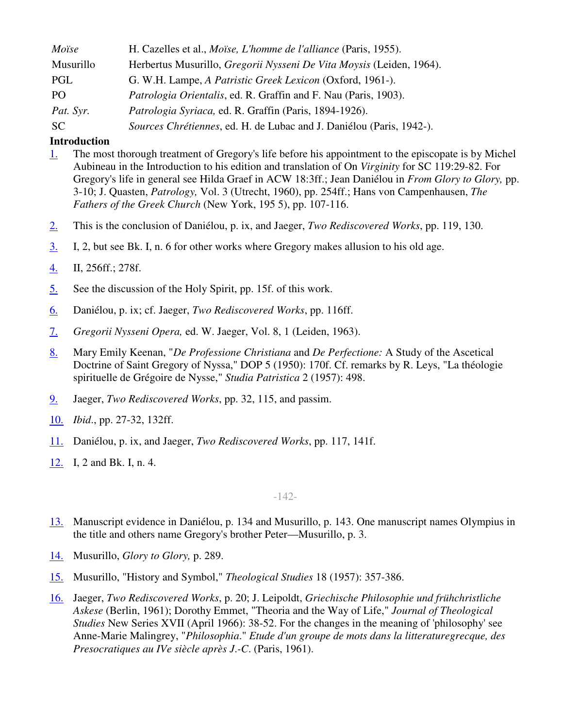| | |
|---|---|
| *Moïse* | H. Cazelles et al., *Moïse, L'homme de l'alliance* (Paris, 1955). |
| Musurillo | Herbertus Musurillo, *Gregorii Nysseni De Vita Moysis* (Leiden, 1964). |
| PGL | G. W.H. Lampe, *A Patristic Greek Lexicon* (Oxford, 1961-). |
| PO | *Patrologia Orientalis*, ed. R. Graffin and F. Nau (Paris, 1903). |
| *Pat. Syr.* | *Patrologia Syriaca,* ed. R. Graffin (Paris, 1894-1926). |
| SC | *Sources Chrétiennes*, ed. H. de Lubac and J. Daniélou (Paris, 1942-). |

**Introduction**

1. The most thorough treatment of Gregory's life before his appointment to the episcopate is by Michel Aubineau in the Introduction to his edition and translation of On *Virginity* for SC 119:29-82. For Gregory's life in general see Hilda Graef in ACW 18:3ff.; Jean Daniélou in *From Glory to Glory,* pp. 3-10; J. Quasten, *Patrology,* Vol. 3 (Utrecht, 1960), pp. 254ff.; Hans von Campenhausen, *The Fathers of the Greek Church* (New York, 195 5), pp. 107-116.

2. This is the conclusion of Daniélou, p. ix, and Jaeger, *Two Rediscovered Works*, pp. 119, 130.

3. I, 2, but see Bk. I, n. 6 for other works where Gregory makes allusion to his old age.

4. II, 256ff.; 278f.

5. See the discussion of the Holy Spirit, pp. 15f. of this work.

6. Daniélou, p. ix; cf. Jaeger, *Two Rediscovered Works*, pp. 116ff.

7. *Gregorii Nysseni Opera,* ed. W. Jaeger, Vol. 8, 1 (Leiden, 1963).

8. Mary Emily Keenan, "*De Professione Christiana* and *De Perfectione:* A Study of the Ascetical Doctrine of Saint Gregory of Nyssa," DOP 5 (1950): 170f. Cf. remarks by R. Leys, "La théologie spirituelle de Grégoire de Nysse," *Studia Patristica* 2 (1957): 498.

9. Jaeger, *Two Rediscovered Works*, pp. 32, 115, and passim.

10. *Ibid*., pp. 27-32, 132ff.

11. Daniélou, p. ix, and Jaeger, *Two Rediscovered Works*, pp. 117, 141f.

12. I, 2 and Bk. I, n. 4.

13. Manuscript evidence in Daniélou, p. 134 and Musurillo, p. 143. One manuscript names Olympius in the title and others name Gregory's brother Peter—Musurillo, p. 3.

14. Musurillo, *Glory to Glory,* p. 289.

15. Musurillo, "History and Symbol," *Theological Studies* 18 (1957): 357-386.

16. Jaeger, *Two Rediscovered Works*, p. 20; J. Leipoldt, *Griechische Philosophie und frühchristliche Askese* (Berlin, 1961); Dorothy Emmet, "Theoria and the Way of Life," *Journal of Theological Studies* New Series XVII (April 1966): 38-52. For the changes in the meaning of 'philosophy' see Anne-Marie Malingrey, "*Philosophia*." *Etude d'un groupe de mots dans la litteraturegrecque, des Presocratiques au IVe siècle après J.-C*. (Paris, 1961).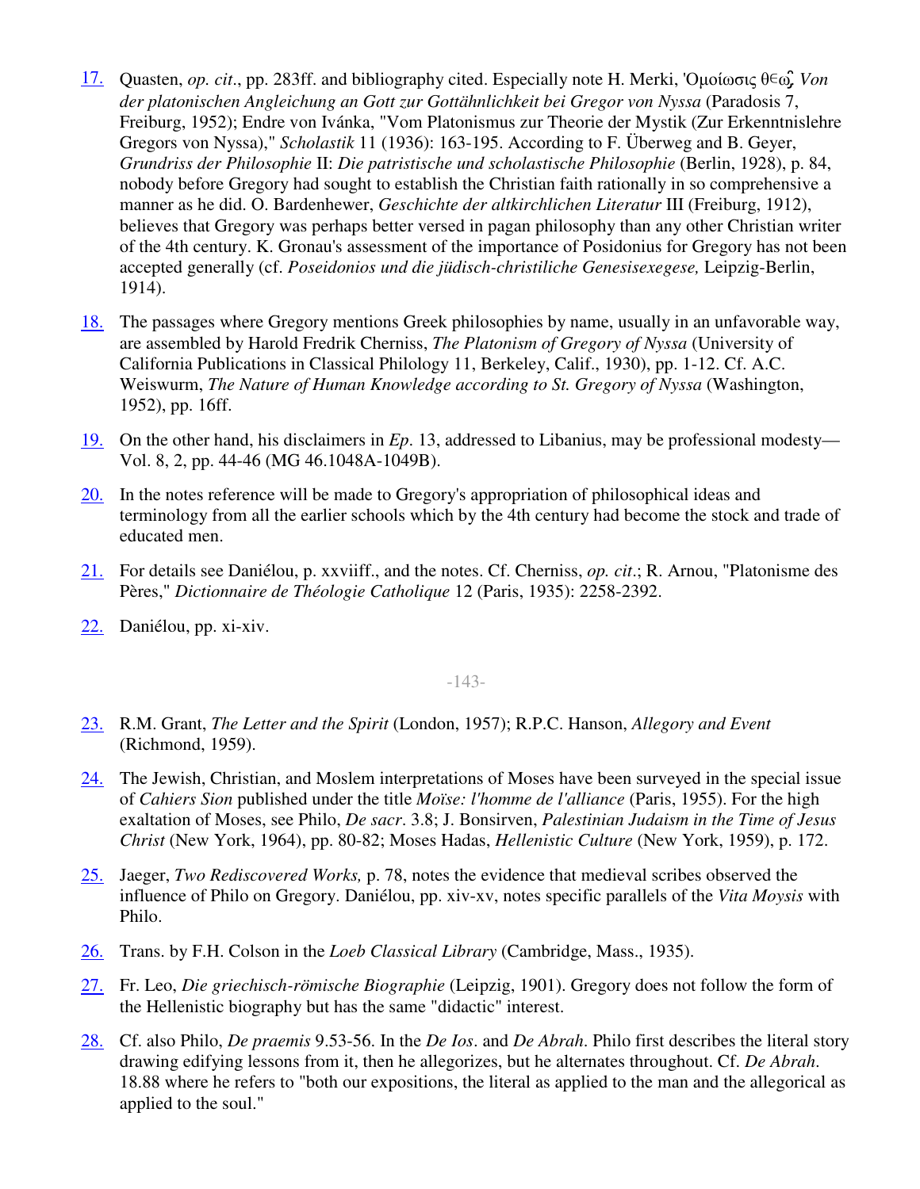17. Quasten, *op. cit*., pp. 283ff. and bibliography cited. Especially note H. Merki, 'Ομοίωσις θεῷ, *Von der platonischen Angleichung an Gott zur Gottähnlichkeit bei Gregor von Nyssa* (Paradosis 7, Freiburg, 1952); Endre von Ivánka, "Vom Platonismus zur Theorie der Mystik (Zur Erkenntnislehre Gregors von Nyssa)," *Scholastik* 11 (1936): 163-195. According to F. Überweg and B. Geyer, *Grundriss der Philosophie* II: *Die patristische und scholastische Philosophie* (Berlin, 1928), p. 84, nobody before Gregory had sought to establish the Christian faith rationally in so comprehensive a manner as he did. O. Bardenhewer, *Geschichte der altkirchlichen Literatur* III (Freiburg, 1912), believes that Gregory was perhaps better versed in pagan philosophy than any other Christian writer of the 4th century. K. Gronau's assessment of the importance of Posidonius for Gregory has not been accepted generally (cf. *Poseidonios und die jüdisch-christiliche Genesisexegese,* Leipzig-Berlin, 1914).

18. The passages where Gregory mentions Greek philosophies by name, usually in an unfavorable way, are assembled by Harold Fredrik Cherniss, *The Platonism of Gregory of Nyssa* (University of California Publications in Classical Philology 11, Berkeley, Calif., 1930), pp. 1-12. Cf. A.C. Weiswurm, *The Nature of Human Knowledge according to St. Gregory of Nyssa* (Washington, 1952), pp. 16ff.

19. On the other hand, his disclaimers in *Ep*. 13, addressed to Libanius, may be professional modesty—Vol. 8, 2, pp. 44-46 (MG 46.1048A-1049B).

20. In the notes reference will be made to Gregory's appropriation of philosophical ideas and terminology from all the earlier schools which by the 4th century had become the stock and trade of educated men.

21. For details see Daniélou, p. xxviiff., and the notes. Cf. Cherniss, *op. cit*.; R. Arnou, "Platonisme des Pères," *Dictionnaire de Théologie Catholique* 12 (Paris, 1935): 2258-2392.

22. Daniélou, pp. xi-xiv.

23. R.M. Grant, *The Letter and the Spirit* (London, 1957); R.P.C. Hanson, *Allegory and Event* (Richmond, 1959).

24. The Jewish, Christian, and Moslem interpretations of Moses have been surveyed in the special issue of *Cahiers Sion* published under the title *Moïse: l'homme de l'alliance* (Paris, 1955). For the high exaltation of Moses, see Philo, *De sacr*. 3.8; J. Bonsirven, *Palestinian Judaism in the Time of Jesus Christ* (New York, 1964), pp. 80-82; Moses Hadas, *Hellenistic Culture* (New York, 1959), p. 172.

25. Jaeger, *Two Rediscovered Works,* p. 78, notes the evidence that medieval scribes observed the influence of Philo on Gregory. Daniélou, pp. xiv-xv, notes specific parallels of the *Vita Moysis* with Philo.

26. Trans. by F.H. Colson in the *Loeb Classical Library* (Cambridge, Mass., 1935).

27. Fr. Leo, *Die griechisch-römische Biographie* (Leipzig, 1901). Gregory does not follow the form of the Hellenistic biography but has the same "didactic" interest.

28. Cf. also Philo, *De praemis* 9.53-56. In the *De Ios*. and *De Abrah*. Philo first describes the literal story drawing edifying lessons from it, then he allegorizes, but he alternates throughout. Cf. *De Abrah*. 18.88 where he refers to "both our expositions, the literal as applied to the man and the allegorical as applied to the soul."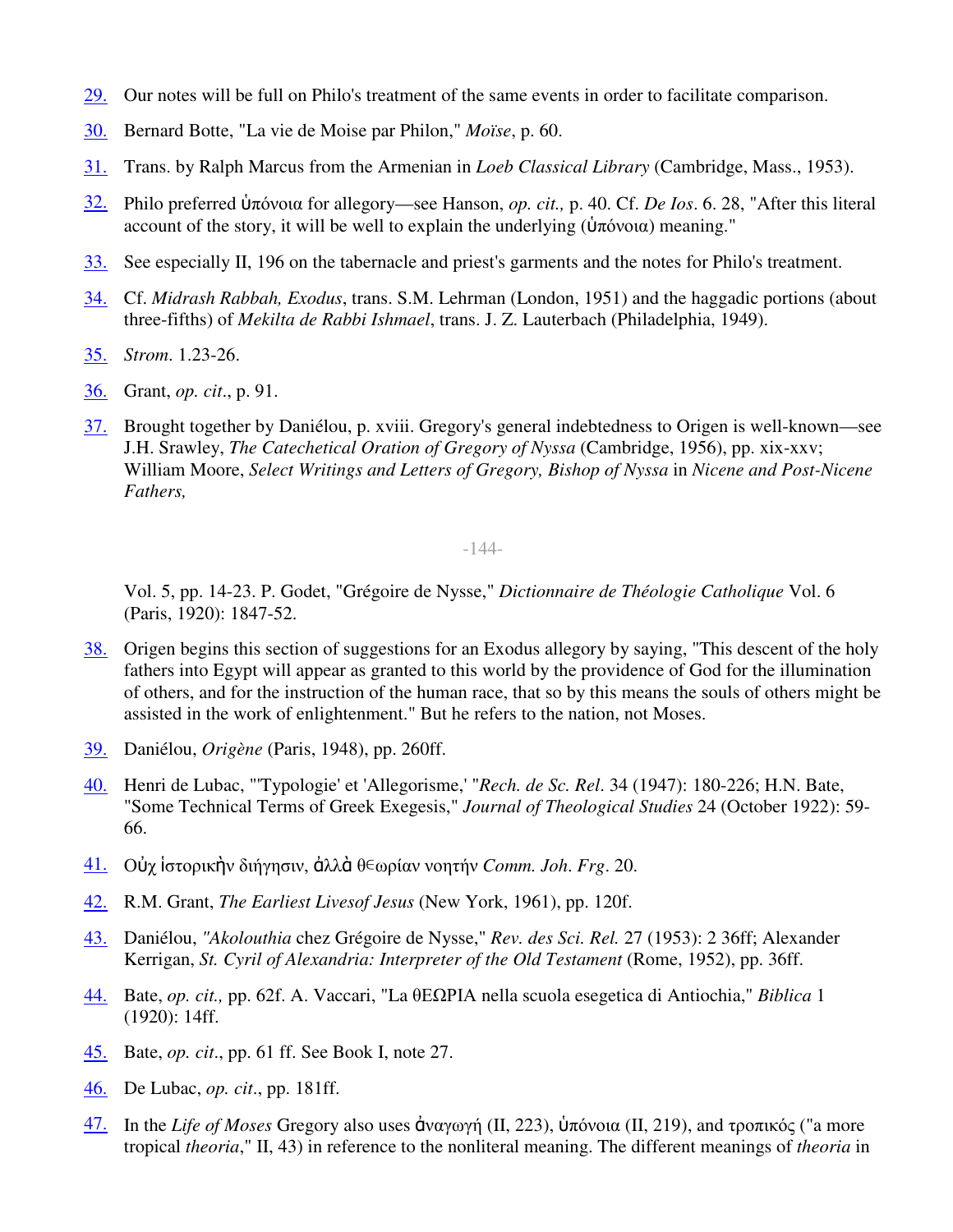29. Our notes will be full on Philo's treatment of the same events in order to facilitate comparison.

30. Bernard Botte, "La vie de Moise par Philon," *Moïse*, p. 60.

31. Trans. by Ralph Marcus from the Armenian in *Loeb Classical Library* (Cambridge, Mass., 1953).

32. Philo preferred ὑπόνοια for allegory—see Hanson, *op. cit.,* p. 40. Cf. *De Ios*. 6. 28, "After this literal account of the story, it will be well to explain the underlying (ὑπόνοια) meaning."

33. See especially II, 196 on the tabernacle and priest's garments and the notes for Philo's treatment.

34. Cf. *Midrash Rabbah, Exodus*, trans. S.M. Lehrman (London, 1951) and the haggadic portions (about three-fifths) of *Mekilta de Rabbi Ishmael*, trans. J. Z. Lauterbach (Philadelphia, 1949).

35. *Strom*. 1.23-26.

36. Grant, *op. cit*., p. 91.

37. Brought together by Daniélou, p. xviii. Gregory's general indebtedness to Origen is well-known—see J.H. Srawley, *The Catechetical Oration of Gregory of Nyssa* (Cambridge, 1956), pp. xix-xxv; William Moore, *Select Writings and Letters of Gregory, Bishop of Nyssa* in *Nicene and Post-Nicene Fathers,* Vol. 5, pp. 14-23. P. Godet, "Grégoire de Nysse," *Dictionnaire de Théologie Catholique* Vol. 6 (Paris, 1920): 1847-52.

38. Origen begins this section of suggestions for an Exodus allegory by saying, "This descent of the holy fathers into Egypt will appear as granted to this world by the providence of God for the illumination of others, and for the instruction of the human race, that so by this means the souls of others might be assisted in the work of enlightenment." But he refers to the nation, not Moses.

39. Daniélou, *Origène* (Paris, 1948), pp. 260ff.

40. Henri de Lubac, "'Typologie' et 'Allegorisme,' "*Rech. de Sc. Rel*. 34 (1947): 180-226; H.N. Bate, "Some Technical Terms of Greek Exegesis," *Journal of Theological Studies* 24 (October 1922): 59-66.

41. Οὐχ ἱστορικὴν διήγησιν, ἀλλὰ θεωρίαν νοητήν *Comm. Joh. Frg*. 20.

42. R.M. Grant, *The Earliest Livesof Jesus* (New York, 1961), pp. 120f.

43. Daniélou, *"Akolouthia* chez Grégoire de Nysse," *Rev. des Sci. Rel.* 27 (1953): 2 36ff; Alexander Kerrigan, *St. Cyril of Alexandria: Interpreter of the Old Testament* (Rome, 1952), pp. 36ff.

44. Bate, *op. cit.,* pp. 62f. A. Vaccari, "La θΕΩPIA nella scuola esegetica di Antiochia," *Biblica* 1 (1920): 14ff.

45. Bate, *op. cit*., pp. 61 ff. See Book I, note 27.

46. De Lubac, *op. cit*., pp. 181ff.

47. In the *Life of Moses* Gregory also uses ἀναγωγή (II, 223), ὑπόνοια (II, 219), and τροπικός ("a more tropical *theoria*," II, 43) in reference to the nonliteral meaning. The different meanings of *theoria* in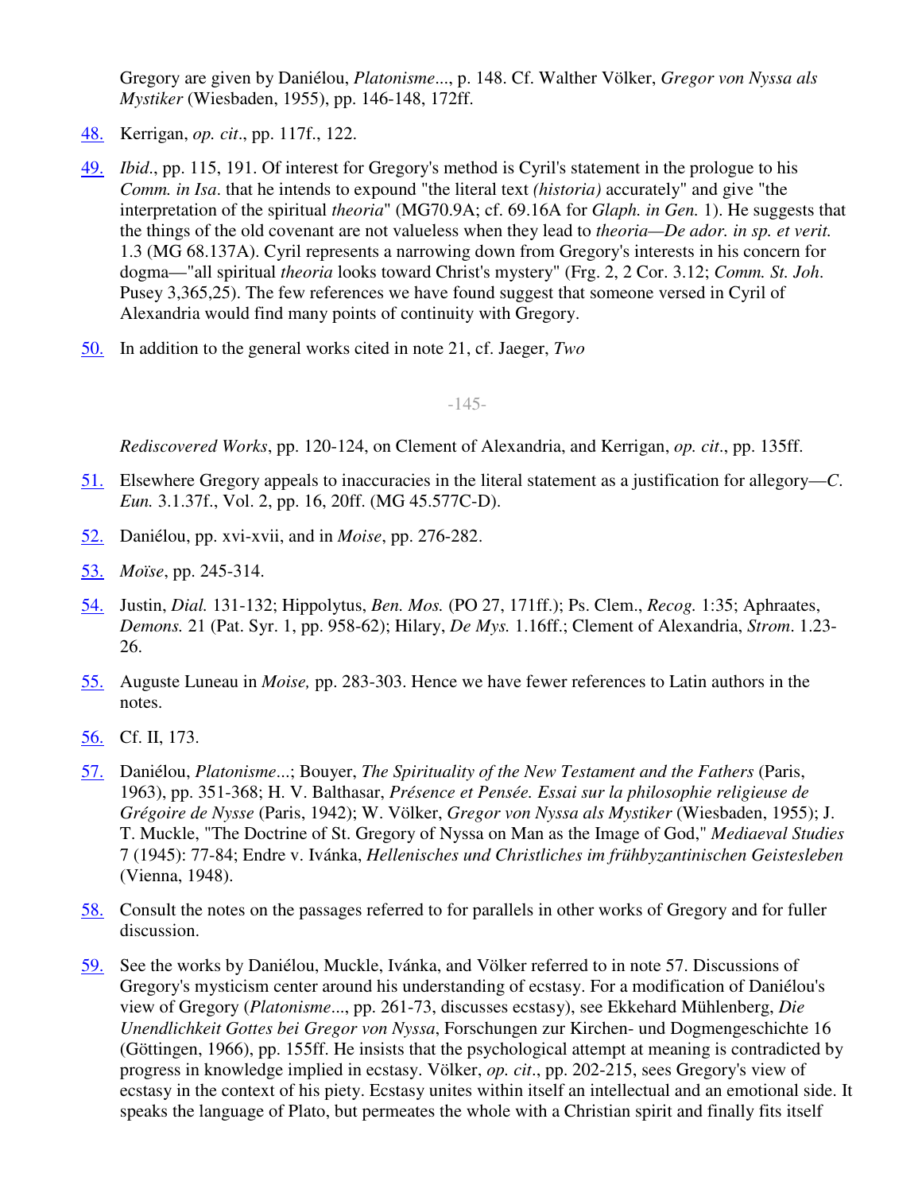Gregory are given by Daniélou, *Platonisme*..., p. 148. Cf. Walther Völker, *Gregor von Nyssa als Mystiker* (Wiesbaden, 1955), pp. 146-148, 172ff.

48. Kerrigan, *op. cit*., pp. 117f., 122.

49. *Ibid*., pp. 115, 191. Of interest for Gregory's method is Cyril's statement in the prologue to his *Comm. in Isa*. that he intends to expound "the literal text *(historia)* accurately" and give "the interpretation of the spiritual *theoria*" (MG70.9A; cf. 69.16A for *Glaph. in Gen.* 1). He suggests that the things of the old covenant are not valueless when they lead to *theoria—De ador. in sp. et verit.* 1.3 (MG 68.137A). Cyril represents a narrowing down from Gregory's interests in his concern for dogma—"all spiritual *theoria* looks toward Christ's mystery" (Frg. 2, 2 Cor. 3.12; *Comm. St. Joh.* Pusey 3,365,25). The few references we have found suggest that someone versed in Cyril of Alexandria would find many points of continuity with Gregory.

50. In addition to the general works cited in note 21, cf. Jaeger, *Two Rediscovered Works*, pp. 120-124, on Clement of Alexandria, and Kerrigan, *op. cit*., pp. 135ff.

51. Elsewhere Gregory appeals to inaccuracies in the literal statement as a justification for allegory—*C. Eun.* 3.1.37f., Vol. 2, pp. 16, 20ff. (MG 45.577C-D).

52. Daniélou, pp. xvi-xvii, and in *Moise*, pp. 276-282.

53. *Moïse*, pp. 245-314.

54. Justin, *Dial.* 131-132; Hippolytus, *Ben. Mos.* (PO 27, 171ff.); Ps. Clem., *Recog.* 1:35; Aphraates, *Demons.* 21 (Pat. Syr. 1, pp. 958-62); Hilary, *De Mys.* 1.16ff.; Clement of Alexandria, *Strom*. 1.23-26.

55. Auguste Luneau in *Moise,* pp. 283-303. Hence we have fewer references to Latin authors in the notes.

56. Cf. II, 173.

57. Daniélou, *Platonisme*...; Bouyer, *The Spirituality of the New Testament and the Fathers* (Paris, 1963), pp. 351-368; H. V. Balthasar, *Présence et Pensée. Essai sur la philosophie religieuse de Grégoire de Nysse* (Paris, 1942); W. Völker, *Gregor von Nyssa als Mystiker* (Wiesbaden, 1955); J. T. Muckle, "The Doctrine of St. Gregory of Nyssa on Man as the Image of God," *Mediaeval Studies* 7 (1945): 77-84; Endre v. Ivánka, *Hellenisches und Christliches im frühbyzantinischen Geistesleben* (Vienna, 1948).

58. Consult the notes on the passages referred to for parallels in other works of Gregory and for fuller discussion.

59. See the works by Daniélou, Muckle, Ivánka, and Völker referred to in note 57. Discussions of Gregory's mysticism center around his understanding of ecstasy. For a modification of Daniélou's view of Gregory (*Platonisme*..., pp. 261-73, discusses ecstasy), see Ekkehard Mühlenberg, *Die Unendlichkeit Gottes bei Gregor von Nyssa*, Forschungen zur Kirchen- und Dogmengeschichte 16 (Göttingen, 1966), pp. 155ff. He insists that the psychological attempt at meaning is contradicted by progress in knowledge implied in ecstasy. Völker, *op. cit*., pp. 202-215, sees Gregory's view of ecstasy in the context of his piety. Ecstasy unites within itself an intellectual and an emotional side. It speaks the language of Plato, but permeates the whole with a Christian spirit and finally fits itself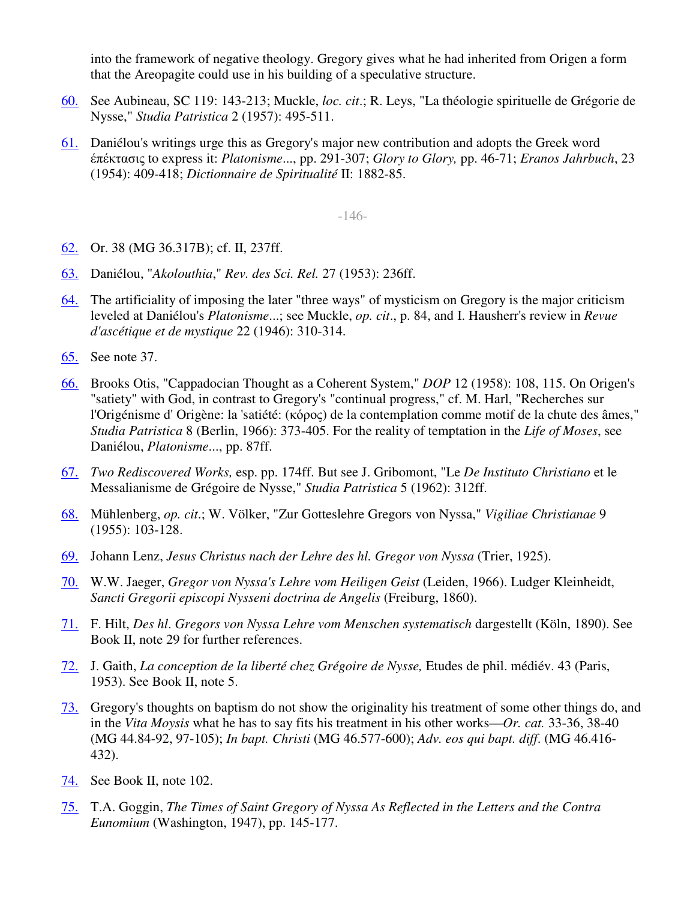into the framework of negative theology. Gregory gives what he had inherited from Origen a form that the Areopagite could use in his building of a speculative structure.

60. See Aubineau, SC 119: 143-213; Muckle, *loc. cit*.; R. Leys, "La théologie spirituelle de Grégorie de Nysse," *Studia Patristica* 2 (1957): 495-511.

61. Daniélou's writings urge this as Gregory's major new contribution and adopts the Greek word ἐπέκτασις to express it: *Platonisme*..., pp. 291-307; *Glory to Glory,* pp. 46-71; *Eranos Jahrbuch*, 23 (1954): 409-418; *Dictionnaire de Spiritualité* II: 1882-85.

62. Or. 38 (MG 36.317B); cf. II, 237ff.

63. Daniélou, "*Akolouthia*," *Rev. des Sci. Rel.* 27 (1953): 236ff.

64. The artificiality of imposing the later "three ways" of mysticism on Gregory is the major criticism leveled at Daniélou's *Platonisme*...; see Muckle, *op. cit*., p. 84, and I. Hausherr's review in *Revue d'ascétique et de mystique* 22 (1946): 310-314.

65. See note 37.

66. Brooks Otis, "Cappadocian Thought as a Coherent System," *DOP* 12 (1958): 108, 115. On Origen's "satiety" with God, in contrast to Gregory's "continual progress," cf. M. Harl, "Recherches sur l'Origénisme d' Origène: la 'satiété: (κόρος) de la contemplation comme motif de la chute des âmes," *Studia Patristica* 8 (Berlin, 1966): 373-405. For the reality of temptation in the *Life of Moses*, see Daniélou, *Platonisme*..., pp. 87ff.

67. *Two Rediscovered Works,* esp. pp. 174ff. But see J. Gribomont, "Le *De Instituto Christiano* et le Messalianisme de Grégoire de Nysse," *Studia Patristica* 5 (1962): 312ff.

68. Mühlenberg, *op. cit*.; W. Völker, "Zur Gotteslehre Gregors von Nyssa," *Vigiliae Christianae* 9 (1955): 103-128.

69. Johann Lenz, *Jesus Christus nach der Lehre des hl. Gregor von Nyssa* (Trier, 1925).

70. W.W. Jaeger, *Gregor von Nyssa's Lehre vom Heiligen Geist* (Leiden, 1966). Ludger Kleinheidt, *Sancti Gregorii episcopi Nysseni doctrina de Angelis* (Freiburg, 1860).

71. F. Hilt, *Des hl. Gregors von Nyssa Lehre vom Menschen systematisch* dargestellt (Köln, 1890). See Book II, note 29 for further references.

72. J. Gaith, *La conception de la liberté chez Grégoire de Nysse,* Etudes de phil. médiév. 43 (Paris, 1953). See Book II, note 5.

73. Gregory's thoughts on baptism do not show the originality his treatment of some other things do, and in the *Vita Moysis* what he has to say fits his treatment in his other works—*Or. cat.* 33-36, 38-40 (MG 44.84-92, 97-105); *In bapt. Christi* (MG 46.577-600); *Adv. eos qui bapt. diff.* (MG 46.416-432).

74. See Book II, note 102.

75. T.A. Goggin, *The Times of Saint Gregory of Nyssa As Reflected in the Letters and the Contra Eunomium* (Washington, 1947), pp. 145-177.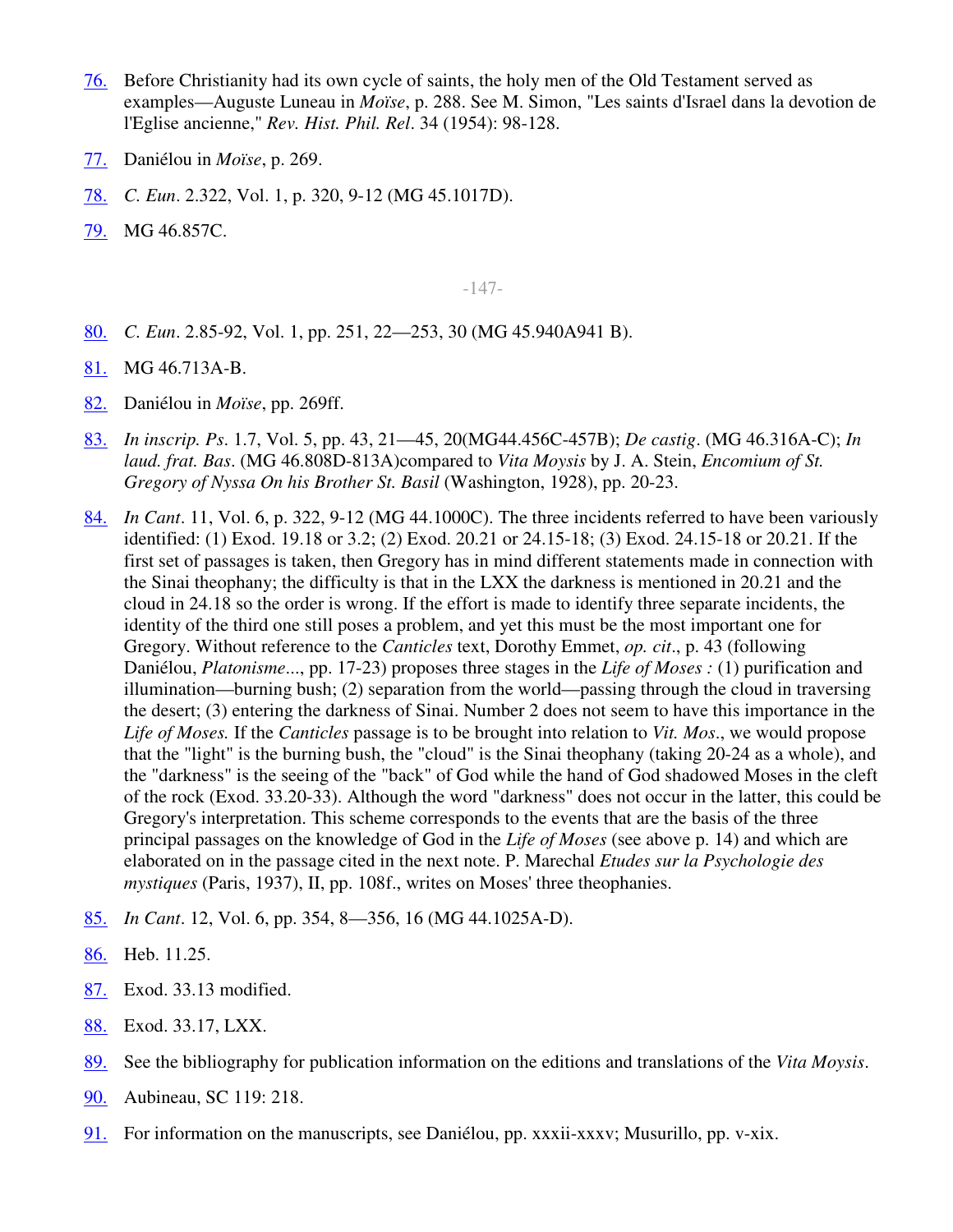76. Before Christianity had its own cycle of saints, the holy men of the Old Testament served as examples—Auguste Luneau in *Moïse*, p. 288. See M. Simon, "Les saints d'Israel dans la devotion de l'Eglise ancienne," *Rev. Hist. Phil. Rel*. 34 (1954): 98-128.

77. Daniélou in *Moïse*, p. 269.

78. *C. Eun*. 2.322, Vol. 1, p. 320, 9-12 (MG 45.1017D).

79. MG 46.857C.

80. *C. Eun*. 2.85-92, Vol. 1, pp. 251, 22—253, 30 (MG 45.940A941 B).

81. MG 46.713A-B.

82. Daniélou in *Moïse*, pp. 269ff.

83. *In inscrip. Ps*. 1.7, Vol. 5, pp. 43, 21—45, 20(MG44.456C-457B); *De castig*. (MG 46.316A-C); *In laud. frat. Bas*. (MG 46.808D-813A)compared to *Vita Moysis* by J. A. Stein, *Encomium of St. Gregory of Nyssa On his Brother St. Basil* (Washington, 1928), pp. 20-23.

84. *In Cant*. 11, Vol. 6, p. 322, 9-12 (MG 44.1000C). The three incidents referred to have been variously identified: (1) Exod. 19.18 or 3.2; (2) Exod. 20.21 or 24.15-18; (3) Exod. 24.15-18 or 20.21. If the first set of passages is taken, then Gregory has in mind different statements made in connection with the Sinai theophany; the difficulty is that in the LXX the darkness is mentioned in 20.21 and the cloud in 24.18 so the order is wrong. If the effort is made to identify three separate incidents, the identity of the third one still poses a problem, and yet this must be the most important one for Gregory. Without reference to the *Canticles* text, Dorothy Emmet, *op. cit*., p. 43 (following Daniélou, *Platonisme*..., pp. 17-23) proposes three stages in the *Life of Moses :* (1) purification and illumination—burning bush; (2) separation from the world—passing through the cloud in traversing the desert; (3) entering the darkness of Sinai. Number 2 does not seem to have this importance in the *Life of Moses.* If the *Canticles* passage is to be brought into relation to *Vit. Mos*., we would propose that the "light" is the burning bush, the "cloud" is the Sinai theophany (taking 20-24 as a whole), and the "darkness" is the seeing of the "back" of God while the hand of God shadowed Moses in the cleft of the rock (Exod. 33.20-33). Although the word "darkness" does not occur in the latter, this could be Gregory's interpretation. This scheme corresponds to the events that are the basis of the three principal passages on the knowledge of God in the *Life of Moses* (see above p. 14) and which are elaborated on in the passage cited in the next note. P. Marechal *Etudes sur la Psychologie des mystiques* (Paris, 1937), II, pp. 108f., writes on Moses' three theophanies.

85. *In Cant*. 12, Vol. 6, pp. 354, 8—356, 16 (MG 44.1025A-D).

86. Heb. 11.25.

87. Exod. 33.13 modified.

88. Exod. 33.17, LXX.

89. See the bibliography for publication information on the editions and translations of the *Vita Moysis*.

90. Aubineau, SC 119: 218.

91. For information on the manuscripts, see Daniélou, pp. xxxii-xxxv; Musurillo, pp. v-xix.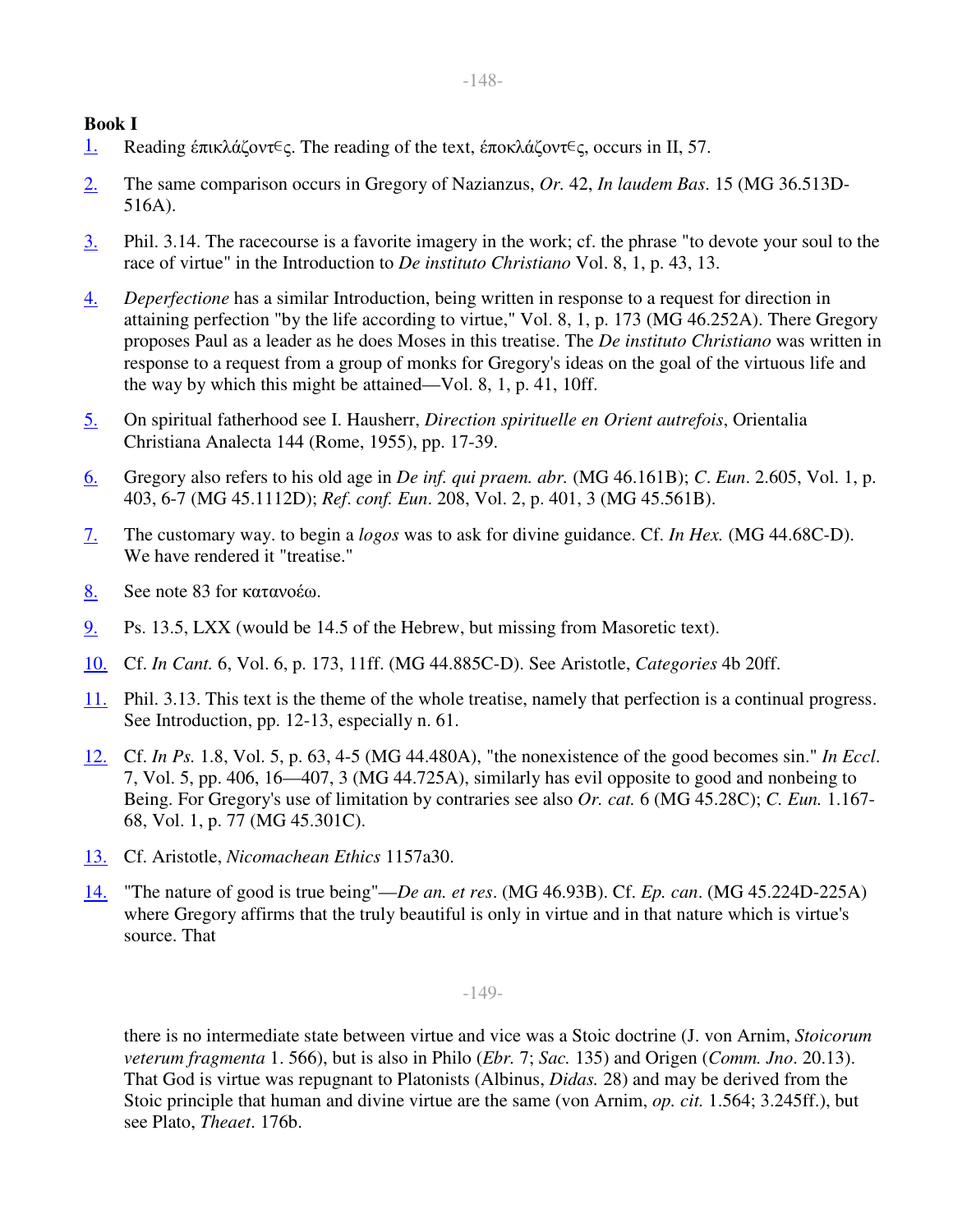## Book I

1. Reading ἐπικλάζοντες. The reading of the text, ἐποκλάζοντες, occurs in II, 57.

2. The same comparison occurs in Gregory of Nazianzus, *Or.* 42, *In laudem Bas*. 15 (MG 36.513D-516A).

3. Phil. 3.14. The racecourse is a favorite imagery in the work; cf. the phrase "to devote your soul to the race of virtue" in the Introduction to *De instituto Christiano* Vol. 8, 1, p. 43, 13.

4. *Deperfectione* has a similar Introduction, being written in response to a request for direction in attaining perfection "by the life according to virtue," Vol. 8, 1, p. 173 (MG 46.252A). There Gregory proposes Paul as a leader as he does Moses in this treatise. The *De instituto Christiano* was written in response to a request from a group of monks for Gregory's ideas on the goal of the virtuous life and the way by which this might be attained—Vol. 8, 1, p. 41, 10ff.

5. On spiritual fatherhood see I. Hausherr, *Direction spirituelle en Orient autrefois*, Orientalia Christiana Analecta 144 (Rome, 1955), pp. 17-39.

6. Gregory also refers to his old age in *De inf. qui praem. abr.* (MG 46.161B); *C. Eun*. 2.605, Vol. 1, p. 403, 6-7 (MG 45.1112D); *Ref. conf. Eun*. 208, Vol. 2, p. 401, 3 (MG 45.561B).

7. The customary way. to begin a *logos* was to ask for divine guidance. Cf. *In Hex.* (MG 44.68C-D). We have rendered it "treatise."

8. See note 83 for κατανοέω.

9. Ps. 13.5, LXX (would be 14.5 of the Hebrew, but missing from Masoretic text).

10. Cf. *In Cant.* 6, Vol. 6, p. 173, 11ff. (MG 44.885C-D). See Aristotle, *Categories* 4b 20ff.

11. Phil. 3.13. This text is the theme of the whole treatise, namely that perfection is a continual progress. See Introduction, pp. 12-13, especially n. 61.

12. Cf. *In Ps.* 1.8, Vol. 5, p. 63, 4-5 (MG 44.480A), "the nonexistence of the good becomes sin." *In Eccl*. 7, Vol. 5, pp. 406, 16—407, 3 (MG 44.725A), similarly has evil opposite to good and nonbeing to Being. For Gregory's use of limitation by contraries see also *Or. cat.* 6 (MG 45.28C); *C. Eun.* 1.167-68, Vol. 1, p. 77 (MG 45.301C).

13. Cf. Aristotle, *Nicomachean Ethics* 1157a30.

14. "The nature of good is true being"—*De an. et res*. (MG 46.93B). Cf. *Ep. can*. (MG 45.224D-225A) where Gregory affirms that the truly beautiful is only in virtue and in that nature which is virtue's source. That there is no intermediate state between virtue and vice was a Stoic doctrine (J. von Arnim, *Stoicorum veterum fragmenta* 1. 566), but is also in Philo (*Ebr.* 7; *Sac.* 135) and Origen (*Comm. Jno*. 20.13). That God is virtue was repugnant to Platonists (Albinus, *Didas.* 28) and may be derived from the Stoic principle that human and divine virtue are the same (von Arnim, *op. cit.* 1.564; 3.245ff.), but see Plato, *Theaet*. 176b.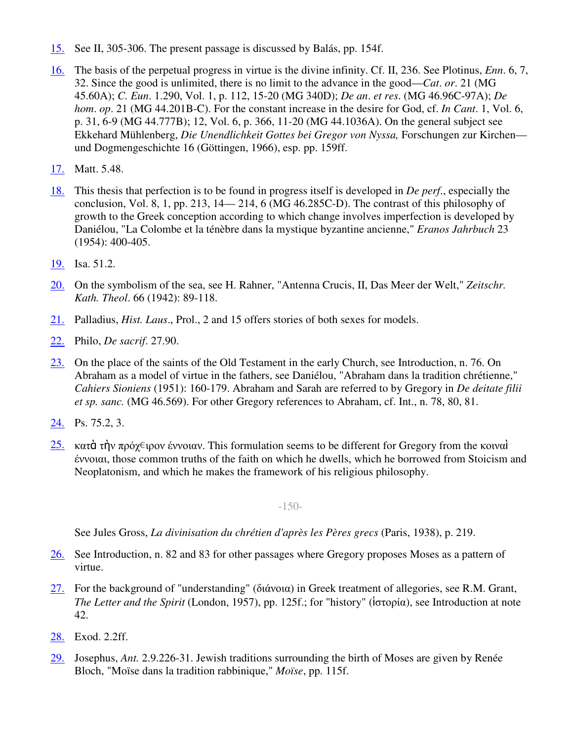15. See II, 305-306. The present passage is discussed by Balás, pp. 154f.

16. The basis of the perpetual progress in virtue is the divine infinity. Cf. II, 236. See Plotinus, *Enn*. 6, 7, 32. Since the good is unlimited, there is no limit to the advance in the good—*Cat. or*. 21 (MG 45.60A); *C. Eun*. 1.290, Vol. 1, p. 112, 15-20 (MG 340D); *De an. et res*. (MG 46.96C-97A); *De hom. op*. 21 (MG 44.201B-C). For the constant increase in the desire for God, cf. *In Cant*. 1, Vol. 6, p. 31, 6-9 (MG 44.777B); 12, Vol. 6, p. 366, 11-20 (MG 44.1036A). On the general subject see Ekkehard Mühlenberg, *Die Unendlichkeit Gottes bei Gregor von Nyssa,* Forschungen zur Kirchen—und Dogmengeschichte 16 (Göttingen, 1966), esp. pp. 159ff.

17. Matt. 5.48.

18. This thesis that perfection is to be found in progress itself is developed in *De perf*., especially the conclusion, Vol. 8, 1, pp. 213, 14— 214, 6 (MG 46.285C-D). The contrast of this philosophy of growth to the Greek conception according to which change involves imperfection is developed by Daniélou, "La Colombe et la ténèbre dans la mystique byzantine ancienne," *Eranos Jahrbuch* 23 (1954): 400-405.

19. Isa. 51.2.

20. On the symbolism of the sea, see H. Rahner, "Antenna Crucis, II, Das Meer der Welt," *Zeitschr. Kath. Theol*. 66 (1942): 89-118.

21. Palladius, *Hist. Laus*., Prol., 2 and 15 offers stories of both sexes for models.

22. Philo, *De sacrif*. 27.90.

23. On the place of the saints of the Old Testament in the early Church, see Introduction, n. 76. On Abraham as a model of virtue in the fathers, see Daniélou, "Abraham dans la tradition chrétienne," *Cahiers Sioniens* (1951): 160-179. Abraham and Sarah are referred to by Gregory in *De deitate filii et sp. sanc.* (MG 46.569). For other Gregory references to Abraham, cf. Int., n. 78, 80, 81.

24. Ps. 75.2, 3.

25. κατὰ τὴν πρόχειρον έννοιαν. This formulation seems to be different for Gregory from the κοιναὶ έννοιαι, those common truths of the faith on which he dwells, which he borrowed from Stoicism and Neoplatonism, and which he makes the framework of his religious philosophy.

See Jules Gross, *La divinisation du chrétien d'après les Pères grecs* (Paris, 1938), p. 219.

26. See Introduction, n. 82 and 83 for other passages where Gregory proposes Moses as a pattern of virtue.

27. For the background of "understanding" (διάνοια) in Greek treatment of allegories, see R.M. Grant, *The Letter and the Spirit* (London, 1957), pp. 125f.; for "history" (ἱστορία), see Introduction at note 42.

28. Exod. 2.2ff.

29. Josephus, *Ant.* 2.9.226-31. Jewish traditions surrounding the birth of Moses are given by Renée Bloch, "Moïse dans la tradition rabbinique," *Moïse*, pp. 115f.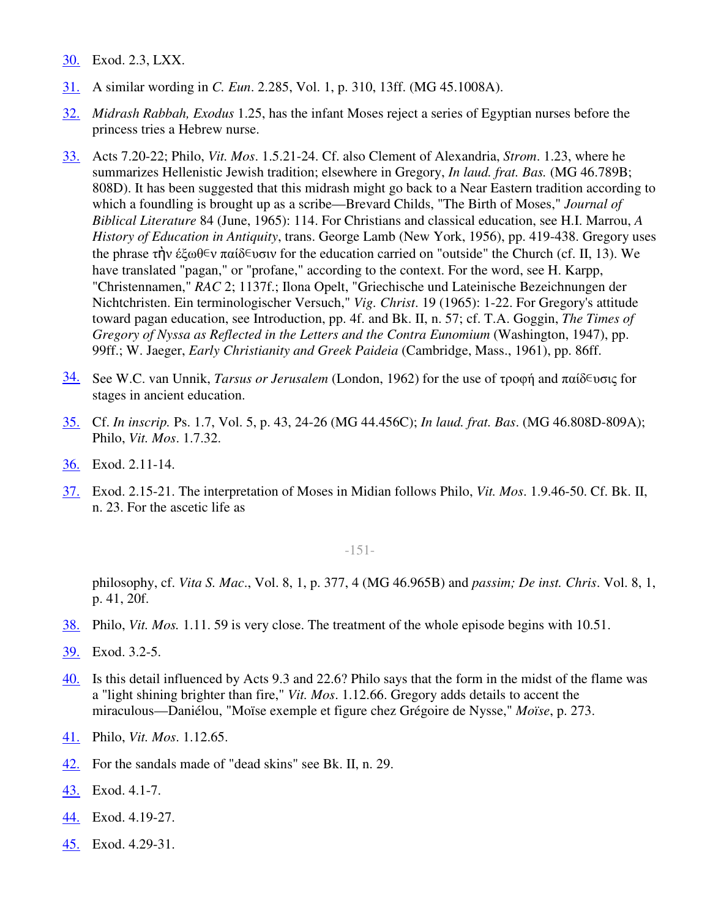30. Exod. 2.3, LXX.

31. A similar wording in *C. Eun*. 2.285, Vol. 1, p. 310, 13ff. (MG 45.1008A).

32. *Midrash Rabbah, Exodus* 1.25, has the infant Moses reject a series of Egyptian nurses before the princess tries a Hebrew nurse.

33. Acts 7.20-22; Philo, *Vit. Mos*. 1.5.21-24. Cf. also Clement of Alexandria, *Strom*. 1.23, where he summarizes Hellenistic Jewish tradition; elsewhere in Gregory, *In laud. frat. Bas.* (MG 46.789B; 808D). It has been suggested that this midrash might go back to a Near Eastern tradition according to which a foundling is brought up as a scribe—Brevard Childs, "The Birth of Moses," *Journal of Biblical Literature* 84 (June, 1965): 114. For Christians and classical education, see H.I. Marrou, *A History of Education in Antiquity*, trans. George Lamb (New York, 1956), pp. 419-438. Gregory uses the phrase τὴν ἔξωθεν παίδευσιν for the education carried on "outside" the Church (cf. II, 13). We have translated "pagan," or "profane," according to the context. For the word, see H. Karpp, "Christennamen," *RAC* 2; 1137f.; Ilona Opelt, "Griechische und Lateinische Bezeichnungen der Nichtchristen. Ein terminologischer Versuch," *Vig. Christ*. 19 (1965): 1-22. For Gregory's attitude toward pagan education, see Introduction, pp. 4f. and Bk. II, n. 57; cf. T.A. Goggin, *The Times of Gregory of Nyssa as Reflected in the Letters and the Contra Eunomium* (Washington, 1947), pp. 99ff.; W. Jaeger, *Early Christianity and Greek Paideia* (Cambridge, Mass., 1961), pp. 86ff.

34. See W.C. van Unnik, *Tarsus or Jerusalem* (London, 1962) for the use of τροφή and παίδευσις for stages in ancient education.

35. Cf. *In inscrip.* Ps. 1.7, Vol. 5, p. 43, 24-26 (MG 44.456C); *In laud. frat. Bas*. (MG 46.808D-809A); Philo, *Vit. Mos*. 1.7.32.

36. Exod. 2.11-14.

37. Exod. 2.15-21. The interpretation of Moses in Midian follows Philo, *Vit. Mos*. 1.9.46-50. Cf. Bk. II, n. 23. For the ascetic life as philosophy, cf. *Vita S. Mac*., Vol. 8, 1, p. 377, 4 (MG 46.965B) and *passim; De inst. Chris*. Vol. 8, 1, p. 41, 20f.

38. Philo, *Vit. Mos.* 1.11. 59 is very close. The treatment of the whole episode begins with 10.51.

39. Exod. 3.2-5.

40. Is this detail influenced by Acts 9.3 and 22.6? Philo says that the form in the midst of the flame was a "light shining brighter than fire," *Vit. Mos*. 1.12.66. Gregory adds details to accent the miraculous—Daniélou, "Moïse exemple et figure chez Grégoire de Nysse," *Moïse*, p. 273.

41. Philo, *Vit. Mos*. 1.12.65.

42. For the sandals made of "dead skins" see Bk. II, n. 29.

43. Exod. 4.1-7.

44. Exod. 4.19-27.

45. Exod. 4.29-31.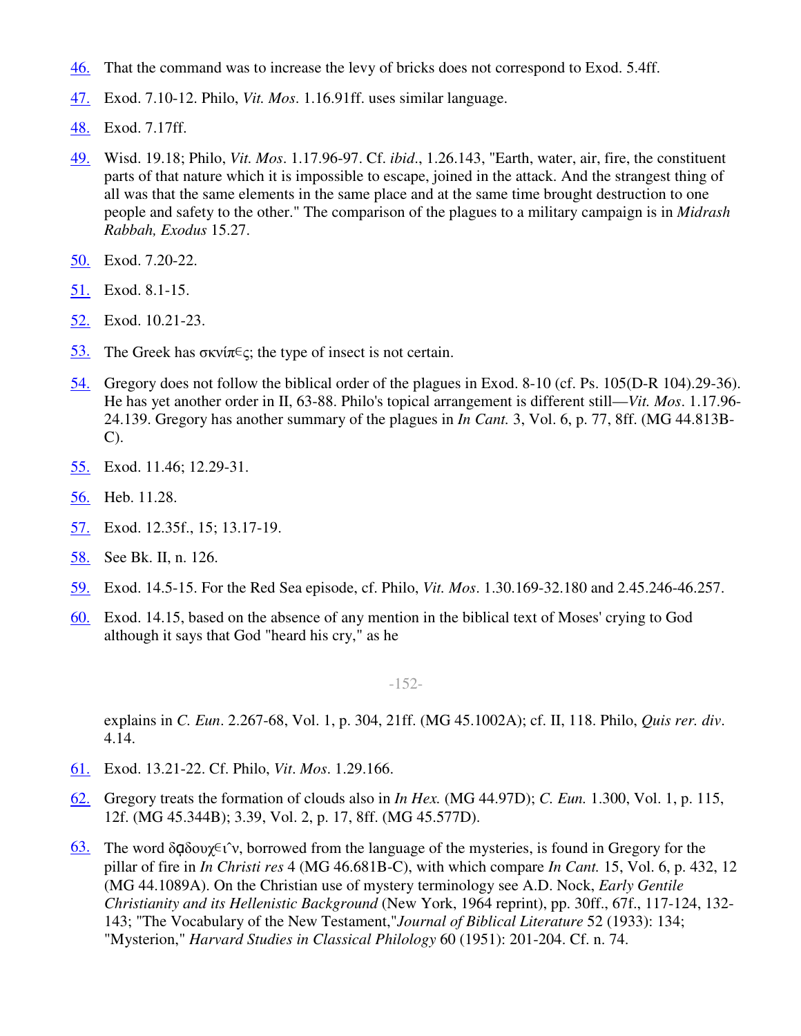46. That the command was to increase the levy of bricks does not correspond to Exod. 5.4ff.

47. Exod. 7.10-12. Philo, *Vit. Mos*. 1.16.91ff. uses similar language.

48. Exod. 7.17ff.

49. Wisd. 19.18; Philo, *Vit. Mos*. 1.17.96-97. Cf. *ibid*., 1.26.143, "Earth, water, air, fire, the constituent parts of that nature which it is impossible to escape, joined in the attack. And the strangest thing of all was that the same elements in the same place and at the same time brought destruction to one people and safety to the other." The comparison of the plagues to a military campaign is in *Midrash Rabbah, Exodus* 15.27.

50. Exod. 7.20-22.

51. Exod. 8.1-15.

52. Exod. 10.21-23.

53. The Greek has σκνίπες; the type of insect is not certain.

54. Gregory does not follow the biblical order of the plagues in Exod. 8-10 (cf. Ps. 105(D-R 104).29-36). He has yet another order in II, 63-88. Philo's topical arrangement is different still—*Vit. Mos*. 1.17.96-24.139. Gregory has another summary of the plagues in *In Cant.* 3, Vol. 6, p. 77, 8ff. (MG 44.813B-C).

55. Exod. 11.46; 12.29-31.

56. Heb. 11.28.

57. Exod. 12.35f., 15; 13.17-19.

58. See Bk. II, n. 126.

59. Exod. 14.5-15. For the Red Sea episode, cf. Philo, *Vit. Mos*. 1.30.169-32.180 and 2.45.246-46.257.

60. Exod. 14.15, based on the absence of any mention in the biblical text of Moses' crying to God although it says that God "heard his cry," as he explains in *C. Eun*. 2.267-68, Vol. 1, p. 304, 21ff. (MG 45.1002A); cf. II, 118. Philo, *Quis rer. div*. 4.14.

61. Exod. 13.21-22. Cf. Philo, *Vit. Mos*. 1.29.166.

62. Gregory treats the formation of clouds also in *In Hex.* (MG 44.97D); *C. Eun.* 1.300, Vol. 1, p. 115, 12f. (MG 45.344B); 3.39, Vol. 2, p. 17, 8ff. (MG 45.577D).

63. The word δᾳδουχεῖν, borrowed from the language of the mysteries, is found in Gregory for the pillar of fire in *In Christi res* 4 (MG 46.681B-C), with which compare *In Cant.* 15, Vol. 6, p. 432, 12 (MG 44.1089A). On the Christian use of mystery terminology see A.D. Nock, *Early Gentile Christianity and its Hellenistic Background* (New York, 1964 reprint), pp. 30ff., 67f., 117-124, 132-143; "The Vocabulary of the New Testament," *Journal of Biblical Literature* 52 (1933): 134; "Mysterion," *Harvard Studies in Classical Philology* 60 (1951): 201-204. Cf. n. 74.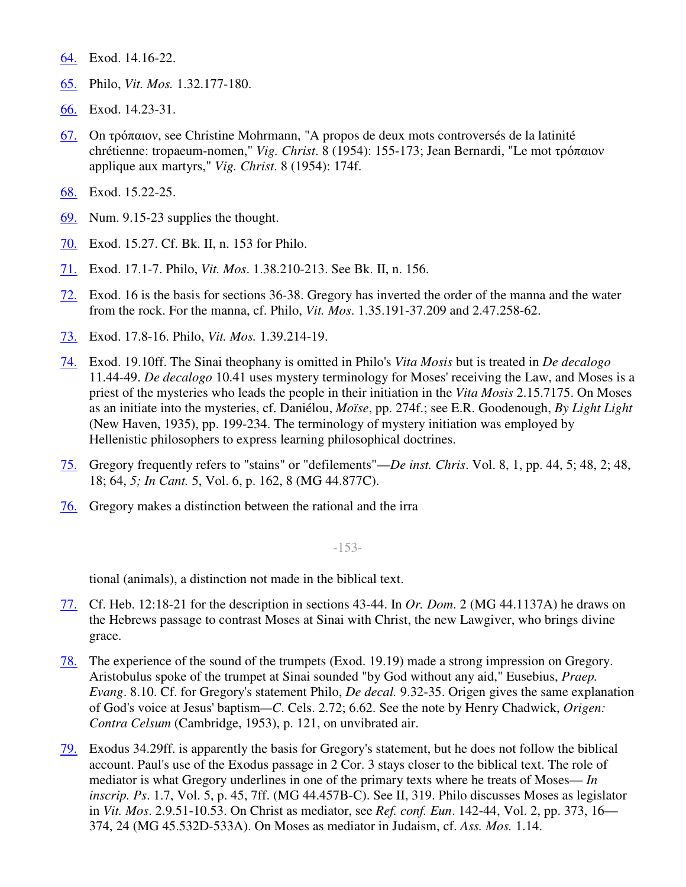64. Exod. 14.16-22.

65. Philo, *Vit. Mos.* 1.32.177-180.

66. Exod. 14.23-31.

67. On τρόπαιον, see Christine Mohrmann, "A propos de deux mots controversés de la latinité chrétienne: tropaeum-nomen," *Vig. Christ*. 8 (1954): 155-173; Jean Bernardi, "Le mot τρόπαιον applique aux martyrs," *Vig. Christ*. 8 (1954): 174f.

68. Exod. 15.22-25.

69. Num. 9.15-23 supplies the thought.

70. Exod. 15.27. Cf. Bk. II, n. 153 for Philo.

71. Exod. 17.1-7. Philo, *Vit. Mos*. 1.38.210-213. See Bk. II, n. 156.

72. Exod. 16 is the basis for sections 36-38. Gregory has inverted the order of the manna and the water from the rock. For the manna, cf. Philo, *Vit. Mos*. 1.35.191-37.209 and 2.47.258-62.

73. Exod. 17.8-16. Philo, *Vit. Mos.* 1.39.214-19.

74. Exod. 19.10ff. The Sinai theophany is omitted in Philo's *Vita Mosis* but is treated in *De decalogo* 11.44-49. *De decalogo* 10.41 uses mystery terminology for Moses' receiving the Law, and Moses is a priest of the mysteries who leads the people in their initiation in the *Vita Mosis* 2.15.7175. On Moses as an initiate into the mysteries, cf. Daniélou, *Moïse*, pp. 274f.; see E.R. Goodenough, *By Light Light* (New Haven, 1935), pp. 199-234. The terminology of mystery initiation was employed by Hellenistic philosophers to express learning philosophical doctrines.

75. Gregory frequently refers to "stains" or "defilements"—*De inst. Chris*. Vol. 8, 1, pp. 44, 5; 48, 2; 48, 18; 64, *5; In Cant.* 5, Vol. 6, p. 162, 8 (MG 44.877C).

76. Gregory makes a distinction between the rational and the irrational (animals), a distinction not made in the biblical text.

77. Cf. Heb. 12:18-21 for the description in sections 43-44. In *Or. Dom*. 2 (MG 44.1137A) he draws on the Hebrews passage to contrast Moses at Sinai with Christ, the new Lawgiver, who brings divine grace.

78. The experience of the sound of the trumpets (Exod. 19.19) made a strong impression on Gregory. Aristobulus spoke of the trumpet at Sinai sounded "by God without any aid," Eusebius, *Praep. Evang*. 8.10. Cf. for Gregory's statement Philo, *De decal.* 9.32-35. Origen gives the same explanation of God's voice at Jesus' baptism—*C*. Cels. 2.72; 6.62. See the note by Henry Chadwick, *Origen: Contra Celsum* (Cambridge, 1953), p. 121, on unvibrated air.

79. Exodus 34.29ff. is apparently the basis for Gregory's statement, but he does not follow the biblical account. Paul's use of the Exodus passage in 2 Cor. 3 stays closer to the biblical text. The role of mediator is what Gregory underlines in one of the primary texts where he treats of Moses— *In inscrip. Ps*. 1.7, Vol. 5, p. 45, 7ff. (MG 44.457B-C). See II, 319. Philo discusses Moses as legislator in *Vit. Mos*. 2.9.51-10.53. On Christ as mediator, see *Ref. conf. Eun*. 142-44, Vol. 2, pp. 373, 16—374, 24 (MG 45.532D-533A). On Moses as mediator in Judaism, cf. *Ass. Mos.* 1.14.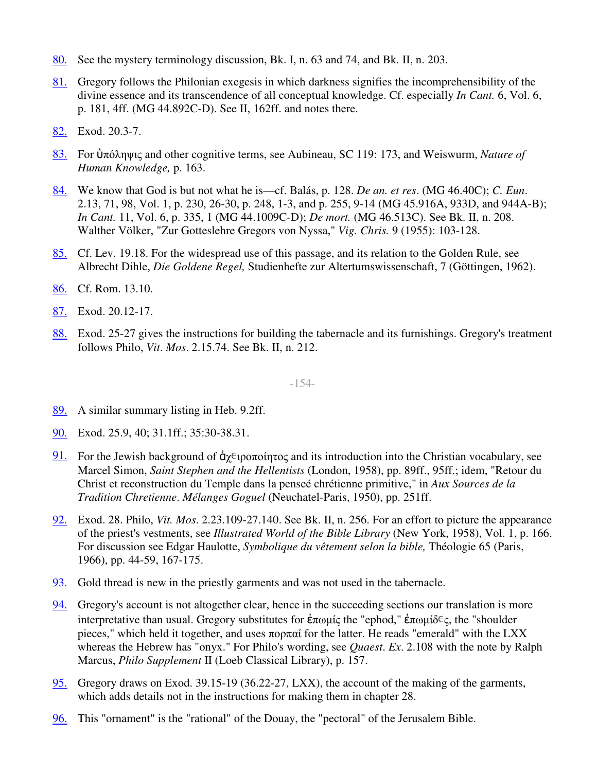80. See the mystery terminology discussion, Bk. I, n. 63 and 74, and Bk. II, n. 203.

81. Gregory follows the Philonian exegesis in which darkness signifies the incomprehensibility of the divine essence and its transcendence of all conceptual knowledge. Cf. especially *In Cant.* 6, Vol. 6, p. 181, 4ff. (MG 44.892C-D). See II, 162ff. and notes there.

82. Exod. 20.3-7.

83. For ὑπόληψις and other cognitive terms, see Aubineau, SC 119: 173, and Weiswurm, *Nature of Human Knowledge,* p. 163.

84. We know that God is but not what he is—cf. Balás, p. 128. *De an. et res*. (MG 46.40C); *C. Eun*. 2.13, 71, 98, Vol. 1, p. 230, 26-30, p. 248, 1-3, and p. 255, 9-14 (MG 45.916A, 933D, and 944A-B); *In Cant.* 11, Vol. 6, p. 335, 1 (MG 44.1009C-D); *De mort.* (MG 46.513C). See Bk. II, n. 208. Walther Völker, "Zur Gotteslehre Gregors von Nyssa," *Vig. Chris.* 9 (1955): 103-128.

85. Cf. Lev. 19.18. For the widespread use of this passage, and its relation to the Golden Rule, see Albrecht Dihle, *Die Goldene Regel,* Studienhefte zur Altertumswissenschaft, 7 (Göttingen, 1962).

86. Cf. Rom. 13.10.

87. Exod. 20.12-17.

88. Exod. 25-27 gives the instructions for building the tabernacle and its furnishings. Gregory's treatment follows Philo, *Vit. Mos*. 2.15.74. See Bk. II, n. 212.

89. A similar summary listing in Heb. 9.2ff.

90. Exod. 25.9, 40; 31.1ff.; 35:30-38.31.

91. For the Jewish background of ἀχειροποίητος and its introduction into the Christian vocabulary, see Marcel Simon, *Saint Stephen and the Hellentists* (London, 1958), pp. 89ff., 95ff.; idem, "Retour du Christ et reconstruction du Temple dans la penseé chrétienne primitive," in *Aux Sources de la Tradition Chretienne*. *Mélanges Goguel* (Neuchatel-Paris, 1950), pp. 251ff.

92. Exod. 28. Philo, *Vit. Mos.* 2.23.109-27.140. See Bk. II, n. 256. For an effort to picture the appearance of the priest's vestments, see *Illustrated World of the Bible Library* (New York, 1958), Vol. 1, p. 166. For discussion see Edgar Haulotte, *Symbolique du vêtement selon la bible,* Théologie 65 (Paris, 1966), pp. 44-59, 167-175.

93. Gold thread is new in the priestly garments and was not used in the tabernacle.

94. Gregory's account is not altogether clear, hence in the succeeding sections our translation is more interpretative than usual. Gregory substitutes for ἐπωμίς the "ephod," ἐπωμίδες, the "shoulder pieces," which held it together, and uses πορπαί for the latter. He reads "emerald" with the LXX whereas the Hebrew has "onyx." For Philo's wording, see *Quaest. Ex.* 2.108 with the note by Ralph Marcus, *Philo Supplement* II (Loeb Classical Library), p. 157.

95. Gregory draws on Exod. 39.15-19 (36.22-27, LXX), the account of the making of the garments, which adds details not in the instructions for making them in chapter 28.

96. This "ornament" is the "rational" of the Douay, the "pectoral" of the Jerusalem Bible.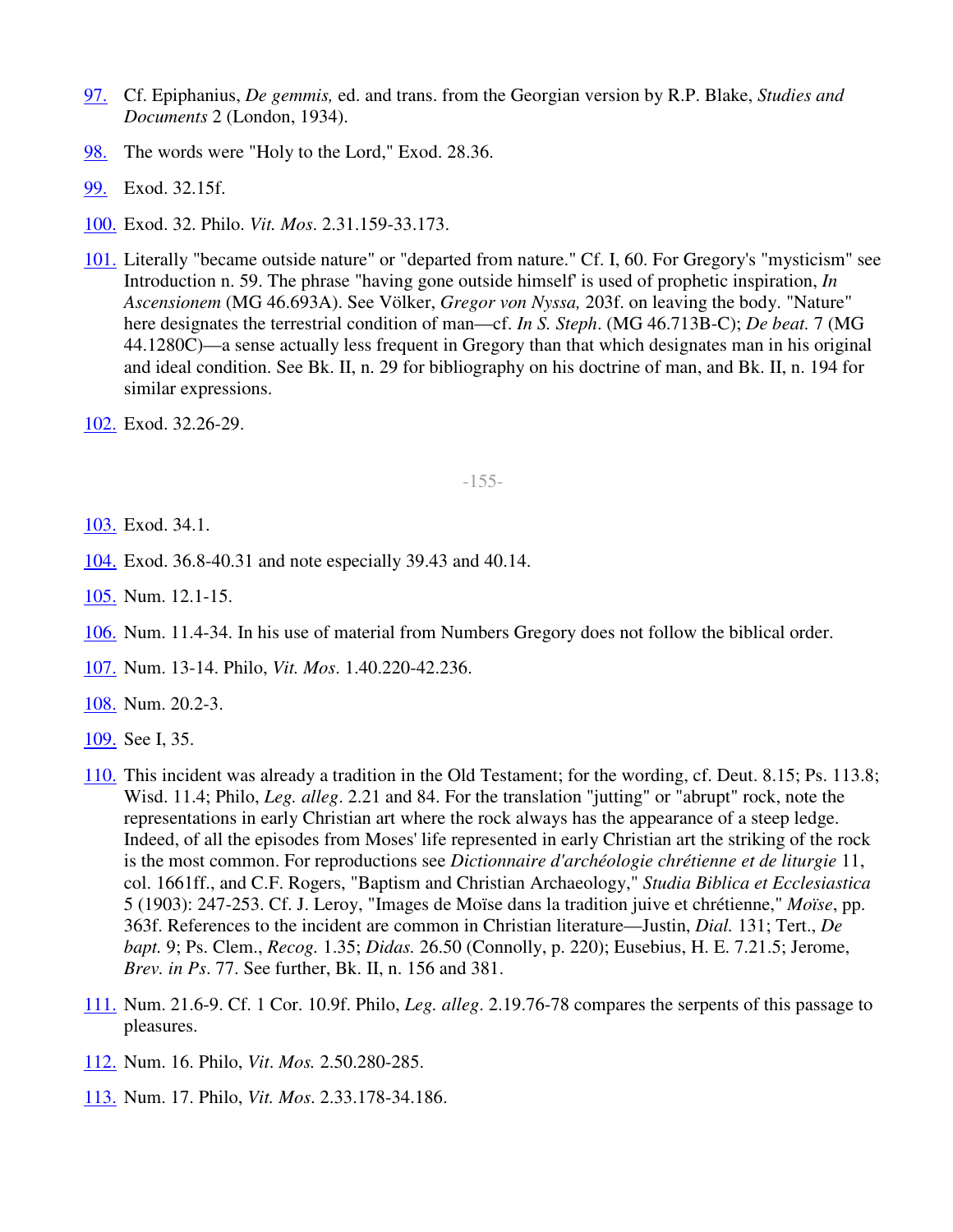97. Cf. Epiphanius, *De gemmis,* ed. and trans. from the Georgian version by R.P. Blake, *Studies and Documents* 2 (London, 1934).

98. The words were "Holy to the Lord," Exod. 28.36.

99. Exod. 32.15f.

100. Exod. 32. Philo. *Vit. Mos.* 2.31.159-33.173.

101. Literally "became outside nature" or "departed from nature." Cf. I, 60. For Gregory's "mysticism" see Introduction n. 59. The phrase "having gone outside himself' is used of prophetic inspiration, *In Ascensionem* (MG 46.693A). See Völker, *Gregor von Nyssa,* 203f. on leaving the body. "Nature" here designates the terrestrial condition of man—cf. *In S. Steph*. (MG 46.713B-C); *De beat.* 7 (MG 44.1280C)—a sense actually less frequent in Gregory than that which designates man in his original and ideal condition. See Bk. II, n. 29 for bibliography on his doctrine of man, and Bk. II, n. 194 for similar expressions.

102. Exod. 32.26-29.

103. Exod. 34.1.

104. Exod. 36.8-40.31 and note especially 39.43 and 40.14.

105. Num. 12.1-15.

106. Num. 11.4-34. In his use of material from Numbers Gregory does not follow the biblical order.

107. Num. 13-14. Philo, *Vit. Mos*. 1.40.220-42.236.

108. Num. 20.2-3.

109. See I, 35.

110. This incident was already a tradition in the Old Testament; for the wording, cf. Deut. 8.15; Ps. 113.8; Wisd. 11.4; Philo, *Leg. alleg*. 2.21 and 84. For the translation "jutting" or "abrupt" rock, note the representations in early Christian art where the rock always has the appearance of a steep ledge. Indeed, of all the episodes from Moses' life represented in early Christian art the striking of the rock is the most common. For reproductions see *Dictionnaire d'archéologie chrétienne et de liturgie* 11, col. 1661ff., and C.F. Rogers, "Baptism and Christian Archaeology," *Studia Biblica et Ecclesiastica* 5 (1903): 247-253. Cf. J. Leroy, "Images de Moïse dans la tradition juive et chrétienne," *Moïse*, pp. 363f. References to the incident are common in Christian literature—Justin, *Dial.* 131; Tert., *De bapt.* 9; Ps. Clem., *Recog.* 1.35; *Didas.* 26.50 (Connolly, p. 220); Eusebius, H. E. 7.21.5; Jerome, *Brev. in Ps*. 77. See further, Bk. II, n. 156 and 381.

111. Num. 21.6-9. Cf. 1 Cor. 10.9f. Philo, *Leg. alleg*. 2.19.76-78 compares the serpents of this passage to pleasures.

112. Num. 16. Philo, *Vit. Mos.* 2.50.280-285.

113. Num. 17. Philo, *Vit. Mos*. 2.33.178-34.186.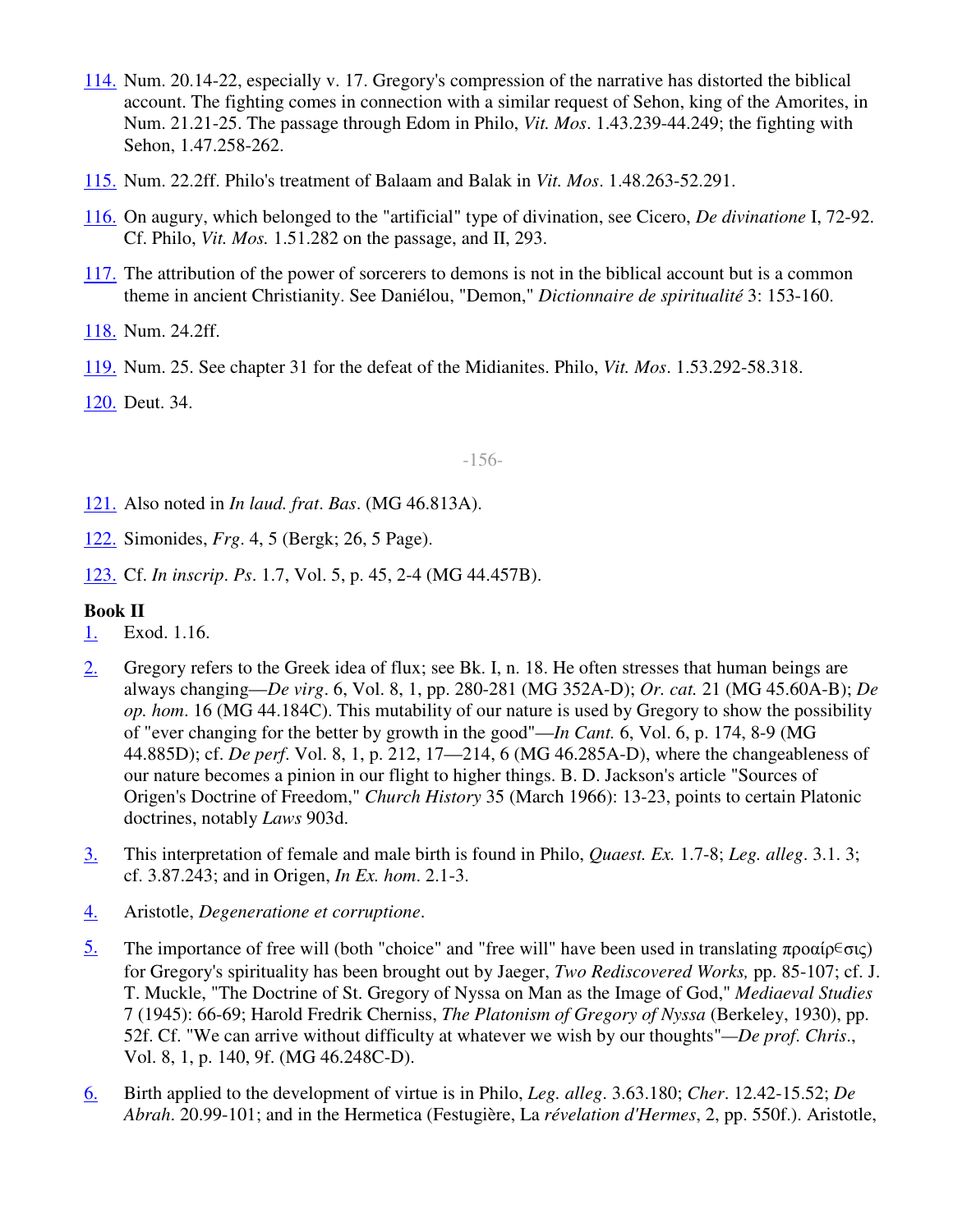114. Num. 20.14-22, especially v. 17. Gregory's compression of the narrative has distorted the biblical account. The fighting comes in connection with a similar request of Sehon, king of the Amorites, in Num. 21.21-25. The passage through Edom in Philo, *Vit. Mos*. 1.43.239-44.249; the fighting with Sehon, 1.47.258-262.

115. Num. 22.2ff. Philo's treatment of Balaam and Balak in *Vit. Mos*. 1.48.263-52.291.

116. On augury, which belonged to the "artificial" type of divination, see Cicero, *De divinatione* I, 72-92. Cf. Philo, *Vit. Mos.* 1.51.282 on the passage, and II, 293.

117. The attribution of the power of sorcerers to demons is not in the biblical account but is a common theme in ancient Christianity. See Daniélou, "Demon," *Dictionnaire de spiritualité* 3: 153-160.

118. Num. 24.2ff.

119. Num. 25. See chapter 31 for the defeat of the Midianites. Philo, *Vit. Mos*. 1.53.292-58.318.

120. Deut. 34.

121. Also noted in *In laud. frat. Bas*. (MG 46.813A).

122. Simonides, *Frg*. 4, 5 (Bergk; 26, 5 Page).

123. Cf. *In inscrip. Ps*. 1.7, Vol. 5, p. 45, 2-4 (MG 44.457B).

**Book II**

1. Exod. 1.16.

2. Gregory refers to the Greek idea of flux; see Bk. I, n. 18. He often stresses that human beings are always changing—*De virg*. 6, Vol. 8, 1, pp. 280-281 (MG 352A-D); *Or. cat.* 21 (MG 45.60A-B); *De op. hom*. 16 (MG 44.184C). This mutability of our nature is used by Gregory to show the possibility of "ever changing for the better by growth in the good"—*In Cant.* 6, Vol. 6, p. 174, 8-9 (MG 44.885D); cf. *De perf*. Vol. 8, 1, p. 212, 17—214, 6 (MG 46.285A-D), where the changeableness of our nature becomes a pinion in our flight to higher things. B. D. Jackson's article "Sources of Origen's Doctrine of Freedom," *Church History* 35 (March 1966): 13-23, points to certain Platonic doctrines, notably *Laws* 903d.

3. This interpretation of female and male birth is found in Philo, *Quaest. Ex.* 1.7-8; *Leg. alleg*. 3.1. 3; cf. 3.87.243; and in Origen, *In Ex. hom*. 2.1-3.

4. Aristotle, *Degeneratione et corruptione*.

5. The importance of free will (both "choice" and "free will" have been used in translating προαίρεσις) for Gregory's spirituality has been brought out by Jaeger, *Two Rediscovered Works,* pp. 85-107; cf. J. T. Muckle, "The Doctrine of St. Gregory of Nyssa on Man as the Image of God," *Mediaeval Studies* 7 (1945): 66-69; Harold Fredrik Cherniss, *The Platonism of Gregory of Nyssa* (Berkeley, 1930), pp. 52f. Cf. "We can arrive without difficulty at whatever we wish by our thoughts"—*De prof. Chris*., Vol. 8, 1, p. 140, 9f. (MG 46.248C-D).

6. Birth applied to the development of virtue is in Philo, *Leg. alleg*. 3.63.180; *Cher*. 12.42-15.52; *De Abrah*. 20.99-101; and in the Hermetica (Festugière, La *révelation d'Hermes*, 2, pp. 550f.). Aristotle,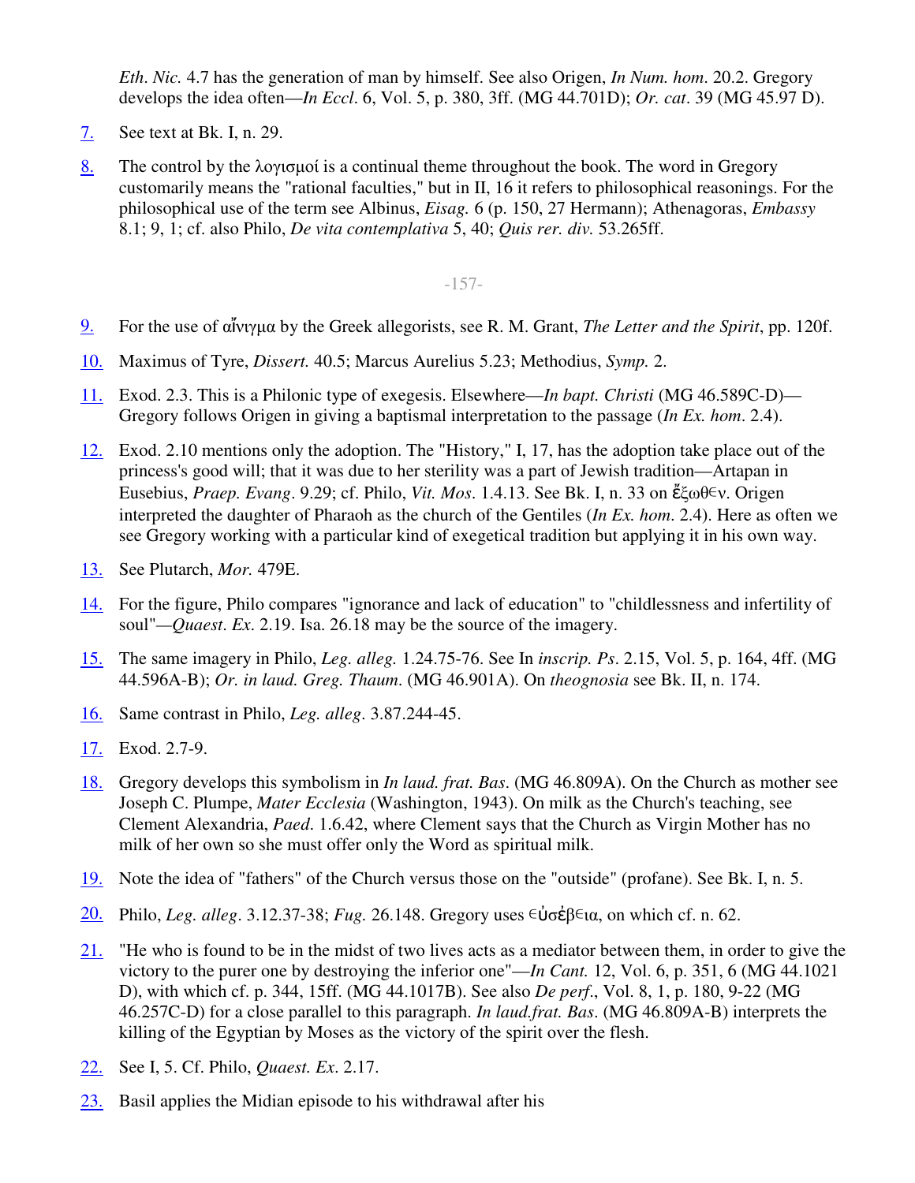*Eth. Nic.* 4.7 has the generation of man by himself. See also Origen, *In Num. hom*. 20.2. Gregory develops the idea often—*In Eccl*. 6, Vol. 5, p. 380, 3ff. (MG 44.701D); *Or. cat*. 39 (MG 45.97 D).

7. See text at Bk. I, n. 29.

8. The control by the λογισμοί is a continual theme throughout the book. The word in Gregory customarily means the "rational faculties," but in II, 16 it refers to philosophical reasonings. For the philosophical use of the term see Albinus, *Eisag.* 6 (p. 150, 27 Hermann); Athenagoras, *Embassy* 8.1; 9, 1; cf. also Philo, *De vita contemplativa* 5, 40; *Quis rer. div.* 53.265ff.

9. For the use of αἴνιγμα by the Greek allegorists, see R. M. Grant, *The Letter and the Spirit*, pp. 120f.

10. Maximus of Tyre, *Dissert.* 40.5; Marcus Aurelius 5.23; Methodius, *Symp.* 2.

11. Exod. 2.3. This is a Philonic type of exegesis. Elsewhere—*In bapt. Christi* (MG 46.589C-D)—Gregory follows Origen in giving a baptismal interpretation to the passage (*In Ex. hom*. 2.4).

12. Exod. 2.10 mentions only the adoption. The "History," I, 17, has the adoption take place out of the princess's good will; that it was due to her sterility was a part of Jewish tradition—Artapan in Eusebius, *Praep. Evang*. 9.29; cf. Philo, *Vit. Mos*. 1.4.13. See Bk. I, n. 33 on ἔξωθεν. Origen interpreted the daughter of Pharaoh as the church of the Gentiles (*In Ex. hom*. 2.4). Here as often we see Gregory working with a particular kind of exegetical tradition but applying it in his own way.

13. See Plutarch, *Mor.* 479E.

14. For the figure, Philo compares "ignorance and lack of education" to "childlessness and infertility of soul"—*Quaest. Ex*. 2.19. Isa. 26.18 may be the source of the imagery.

15. The same imagery in Philo, *Leg. alleg.* 1.24.75-76. See In *inscrip. Ps*. 2.15, Vol. 5, p. 164, 4ff. (MG 44.596A-B); *Or. in laud. Greg. Thaum.* (MG 46.901A). On *theognosia* see Bk. II, n. 174.

16. Same contrast in Philo, *Leg. alleg*. 3.87.244-45.

17. Exod. 2.7-9.

18. Gregory develops this symbolism in *In laud. frat. Bas*. (MG 46.809A). On the Church as mother see Joseph C. Plumpe, *Mater Ecclesia* (Washington, 1943). On milk as the Church's teaching, see Clement Alexandria, *Paed*. 1.6.42, where Clement says that the Church as Virgin Mother has no milk of her own so she must offer only the Word as spiritual milk.

19. Note the idea of "fathers" of the Church versus those on the "outside" (profane). See Bk. I, n. 5.

20. Philo, *Leg. alleg*. 3.12.37-38; *Fug.* 26.148. Gregory uses εὐσέβεια, on which cf. n. 62.

21. "He who is found to be in the midst of two lives acts as a mediator between them, in order to give the victory to the purer one by destroying the inferior one"—*In Cant.* 12, Vol. 6, p. 351, 6 (MG 44.1021 D), with which cf. p. 344, 15ff. (MG 44.1017B). See also *De perf.*, Vol. 8, 1, p. 180, 9-22 (MG 46.257C-D) for a close parallel to this paragraph. *In laud.frat. Bas*. (MG 46.809A-B) interprets the killing of the Egyptian by Moses as the victory of the spirit over the flesh.

22. See I, 5. Cf. Philo, *Quaest. Ex*. 2.17.

23. Basil applies the Midian episode to his withdrawal after his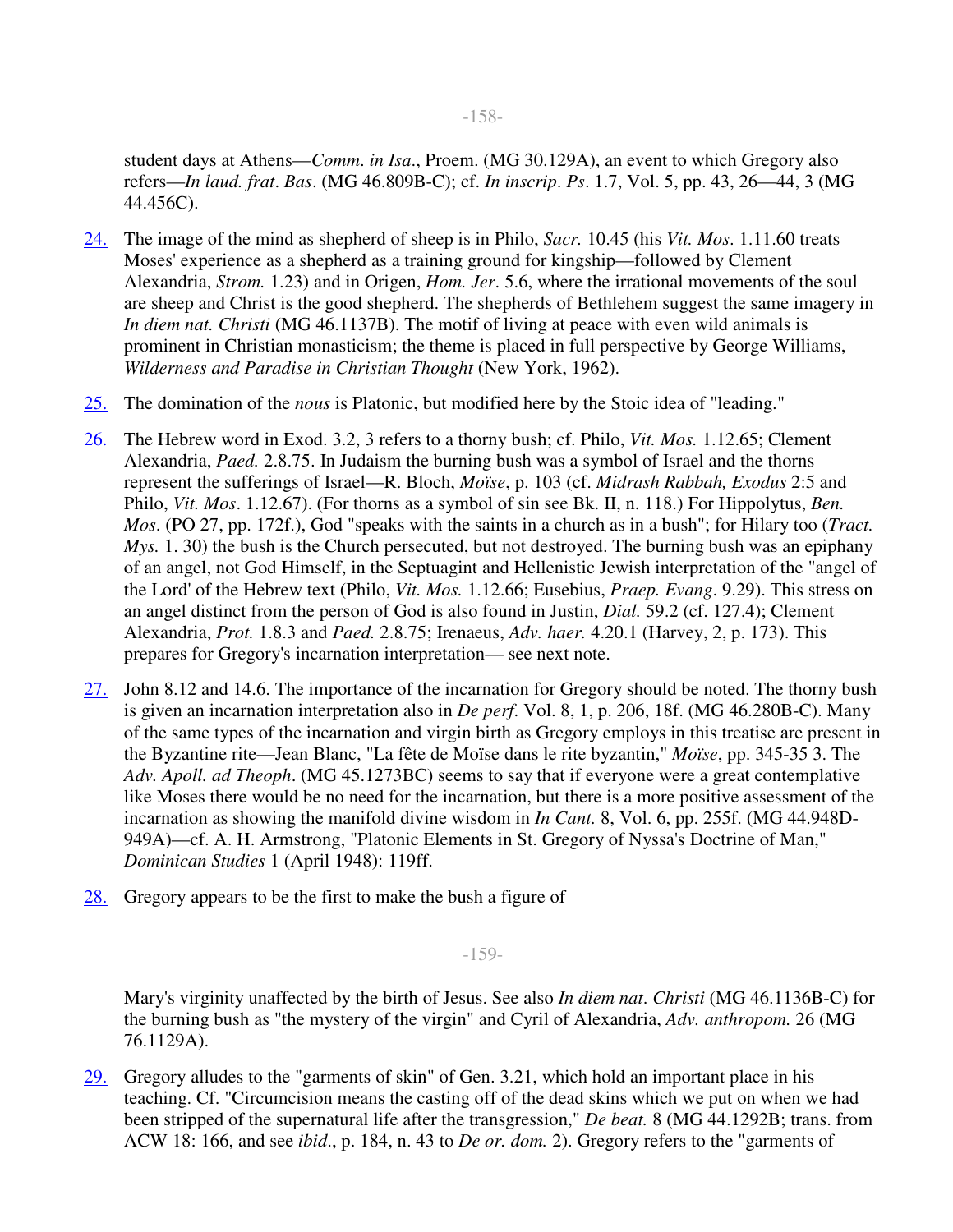student days at Athens—*Comm. in Isa*., Proem. (MG 30.129A), an event to which Gregory also refers—*In laud. frat. Bas*. (MG 46.809B-C); cf. *In inscrip. Ps*. 1.7, Vol. 5, pp. 43, 26—44, 3 (MG 44.456C).

24. The image of the mind as shepherd of sheep is in Philo, *Sacr.* 10.45 (his *Vit. Mos*. 1.11.60 treats Moses' experience as a shepherd as a training ground for kingship—followed by Clement Alexandria, *Strom.* 1.23) and in Origen, *Hom. Jer*. 5.6, where the irrational movements of the soul are sheep and Christ is the good shepherd. The shepherds of Bethlehem suggest the same imagery in *In diem nat. Christi* (MG 46.1137B). The motif of living at peace with even wild animals is prominent in Christian monasticism; the theme is placed in full perspective by George Williams, *Wilderness and Paradise in Christian Thought* (New York, 1962).

25. The domination of the *nous* is Platonic, but modified here by the Stoic idea of "leading."

26. The Hebrew word in Exod. 3.2, 3 refers to a thorny bush; cf. Philo, *Vit. Mos.* 1.12.65; Clement Alexandria, *Paed.* 2.8.75. In Judaism the burning bush was a symbol of Israel and the thorns represent the sufferings of Israel—R. Bloch, *Moïse*, p. 103 (cf. *Midrash Rabbah, Exodus* 2:5 and Philo, *Vit. Mos*. 1.12.67). (For thorns as a symbol of sin see Bk. II, n. 118.) For Hippolytus, *Ben. Mos*. (PO 27, pp. 172f.), God "speaks with the saints in a church as in a bush"; for Hilary too (*Tract. Mys.* 1. 30) the bush is the Church persecuted, but not destroyed. The burning bush was an epiphany of an angel, not God Himself, in the Septuagint and Hellenistic Jewish interpretation of the "angel of the Lord' of the Hebrew text (Philo, *Vit. Mos.* 1.12.66; Eusebius, *Praep. Evang*. 9.29). This stress on an angel distinct from the person of God is also found in Justin, *Dial.* 59.2 (cf. 127.4); Clement Alexandria, *Prot.* 1.8.3 and *Paed.* 2.8.75; Irenaeus, *Adv. haer.* 4.20.1 (Harvey, 2, p. 173). This prepares for Gregory's incarnation interpretation— see next note.

27. John 8.12 and 14.6. The importance of the incarnation for Gregory should be noted. The thorny bush is given an incarnation interpretation also in *De perf.* Vol. 8, 1, p. 206, 18f. (MG 46.280B-C). Many of the same types of the incarnation and virgin birth as Gregory employs in this treatise are present in the Byzantine rite—Jean Blanc, "La fête de Moïse dans le rite byzantin," *Moïse*, pp. 345-35 3. The *Adv. Apoll. ad Theoph*. (MG 45.1273BC) seems to say that if everyone were a great contemplative like Moses there would be no need for the incarnation, but there is a more positive assessment of the incarnation as showing the manifold divine wisdom in *In Cant.* 8, Vol. 6, pp. 255f. (MG 44.948D-949A)—cf. A. H. Armstrong, "Platonic Elements in St. Gregory of Nyssa's Doctrine of Man," *Dominican Studies* 1 (April 1948): 119ff.

28. Gregory appears to be the first to make the bush a figure of Mary's virginity unaffected by the birth of Jesus. See also *In diem nat. Christi* (MG 46.1136B-C) for the burning bush as "the mystery of the virgin" and Cyril of Alexandria, *Adv. anthropom.* 26 (MG 76.1129A).

29. Gregory alludes to the "garments of skin" of Gen. 3.21, which hold an important place in his teaching. Cf. "Circumcision means the casting off of the dead skins which we put on when we had been stripped of the supernatural life after the transgression," *De beat.* 8 (MG 44.1292B; trans. from ACW 18: 166, and see *ibid*., p. 184, n. 43 to *De or. dom.* 2). Gregory refers to the "garments of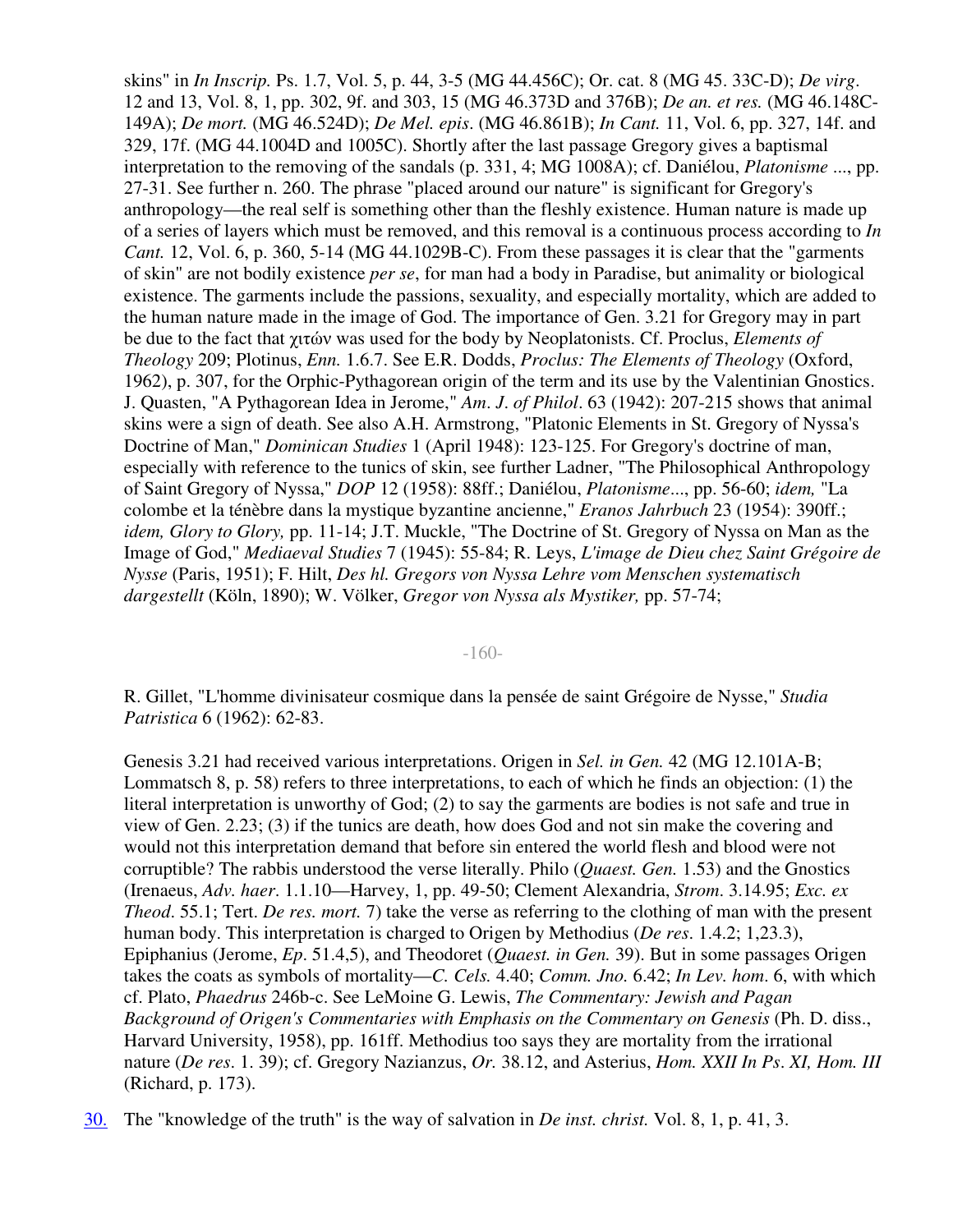skins" in *In Inscrip.* Ps. 1.7, Vol. 5, p. 44, 3-5 (MG 44.456C); Or. cat. 8 (MG 45. 33C-D); *De virg*. 12 and 13, Vol. 8, 1, pp. 302, 9f. and 303, 15 (MG 46.373D and 376B); *De an. et res.* (MG 46.148C-149A); *De mort.* (MG 46.524D); *De Mel. epis*. (MG 46.861B); *In Cant.* 11, Vol. 6, pp. 327, 14f. and 329, 17f. (MG 44.1004D and 1005C). Shortly after the last passage Gregory gives a baptismal interpretation to the removing of the sandals (p. 331, 4; MG 1008A); cf. Daniélou, *Platonisme* ..., pp. 27-31. See further n. 260. The phrase "placed around our nature" is significant for Gregory's anthropology—the real self is something other than the fleshly existence. Human nature is made up of a series of layers which must be removed, and this removal is a continuous process according to *In Cant.* 12, Vol. 6, p. 360, 5-14 (MG 44.1029B-C). From these passages it is clear that the "garments of skin" are not bodily existence *per se*, for man had a body in Paradise, but animality or biological existence. The garments include the passions, sexuality, and especially mortality, which are added to the human nature made in the image of God. The importance of Gen. 3.21 for Gregory may in part be due to the fact that χιτών was used for the body by Neoplatonists. Cf. Proclus, *Elements of Theology* 209; Plotinus, *Enn.* 1.6.7. See E.R. Dodds, *Proclus: The Elements of Theology* (Oxford, 1962), p. 307, for the Orphic-Pythagorean origin of the term and its use by the Valentinian Gnostics. J. Quasten, "A Pythagorean Idea in Jerome," *Am*. *J*. *of Philol*. 63 (1942): 207-215 shows that animal skins were a sign of death. See also A.H. Armstrong, "Platonic Elements in St. Gregory of Nyssa's Doctrine of Man," *Dominican Studies* 1 (April 1948): 123-125. For Gregory's doctrine of man, especially with reference to the tunics of skin, see further Ladner, "The Philosophical Anthropology of Saint Gregory of Nyssa," *DOP* 12 (1958): 88ff.; Daniélou, *Platonisme*..., pp. 56-60; *idem,* "La colombe et la ténèbre dans la mystique byzantine ancienne," *Eranos Jahrbuch* 23 (1954): 390ff.; *idem, Glory to Glory,* pp. 11-14; J.T. Muckle, "The Doctrine of St. Gregory of Nyssa on Man as the Image of God," *Mediaeval Studies* 7 (1945): 55-84; R. Leys, *L'image de Dieu chez Saint Grégoire de Nysse* (Paris, 1951); F. Hilt, *Des hl. Gregors von Nyssa Lehre vom Menschen systematisch dargestellt* (Köln, 1890); W. Völker, *Gregor von Nyssa als Mystiker,* pp. 57-74;

R. Gillet, "L'homme divinisateur cosmique dans la pensée de saint Grégoire de Nysse," *Studia Patristica* 6 (1962): 62-83.

Genesis 3.21 had received various interpretations. Origen in *Sel. in Gen.* 42 (MG 12.101A-B; Lommatsch 8, p. 58) refers to three interpretations, to each of which he finds an objection: (1) the literal interpretation is unworthy of God; (2) to say the garments are bodies is not safe and true in view of Gen. 2.23; (3) if the tunics are death, how does God and not sin make the covering and would not this interpretation demand that before sin entered the world flesh and blood were not corruptible? The rabbis understood the verse literally. Philo (*Quaest. Gen.* 1.53) and the Gnostics (Irenaeus, *Adv. haer.* 1.1.10—Harvey, 1, pp. 49-50; Clement Alexandria, *Strom*. 3.14.95; *Exc. ex Theod*. 55.1; Tert. *De res. mort.* 7) take the verse as referring to the clothing of man with the present human body. This interpretation is charged to Origen by Methodius (*De res*. 1.4.2; 1,23.3), Epiphanius (Jerome, *Ep*. 51.4,5), and Theodoret (*Quaest. in Gen.* 39). But in some passages Origen takes the coats as symbols of mortality—*C. Cels.* 4.40; *Comm. Jno.* 6.42; *In Lev. hom*. 6, with which cf. Plato, *Phaedrus* 246b-c. See LeMoine G. Lewis, *The Commentary: Jewish and Pagan Background of Origen's Commentaries with Emphasis on the Commentary on Genesis* (Ph. D. diss., Harvard University, 1958), pp. 161ff. Methodius too says they are mortality from the irrational nature (*De res*. 1. 39); cf. Gregory Nazianzus, *Or.* 38.12, and Asterius, *Hom. XXII In Ps*. *XI, Hom. III* (Richard, p. 173).

30. The "knowledge of the truth" is the way of salvation in *De inst. christ.* Vol. 8, 1, p. 41, 3.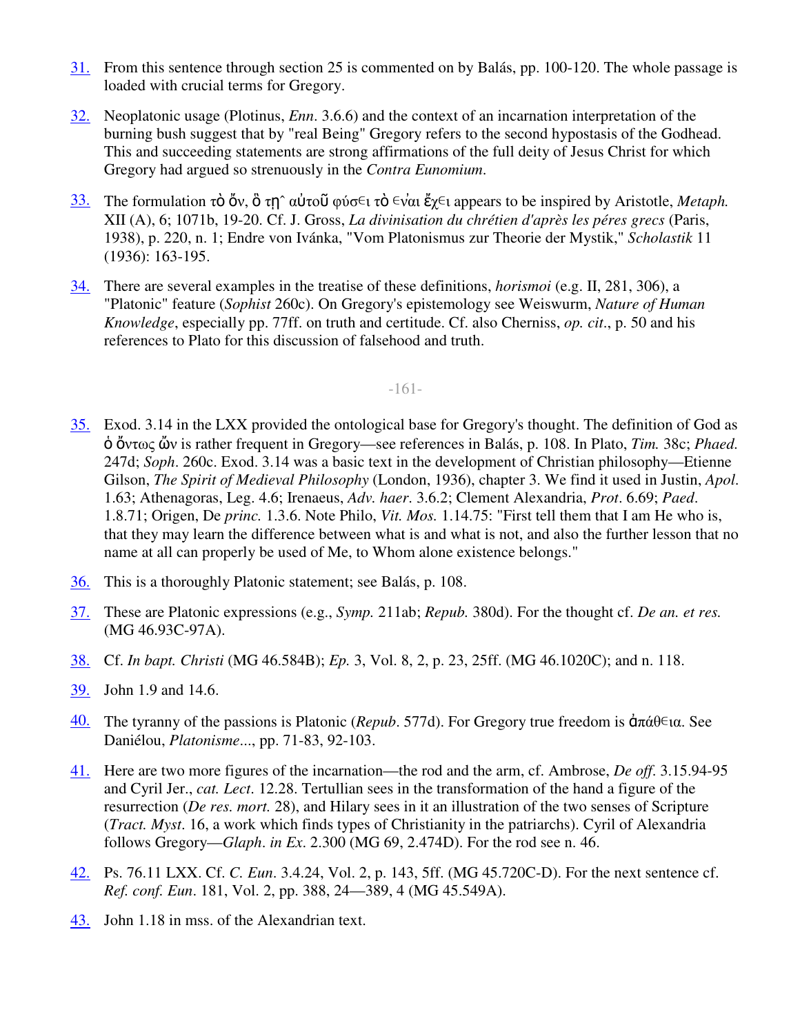31. From this sentence through section 25 is commented on by Balás, pp. 100-120. The whole passage is loaded with crucial terms for Gregory.

32. Neoplatonic usage (Plotinus, *Enn*. 3.6.6) and the context of an incarnation interpretation of the burning bush suggest that by "real Being" Gregory refers to the second hypostasis of the Godhead. This and succeeding statements are strong affirmations of the full deity of Jesus Christ for which Gregory had argued so strenuously in the *Contra Eunomium*.

33. The formulation τὸ ὄν, ὃ τῃ̂ αὐτοῦ φύσει τὸ εἶναι ἔχει appears to be inspired by Aristotle, *Metaph.* XII (A), 6; 1071b, 19-20. Cf. J. Gross, *La divinisation du chrétien d'après les péres grecs* (Paris, 1938), p. 220, n. 1; Endre von Ivánka, "Vom Platonismus zur Theorie der Mystik," *Scholastik* 11 (1936): 163-195.

34. There are several examples in the treatise of these definitions, *horismoi* (e.g. II, 281, 306), a "Platonic" feature (*Sophist* 260c). On Gregory's epistemology see Weiswurm, *Nature of Human Knowledge*, especially pp. 77ff. on truth and certitude. Cf. also Cherniss, *op. cit*., p. 50 and his references to Plato for this discussion of falsehood and truth.

35. Exod. 3.14 in the LXX provided the ontological base for Gregory's thought. The definition of God as ὁ ὄντως ὤν is rather frequent in Gregory—see references in Balás, p. 108. In Plato, *Tim.* 38c; *Phaed.* 247d; *Soph*. 260c. Exod. 3.14 was a basic text in the development of Christian philosophy—Etienne Gilson, *The Spirit of Medieval Philosophy* (London, 1936), chapter 3. We find it used in Justin, *Apol*. 1.63; Athenagoras, Leg. 4.6; Irenaeus, *Adv. haer.* 3.6.2; Clement Alexandria, *Prot*. 6.69; *Paed*. 1.8.71; Origen, De *princ.* 1.3.6. Note Philo, *Vit. Mos.* 1.14.75: "First tell them that I am He who is, that they may learn the difference between what is and what is not, and also the further lesson that no name at all can properly be used of Me, to Whom alone existence belongs."

36. This is a thoroughly Platonic statement; see Balás, p. 108.

37. These are Platonic expressions (e.g., *Symp.* 211ab; *Repub.* 380d). For the thought cf. *De an. et res.* (MG 46.93C-97A).

38. Cf. *In bapt. Christi* (MG 46.584B); *Ep.* 3, Vol. 8, 2, p. 23, 25ff. (MG 46.1020C); and n. 118.

39. John 1.9 and 14.6.

40. The tyranny of the passions is Platonic (*Repub*. 577d). For Gregory true freedom is ἀπάθεια. See Daniélou, *Platonisme*..., pp. 71-83, 92-103.

41. Here are two more figures of the incarnation—the rod and the arm, cf. Ambrose, *De off*. 3.15.94-95 and Cyril Jer., *cat. Lect*. 12.28. Tertullian sees in the transformation of the hand a figure of the resurrection (*De res. mort.* 28), and Hilary sees in it an illustration of the two senses of Scripture (*Tract. Myst*. 16, a work which finds types of Christianity in the patriarchs). Cyril of Alexandria follows Gregory—*Glaph*. *in Ex*. 2.300 (MG 69, 2.474D). For the rod see n. 46.

42. Ps. 76.11 LXX. Cf. *C. Eun*. 3.4.24, Vol. 2, p. 143, 5ff. (MG 45.720C-D). For the next sentence cf. *Ref. conf. Eun*. 181, Vol. 2, pp. 388, 24—389, 4 (MG 45.549A).

43. John 1.18 in mss. of the Alexandrian text.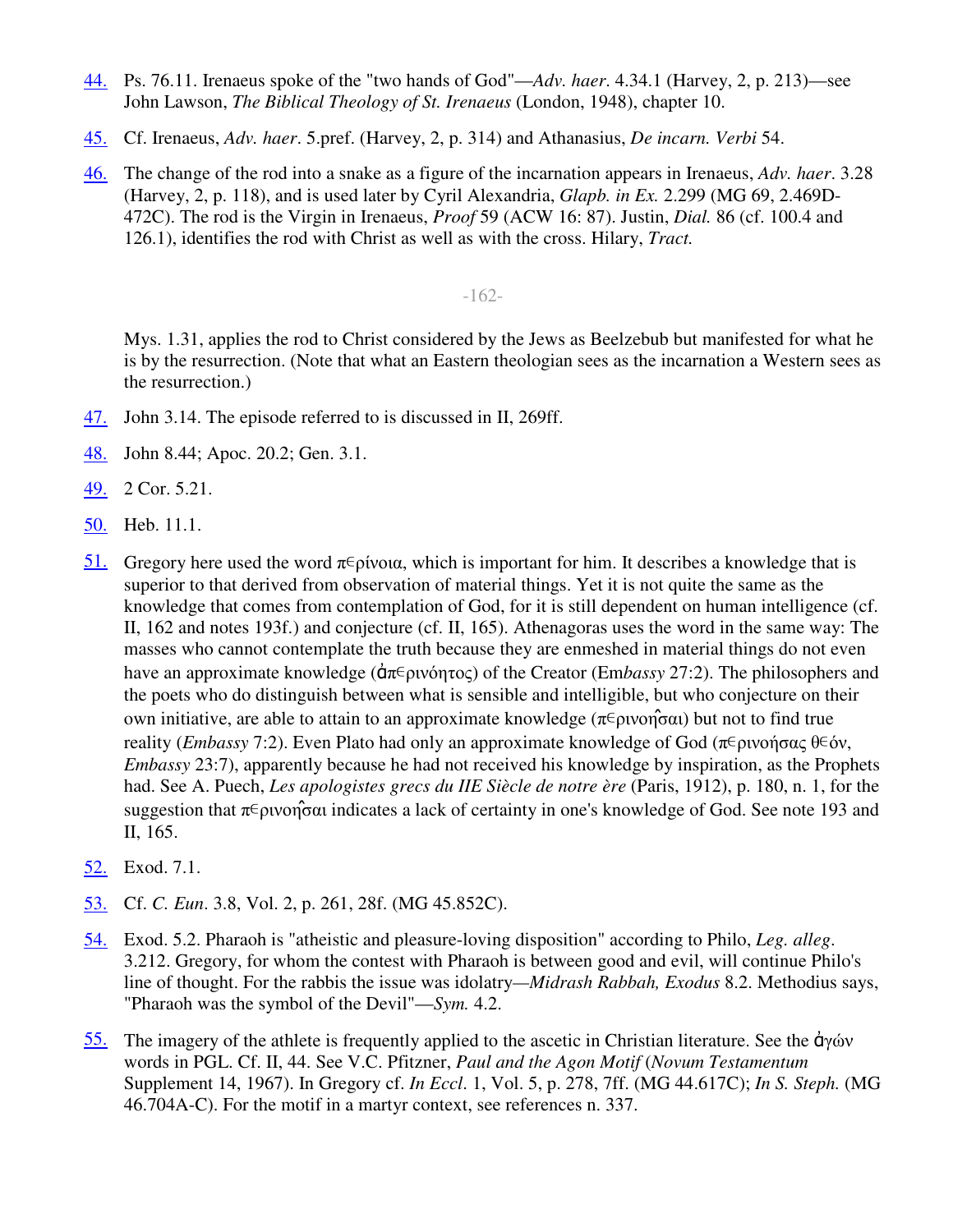44. Ps. 76.11. Irenaeus spoke of the "two hands of God"—*Adv. haer*. 4.34.1 (Harvey, 2, p. 213)—see John Lawson, *The Biblical Theology of St. Irenaeus* (London, 1948), chapter 10.

45. Cf. Irenaeus, *Adv. haer*. 5.pref. (Harvey, 2, p. 314) and Athanasius, *De incarn. Verbi* 54.

46. The change of the rod into a snake as a figure of the incarnation appears in Irenaeus, *Adv. haer*. 3.28 (Harvey, 2, p. 118), and is used later by Cyril Alexandria, *Glapb. in Ex.* 2.299 (MG 69, 2.469D-472C). The rod is the Virgin in Irenaeus, *Proof* 59 (ACW 16: 87). Justin, *Dial.* 86 (cf. 100.4 and 126.1), identifies the rod with Christ as well as with the cross. Hilary, *Tract.* Mys. 1.31, applies the rod to Christ considered by the Jews as Beelzebub but manifested for what he is by the resurrection. (Note that what an Eastern theologian sees as the incarnation a Western sees as the resurrection.)

47. John 3.14. The episode referred to is discussed in II, 269ff.

48. John 8.44; Apoc. 20.2; Gen. 3.1.

49. 2 Cor. 5.21.

50. Heb. 11.1.

51. Gregory here used the word π∊ρίνοια, which is important for him. It describes a knowledge that is superior to that derived from observation of material things. Yet it is not quite the same as the knowledge that comes from contemplation of God, for it is still dependent on human intelligence (cf. II, 162 and notes 193f.) and conjecture (cf. II, 165). Athenagoras uses the word in the same way: The masses who cannot contemplate the truth because they are enmeshed in material things do not even have an approximate knowledge (ἀπ∊ρινόητος) of the Creator (Em*bassy* 27:2). The philosophers and the poets who do distinguish between what is sensible and intelligible, but who conjecture on their own initiative, are able to attain to an approximate knowledge (π∊ρινοῆσαι) but not to find true reality (*Embassy* 7:2). Even Plato had only an approximate knowledge of God (π∊ρινοήσας θ∊όν, *Embassy* 23:7), apparently because he had not received his knowledge by inspiration, as the Prophets had. See A. Puech, *Les apologistes grecs du IIE Siècle de notre ère* (Paris, 1912), p. 180, n. 1, for the suggestion that π∊ρινοῆσαι indicates a lack of certainty in one's knowledge of God. See note 193 and II, 165.

52. Exod. 7.1.

53. Cf. *C. Eun*. 3.8, Vol. 2, p. 261, 28f. (MG 45.852C).

54. Exod. 5.2. Pharaoh is "atheistic and pleasure-loving disposition" according to Philo, *Leg. alleg*. 3.212. Gregory, for whom the contest with Pharaoh is between good and evil, will continue Philo's line of thought. For the rabbis the issue was idolatry—*Midrash Rabbah, Exodus* 8.2. Methodius says, "Pharaoh was the symbol of the Devil"—*Sym.* 4.2.

55. The imagery of the athlete is frequently applied to the ascetic in Christian literature. See the ἀγών words in PGL. Cf. II, 44. See V.C. Pfitzner, *Paul and the Agon Motif* (*Novum Testamentum* Supplement 14, 1967). In Gregory cf. *In Eccl*. 1, Vol. 5, p. 278, 7ff. (MG 44.617C); *In S. Steph.* (MG 46.704A-C). For the motif in a martyr context, see references n. 337.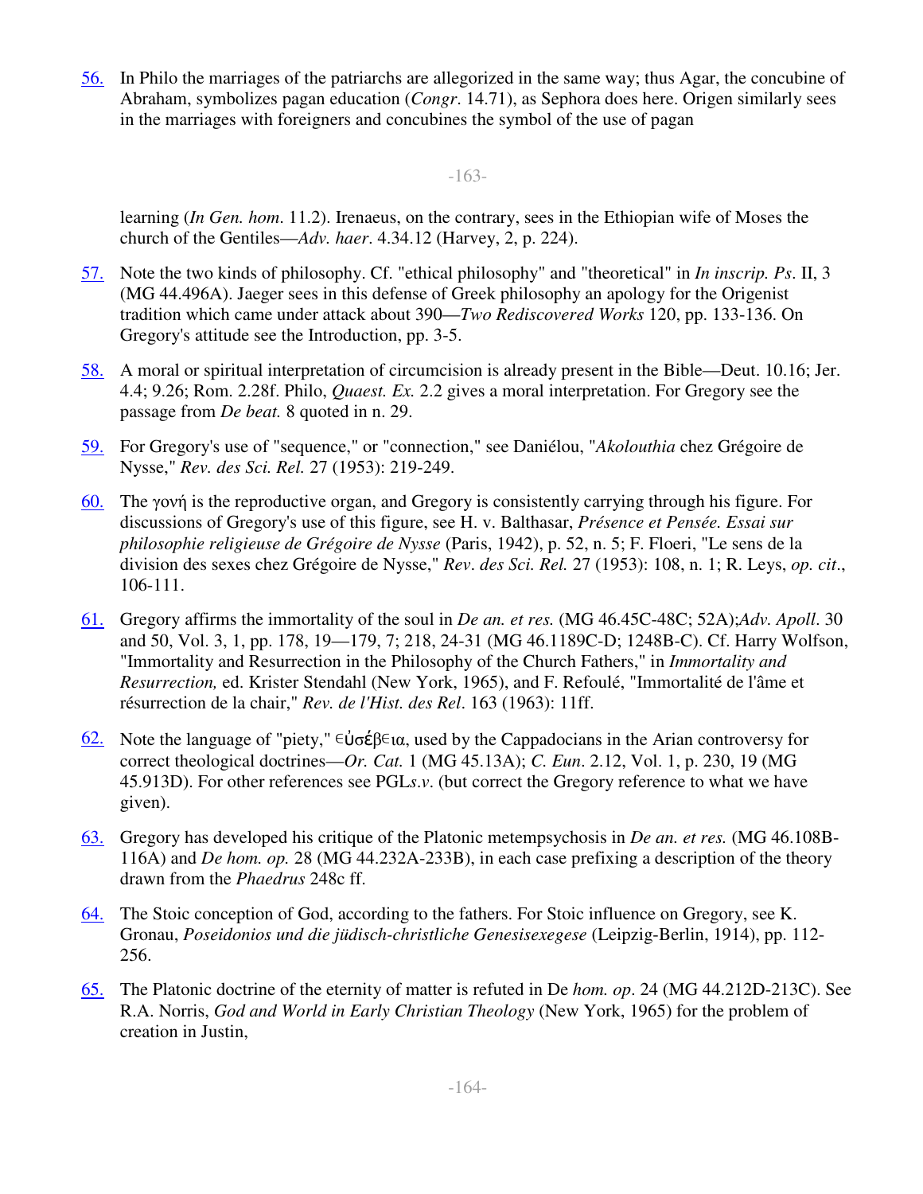56. In Philo the marriages of the patriarchs are allegorized in the same way; thus Agar, the concubine of Abraham, symbolizes pagan education (*Congr*. 14.71), as Sephora does here. Origen similarly sees in the marriages with foreigners and concubines the symbol of the use of pagan learning (*In Gen. hom*. 11.2). Irenaeus, on the contrary, sees in the Ethiopian wife of Moses the church of the Gentiles—*Adv. haer*. 4.34.12 (Harvey, 2, p. 224).

57. Note the two kinds of philosophy. Cf. "ethical philosophy" and "theoretical" in *In inscrip. Ps*. II, 3 (MG 44.496A). Jaeger sees in this defense of Greek philosophy an apology for the Origenist tradition which came under attack about 390—*Two Rediscovered Works* 120, pp. 133-136. On Gregory's attitude see the Introduction, pp. 3-5.

58. A moral or spiritual interpretation of circumcision is already present in the Bible—Deut. 10.16; Jer. 4.4; 9.26; Rom. 2.28f. Philo, *Quaest. Ex.* 2.2 gives a moral interpretation. For Gregory see the passage from *De beat.* 8 quoted in n. 29.

59. For Gregory's use of "sequence," or "connection," see Daniélou, "*Akolouthia* chez Grégoire de Nysse," *Rev. des Sci. Rel.* 27 (1953): 219-249.

60. The γονή is the reproductive organ, and Gregory is consistently carrying through his figure. For discussions of Gregory's use of this figure, see H. v. Balthasar, *Présence et Pensée. Essai sur philosophie religieuse de Grégoire de Nysse* (Paris, 1942), p. 52, n. 5; F. Floeri, "Le sens de la division des sexes chez Grégoire de Nysse," *Rev. des Sci. Rel.* 27 (1953): 108, n. 1; R. Leys, *op. cit*., 106-111.

61. Gregory affirms the immortality of the soul in *De an. et res.* (MG 46.45C-48C; 52A);*Adv. Apoll*. 30 and 50, Vol. 3, 1, pp. 178, 19—179, 7; 218, 24-31 (MG 46.1189C-D; 1248B-C). Cf. Harry Wolfson, "Immortality and Resurrection in the Philosophy of the Church Fathers," in *Immortality and Resurrection,* ed. Krister Stendahl (New York, 1965), and F. Refoulé, "Immortalité de l'âme et résurrection de la chair," *Rev. de l'Hist. des Rel*. 163 (1963): 11ff.

62. Note the language of "piety," εὐσέβεια, used by the Cappadocians in the Arian controversy for correct theological doctrines—*Or. Cat.* 1 (MG 45.13A); *C. Eun*. 2.12, Vol. 1, p. 230, 19 (MG 45.913D). For other references see PGL*s.v*. (but correct the Gregory reference to what we have given).

63. Gregory has developed his critique of the Platonic metempsychosis in *De an. et res.* (MG 46.108B-116A) and *De hom. op.* 28 (MG 44.232A-233B), in each case prefixing a description of the theory drawn from the *Phaedrus* 248c ff.

64. The Stoic conception of God, according to the fathers. For Stoic influence on Gregory, see K. Gronau, *Poseidonios und die jüdisch-christliche Genesisexegese* (Leipzig-Berlin, 1914), pp. 112-256.

65. The Platonic doctrine of the eternity of matter is refuted in De *hom. op*. 24 (MG 44.212D-213C). See R.A. Norris, *God and World in Early Christian Theology* (New York, 1965) for the problem of creation in Justin,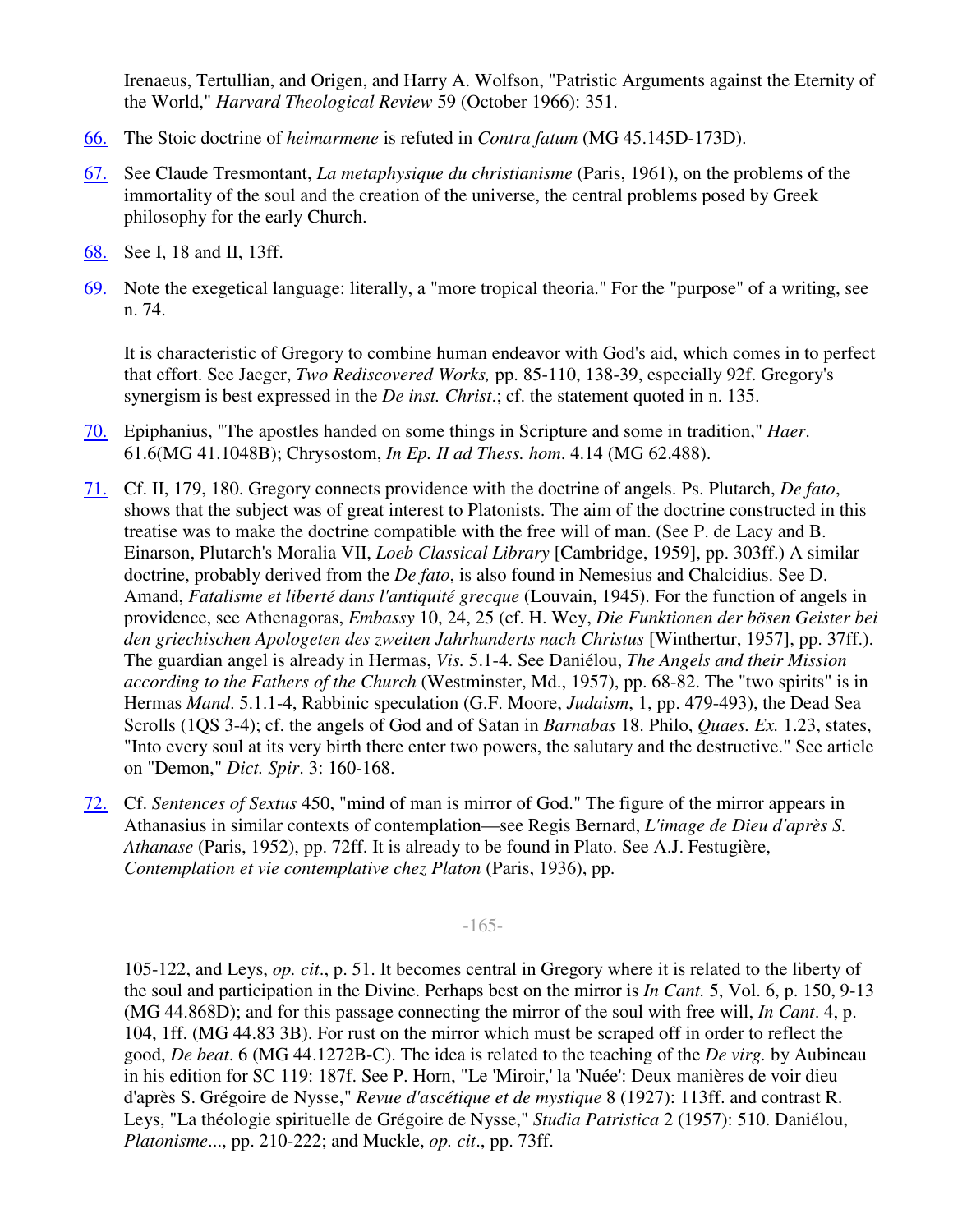Irenaeus, Tertullian, and Origen, and Harry A. Wolfson, "Patristic Arguments against the Eternity of the World," *Harvard Theological Review* 59 (October 1966): 351.

66. The Stoic doctrine of *heimarmene* is refuted in *Contra fatum* (MG 45.145D-173D).

67. See Claude Tresmontant, *La metaphysique du christianisme* (Paris, 1961), on the problems of the immortality of the soul and the creation of the universe, the central problems posed by Greek philosophy for the early Church.

68. See I, 18 and II, 13ff.

69. Note the exegetical language: literally, a "more tropical theoria." For the "purpose" of a writing, see n. 74.

    It is characteristic of Gregory to combine human endeavor with God's aid, which comes in to perfect that effort. See Jaeger, *Two Rediscovered Works,* pp. 85-110, 138-39, especially 92f. Gregory's synergism is best expressed in the *De inst. Christ*.; cf. the statement quoted in n. 135.

70. Epiphanius, "The apostles handed on some things in Scripture and some in tradition," *Haer.* 61.6(MG 41.1048B); Chrysostom, *In Ep. II ad Thess. hom*. 4.14 (MG 62.488).

71. Cf. II, 179, 180. Gregory connects providence with the doctrine of angels. Ps. Plutarch, *De fato*, shows that the subject was of great interest to Platonists. The aim of the doctrine constructed in this treatise was to make the doctrine compatible with the free will of man. (See P. de Lacy and B. Einarson, Plutarch's Moralia VII, *Loeb Classical Library* [Cambridge, 1959], pp. 303ff.) A similar doctrine, probably derived from the *De fato*, is also found in Nemesius and Chalcidius. See D. Amand, *Fatalisme et liberté dans l'antiquité grecque* (Louvain, 1945). For the function of angels in providence, see Athenagoras, *Embassy* 10, 24, 25 (cf. H. Wey, *Die Funktionen der bösen Geister bei den griechischen Apologeten des zweiten Jahrhunderts nach Christus* [Winthertur, 1957], pp. 37ff.). The guardian angel is already in Hermas, *Vis.* 5.1-4. See Daniélou, *The Angels and their Mission according to the Fathers of the Church* (Westminster, Md., 1957), pp. 68-82. The "two spirits" is in Hermas *Mand*. 5.1.1-4, Rabbinic speculation (G.F. Moore, *Judaism*, 1, pp. 479-493), the Dead Sea Scrolls (1QS 3-4); cf. the angels of God and of Satan in *Barnabas* 18. Philo, *Quaes. Ex.* 1.23, states, "Into every soul at its very birth there enter two powers, the salutary and the destructive." See article on "Demon," *Dict. Spir*. 3: 160-168.

72. Cf. *Sentences of Sextus* 450, "mind of man is mirror of God." The figure of the mirror appears in Athanasius in similar contexts of contemplation—see Regis Bernard, *L'image de Dieu d'après S. Athanase* (Paris, 1952), pp. 72ff. It is already to be found in Plato. See A.J. Festugière, *Contemplation et vie contemplative chez Platon* (Paris, 1936), pp. 105-122, and Leys, *op. cit*., p. 51. It becomes central in Gregory where it is related to the liberty of the soul and participation in the Divine. Perhaps best on the mirror is *In Cant.* 5, Vol. 6, p. 150, 9-13 (MG 44.868D); and for this passage connecting the mirror of the soul with free will, *In Cant*. 4, p. 104, 1ff. (MG 44.83 3B). For rust on the mirror which must be scraped off in order to reflect the good, *De beat*. 6 (MG 44.1272B-C). The idea is related to the teaching of the *De virg.* by Aubineau in his edition for SC 119: 187f. See P. Horn, "Le 'Miroir,' la 'Nuée': Deux manières de voir dieu d'après S. Grégoire de Nysse," *Revue d'ascétique et de mystique* 8 (1927): 113ff. and contrast R. Leys, "La théologie spirituelle de Grégoire de Nysse," *Studia Patristica* 2 (1957): 510. Daniélou, *Platonisme*..., pp. 210-222; and Muckle, *op. cit*., pp. 73ff.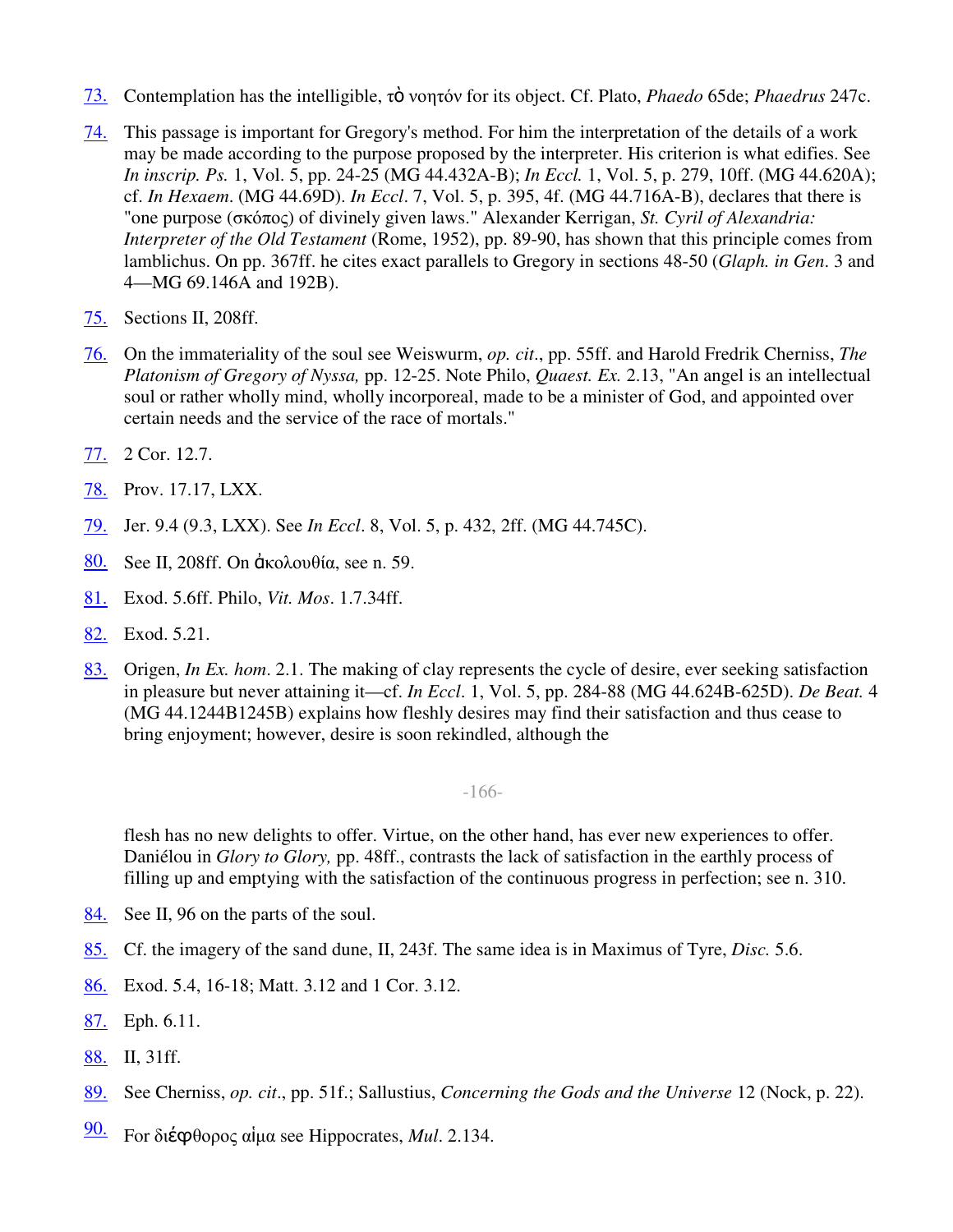73. Contemplation has the intelligible, τὸ νοητόν for its object. Cf. Plato, *Phaedo* 65de; *Phaedrus* 247c.

74. This passage is important for Gregory's method. For him the interpretation of the details of a work may be made according to the purpose proposed by the interpreter. His criterion is what edifies. See *In inscrip. Ps.* 1, Vol. 5, pp. 24-25 (MG 44.432A-B); *In Eccl.* 1, Vol. 5, p. 279, 10ff. (MG 44.620A); cf. *In Hexaem*. (MG 44.69D). *In Eccl*. 7, Vol. 5, p. 395, 4f. (MG 44.716A-B), declares that there is "one purpose (σκόπος) of divinely given laws." Alexander Kerrigan, *St. Cyril of Alexandria: Interpreter of the Old Testament* (Rome, 1952), pp. 89-90, has shown that this principle comes from Iamblichus. On pp. 367ff. he cites exact parallels to Gregory in sections 48-50 (*Glaph. in Gen*. 3 and 4—MG 69.146A and 192B).

75. Sections II, 208ff.

76. On the immateriality of the soul see Weiswurm, *op. cit*., pp. 55ff. and Harold Fredrik Cherniss, *The Platonism of Gregory of Nyssa,* pp. 12-25. Note Philo, *Quaest. Ex.* 2.13, "An angel is an intellectual soul or rather wholly mind, wholly incorporeal, made to be a minister of God, and appointed over certain needs and the service of the race of mortals."

77. 2 Cor. 12.7.

78. Prov. 17.17, LXX.

79. Jer. 9.4 (9.3, LXX). See *In Eccl*. 8, Vol. 5, p. 432, 2ff. (MG 44.745C).

80. See II, 208ff. On ἀκολουθία, see n. 59.

81. Exod. 5.6ff. Philo, *Vit. Mos*. 1.7.34ff.

82. Exod. 5.21.

83. Origen, *In Ex. hom*. 2.1. The making of clay represents the cycle of desire, ever seeking satisfaction in pleasure but never attaining it—cf. *In Eccl*. 1, Vol. 5, pp. 284-88 (MG 44.624B-625D). *De Beat.* 4 (MG 44.1244B1245B) explains how fleshly desires may find their satisfaction and thus cease to bring enjoyment; however, desire is soon rekindled, although the flesh has no new delights to offer. Virtue, on the other hand, has ever new experiences to offer. Daniélou in *Glory to Glory,* pp. 48ff., contrasts the lack of satisfaction in the earthly process of filling up and emptying with the satisfaction of the continuous progress in perfection; see n. 310.

84. See II, 96 on the parts of the soul.

85. Cf. the imagery of the sand dune, II, 243f. The same idea is in Maximus of Tyre, *Disc.* 5.6.

86. Exod. 5.4, 16-18; Matt. 3.12 and 1 Cor. 3.12.

87. Eph. 6.11.

88. II, 31ff.

89. See Cherniss, *op. cit*., pp. 51f.; Sallustius, *Concerning the Gods and the Universe* 12 (Nock, p. 22).

90. For διέφθορος αἷμα see Hippocrates, *Mul*. 2.134.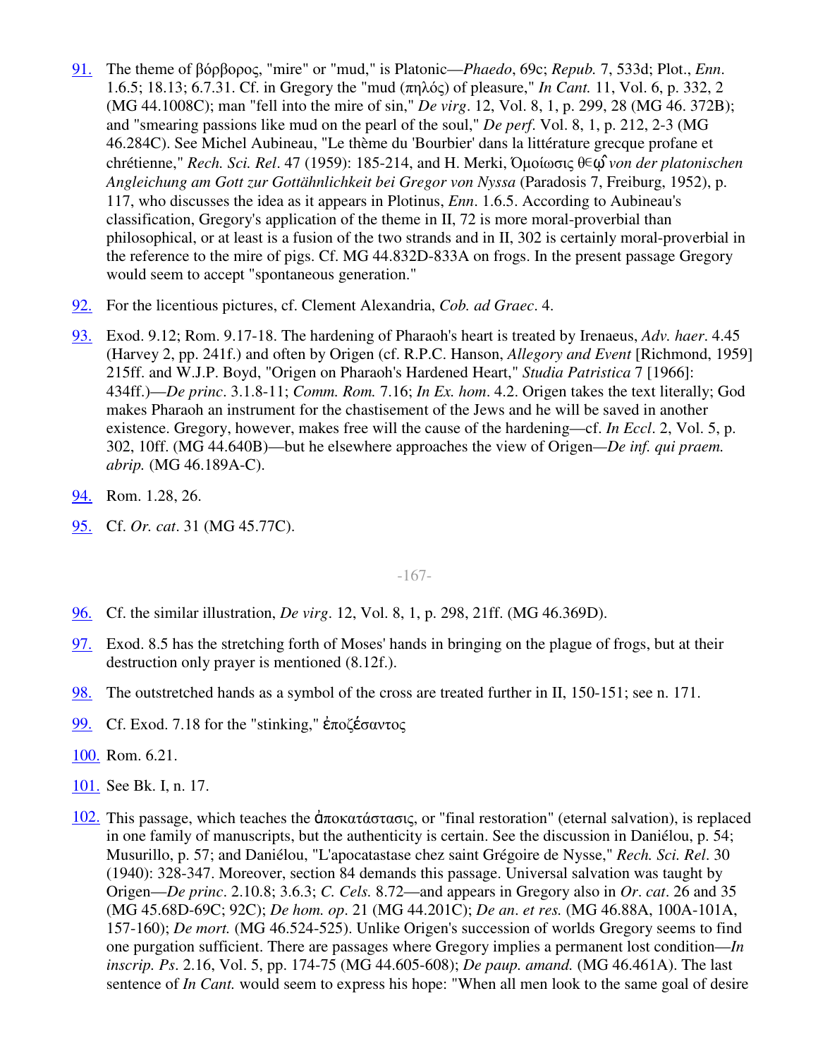91. The theme of βόρβορος, "mire" or "mud," is Platonic—*Phaedo*, 69c; *Repub.* 7, 533d; Plot., *Enn*. 1.6.5; 18.13; 6.7.31. Cf. in Gregory the "mud (πηλός) of pleasure," *In Cant.* 11, Vol. 6, p. 332, 2 (MG 44.1008C); man "fell into the mire of sin," *De virg*. 12, Vol. 8, 1, p. 299, 28 (MG 46. 372B); and "smearing passions like mud on the pearl of the soul," *De perf*. Vol. 8, 1, p. 212, 2-3 (MG 46.284C). See Michel Aubineau, "Le thème du 'Bourbier' dans la littérature grecque profane et chrétienne," *Rech. Sci. Rel*. 47 (1959): 185-214, and H. Merki, Ὁμοίωσις θεῷ *von der platonischen Angleichung am Gott zur Gottähnlichkeit bei Gregor von Nyssa* (Paradosis 7, Freiburg, 1952), p. 117, who discusses the idea as it appears in Plotinus, *Enn*. 1.6.5. According to Aubineau's classification, Gregory's application of the theme in II, 72 is more moral-proverbial than philosophical, or at least is a fusion of the two strands and in II, 302 is certainly moral-proverbial in the reference to the mire of pigs. Cf. MG 44.832D-833A on frogs. In the present passage Gregory would seem to accept "spontaneous generation."

92. For the licentious pictures, cf. Clement Alexandria, *Cob. ad Graec*. 4.

93. Exod. 9.12; Rom. 9.17-18. The hardening of Pharaoh's heart is treated by Irenaeus, *Adv. haer*. 4.45 (Harvey 2, pp. 241f.) and often by Origen (cf. R.P.C. Hanson, *Allegory and Event* [Richmond, 1959] 215ff. and W.J.P. Boyd, "Origen on Pharaoh's Hardened Heart," *Studia Patristica* 7 [1966]: 434ff.)—*De princ*. 3.1.8-11; *Comm. Rom.* 7.16; *In Ex. hom*. 4.2. Origen takes the text literally; God makes Pharaoh an instrument for the chastisement of the Jews and he will be saved in another existence. Gregory, however, makes free will the cause of the hardening—cf. *In Eccl*. 2, Vol. 5, p. 302, 10ff. (MG 44.640B)—but he elsewhere approaches the view of Origen—*De inf. qui praem. abrip.* (MG 46.189A-C).

94. Rom. 1.28, 26.

95. Cf. *Or. cat*. 31 (MG 45.77C).

96. Cf. the similar illustration, *De virg*. 12, Vol. 8, 1, p. 298, 21ff. (MG 46.369D).

97. Exod. 8.5 has the stretching forth of Moses' hands in bringing on the plague of frogs, but at their destruction only prayer is mentioned (8.12f.).

98. The outstretched hands as a symbol of the cross are treated further in II, 150-151; see n. 171.

99. Cf. Exod. 7.18 for the "stinking," ἐποζέσαντος

100. Rom. 6.21.

101. See Bk. I, n. 17.

102. This passage, which teaches the ἀποκατάστασις, or "final restoration" (eternal salvation), is replaced in one family of manuscripts, but the authenticity is certain. See the discussion in Daniélou, p. 54; Musurillo, p. 57; and Daniélou, "L'apocatastase chez saint Grégoire de Nysse," *Rech. Sci. Rel*. 30 (1940): 328-347. Moreover, section 84 demands this passage. Universal salvation was taught by Origen—*De princ*. 2.10.8; 3.6.3; *C. Cels.* 8.72—and appears in Gregory also in *Or. cat*. 26 and 35 (MG 45.68D-69C; 92C); *De hom. op*. 21 (MG 44.201C); *De an. et res.* (MG 46.88A, 100A-101A, 157-160); *De mort.* (MG 46.524-525). Unlike Origen's succession of worlds Gregory seems to find one purgation sufficient. There are passages where Gregory implies a permanent lost condition—*In inscrip. Ps*. 2.16, Vol. 5, pp. 174-75 (MG 44.605-608); *De paup. amand.* (MG 46.461A). The last sentence of *In Cant.* would seem to express his hope: "When all men look to the same goal of desire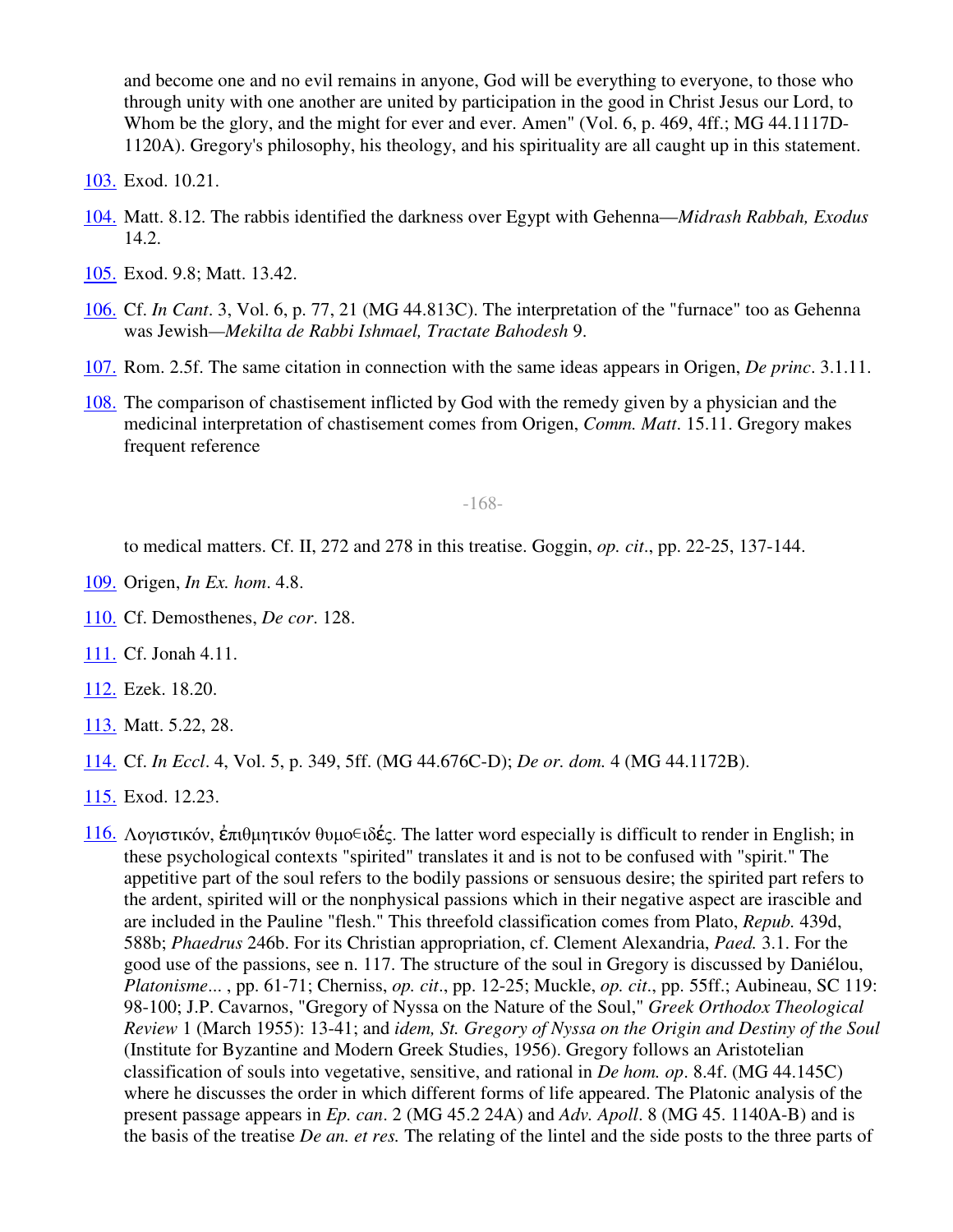and become one and no evil remains in anyone, God will be everything to everyone, to those who through unity with one another are united by participation in the good in Christ Jesus our Lord, to Whom be the glory, and the might for ever and ever. Amen" (Vol. 6, p. 469, 4ff.; MG 44.1117D-1120A). Gregory's philosophy, his theology, and his spirituality are all caught up in this statement.

103. Exod. 10.21.

104. Matt. 8.12. The rabbis identified the darkness over Egypt with Gehenna—*Midrash Rabbah, Exodus* 14.2.

105. Exod. 9.8; Matt. 13.42.

106. Cf. *In Cant*. 3, Vol. 6, p. 77, 21 (MG 44.813C). The interpretation of the "furnace" too as Gehenna was Jewish—*Mekilta de Rabbi Ishmael, Tractate Bahodesh* 9.

107. Rom. 2.5f. The same citation in connection with the same ideas appears in Origen, *De princ*. 3.1.11.

108. The comparison of chastisement inflicted by God with the remedy given by a physician and the medicinal interpretation of chastisement comes from Origen, *Comm. Matt*. 15.11. Gregory makes frequent reference to medical matters. Cf. II, 272 and 278 in this treatise. Goggin, *op. cit*., pp. 22-25, 137-144.

109. Origen, *In Ex. hom*. 4.8.

110. Cf. Demosthenes, *De cor.* 128.

111. Cf. Jonah 4.11.

112. Ezek. 18.20.

113. Matt. 5.22, 28.

114. Cf. *In Eccl*. 4, Vol. 5, p. 349, 5ff. (MG 44.676C-D); *De or. dom.* 4 (MG 44.1172B).

115. Exod. 12.23.

116. Λογιστικόν, ἐπιθμητικόν θυμο϶ιδές. The latter word especially is difficult to render in English; in these psychological contexts "spirited" translates it and is not to be confused with "spirit." The appetitive part of the soul refers to the bodily passions or sensuous desire; the spirited part refers to the ardent, spirited will or the nonphysical passions which in their negative aspect are irascible and are included in the Pauline "flesh." This threefold classification comes from Plato, *Repub.* 439d, 588b; *Phaedrus* 246b. For its Christian appropriation, cf. Clement Alexandria, *Paed.* 3.1. For the good use of the passions, see n. 117. The structure of the soul in Gregory is discussed by Daniélou, *Platonisme*... , pp. 61-71; Cherniss, *op. cit*., pp. 12-25; Muckle, *op. cit*., pp. 55ff.; Aubineau, SC 119: 98-100; J.P. Cavarnos, "Gregory of Nyssa on the Nature of the Soul," *Greek Orthodox Theological Review* 1 (March 1955): 13-41; and *idem, St. Gregory of Nyssa on the Origin and Destiny of the Soul* (Institute for Byzantine and Modern Greek Studies, 1956). Gregory follows an Aristotelian classification of souls into vegetative, sensitive, and rational in *De hom. op*. 8.4f. (MG 44.145C) where he discusses the order in which different forms of life appeared. The Platonic analysis of the present passage appears in *Ep. can*. 2 (MG 45.2 24A) and *Adv. Apoll*. 8 (MG 45. 1140A-B) and is the basis of the treatise *De an. et res.* The relating of the lintel and the side posts to the three parts of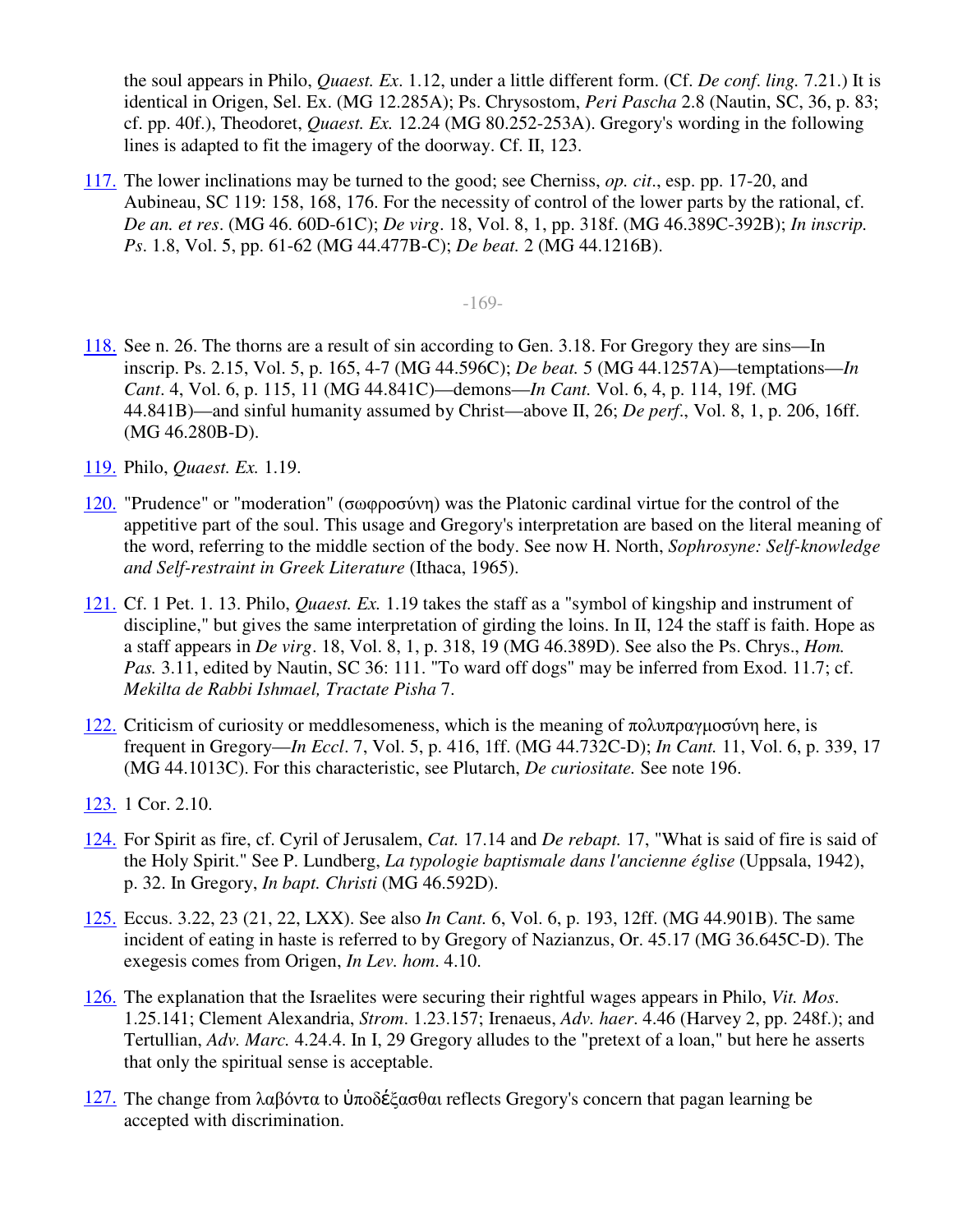the soul appears in Philo, *Quaest. Ex*. 1.12, under a little different form. (Cf. *De conf. ling.* 7.21.) It is identical in Origen, Sel. Ex. (MG 12.285A); Ps. Chrysostom, *Peri Pascha* 2.8 (Nautin, SC, 36, p. 83; cf. pp. 40f.), Theodoret, *Quaest. Ex.* 12.24 (MG 80.252-253A). Gregory's wording in the following lines is adapted to fit the imagery of the doorway. Cf. II, 123.

117. The lower inclinations may be turned to the good; see Cherniss, *op. cit*., esp. pp. 17-20, and Aubineau, SC 119: 158, 168, 176. For the necessity of control of the lower parts by the rational, cf. *De an. et res*. (MG 46. 60D-61C); *De virg*. 18, Vol. 8, 1, pp. 318f. (MG 46.389C-392B); *In inscrip. Ps*. 1.8, Vol. 5, pp. 61-62 (MG 44.477B-C); *De beat.* 2 (MG 44.1216B).

118. See n. 26. The thorns are a result of sin according to Gen. 3.18. For Gregory they are sins—In inscrip. Ps. 2.15, Vol. 5, p. 165, 4-7 (MG 44.596C); *De beat.* 5 (MG 44.1257A)—temptations—*In Cant*. 4, Vol. 6, p. 115, 11 (MG 44.841C)—demons—*In Cant.* Vol. 6, 4, p. 114, 19f. (MG 44.841B)—and sinful humanity assumed by Christ—above II, 26; *De perf*., Vol. 8, 1, p. 206, 16ff. (MG 46.280B-D).

119. Philo, *Quaest. Ex.* 1.19.

120. "Prudence" or "moderation" (σωφροσύνη) was the Platonic cardinal virtue for the control of the appetitive part of the soul. This usage and Gregory's interpretation are based on the literal meaning of the word, referring to the middle section of the body. See now H. North, *Sophrosyne: Self-knowledge and Self-restraint in Greek Literature* (Ithaca, 1965).

121. Cf. 1 Pet. 1. 13. Philo, *Quaest. Ex.* 1.19 takes the staff as a "symbol of kingship and instrument of discipline," but gives the same interpretation of girding the loins. In II, 124 the staff is faith. Hope as a staff appears in *De virg*. 18, Vol. 8, 1, p. 318, 19 (MG 46.389D). See also the Ps. Chrys., *Hom. Pas.* 3.11, edited by Nautin, SC 36: 111. "To ward off dogs" may be inferred from Exod. 11.7; cf. *Mekilta de Rabbi Ishmael, Tractate Pisha* 7.

122. Criticism of curiosity or meddlesomeness, which is the meaning of πολυπραγμοσύνη here, is frequent in Gregory—*In Eccl*. 7, Vol. 5, p. 416, 1ff. (MG 44.732C-D); *In Cant.* 11, Vol. 6, p. 339, 17 (MG 44.1013C). For this characteristic, see Plutarch, *De curiositate.* See note 196.

123. 1 Cor. 2.10.

124. For Spirit as fire, cf. Cyril of Jerusalem, *Cat.* 17.14 and *De rebapt.* 17, "What is said of fire is said of the Holy Spirit." See P. Lundberg, *La typologie baptismale dans l'ancienne église* (Uppsala, 1942), p. 32. In Gregory, *In bapt. Christi* (MG 46.592D).

125. Eccus. 3.22, 23 (21, 22, LXX). See also *In Cant.* 6, Vol. 6, p. 193, 12ff. (MG 44.901B). The same incident of eating in haste is referred to by Gregory of Nazianzus, Or. 45.17 (MG 36.645C-D). The exegesis comes from Origen, *In Lev. hom*. 4.10.

126. The explanation that the Israelites were securing their rightful wages appears in Philo, *Vit. Mos*. 1.25.141; Clement Alexandria, *Strom*. 1.23.157; Irenaeus, *Adv. haer*. 4.46 (Harvey 2, pp. 248f.); and Tertullian, *Adv. Marc.* 4.24.4. In I, 29 Gregory alludes to the "pretext of a loan," but here he asserts that only the spiritual sense is acceptable.

127. The change from λαβόντα to ὑποδέξασθαι reflects Gregory's concern that pagan learning be accepted with discrimination.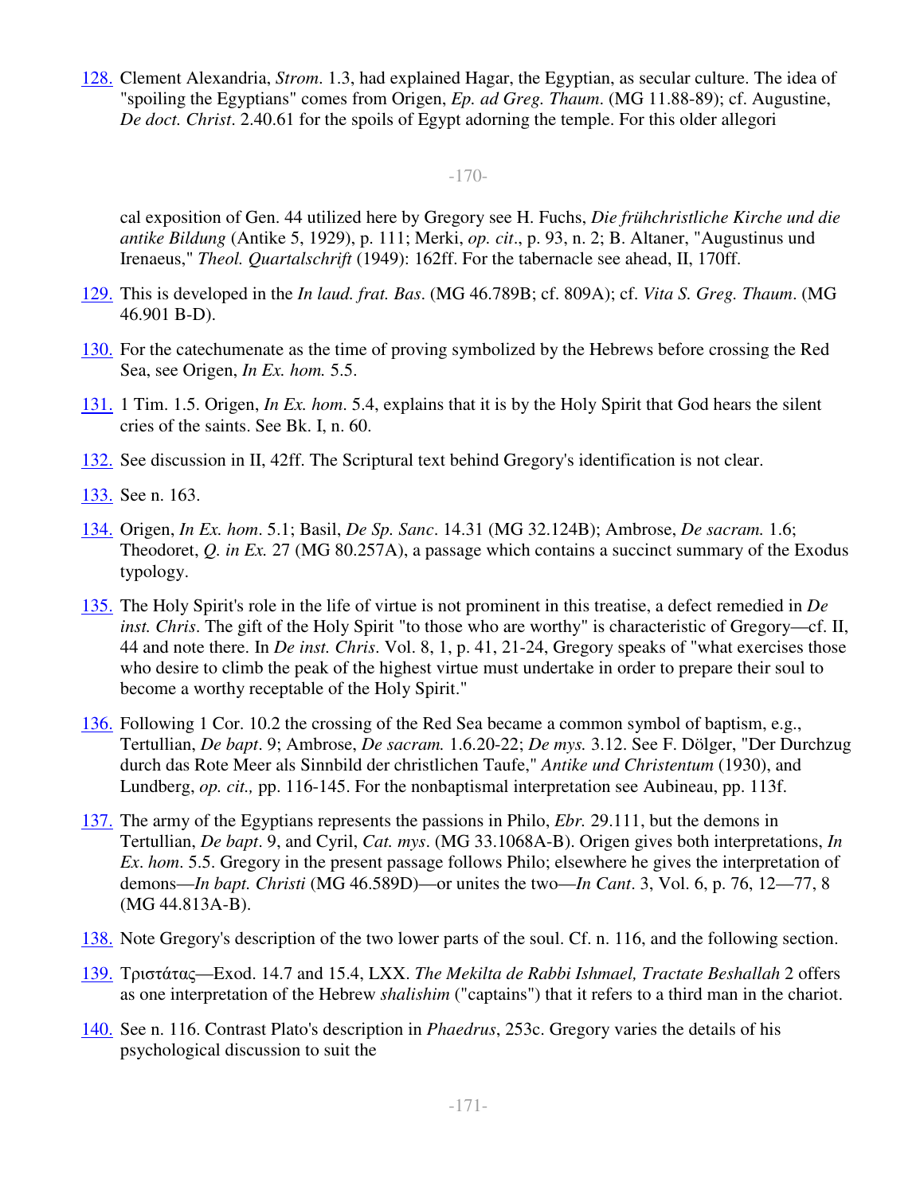128. Clement Alexandria, *Strom*. 1.3, had explained Hagar, the Egyptian, as secular culture. The idea of "spoiling the Egyptians" comes from Origen, *Ep. ad Greg. Thaum*. (MG 11.88-89); cf. Augustine, *De doct. Christ*. 2.40.61 for the spoils of Egypt adorning the temple. For this older allegorical exposition of Gen. 44 utilized here by Gregory see H. Fuchs, *Die frühchristliche Kirche und die antike Bildung* (Antike 5, 1929), p. 111; Merki, *op. cit*., p. 93, n. 2; B. Altaner, "Augustinus und Irenaeus," *Theol. Quartalschrift* (1949): 162ff. For the tabernacle see ahead, II, 170ff.

129. This is developed in the *In laud. frat. Bas*. (MG 46.789B; cf. 809A); cf. *Vita S. Greg. Thaum*. (MG 46.901 B-D).

130. For the catechumenate as the time of proving symbolized by the Hebrews before crossing the Red Sea, see Origen, *In Ex. hom.* 5.5.

131. 1 Tim. 1.5. Origen, *In Ex. hom*. 5.4, explains that it is by the Holy Spirit that God hears the silent cries of the saints. See Bk. I, n. 60.

132. See discussion in II, 42ff. The Scriptural text behind Gregory's identification is not clear.

133. See n. 163.

134. Origen, *In Ex. hom*. 5.1; Basil, *De Sp. Sanc*. 14.31 (MG 32.124B); Ambrose, *De sacram.* 1.6; Theodoret, *Q. in Ex.* 27 (MG 80.257A), a passage which contains a succinct summary of the Exodus typology.

135. The Holy Spirit's role in the life of virtue is not prominent in this treatise, a defect remedied in *De inst. Chris*. The gift of the Holy Spirit "to those who are worthy" is characteristic of Gregory—cf. II, 44 and note there. In *De inst. Chris*. Vol. 8, 1, p. 41, 21-24, Gregory speaks of "what exercises those who desire to climb the peak of the highest virtue must undertake in order to prepare their soul to become a worthy receptable of the Holy Spirit."

136. Following 1 Cor. 10.2 the crossing of the Red Sea became a common symbol of baptism, e.g., Tertullian, *De bapt*. 9; Ambrose, *De sacram.* 1.6.20-22; *De mys.* 3.12. See F. Dölger, "Der Durchzug durch das Rote Meer als Sinnbild der christlichen Taufe," *Antike und Christentum* (1930), and Lundberg, *op. cit.,* pp. 116-145. For the nonbaptismal interpretation see Aubineau, pp. 113f.

137. The army of the Egyptians represents the passions in Philo, *Ebr.* 29.111, but the demons in Tertullian, *De bapt*. 9, and Cyril, *Cat. mys*. (MG 33.1068A-B). Origen gives both interpretations, *In Ex*. *hom*. 5.5. Gregory in the present passage follows Philo; elsewhere he gives the interpretation of demons—*In bapt. Christi* (MG 46.589D)—or unites the two—*In Cant*. 3, Vol. 6, p. 76, 12—77, 8 (MG 44.813A-B).

138. Note Gregory's description of the two lower parts of the soul. Cf. n. 116, and the following section.

139. Τριστάτας—Exod. 14.7 and 15.4, LXX. *The Mekilta de Rabbi Ishmael, Tractate Beshallah* 2 offers as one interpretation of the Hebrew *shalishim* ("captains") that it refers to a third man in the chariot.

140. See n. 116. Contrast Plato's description in *Phaedrus*, 253c. Gregory varies the details of his psychological discussion to suit the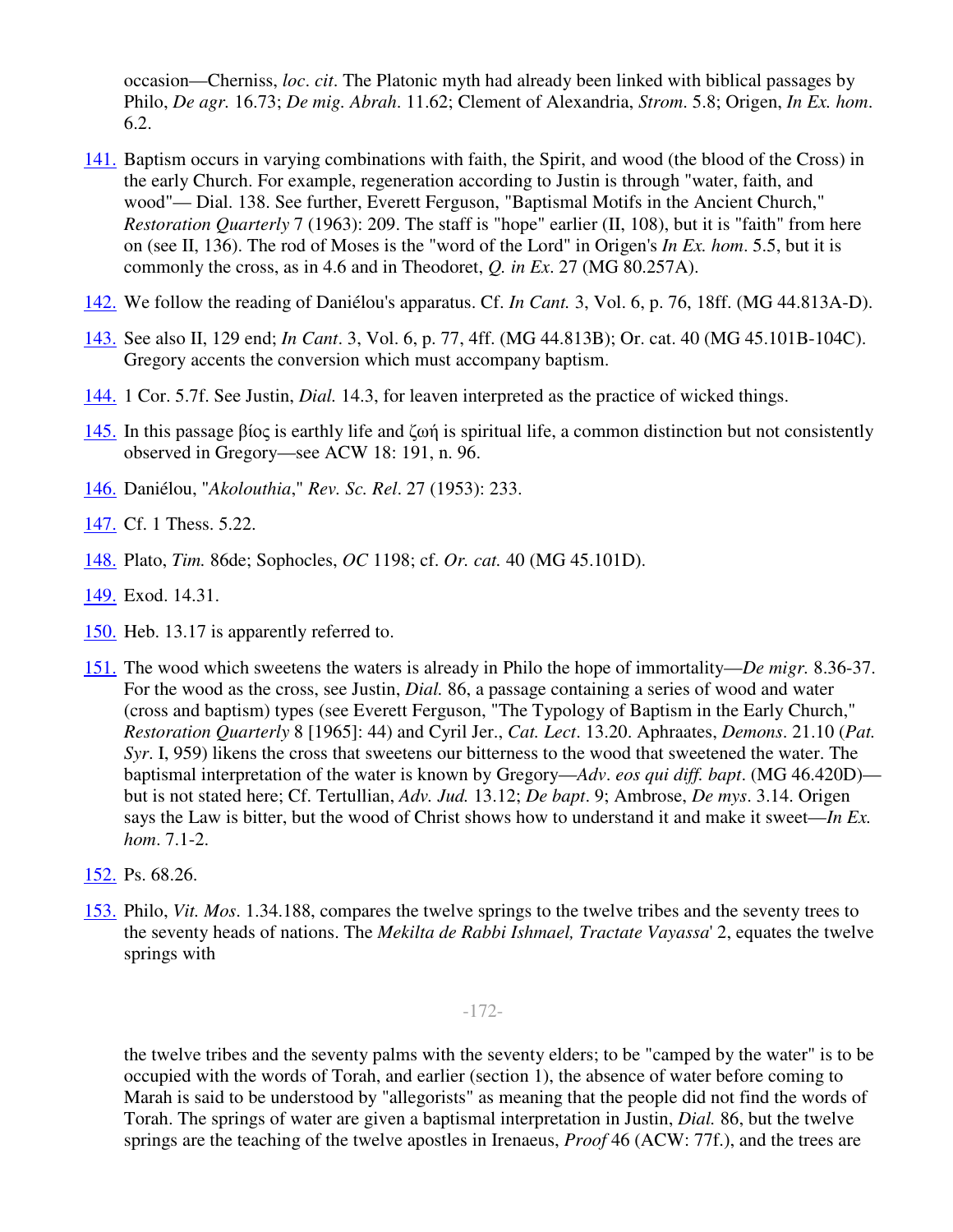occasion—Cherniss, *loc. cit*. The Platonic myth had already been linked with biblical passages by Philo, *De agr.* 16.73; *De mig. Abrah*. 11.62; Clement of Alexandria, *Strom*. 5.8; Origen, *In Ex. hom*. 6.2.

141. Baptism occurs in varying combinations with faith, the Spirit, and wood (the blood of the Cross) in the early Church. For example, regeneration according to Justin is through "water, faith, and wood"— Dial. 138. See further, Everett Ferguson, "Baptismal Motifs in the Ancient Church," *Restoration Quarterly* 7 (1963): 209. The staff is "hope" earlier (II, 108), but it is "faith" from here on (see II, 136). The rod of Moses is the "word of the Lord" in Origen's *In Ex. hom*. 5.5, but it is commonly the cross, as in 4.6 and in Theodoret, *Q. in Ex*. 27 (MG 80.257A).

142. We follow the reading of Daniélou's apparatus. Cf. *In Cant.* 3, Vol. 6, p. 76, 18ff. (MG 44.813A-D).

143. See also II, 129 end; *In Cant*. 3, Vol. 6, p. 77, 4ff. (MG 44.813B); Or. cat. 40 (MG 45.101B-104C). Gregory accents the conversion which must accompany baptism.

144. 1 Cor. 5.7f. See Justin, *Dial.* 14.3, for leaven interpreted as the practice of wicked things.

145. In this passage βίος is earthly life and ζωή is spiritual life, a common distinction but not consistently observed in Gregory—see ACW 18: 191, n. 96.

146. Daniélou, "*Akolouthia*," *Rev. Sc. Rel*. 27 (1953): 233.

147. Cf. 1 Thess. 5.22.

148. Plato, *Tim.* 86de; Sophocles, *OC* 1198; cf. *Or. cat.* 40 (MG 45.101D).

149. Exod. 14.31.

150. Heb. 13.17 is apparently referred to.

151. The wood which sweetens the waters is already in Philo the hope of immortality—*De migr.* 8.36-37. For the wood as the cross, see Justin, *Dial.* 86, a passage containing a series of wood and water (cross and baptism) types (see Everett Ferguson, "The Typology of Baptism in the Early Church," *Restoration Quarterly* 8 [1965]: 44) and Cyril Jer., *Cat. Lect*. 13.20. Aphraates, *Demons*. 21.10 (*Pat. Syr*. I, 959) likens the cross that sweetens our bitterness to the wood that sweetened the water. The baptismal interpretation of the water is known by Gregory—*Adv. eos qui diff. bapt*. (MG 46.420D)—but is not stated here; Cf. Tertullian, *Adv. Jud.* 13.12; *De bapt*. 9; Ambrose, *De mys*. 3.14. Origen says the Law is bitter, but the wood of Christ shows how to understand it and make it sweet—*In Ex. hom*. 7.1-2.

152. Ps. 68.26.

153. Philo, *Vit. Mos.* 1.34.188, compares the twelve springs to the twelve tribes and the seventy trees to the seventy heads of nations. The *Mekilta de Rabbi Ishmael, Tractate Vayassa*' 2, equates the twelve springs with the twelve tribes and the seventy palms with the seventy elders; to be "camped by the water" is to be occupied with the words of Torah, and earlier (section 1), the absence of water before coming to Marah is said to be understood by "allegorists" as meaning that the people did not find the words of Torah. The springs of water are given a baptismal interpretation in Justin, *Dial.* 86, but the twelve springs are the teaching of the twelve apostles in Irenaeus, *Proof* 46 (ACW: 77f.), and the trees are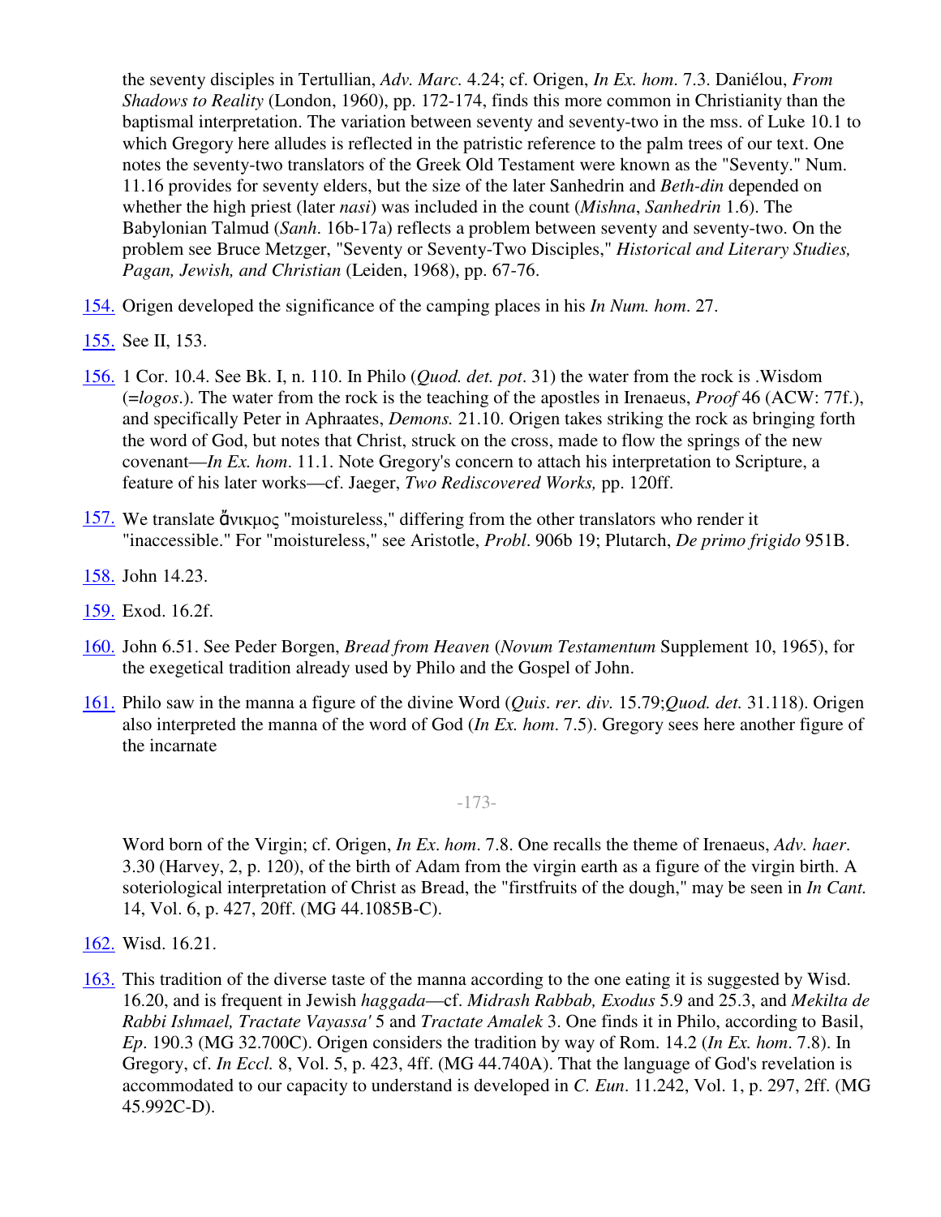the seventy disciples in Tertullian, *Adv. Marc.* 4.24; cf. Origen, *In Ex. hom*. 7.3. Daniélou, *From Shadows to Reality* (London, 1960), pp. 172-174, finds this more common in Christianity than the baptismal interpretation. The variation between seventy and seventy-two in the mss. of Luke 10.1 to which Gregory here alludes is reflected in the patristic reference to the palm trees of our text. One notes the seventy-two translators of the Greek Old Testament were known as the "Seventy." Num. 11.16 provides for seventy elders, but the size of the later Sanhedrin and *Beth-din* depended on whether the high priest (later *nasi*) was included in the count (*Mishna*, *Sanhedrin* 1.6). The Babylonian Talmud (*Sanh*. 16b-17a) reflects a problem between seventy and seventy-two. On the problem see Bruce Metzger, "Seventy or Seventy-Two Disciples," *Historical and Literary Studies, Pagan, Jewish, and Christian* (Leiden, 1968), pp. 67-76.

154. Origen developed the significance of the camping places in his *In Num. hom*. 27.

155. See II, 153.

156. 1 Cor. 10.4. See Bk. I, n. 110. In Philo (*Quod. det. pot*. 31) the water from the rock is .Wisdom (=*logos*.). The water from the rock is the teaching of the apostles in Irenaeus, *Proof* 46 (ACW: 77f.), and specifically Peter in Aphraates, *Demons.* 21.10. Origen takes striking the rock as bringing forth the word of God, but notes that Christ, struck on the cross, made to flow the springs of the new covenant—*In Ex. hom*. 11.1. Note Gregory's concern to attach his interpretation to Scripture, a feature of his later works—cf. Jaeger, *Two Rediscovered Works,* pp. 120ff.

157. We translate ἄνικμος "moistureless," differing from the other translators who render it "inaccessible." For "moistureless," see Aristotle, *Probl*. 906b 19; Plutarch, *De primo frigido* 951B.

158. John 14.23.

159. Exod. 16.2f.

160. John 6.51. See Peder Borgen, *Bread from Heaven* (*Novum Testamentum* Supplement 10, 1965), for the exegetical tradition already used by Philo and the Gospel of John.

161. Philo saw in the manna a figure of the divine Word (*Quis*. *rer. div.* 15.79;*Quod. det.* 31.118). Origen also interpreted the manna of the word of God (*In Ex. hom*. 7.5). Gregory sees here another figure of the incarnate Word born of the Virgin; cf. Origen, *In Ex*. *hom*. 7.8. One recalls the theme of Irenaeus, *Adv. haer*. 3.30 (Harvey, 2, p. 120), of the birth of Adam from the virgin earth as a figure of the virgin birth. A soteriological interpretation of Christ as Bread, the "firstfruits of the dough," may be seen in *In Cant.* 14, Vol. 6, p. 427, 20ff. (MG 44.1085B-C).

162. Wisd. 16.21.

163. This tradition of the diverse taste of the manna according to the one eating it is suggested by Wisd. 16.20, and is frequent in Jewish *haggada*—cf. *Midrash Rabbab, Exodus* 5.9 and 25.3, and *Mekilta de Rabbi Ishmael, Tractate Vayassa'* 5 and *Tractate Amalek* 3. One finds it in Philo, according to Basil, *Ep*. 190.3 (MG 32.700C). Origen considers the tradition by way of Rom. 14.2 (*In Ex. hom*. 7.8). In Gregory, cf. *In Eccl.* 8, Vol. 5, p. 423, 4ff. (MG 44.740A). That the language of God's revelation is accommodated to our capacity to understand is developed in *C. Eun*. 11.242, Vol. 1, p. 297, 2ff. (MG 45.992C-D).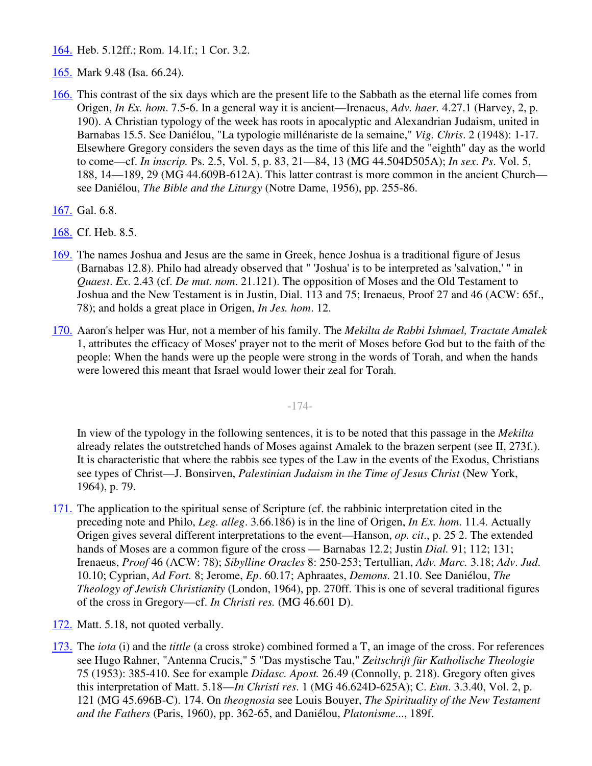164. Heb. 5.12ff.; Rom. 14.1f.; 1 Cor. 3.2.

165. Mark 9.48 (Isa. 66.24).

166. This contrast of the six days which are the present life to the Sabbath as the eternal life comes from Origen, *In Ex. hom*. 7.5-6. In a general way it is ancient—Irenaeus, *Adv. haer.* 4.27.1 (Harvey, 2, p. 190). A Christian typology of the week has roots in apocalyptic and Alexandrian Judaism, united in Barnabas 15.5. See Daniélou, "La typologie millénariste de la semaine," *Vig. Chris*. 2 (1948): 1-17. Elsewhere Gregory considers the seven days as the time of this life and the "eighth" day as the world to come—cf. *In inscrip.* Ps. 2.5, Vol. 5, p. 83, 21—84, 13 (MG 44.504D505A); *In sex. Ps.* Vol. 5, 188, 14—189, 29 (MG 44.609B-612A). This latter contrast is more common in the ancient Church—see Daniélou, *The Bible and the Liturgy* (Notre Dame, 1956), pp. 255-86.

167. Gal. 6.8.

168. Cf. Heb. 8.5.

169. The names Joshua and Jesus are the same in Greek, hence Joshua is a traditional figure of Jesus (Barnabas 12.8). Philo had already observed that " 'Joshua' is to be interpreted as 'salvation,' " in *Quaest. Ex*. 2.43 (cf. *De mut. nom*. 21.121). The opposition of Moses and the Old Testament to Joshua and the New Testament is in Justin, Dial. 113 and 75; Irenaeus, Proof 27 and 46 (ACW: 65f., 78); and holds a great place in Origen, *In Jes. hom*. 12.

170. Aaron's helper was Hur, not a member of his family. The *Mekilta de Rabbi Ishmael, Tractate Amalek* 1, attributes the efficacy of Moses' prayer not to the merit of Moses before God but to the faith of the people: When the hands were up the people were strong in the words of Torah, and when the hands were lowered this meant that Israel would lower their zeal for Torah.

In view of the typology in the following sentences, it is to be noted that this passage in the *Mekilta* already relates the outstretched hands of Moses against Amalek to the brazen serpent (see II, 273f.). It is characteristic that where the rabbis see types of the Law in the events of the Exodus, Christians see types of Christ—J. Bonsirven, *Palestinian Judaism in the Time of Jesus Christ* (New York, 1964), p. 79.

171. The application to the spiritual sense of Scripture (cf. the rabbinic interpretation cited in the preceding note and Philo, *Leg. alleg*. 3.66.186) is in the line of Origen, *In Ex. hom*. 11.4. Actually Origen gives several different interpretations to the event—Hanson, *op. cit*., p. 25 2. The extended hands of Moses are a common figure of the cross — Barnabas 12.2; Justin *Dial.* 91; 112; 131; Irenaeus, *Proof* 46 (ACW: 78); *Sibylline Oracles* 8: 250-253; Tertullian, *Adv. Marc.* 3.18; *Adv. Jud.* 10.10; Cyprian, *Ad Fort.* 8; Jerome, *Ep*. 60.17; Aphraates, *Demons.* 21.10. See Daniélou, *The Theology of Jewish Christianity* (London, 1964), pp. 270ff. This is one of several traditional figures of the cross in Gregory—cf. *In Christi res.* (MG 46.601 D).

172. Matt. 5.18, not quoted verbally.

173. The *iota* (i) and the *tittle* (a cross stroke) combined formed a T, an image of the cross. For references see Hugo Rahner, "Antenna Crucis," 5 "Das mystische Tau," *Zeitschrift für Katholische Theologie* 75 (1953): 385-410. See for example *Didasc. Apost.* 26.49 (Connolly, p. 218). Gregory often gives this interpretation of Matt. 5.18—*In Christi res*. 1 (MG 46.624D-625A); C. *Eun*. 3.3.40, Vol. 2, p. 121 (MG 45.696B-C). 174. On *theognosia* see Louis Bouyer, *The Spirituality of the New Testament and the Fathers* (Paris, 1960), pp. 362-65, and Daniélou, *Platonisme*..., 189f.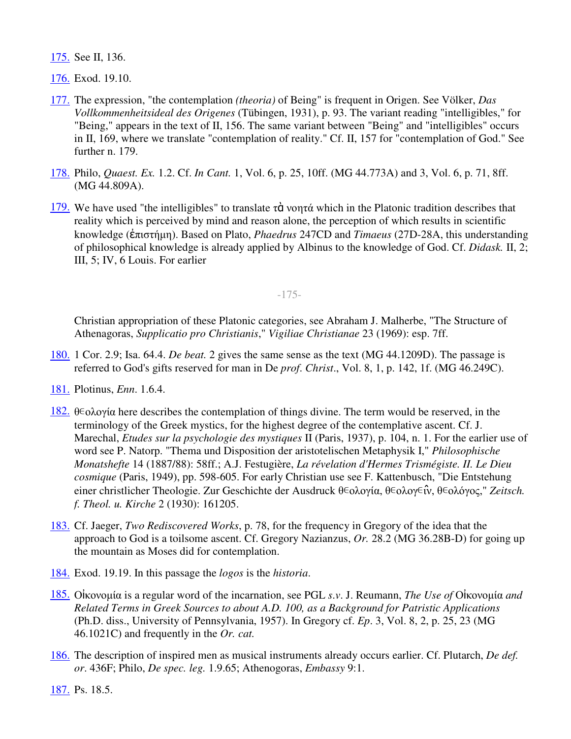175. See II, 136.

176. Exod. 19.10.

177. The expression, "the contemplation *(theoria)* of Being" is frequent in Origen. See Völker, *Das Vollkommenheitsideal des Origenes* (Tübingen, 1931), p. 93. The variant reading "intelligibles," for "Being," appears in the text of II, 156. The same variant between "Being" and "intelligibles" occurs in II, 169, where we translate "contemplation of reality." Cf. II, 157 for "contemplation of God." See further n. 179.

178. Philo, *Quaest. Ex.* 1.2. Cf. *In Cant.* 1, Vol. 6, p. 25, 10ff. (MG 44.773A) and 3, Vol. 6, p. 71, 8ff. (MG 44.809A).

179. We have used "the intelligibles" to translate τὰ νοητά which in the Platonic tradition describes that reality which is perceived by mind and reason alone, the perception of which results in scientific knowledge (ἐπιστήμη). Based on Plato, *Phaedrus* 247CD and *Timaeus* (27D-28A, this understanding of philosophical knowledge is already applied by Albinus to the knowledge of God. Cf. *Didask.* II, 2; III, 5; IV, 6 Louis. For earlier Christian appropriation of these Platonic categories, see Abraham J. Malherbe, "The Structure of Athenagoras, *Supplicatio pro Christianis*," *Vigiliae Christianae* 23 (1969): esp. 7ff.

180. 1 Cor. 2.9; Isa. 64.4. *De beat.* 2 gives the same sense as the text (MG 44.1209D). The passage is referred to God's gifts reserved for man in De *prof. Christ*., Vol. 8, 1, p. 142, 1f. (MG 46.249C).

181. Plotinus, *Enn*. 1.6.4.

182. θεολογία here describes the contemplation of things divine. The term would be reserved, in the terminology of the Greek mystics, for the highest degree of the contemplative ascent. Cf. J. Marechal, *Etudes sur la psychologie des mystiques* II (Paris, 1937), p. 104, n. 1. For the earlier use of word see P. Natorp. "Thema und Disposition der aristotelischen Metaphysik I," *Philosophische Monatshefte* 14 (1887/88): 58ff.; A.J. Festugière, *La révélation d'Hermes Trismégiste. II. Le Dieu cosmique* (Paris, 1949), pp. 598-605. For early Christian use see F. Kattenbusch, "Die Entstehung einer christlicher Theologie. Zur Geschichte der Ausdruck θεολογία, θεολογεῖν, θεολόγος," *Zeitsch. f. Theol. u. Kirche* 2 (1930): 161205.

183. Cf. Jaeger, *Two Rediscovered Works*, p. 78, for the frequency in Gregory of the idea that the approach to God is a toilsome ascent. Cf. Gregory Nazianzus, *Or.* 28.2 (MG 36.28B-D) for going up the mountain as Moses did for contemplation.

184. Exod. 19.19. In this passage the *logos* is the *historia*.

185. Οἰκονομία is a regular word of the incarnation, see PGL *s.v*. J. Reumann, *The Use of* Οἰκονομία *and Related Terms in Greek Sources to about A.D. 100, as a Background for Patristic Applications* (Ph.D. diss., University of Pennsylvania, 1957). In Gregory cf. *Ep*. 3, Vol. 8, 2, p. 25, 23 (MG 46.1021C) and frequently in the *Or. cat.*

186. The description of inspired men as musical instruments already occurs earlier. Cf. Plutarch, *De def. or*. 436F; Philo, *De spec. leg.* 1.9.65; Athenogoras, *Embassy* 9:1.

187. Ps. 18.5.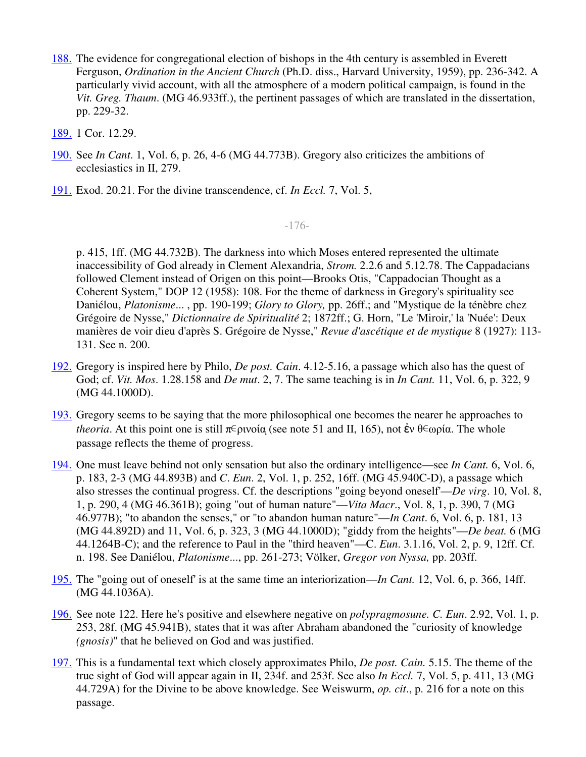188. The evidence for congregational election of bishops in the 4th century is assembled in Everett Ferguson, *Ordination in the Ancient Church* (Ph.D. diss., Harvard University, 1959), pp. 236-342. A particularly vivid account, with all the atmosphere of a modern political campaign, is found in the *Vit. Greg. Thaum*. (MG 46.933ff.), the pertinent passages of which are translated in the dissertation, pp. 229-32.

189. 1 Cor. 12.29.

190. See *In Cant*. 1, Vol. 6, p. 26, 4-6 (MG 44.773B). Gregory also criticizes the ambitions of ecclesiastics in II, 279.

191. Exod. 20.21. For the divine transcendence, cf. *In Eccl.* 7, Vol. 5, p. 415, 1ff. (MG 44.732B). The darkness into which Moses entered represented the ultimate inaccessibility of God already in Clement Alexandria, *Strom.* 2.2.6 and 5.12.78. The Cappadacians followed Clement instead of Origen on this point—Brooks Otis, "Cappadocian Thought as a Coherent System," DOP 12 (1958): 108. For the theme of darkness in Gregory's spirituality see Daniélou, *Platonisme*... , pp. 190-199; *Glory to Glory,* pp. 26ff.; and "Mystique de la ténèbre chez Grégoire de Nysse," *Dictionnaire de Spiritualité* 2; 1872ff.; G. Horn, "Le 'Miroir,' la 'Nuée': Deux manières de voir dieu d'après S. Grégoire de Nysse," *Revue d'ascétique et de mystique* 8 (1927): 113-131. See n. 200.

192. Gregory is inspired here by Philo, *De post. Cain*. 4.12-5.16, a passage which also has the quest of God; cf. *Vit. Mos*. 1.28.158 and *De mut*. 2, 7. The same teaching is in *In Cant.* 11, Vol. 6, p. 322, 9 (MG 44.1000D).

193. Gregory seems to be saying that the more philosophical one becomes the nearer he approaches to *theoria*. At this point one is still περινοίᾳ (see note 51 and II, 165), not ἐν θεωρίᾳ. The whole passage reflects the theme of progress.

194. One must leave behind not only sensation but also the ordinary intelligence—see *In Cant.* 6, Vol. 6, p. 183, 2-3 (MG 44.893B) and *C. Eun*. 2, Vol. 1, p. 252, 16ff. (MG 45.940C-D), a passage which also stresses the continual progress. Cf. the descriptions "going beyond oneself"—*De virg*. 10, Vol. 8, 1, p. 290, 4 (MG 46.361B); going "out of human nature"—*Vita Macr*., Vol. 8, 1, p. 390, 7 (MG 46.977B); "to abandon the senses," or "to abandon human nature"—*In Cant*. 6, Vol. 6, p. 181, 13 (MG 44.892D) and 11, Vol. 6, p. 323, 3 (MG 44.1000D); "giddy from the heights"—*De beat.* 6 (MG 44.1264B-C); and the reference to Paul in the "third heaven"—C. *Eun*. 3.1.16, Vol. 2, p. 9, 12ff. Cf. n. 198. See Daniélou, *Platonisme*..., pp. 261-273; Völker, *Gregor von Nyssa,* pp. 203ff.

195. The "going out of oneself' is at the same time an interiorization—*In Cant.* 12, Vol. 6, p. 366, 14ff. (MG 44.1036A).

196. See note 122. Here he's positive and elsewhere negative on *polypragmosune. C. Eun*. 2.92, Vol. 1, p. 253, 28f. (MG 45.941B), states that it was after Abraham abandoned the "curiosity of knowledge *(gnosis)*" that he believed on God and was justified.

197. This is a fundamental text which closely approximates Philo, *De post. Cain.* 5.15. The theme of the true sight of God will appear again in II, 234f. and 253f. See also *In Eccl.* 7, Vol. 5, p. 411, 13 (MG 44.729A) for the Divine to be above knowledge. See Weiswurm, *op. cit*., p. 216 for a note on this passage.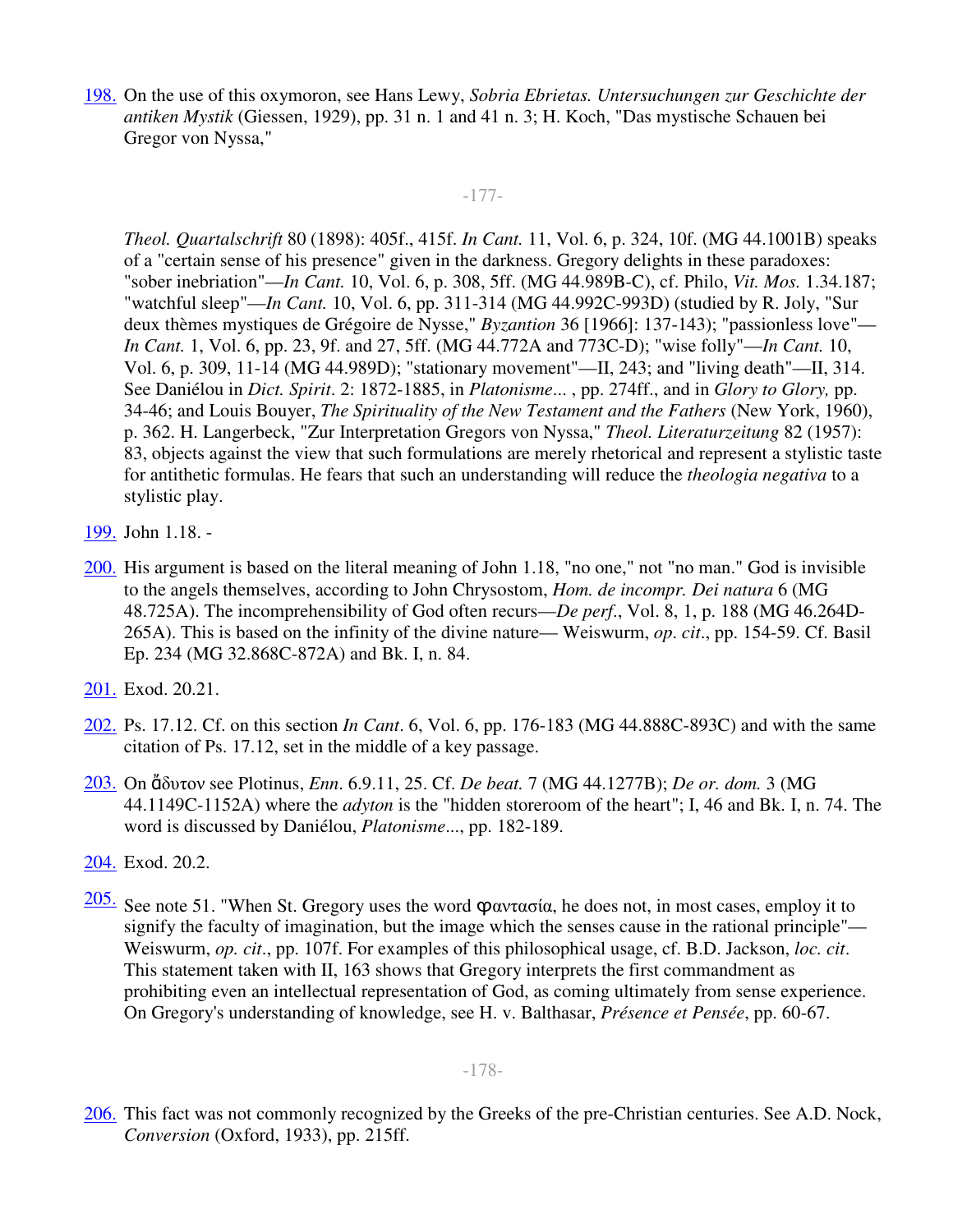198. On the use of this oxymoron, see Hans Lewy, *Sobria Ebrietas. Untersuchungen zur Geschichte der antiken Mystik* (Giessen, 1929), pp. 31 n. 1 and 41 n. 3; H. Koch, "Das mystische Schauen bei Gregor von Nyssa," *Theol. Quartalschrift* 80 (1898): 405f., 415f. *In Cant.* 11, Vol. 6, p. 324, 10f. (MG 44.1001B) speaks of a "certain sense of his presence" given in the darkness. Gregory delights in these paradoxes: "sober inebriation"—*In Cant.* 10, Vol. 6, p. 308, 5ff. (MG 44.989B-C), cf. Philo, *Vit. Mos.* 1.34.187; "watchful sleep"—*In Cant.* 10, Vol. 6, pp. 311-314 (MG 44.992C-993D) (studied by R. Joly, "Sur deux thèmes mystiques de Grégoire de Nysse," *Byzantion* 36 [1966]: 137-143); "passionless love"—*In Cant.* 1, Vol. 6, pp. 23, 9f. and 27, 5ff. (MG 44.772A and 773C-D); "wise folly"—*In Cant.* 10, Vol. 6, p. 309, 11-14 (MG 44.989D); "stationary movement"—II, 243; and "living death"—II, 314. See Daniélou in *Dict. Spirit*. 2: 1872-1885, in *Platonisme...* , pp. 274ff., and in *Glory to Glory,* pp. 34-46; and Louis Bouyer, *The Spirituality of the New Testament and the Fathers* (New York, 1960), p. 362. H. Langerbeck, "Zur Interpretation Gregors von Nyssa," *Theol. Literaturzeitung* 82 (1957): 83, objects against the view that such formulations are merely rhetorical and represent a stylistic taste for antithetic formulas. He fears that such an understanding will reduce the *theologia negativa* to a stylistic play.

199. John 1.18. -

200. His argument is based on the literal meaning of John 1.18, "no one," not "no man." God is invisible to the angels themselves, according to John Chrysostom, *Hom. de incompr. Dei natura* 6 (MG 48.725A). The incomprehensibility of God often recurs—*De perf*., Vol. 8, 1, p. 188 (MG 46.264D-265A). This is based on the infinity of the divine nature— Weiswurm, *op. cit*., pp. 154-59. Cf. Basil Ep. 234 (MG 32.868C-872A) and Bk. I, n. 84.

201. Exod. 20.21.

202. Ps. 17.12. Cf. on this section *In Cant*. 6, Vol. 6, pp. 176-183 (MG 44.888C-893C) and with the same citation of Ps. 17.12, set in the middle of a key passage.

203. On ἄδυτον see Plotinus, *Enn*. 6.9.11, 25. Cf. *De beat.* 7 (MG 44.1277B); *De or. dom.* 3 (MG 44.1149C-1152A) where the *adyton* is the "hidden storeroom of the heart"; I, 46 and Bk. I, n. 74. The word is discussed by Daniélou, *Platonisme*..., pp. 182-189.

204. Exod. 20.2.

205. See note 51. "When St. Gregory uses the word φαντασία, he does not, in most cases, employ it to signify the faculty of imagination, but the image which the senses cause in the rational principle"—Weiswurm, *op. cit*., pp. 107f. For examples of this philosophical usage, cf. B.D. Jackson, *loc. cit*. This statement taken with II, 163 shows that Gregory interprets the first commandment as prohibiting even an intellectual representation of God, as coming ultimately from sense experience. On Gregory's understanding of knowledge, see H. v. Balthasar, *Présence et Pensée*, pp. 60-67.

206. This fact was not commonly recognized by the Greeks of the pre-Christian centuries. See A.D. Nock, *Conversion* (Oxford, 1933), pp. 215ff.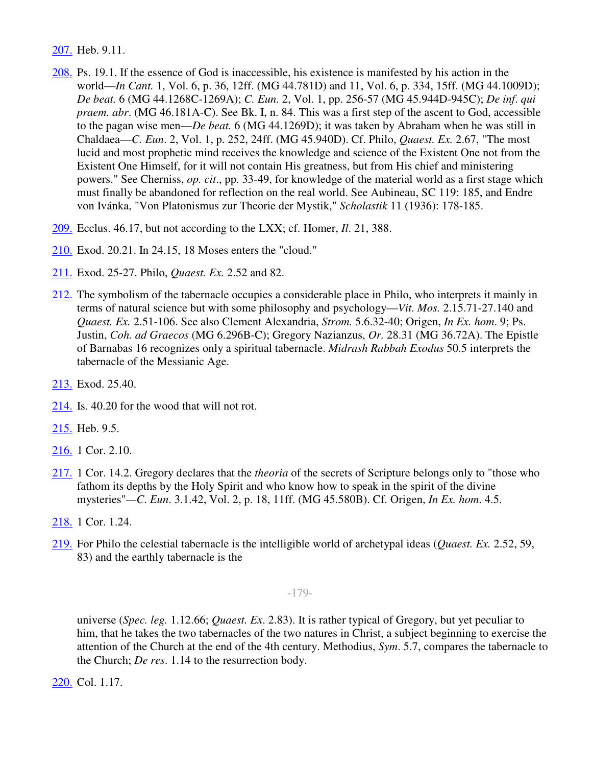207. Heb. 9.11.

208. Ps. 19.1. If the essence of God is inaccessible, his existence is manifested by his action in the world—*In Cant.* 1, Vol. 6, p. 36, 12ff. (MG 44.781D) and 11, Vol. 6, p. 334, 15ff. (MG 44.1009D); *De beat.* 6 (MG 44.1268C-1269A); *C. Eun.* 2, Vol. 1, pp. 256-57 (MG 45.944D-945C); *De inf. qui praem. abr*. (MG 46.181A-C). See Bk. I, n. 84. This was a first step of the ascent to God, accessible to the pagan wise men—*De beat.* 6 (MG 44.1269D); it was taken by Abraham when he was still in Chaldaea—*C. Eun*. 2, Vol. 1, p. 252, 24ff. (MG 45.940D). Cf. Philo, *Quaest. Ex.* 2.67, "The most lucid and most prophetic mind receives the knowledge and science of the Existent One not from the Existent One Himself, for it will not contain His greatness, but from His chief and ministering powers." See Cherniss, *op. cit*., pp. 33-49, for knowledge of the material world as a first stage which must finally be abandoned for reflection on the real world. See Aubineau, SC 119: 185, and Endre von Ivánka, "Von Platonismus zur Theorie der Mystik," *Scholastik* 11 (1936): 178-185.

209. Ecclus. 46.17, but not according to the LXX; cf. Homer, *Il*. 21, 388.

210. Exod. 20.21. In 24.15, 18 Moses enters the "cloud."

211. Exod. 25-27. Philo, *Quaest. Ex.* 2.52 and 82.

212. The symbolism of the tabernacle occupies a considerable place in Philo, who interprets it mainly in terms of natural science but with some philosophy and psychology—*Vit. Mos.* 2.15.71-27.140 and *Quaest. Ex.* 2.51-106. See also Clement Alexandria, *Strom.* 5.6.32-40; Origen, *In Ex. hom*. 9; Ps. Justin, *Coh. ad Graecos* (MG 6.296B-C); Gregory Nazianzus, *Or.* 28.31 (MG 36.72A). The Epistle of Barnabas 16 recognizes only a spiritual tabernacle. *Midrash Rabbah Exodus* 50.5 interprets the tabernacle of the Messianic Age.

213. Exod. 25.40.

214. Is. 40.20 for the wood that will not rot.

215. Heb. 9.5.

216. 1 Cor. 2.10.

217. 1 Cor. 14.2. Gregory declares that the *theoria* of the secrets of Scripture belongs only to "those who fathom its depths by the Holy Spirit and who know how to speak in the spirit of the divine mysteries"—*C. Eun*. 3.1.42, Vol. 2, p. 18, 11ff. (MG 45.580B). Cf. Origen, *In Ex. hom*. 4.5.

218. 1 Cor. 1.24.

219. For Philo the celestial tabernacle is the intelligible world of archetypal ideas (*Quaest. Ex.* 2.52, 59, 83) and the earthly tabernacle is the universe (*Spec. leg.* 1.12.66; *Quaest. Ex*. 2.83). It is rather typical of Gregory, but yet peculiar to him, that he takes the two tabernacles of the two natures in Christ, a subject beginning to exercise the attention of the Church at the end of the 4th century. Methodius, *Sym*. 5.7, compares the tabernacle to the Church; *De res*. 1.14 to the resurrection body.

220. Col. 1.17.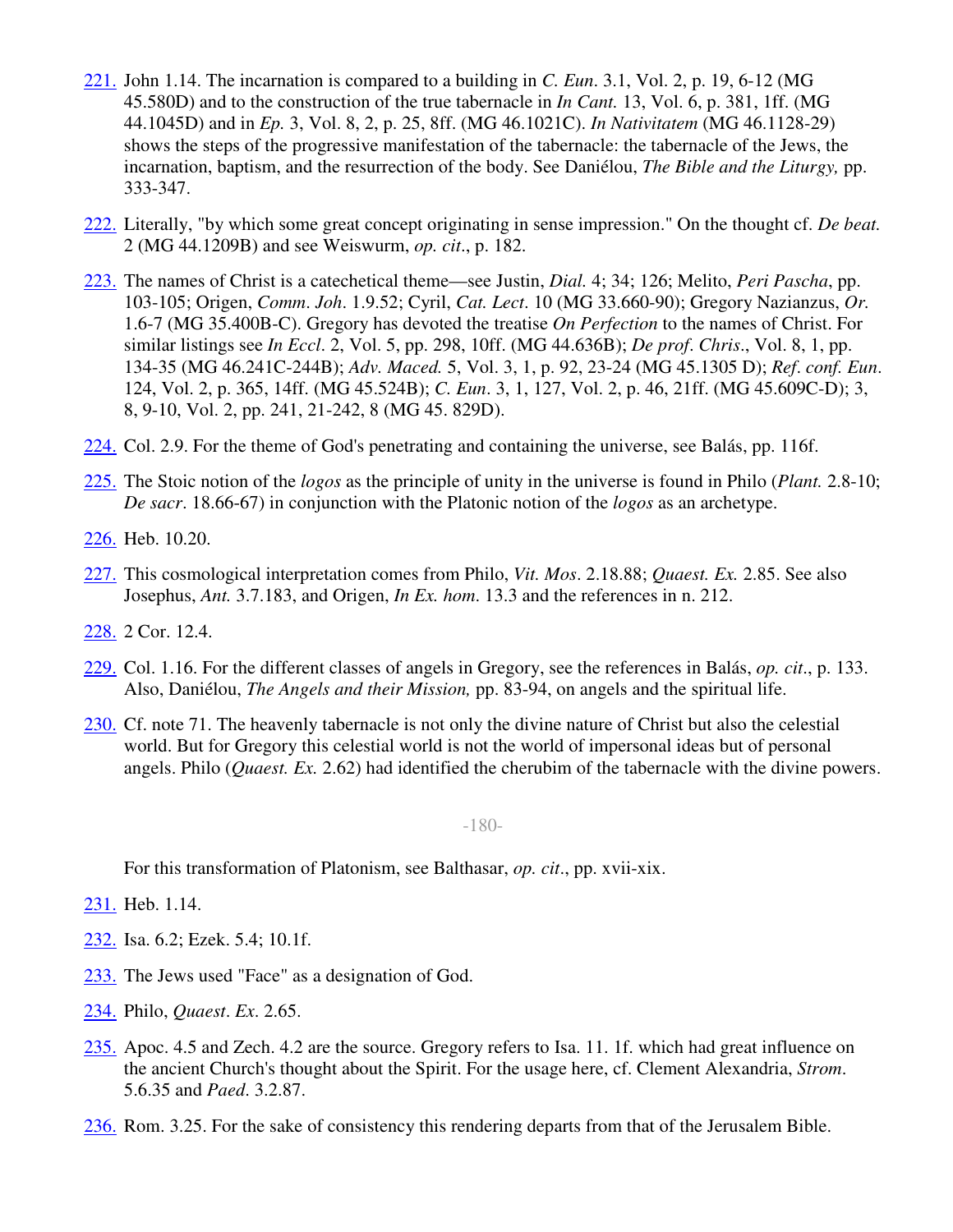221. John 1.14. The incarnation is compared to a building in *C. Eun*. 3.1, Vol. 2, p. 19, 6-12 (MG 45.580D) and to the construction of the true tabernacle in *In Cant.* 13, Vol. 6, p. 381, 1ff. (MG 44.1045D) and in *Ep.* 3, Vol. 8, 2, p. 25, 8ff. (MG 46.1021C). *In Nativitatem* (MG 46.1128-29) shows the steps of the progressive manifestation of the tabernacle: the tabernacle of the Jews, the incarnation, baptism, and the resurrection of the body. See Daniélou, *The Bible and the Liturgy,* pp. 333-347.

222. Literally, "by which some great concept originating in sense impression." On the thought cf. *De beat.* 2 (MG 44.1209B) and see Weiswurm, *op. cit*., p. 182.

223. The names of Christ is a catechetical theme—see Justin, *Dial.* 4; 34; 126; Melito, *Peri Pascha*, pp. 103-105; Origen, *Comm. Joh*. 1.9.52; Cyril, *Cat. Lect*. 10 (MG 33.660-90); Gregory Nazianzus, *Or.* 1.6-7 (MG 35.400B-C). Gregory has devoted the treatise *On Perfection* to the names of Christ. For similar listings see *In Eccl*. 2, Vol. 5, pp. 298, 10ff. (MG 44.636B); *De prof. Chris*., Vol. 8, 1, pp. 134-35 (MG 46.241C-244B); *Adv. Maced.* 5, Vol. 3, 1, p. 92, 23-24 (MG 45.1305 D); *Ref. conf. Eun*. 124, Vol. 2, p. 365, 14ff. (MG 45.524B); *C. Eun*. 3, 1, 127, Vol. 2, p. 46, 21ff. (MG 45.609C-D); 3, 8, 9-10, Vol. 2, pp. 241, 21-242, 8 (MG 45. 829D).

224. Col. 2.9. For the theme of God's penetrating and containing the universe, see Balás, pp. 116f.

225. The Stoic notion of the *logos* as the principle of unity in the universe is found in Philo (*Plant.* 2.8-10; *De sacr*. 18.66-67) in conjunction with the Platonic notion of the *logos* as an archetype.

226. Heb. 10.20.

227. This cosmological interpretation comes from Philo, *Vit. Mos*. 2.18.88; *Quaest. Ex.* 2.85. See also Josephus, *Ant.* 3.7.183, and Origen, *In Ex. hom*. 13.3 and the references in n. 212.

228. 2 Cor. 12.4.

229. Col. 1.16. For the different classes of angels in Gregory, see the references in Balás, *op. cit*., p. 133. Also, Daniélou, *The Angels and their Mission,* pp. 83-94, on angels and the spiritual life.

230. Cf. note 71. The heavenly tabernacle is not only the divine nature of Christ but also the celestial world. But for Gregory this celestial world is not the world of impersonal ideas but of personal angels. Philo (*Quaest. Ex.* 2.62) had identified the cherubim of the tabernacle with the divine powers. For this transformation of Platonism, see Balthasar, *op. cit*., pp. xvii-xix.

231. Heb. 1.14.

232. Isa. 6.2; Ezek. 5.4; 10.1f.

233. The Jews used "Face" as a designation of God.

234. Philo, *Quaest. Ex*. 2.65.

235. Apoc. 4.5 and Zech. 4.2 are the source. Gregory refers to Isa. 11. 1f. which had great influence on the ancient Church's thought about the Spirit. For the usage here, cf. Clement Alexandria, *Strom*. 5.6.35 and *Paed*. 3.2.87.

236. Rom. 3.25. For the sake of consistency this rendering departs from that of the Jerusalem Bible.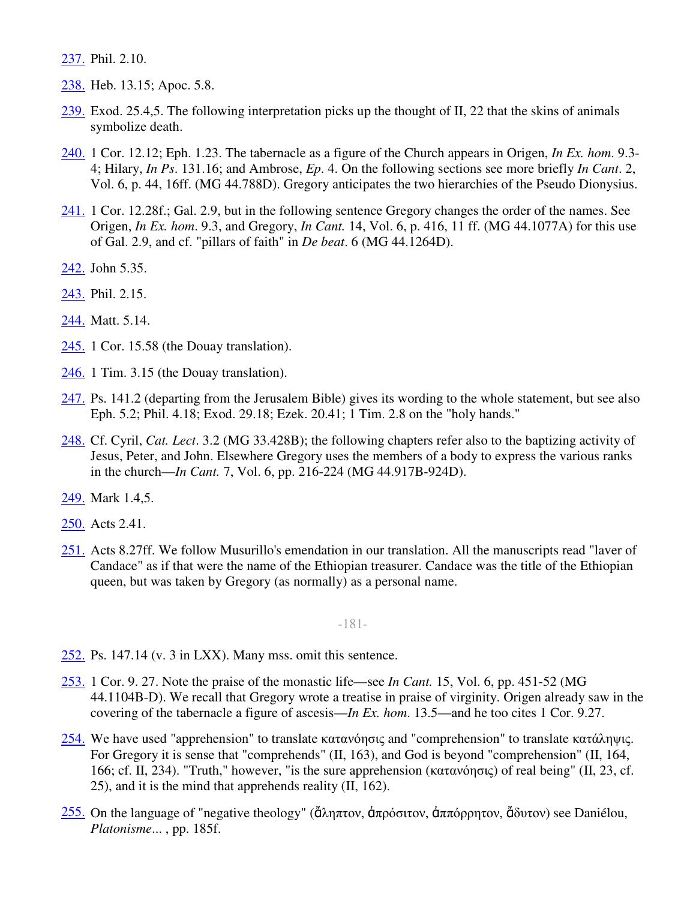237. Phil. 2.10.

238. Heb. 13.15; Apoc. 5.8.

239. Exod. 25.4,5. The following interpretation picks up the thought of II, 22 that the skins of animals symbolize death.

240. 1 Cor. 12.12; Eph. 1.23. The tabernacle as a figure of the Church appears in Origen, *In Ex. hom*. 9.3-4; Hilary, *In Ps*. 131.16; and Ambrose, *Ep*. 4. On the following sections see more briefly *In Cant*. 2, Vol. 6, p. 44, 16ff. (MG 44.788D). Gregory anticipates the two hierarchies of the Pseudo Dionysius.

241. 1 Cor. 12.28f.; Gal. 2.9, but in the following sentence Gregory changes the order of the names. See Origen, *In Ex. hom*. 9.3, and Gregory, *In Cant.* 14, Vol. 6, p. 416, 11 ff. (MG 44.1077A) for this use of Gal. 2.9, and cf. "pillars of faith" in *De beat*. 6 (MG 44.1264D).

242. John 5.35.

243. Phil. 2.15.

244. Matt. 5.14.

245. 1 Cor. 15.58 (the Douay translation).

246. 1 Tim. 3.15 (the Douay translation).

247. Ps. 141.2 (departing from the Jerusalem Bible) gives its wording to the whole statement, but see also Eph. 5.2; Phil. 4.18; Exod. 29.18; Ezek. 20.41; 1 Tim. 2.8 on the "holy hands."

248. Cf. Cyril, *Cat. Lect*. 3.2 (MG 33.428B); the following chapters refer also to the baptizing activity of Jesus, Peter, and John. Elsewhere Gregory uses the members of a body to express the various ranks in the church—*In Cant.* 7, Vol. 6, pp. 216-224 (MG 44.917B-924D).

249. Mark 1.4,5.

250. Acts 2.41.

251. Acts 8.27ff. We follow Musurillo's emendation in our translation. All the manuscripts read "laver of Candace" as if that were the name of the Ethiopian treasurer. Candace was the title of the Ethiopian queen, but was taken by Gregory (as normally) as a personal name.

252. Ps. 147.14 (v. 3 in LXX). Many mss. omit this sentence.

253. 1 Cor. 9. 27. Note the praise of the monastic life—see *In Cant.* 15, Vol. 6, pp. 451-52 (MG 44.1104B-D). We recall that Gregory wrote a treatise in praise of virginity. Origen already saw in the covering of the tabernacle a figure of ascesis—*In Ex. hom*. 13.5—and he too cites 1 Cor. 9.27.

254. We have used "apprehension" to translate κατανόησις and "comprehension" to translate κατάληψις. For Gregory it is sense that "comprehends" (II, 163), and God is beyond "comprehension" (II, 164, 166; cf. II, 234). "Truth," however, "is the sure apprehension (κατανόησις) of real being" (II, 23, cf. 25), and it is the mind that apprehends reality (II, 162).

255. On the language of "negative theology" (ἄληπτον, ἀπρόσιτον, ἀππόρρητον, ἄδυτον) see Daniélou, *Platonisme*... , pp. 185f.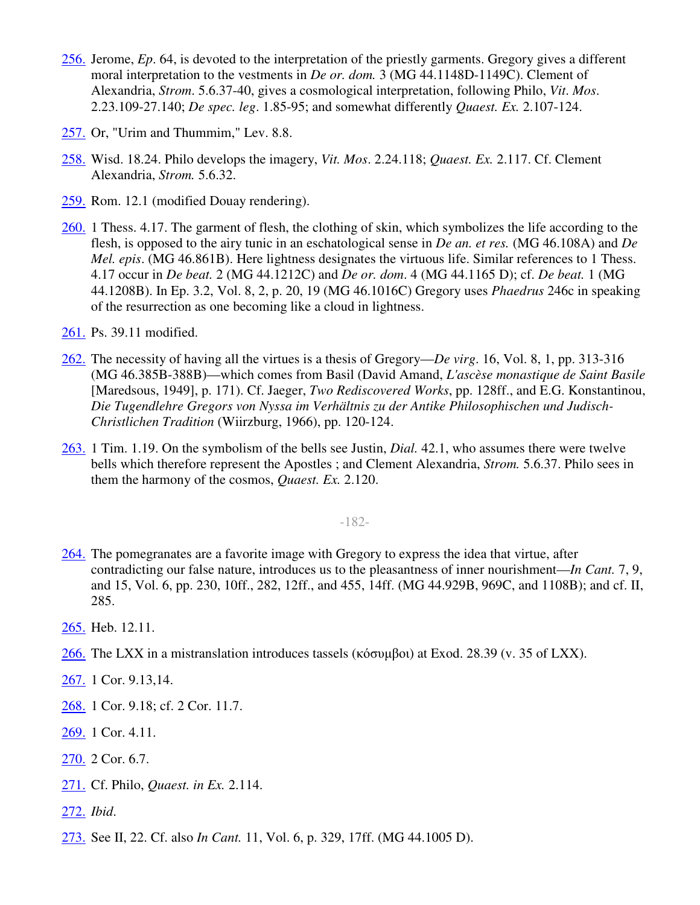256. Jerome, *Ep*. 64, is devoted to the interpretation of the priestly garments. Gregory gives a different moral interpretation to the vestments in *De or. dom.* 3 (MG 44.1148D-1149C). Clement of Alexandria, *Strom*. 5.6.37-40, gives a cosmological interpretation, following Philo, *Vit. Mos*. 2.23.109-27.140; *De spec. leg*. 1.85-95; and somewhat differently *Quaest. Ex.* 2.107-124.

257. Or, "Urim and Thummim," Lev. 8.8.

258. Wisd. 18.24. Philo develops the imagery, *Vit. Mos*. 2.24.118; *Quaest. Ex.* 2.117. Cf. Clement Alexandria, *Strom.* 5.6.32.

259. Rom. 12.1 (modified Douay rendering).

260. 1 Thess. 4.17. The garment of flesh, the clothing of skin, which symbolizes the life according to the flesh, is opposed to the airy tunic in an eschatological sense in *De an. et res.* (MG 46.108A) and *De Mel. epis*. (MG 46.861B). Here lightness designates the virtuous life. Similar references to 1 Thess. 4.17 occur in *De beat.* 2 (MG 44.1212C) and *De or. dom*. 4 (MG 44.1165 D); cf. *De beat.* 1 (MG 44.1208B). In Ep. 3.2, Vol. 8, 2, p. 20, 19 (MG 46.1016C) Gregory uses *Phaedrus* 246c in speaking of the resurrection as one becoming like a cloud in lightness.

261. Ps. 39.11 modified.

262. The necessity of having all the virtues is a thesis of Gregory—*De virg*. 16, Vol. 8, 1, pp. 313-316 (MG 46.385B-388B)—which comes from Basil (David Amand, *L'ascèse monastique de Saint Basile* [Maredsous, 1949], p. 171). Cf. Jaeger, *Two Rediscovered Works*, pp. 128ff., and E.G. Konstantinou, *Die Tugendlehre Gregors von Nyssa im Verhältnis zu der Antike Philosophischen und Judisch-Christlichen Tradition* (Wiirzburg, 1966), pp. 120-124.

263. 1 Tim. 1.19. On the symbolism of the bells see Justin, *Dial.* 42.1, who assumes there were twelve bells which therefore represent the Apostles ; and Clement Alexandria, *Strom.* 5.6.37. Philo sees in them the harmony of the cosmos, *Quaest. Ex.* 2.120.

264. The pomegranates are a favorite image with Gregory to express the idea that virtue, after contradicting our false nature, introduces us to the pleasantness of inner nourishment—*In Cant.* 7, 9, and 15, Vol. 6, pp. 230, 10ff., 282, 12ff., and 455, 14ff. (MG 44.929B, 969C, and 1108B); and cf. II, 285.

265. Heb. 12.11.

266. The LXX in a mistranslation introduces tassels (κόσυμβοι) at Exod. 28.39 (v. 35 of LXX).

267. 1 Cor. 9.13,14.

268. 1 Cor. 9.18; cf. 2 Cor. 11.7.

269. 1 Cor. 4.11.

270. 2 Cor. 6.7.

271. Cf. Philo, *Quaest. in Ex.* 2.114.

272. *Ibid.*

273. See II, 22. Cf. also *In Cant.* 11, Vol. 6, p. 329, 17ff. (MG 44.1005 D).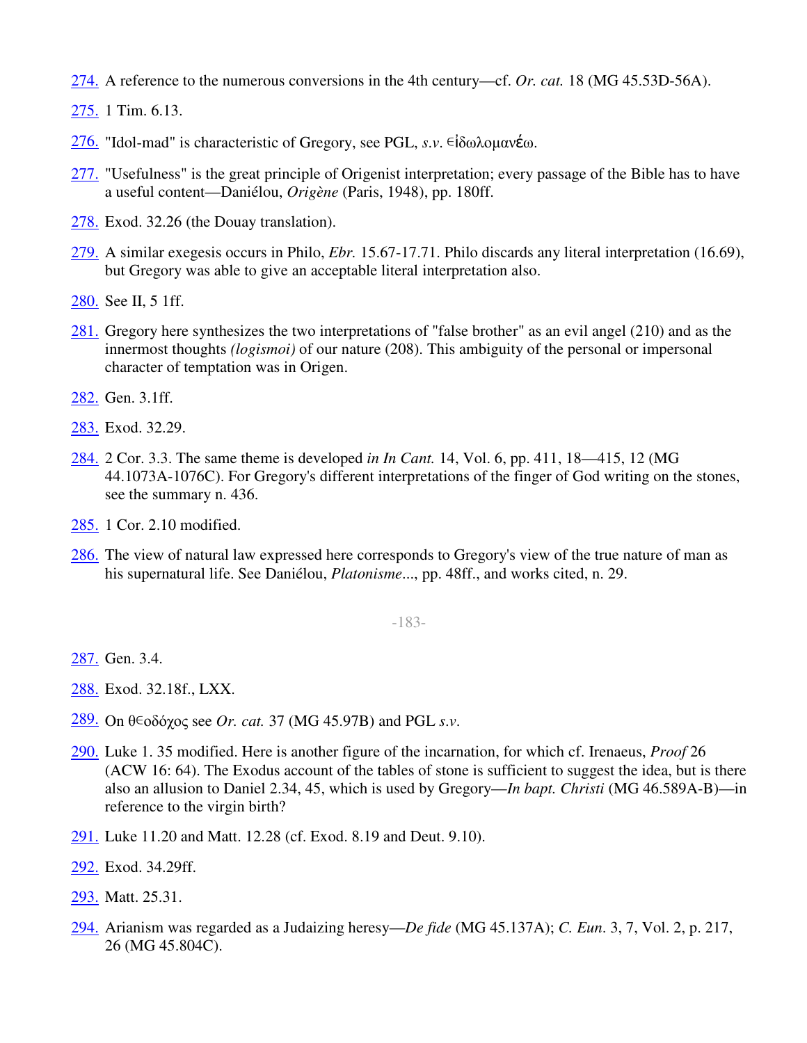274. A reference to the numerous conversions in the 4th century—cf. *Or. cat.* 18 (MG 45.53D-56A).

275. 1 Tim. 6.13.

276. "Idol-mad" is characteristic of Gregory, see PGL, *s.v.* εἰδωλομανέω.

277. "Usefulness" is the great principle of Origenist interpretation; every passage of the Bible has to have a useful content—Daniélou, *Origène* (Paris, 1948), pp. 180ff.

278. Exod. 32.26 (the Douay translation).

279. A similar exegesis occurs in Philo, *Ebr.* 15.67-17.71. Philo discards any literal interpretation (16.69), but Gregory was able to give an acceptable literal interpretation also.

280. See II, 5 1ff.

281. Gregory here synthesizes the two interpretations of "false brother" as an evil angel (210) and as the innermost thoughts *(logismoi)* of our nature (208). This ambiguity of the personal or impersonal character of temptation was in Origen.

282. Gen. 3.1ff.

283. Exod. 32.29.

284. 2 Cor. 3.3. The same theme is developed *in In Cant.* 14, Vol. 6, pp. 411, 18—415, 12 (MG 44.1073A-1076C). For Gregory's different interpretations of the finger of God writing on the stones, see the summary n. 436.

285. 1 Cor. 2.10 modified.

286. The view of natural law expressed here corresponds to Gregory's view of the true nature of man as his supernatural life. See Daniélou, *Platonisme*..., pp. 48ff., and works cited, n. 29.

287. Gen. 3.4.

288. Exod. 32.18f., LXX.

289. On θεοδόχος see *Or. cat.* 37 (MG 45.97B) and PGL *s.v.*

290. Luke 1. 35 modified. Here is another figure of the incarnation, for which cf. Irenaeus, *Proof* 26 (ACW 16: 64). The Exodus account of the tables of stone is sufficient to suggest the idea, but is there also an allusion to Daniel 2.34, 45, which is used by Gregory—*In bapt. Christi* (MG 46.589A-B)—in reference to the virgin birth?

291. Luke 11.20 and Matt. 12.28 (cf. Exod. 8.19 and Deut. 9.10).

292. Exod. 34.29ff.

293. Matt. 25.31.

294. Arianism was regarded as a Judaizing heresy—*De fide* (MG 45.137A); *C. Eun.* 3, 7, Vol. 2, p. 217, 26 (MG 45.804C).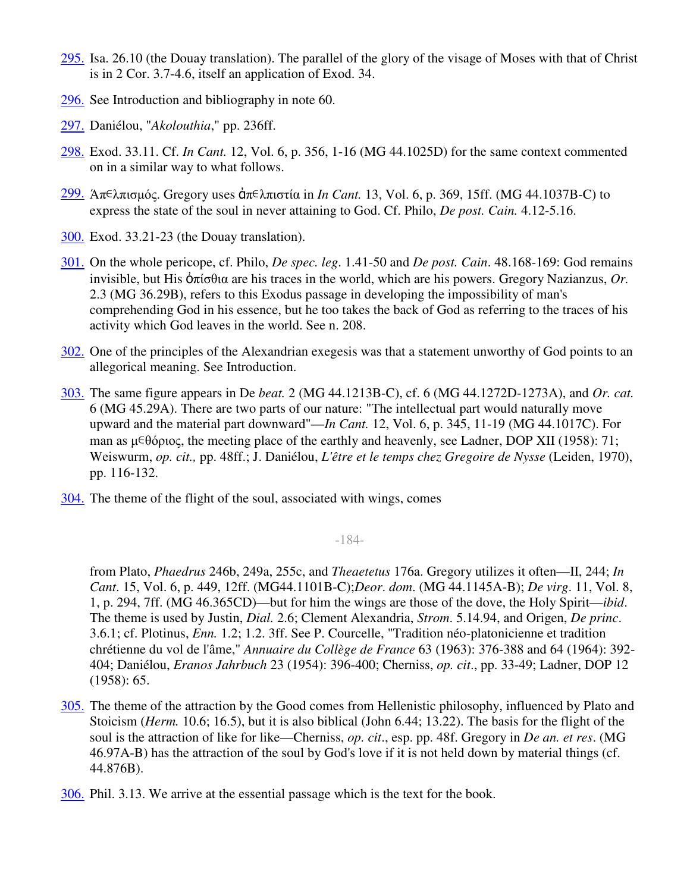295. Isa. 26.10 (the Douay translation). The parallel of the glory of the visage of Moses with that of Christ is in 2 Cor. 3.7-4.6, itself an application of Exod. 34.

296. See Introduction and bibliography in note 60.

297. Daniélou, "*Akolouthia*," pp. 236ff.

298. Exod. 33.11. Cf. *In Cant.* 12, Vol. 6, p. 356, 1-16 (MG 44.1025D) for the same context commented on in a similar way to what follows.

299. Ἀπ∈λπισμός. Gregory uses ἀπ∈λπιστία in *In Cant.* 13, Vol. 6, p. 369, 15ff. (MG 44.1037B-C) to express the state of the soul in never attaining to God. Cf. Philo, *De post. Cain.* 4.12-5.16.

300. Exod. 33.21-23 (the Douay translation).

301. On the whole pericope, cf. Philo, *De spec. leg*. 1.41-50 and *De post. Cain*. 48.168-169: God remains invisible, but His ὀπίσθια are his traces in the world, which are his powers. Gregory Nazianzus, *Or.* 2.3 (MG 36.29B), refers to this Exodus passage in developing the impossibility of man's comprehending God in his essence, but he too takes the back of God as referring to the traces of his activity which God leaves in the world. See n. 208.

302. One of the principles of the Alexandrian exegesis was that a statement unworthy of God points to an allegorical meaning. See Introduction.

303. The same figure appears in De *beat.* 2 (MG 44.1213B-C), cf. 6 (MG 44.1272D-1273A), and *Or. cat.* 6 (MG 45.29A). There are two parts of our nature: "The intellectual part would naturally move upward and the material part downward"—*In Cant.* 12, Vol. 6, p. 345, 11-19 (MG 44.1017C). For man as μ∈θόριος, the meeting place of the earthly and heavenly, see Ladner, DOP XII (1958): 71; Weiswurm, *op. cit.,* pp. 48ff.; J. Daniélou, *L'être et le temps chez Gregoire de Nysse* (Leiden, 1970), pp. 116-132.

304. The theme of the flight of the soul, associated with wings, comes from Plato, *Phaedrus* 246b, 249a, 255c, and *Theaetetus* 176a. Gregory utilizes it often—II, 244; *In Cant*. 15, Vol. 6, p. 449, 12ff. (MG44.1101B-C);*Deor. dom*. (MG 44.1145A-B); *De virg*. 11, Vol. 8, 1, p. 294, 7ff. (MG 46.365CD)—but for him the wings are those of the dove, the Holy Spirit—*ibid*. The theme is used by Justin, *Dial.* 2.6; Clement Alexandria, *Strom*. 5.14.94, and Origen, *De princ*. 3.6.1; cf. Plotinus, *Enn.* 1.2; 1.2. 3ff. See P. Courcelle, "Tradition néo-platonicienne et tradition chrétienne du vol de l'âme," *Annuaire du Collège de France* 63 (1963): 376-388 and 64 (1964): 392-404; Daniélou, *Eranos Jahrbuch* 23 (1954): 396-400; Cherniss, *op. cit*., pp. 33-49; Ladner, DOP 12 (1958): 65.

305. The theme of the attraction by the Good comes from Hellenistic philosophy, influenced by Plato and Stoicism (*Herm.* 10.6; 16.5), but it is also biblical (John 6.44; 13.22). The basis for the flight of the soul is the attraction of like for like—Cherniss, *op. cit*., esp. pp. 48f. Gregory in *De an. et res*. (MG 46.97A-B) has the attraction of the soul by God's love if it is not held down by material things (cf. 44.876B).

306. Phil. 3.13. We arrive at the essential passage which is the text for the book.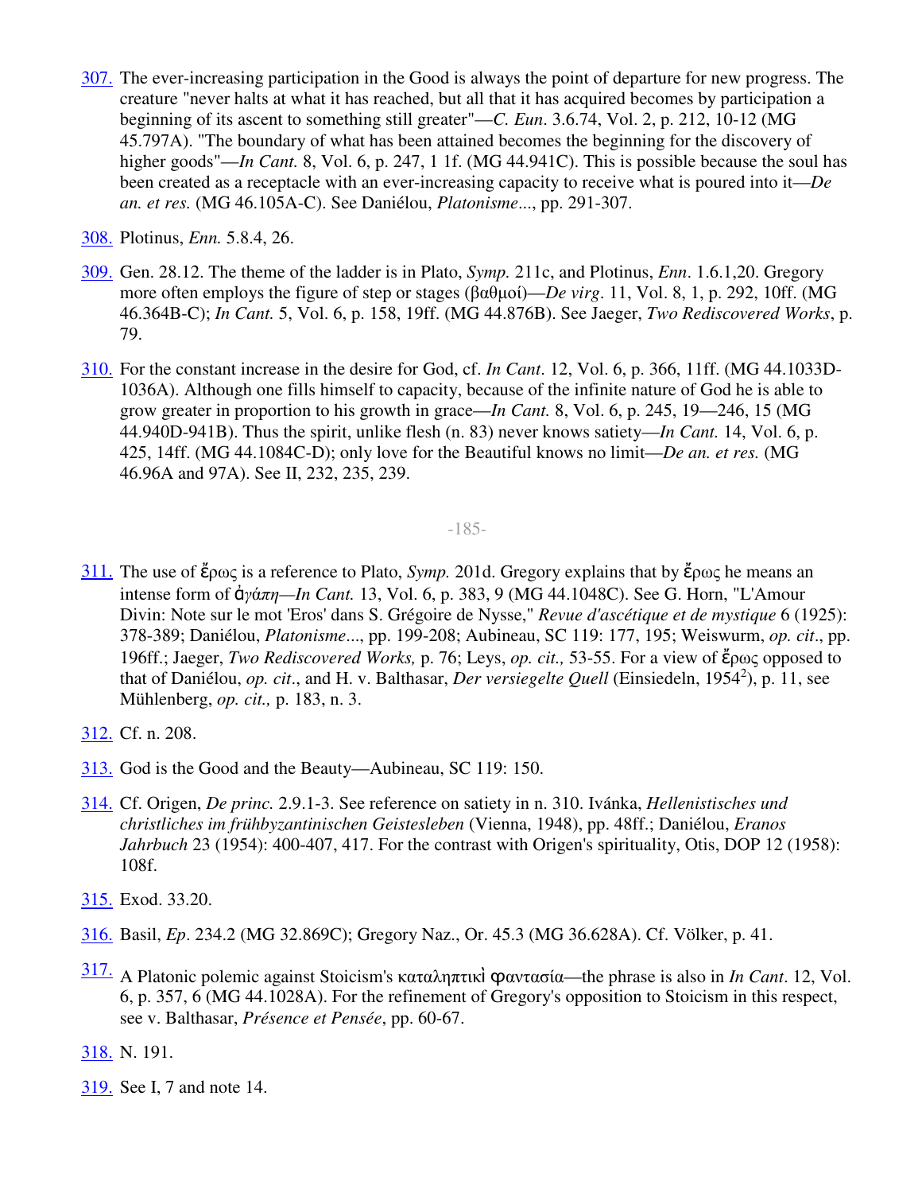307. The ever-increasing participation in the Good is always the point of departure for new progress. The creature "never halts at what it has reached, but all that it has acquired becomes by participation a beginning of its ascent to something still greater"—*C. Eun*. 3.6.74, Vol. 2, p. 212, 10-12 (MG 45.797A). "The boundary of what has been attained becomes the beginning for the discovery of higher goods"—*In Cant.* 8, Vol. 6, p. 247, 1 1f. (MG 44.941C). This is possible because the soul has been created as a receptacle with an ever-increasing capacity to receive what is poured into it—*De an. et res.* (MG 46.105A-C). See Daniélou, *Platonisme*..., pp. 291-307.

308. Plotinus, *Enn.* 5.8.4, 26.

309. Gen. 28.12. The theme of the ladder is in Plato, *Symp.* 211c, and Plotinus, *Enn*. 1.6.1,20. Gregory more often employs the figure of step or stages (βαθμοί)—*De virg*. 11, Vol. 8, 1, p. 292, 10ff. (MG 46.364B-C); *In Cant.* 5, Vol. 6, p. 158, 19ff. (MG 44.876B). See Jaeger, *Two Rediscovered Works*, p. 79.

310. For the constant increase in the desire for God, cf. *In Cant*. 12, Vol. 6, p. 366, 11ff. (MG 44.1033D-1036A). Although one fills himself to capacity, because of the infinite nature of God he is able to grow greater in proportion to his growth in grace—*In Cant.* 8, Vol. 6, p. 245, 19—246, 15 (MG 44.940D-941B). Thus the spirit, unlike flesh (n. 83) never knows satiety—*In Cant.* 14, Vol. 6, p. 425, 14ff. (MG 44.1084C-D); only love for the Beautiful knows no limit—*De an. et res.* (MG 46.96A and 97A). See II, 232, 235, 239.

311. The use of ἔρως is a reference to Plato, *Symp.* 201d. Gregory explains that by ἔρως he means an intense form of *ἀγάπη—In Cant.* 13, Vol. 6, p. 383, 9 (MG 44.1048C). See G. Horn, "L'Amour Divin: Note sur le mot 'Eros' dans S. Grégoire de Nysse," *Revue d'ascétique et de mystique* 6 (1925): 378-389; Daniélou, *Platonisme*..., pp. 199-208; Aubineau, SC 119: 177, 195; Weiswurm, *op. cit*., pp. 196ff.; Jaeger, *Two Rediscovered Works,* p. 76; Leys, *op. cit.,* 53-55. For a view of ἔρως opposed to that of Daniélou, *op. cit*., and H. v. Balthasar, *Der versiegelte Quell* (Einsiedeln, 1954[2]), p. 11, see Mühlenberg, *op. cit.,* p. 183, n. 3.

312. Cf. n. 208.

313. God is the Good and the Beauty—Aubineau, SC 119: 150.

314. Cf. Origen, *De princ.* 2.9.1-3. See reference on satiety in n. 310. Ivánka, *Hellenistisches und christliches im frühbyzantinischen Geistesleben* (Vienna, 1948), pp. 48ff.; Daniélou, *Eranos Jahrbuch* 23 (1954): 400-407, 417. For the contrast with Origen's spirituality, Otis, DOP 12 (1958): 108f.

315. Exod. 33.20.

316. Basil, *Ep*. 234.2 (MG 32.869C); Gregory Naz., Or. 45.3 (MG 36.628A). Cf. Völker, p. 41.

317. A Platonic polemic against Stoicism's καταληπτικὶ φαντασία—the phrase is also in *In Cant*. 12, Vol. 6, p. 357, 6 (MG 44.1028A). For the refinement of Gregory's opposition to Stoicism in this respect, see v. Balthasar, *Présence et Pensée*, pp. 60-67.

318. N. 191.

319. See I, 7 and note 14.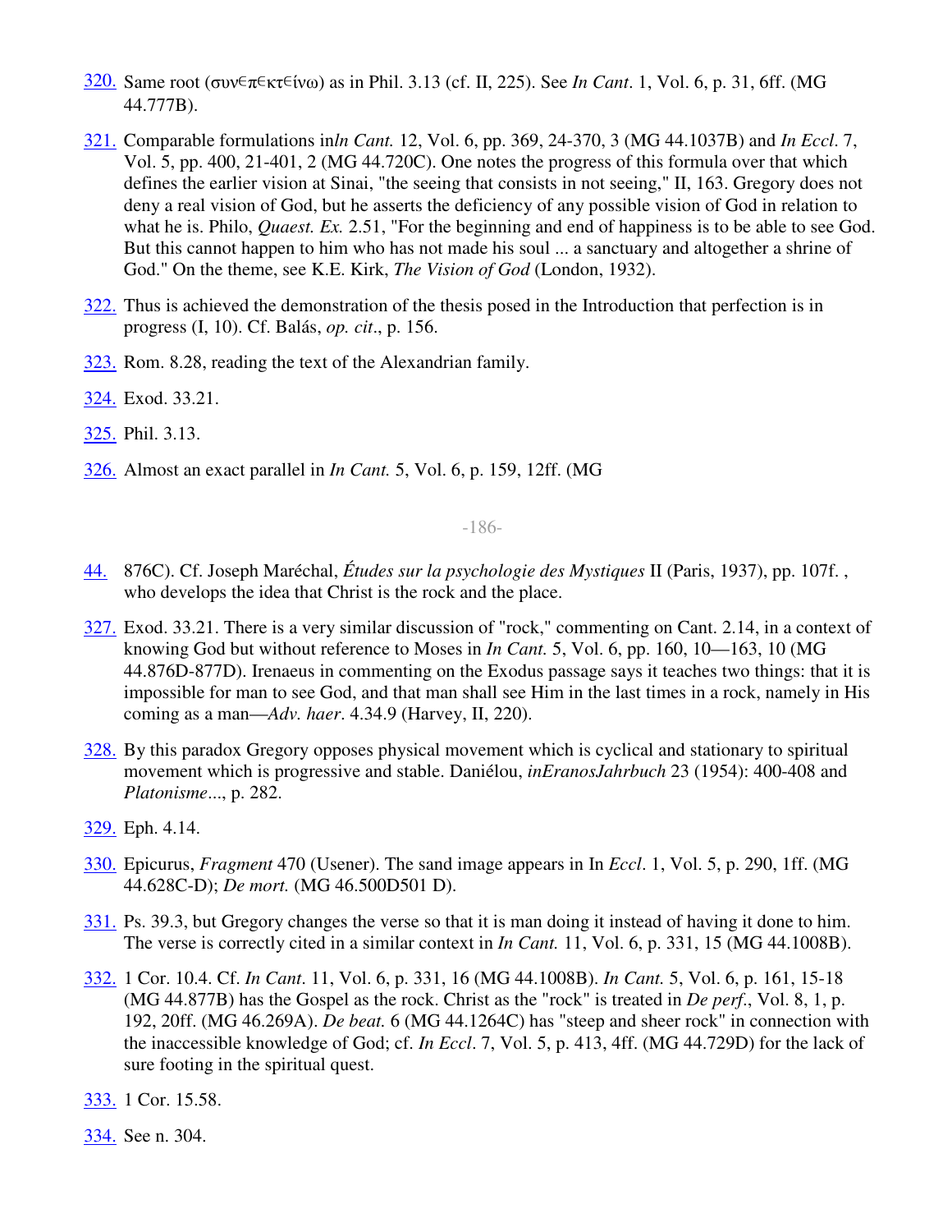320. Same root (συν∊π∊κτ∊ίνω) as in Phil. 3.13 (cf. II, 225). See *In Cant*. 1, Vol. 6, p. 31, 6ff. (MG 44.777B).

321. Comparable formulations in*In Cant.* 12, Vol. 6, pp. 369, 24-370, 3 (MG 44.1037B) and *In Eccl*. 7, Vol. 5, pp. 400, 21-401, 2 (MG 44.720C). One notes the progress of this formula over that which defines the earlier vision at Sinai, "the seeing that consists in not seeing," II, 163. Gregory does not deny a real vision of God, but he asserts the deficiency of any possible vision of God in relation to what he is. Philo, *Quaest. Ex.* 2.51, "For the beginning and end of happiness is to be able to see God. But this cannot happen to him who has not made his soul ... a sanctuary and altogether a shrine of God." On the theme, see K.E. Kirk, *The Vision of God* (London, 1932).

322. Thus is achieved the demonstration of the thesis posed in the Introduction that perfection is in progress (I, 10). Cf. Balás, *op. cit*., p. 156.

323. Rom. 8.28, reading the text of the Alexandrian family.

324. Exod. 33.21.

325. Phil. 3.13.

326. Almost an exact parallel in *In Cant.* 5, Vol. 6, p. 159, 12ff. (MG 44. 876C). Cf. Joseph Maréchal, *Études sur la psychologie des Mystiques* II (Paris, 1937), pp. 107f. , who develops the idea that Christ is the rock and the place.

327. Exod. 33.21. There is a very similar discussion of "rock," commenting on Cant. 2.14, in a context of knowing God but without reference to Moses in *In Cant.* 5, Vol. 6, pp. 160, 10—163, 10 (MG 44.876D-877D). Irenaeus in commenting on the Exodus passage says it teaches two things: that it is impossible for man to see God, and that man shall see Him in the last times in a rock, namely in His coming as a man—*Adv. haer*. 4.34.9 (Harvey, II, 220).

328. By this paradox Gregory opposes physical movement which is cyclical and stationary to spiritual movement which is progressive and stable. Daniélou, *inEranosJahrbuch* 23 (1954): 400-408 and *Platonisme*..., p. 282.

329. Eph. 4.14.

330. Epicurus, *Fragment* 470 (Usener). The sand image appears in In *Eccl*. 1, Vol. 5, p. 290, 1ff. (MG 44.628C-D); *De mort.* (MG 46.500D501 D).

331. Ps. 39.3, but Gregory changes the verse so that it is man doing it instead of having it done to him. The verse is correctly cited in a similar context in *In Cant.* 11, Vol. 6, p. 331, 15 (MG 44.1008B).

332. 1 Cor. 10.4. Cf. *In Cant*. 11, Vol. 6, p. 331, 16 (MG 44.1008B). *In Cant.* 5, Vol. 6, p. 161, 15-18 (MG 44.877B) has the Gospel as the rock. Christ as the "rock" is treated in *De perf*., Vol. 8, 1, p. 192, 20ff. (MG 46.269A). *De beat.* 6 (MG 44.1264C) has "steep and sheer rock" in connection with the inaccessible knowledge of God; cf. *In Eccl*. 7, Vol. 5, p. 413, 4ff. (MG 44.729D) for the lack of sure footing in the spiritual quest.

333. 1 Cor. 15.58.

334. See n. 304.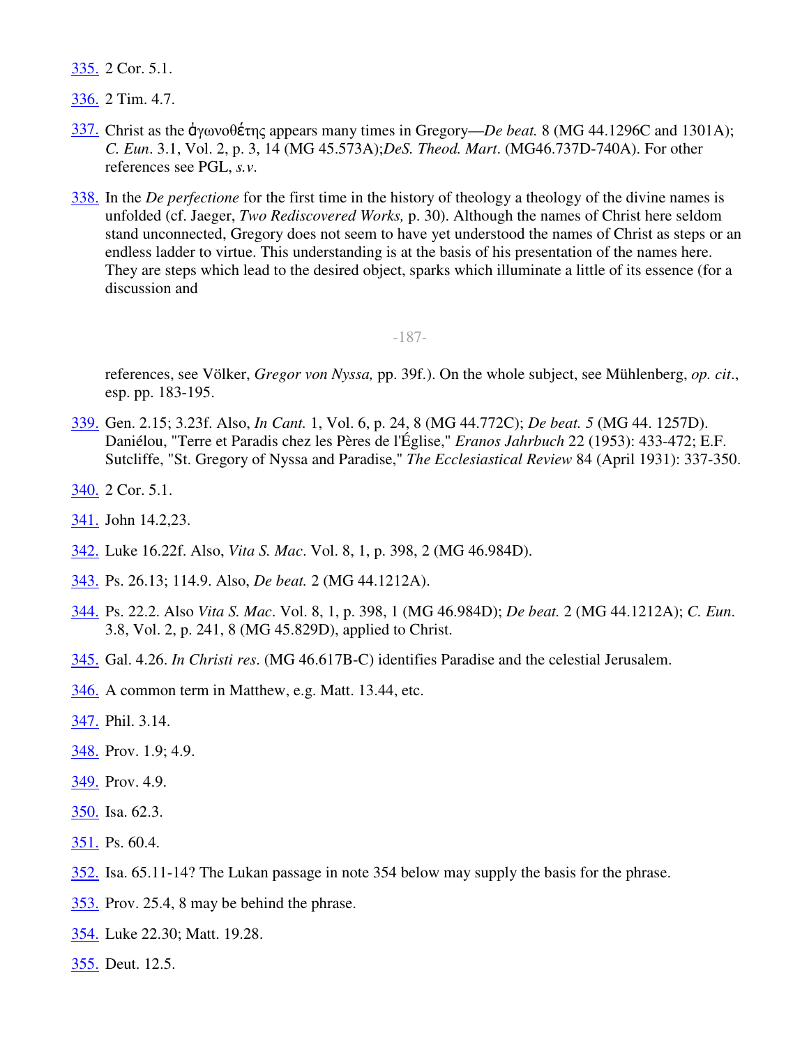335. 2 Cor. 5.1.

336. 2 Tim. 4.7.

337. Christ as the ἀγωνοθέτης appears many times in Gregory—*De beat.* 8 (MG 44.1296C and 1301A); *C. Eun*. 3.1, Vol. 2, p. 3, 14 (MG 45.573A);*DeS. Theod. Mart*. (MG46.737D-740A). For other references see PGL, *s.v*.

338. In the *De perfectione* for the first time in the history of theology a theology of the divine names is unfolded (cf. Jaeger, *Two Rediscovered Works,* p. 30). Although the names of Christ here seldom stand unconnected, Gregory does not seem to have yet understood the names of Christ as steps or an endless ladder to virtue. This understanding is at the basis of his presentation of the names here. They are steps which lead to the desired object, sparks which illuminate a little of its essence (for a discussion and references, see Völker, *Gregor von Nyssa,* pp. 39f.). On the whole subject, see Mühlenberg, *op. cit*., esp. pp. 183-195.

339. Gen. 2.15; 3.23f. Also, *In Cant.* 1, Vol. 6, p. 24, 8 (MG 44.772C); *De beat. 5* (MG 44. 1257D). Daniélou, "Terre et Paradis chez les Pères de l'Église," *Eranos Jahrbuch* 22 (1953): 433-472; E.F. Sutcliffe, "St. Gregory of Nyssa and Paradise," *The Ecclesiastical Review* 84 (April 1931): 337-350.

340. 2 Cor. 5.1.

341. John 14.2,23.

342. Luke 16.22f. Also, *Vita S. Mac*. Vol. 8, 1, p. 398, 2 (MG 46.984D).

343. Ps. 26.13; 114.9. Also, *De beat.* 2 (MG 44.1212A).

344. Ps. 22.2. Also *Vita S. Mac*. Vol. 8, 1, p. 398, 1 (MG 46.984D); *De beat.* 2 (MG 44.1212A); *C. Eun*. 3.8, Vol. 2, p. 241, 8 (MG 45.829D), applied to Christ.

345. Gal. 4.26. *In Christi res*. (MG 46.617B-C) identifies Paradise and the celestial Jerusalem.

346. A common term in Matthew, e.g. Matt. 13.44, etc.

347. Phil. 3.14.

348. Prov. 1.9; 4.9.

349. Prov. 4.9.

350. Isa. 62.3.

351. Ps. 60.4.

352. Isa. 65.11-14? The Lukan passage in note 354 below may supply the basis for the phrase.

353. Prov. 25.4, 8 may be behind the phrase.

354. Luke 22.30; Matt. 19.28.

355. Deut. 12.5.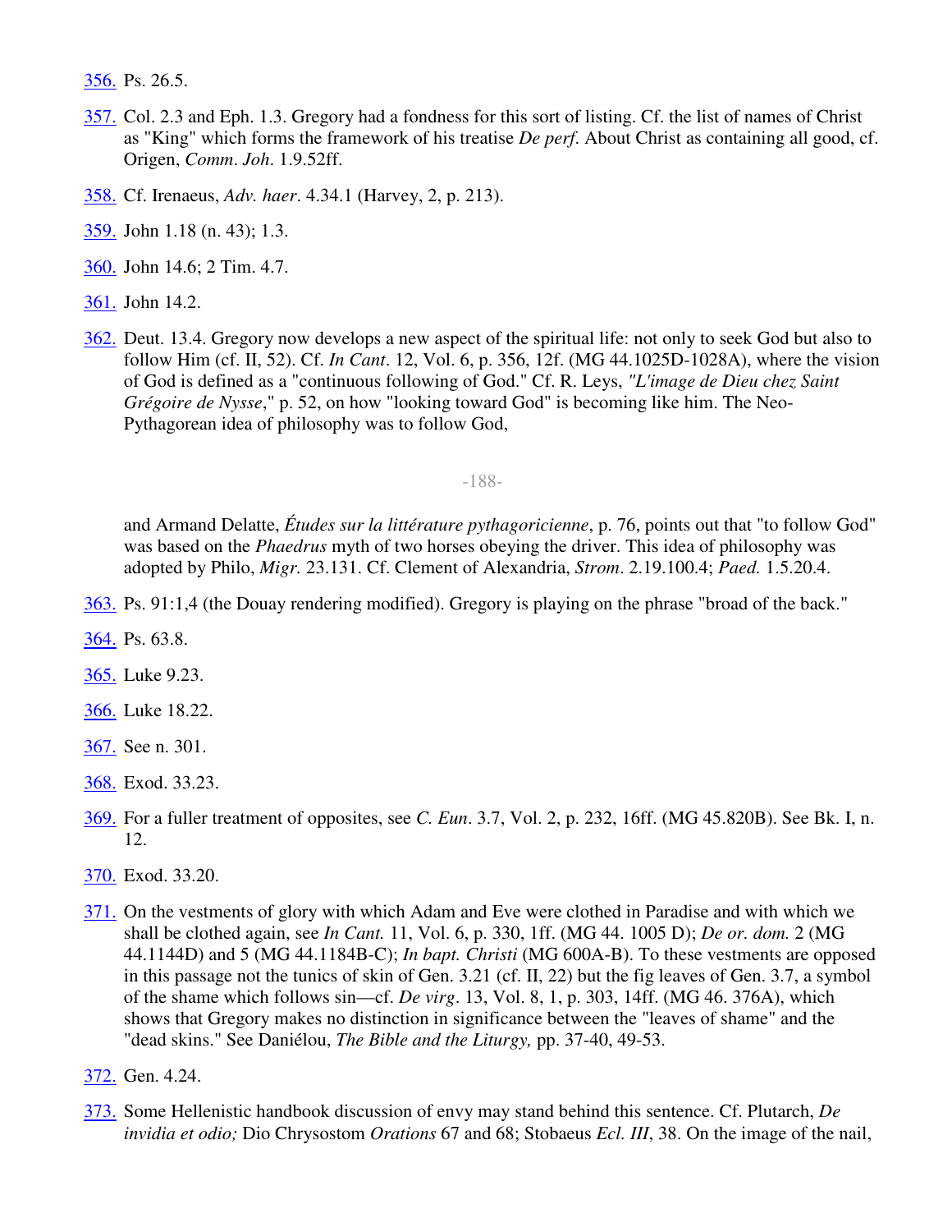356. Ps. 26.5.

357. Col. 2.3 and Eph. 1.3. Gregory had a fondness for this sort of listing. Cf. the list of names of Christ as "King" which forms the framework of his treatise *De perf.* About Christ as containing all good, cf. Origen, *Comm*. *Joh*. 1.9.52ff.

358. Cf. Irenaeus, *Adv. haer*. 4.34.1 (Harvey, 2, p. 213).

359. John 1.18 (n. 43); 1.3.

360. John 14.6; 2 Tim. 4.7.

361. John 14.2.

362. Deut. 13.4. Gregory now develops a new aspect of the spiritual life: not only to seek God but also to follow Him (cf. II, 52). Cf. *In Cant*. 12, Vol. 6, p. 356, 12f. (MG 44.1025D-1028A), where the vision of God is defined as a "continuous following of God." Cf. R. Leys, *"L'image de Dieu chez Saint Grégoire de Nysse*," p. 52, on how "looking toward God" is becoming like him. The Neo-Pythagorean idea of philosophy was to follow God, and Armand Delatte, *Études sur la littérature pythagoricienne*, p. 76, points out that "to follow God" was based on the *Phaedrus* myth of two horses obeying the driver. This idea of philosophy was adopted by Philo, *Migr.* 23.131. Cf. Clement of Alexandria, *Strom*. 2.19.100.4; *Paed.* 1.5.20.4.

363. Ps. 91:1,4 (the Douay rendering modified). Gregory is playing on the phrase "broad of the back."

364. Ps. 63.8.

365. Luke 9.23.

366. Luke 18.22.

367. See n. 301.

368. Exod. 33.23.

369. For a fuller treatment of opposites, see *C. Eun*. 3.7, Vol. 2, p. 232, 16ff. (MG 45.820B). See Bk. I, n. 12.

370. Exod. 33.20.

371. On the vestments of glory with which Adam and Eve were clothed in Paradise and with which we shall be clothed again, see *In Cant.* 11, Vol. 6, p. 330, 1ff. (MG 44. 1005 D); *De or. dom.* 2 (MG 44.1144D) and 5 (MG 44.1184B-C); *In bapt. Christi* (MG 600A-B). To these vestments are opposed in this passage not the tunics of skin of Gen. 3.21 (cf. II, 22) but the fig leaves of Gen. 3.7, a symbol of the shame which follows sin—cf. *De virg*. 13, Vol. 8, 1, p. 303, 14ff. (MG 46. 376A), which shows that Gregory makes no distinction in significance between the "leaves of shame" and the "dead skins." See Daniélou, *The Bible and the Liturgy,* pp. 37-40, 49-53.

372. Gen. 4.24.

373. Some Hellenistic handbook discussion of envy may stand behind this sentence. Cf. Plutarch, *De invidia et odio;* Dio Chrysostom *Orations* 67 and 68; Stobaeus *Ecl. III*, 38. On the image of the nail,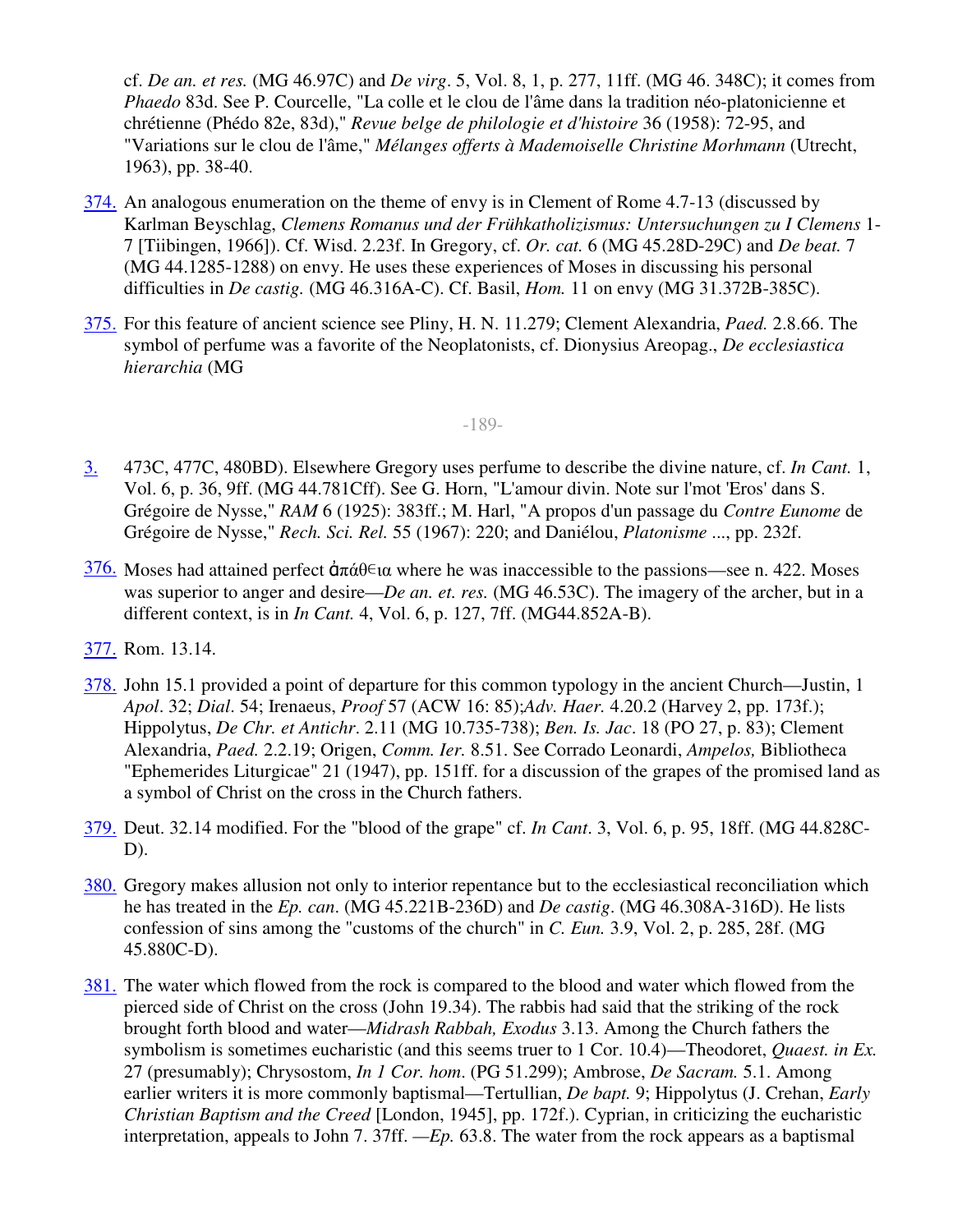cf. *De an. et res.* (MG 46.97C) and *De virg*. 5, Vol. 8, 1, p. 277, 11ff. (MG 46. 348C); it comes from *Phaedo* 83d. See P. Courcelle, "La colle et le clou de l'âme dans la tradition néo-platonicienne et chrétienne (Phédo 82e, 83d)," *Revue belge de philologie et d'histoire* 36 (1958): 72-95, and "Variations sur le clou de l'âme," *Mélanges offerts à Mademoiselle Christine Morhmann* (Utrecht, 1963), pp. 38-40.

374. An analogous enumeration on the theme of envy is in Clement of Rome 4.7-13 (discussed by Karlman Beyschlag, *Clemens Romanus und der Frühkatholizismus: Untersuchungen zu I Clemens* 1-7 [Tiibingen, 1966]). Cf. Wisd. 2.23f. In Gregory, cf. *Or. cat.* 6 (MG 45.28D-29C) and *De beat.* 7 (MG 44.1285-1288) on envy. He uses these experiences of Moses in discussing his personal difficulties in *De castig.* (MG 46.316A-C). Cf. Basil, *Hom.* 11 on envy (MG 31.372B-385C).

375. For this feature of ancient science see Pliny, H. N. 11.279; Clement Alexandria, *Paed.* 2.8.66. The symbol of perfume was a favorite of the Neoplatonists, cf. Dionysius Areopag., *De ecclesiastica hierarchia* (MG

3. 473C, 477C, 480BD). Elsewhere Gregory uses perfume to describe the divine nature, cf. *In Cant.* 1, Vol. 6, p. 36, 9ff. (MG 44.781Cff). See G. Horn, "L'amour divin. Note sur l'mot 'Eros' dans S. Grégoire de Nysse," *RAM* 6 (1925): 383ff.; M. Harl, "A propos d'un passage du *Contre Eunome* de Grégoire de Nysse," *Rech. Sci. Rel.* 55 (1967): 220; and Daniélou, *Platonisme* ..., pp. 232f.

376. Moses had attained perfect ἀπάθεια where he was inaccessible to the passions—see n. 422. Moses was superior to anger and desire—*De an. et res.* (MG 46.53C). The imagery of the archer, but in a different context, is in *In Cant.* 4, Vol. 6, p. 127, 7ff. (MG44.852A-B).

377. Rom. 13.14.

378. John 15.1 provided a point of departure for this common typology in the ancient Church—Justin, 1 *Apol*. 32; *Dial*. 54; Irenaeus, *Proof* 57 (ACW 16: 85);*Adv. Haer.* 4.20.2 (Harvey 2, pp. 173f.); Hippolytus, *De Chr. et Antichr*. 2.11 (MG 10.735-738); *Ben. Is. Jac*. 18 (PO 27, p. 83); Clement Alexandria, *Paed.* 2.2.19; Origen, *Comm. Ier.* 8.51. See Corrado Leonardi, *Ampelos,* Bibliotheca "Ephemerides Liturgicae" 21 (1947), pp. 151ff. for a discussion of the grapes of the promised land as a symbol of Christ on the cross in the Church fathers.

379. Deut. 32.14 modified. For the "blood of the grape" cf. *In Cant*. 3, Vol. 6, p. 95, 18ff. (MG 44.828C-D).

380. Gregory makes allusion not only to interior repentance but to the ecclesiastical reconciliation which he has treated in the *Ep. can*. (MG 45.221B-236D) and *De castig*. (MG 46.308A-316D). He lists confession of sins among the "customs of the church" in *C. Eun.* 3.9, Vol. 2, p. 285, 28f. (MG 45.880C-D).

381. The water which flowed from the rock is compared to the blood and water which flowed from the pierced side of Christ on the cross (John 19.34). The rabbis had said that the striking of the rock brought forth blood and water—*Midrash Rabbah, Exodus* 3.13. Among the Church fathers the symbolism is sometimes eucharistic (and this seems truer to 1 Cor. 10.4)—Theodoret, *Quaest. in Ex.* 27 (presumably); Chrysostom, *In 1 Cor. hom*. (PG 51.299); Ambrose, *De Sacram.* 5.1. Among earlier writers it is more commonly baptismal—Tertullian, *De bapt.* 9; Hippolytus (J. Crehan, *Early Christian Baptism and the Creed* [London, 1945], pp. 172f.). Cyprian, in criticizing the eucharistic interpretation, appeals to John 7. 37ff. —*Ep.* 63.8. The water from the rock appears as a baptismal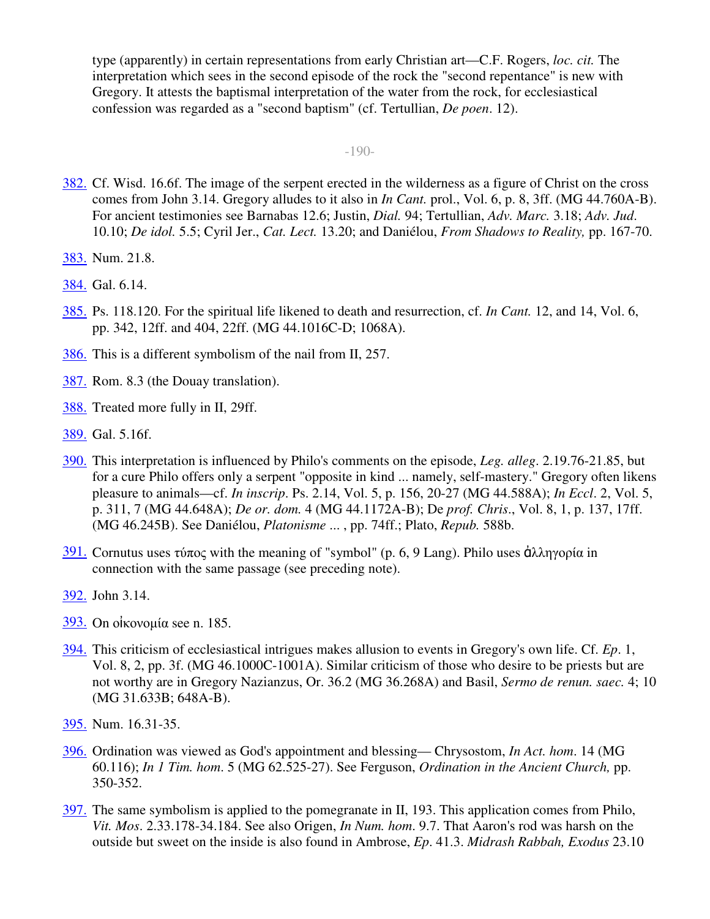type (apparently) in certain representations from early Christian art—C.F. Rogers, *loc. cit.* The interpretation which sees in the second episode of the rock the "second repentance" is new with Gregory. It attests the baptismal interpretation of the water from the rock, for ecclesiastical confession was regarded as a "second baptism" (cf. Tertullian, *De poen*. 12).

382. Cf. Wisd. 16.6f. The image of the serpent erected in the wilderness as a figure of Christ on the cross comes from John 3.14. Gregory alludes to it also in *In Cant.* prol., Vol. 6, p. 8, 3ff. (MG 44.760A-B). For ancient testimonies see Barnabas 12.6; Justin, *Dial.* 94; Tertullian, *Adv. Marc.* 3.18; *Adv. Jud.* 10.10; *De idol.* 5.5; Cyril Jer., *Cat. Lect.* 13.20; and Daniélou, *From Shadows to Reality,* pp. 167-70.

383. Num. 21.8.

384. Gal. 6.14.

385. Ps. 118.120. For the spiritual life likened to death and resurrection, cf. *In Cant.* 12, and 14, Vol. 6, pp. 342, 12ff. and 404, 22ff. (MG 44.1016C-D; 1068A).

386. This is a different symbolism of the nail from II, 257.

387. Rom. 8.3 (the Douay translation).

388. Treated more fully in II, 29ff.

389. Gal. 5.16f.

390. This interpretation is influenced by Philo's comments on the episode, *Leg. alleg*. 2.19.76-21.85, but for a cure Philo offers only a serpent "opposite in kind ... namely, self-mastery." Gregory often likens pleasure to animals—cf. *In inscrip*. Ps. 2.14, Vol. 5, p. 156, 20-27 (MG 44.588A); *In Eccl*. 2, Vol. 5, p. 311, 7 (MG 44.648A); *De or. dom.* 4 (MG 44.1172A-B); De *prof. Chris*., Vol. 8, 1, p. 137, 17ff. (MG 46.245B). See Daniélou, *Platonisme ...* , pp. 74ff.; Plato, *Repub.* 588b.

391. Cornutus uses τύπος with the meaning of "symbol" (p. 6, 9 Lang). Philo uses ἀλληγορία in connection with the same passage (see preceding note).

392. John 3.14.

393. On οἰκονομία see n. 185.

394. This criticism of ecclesiastical intrigues makes allusion to events in Gregory's own life. Cf. *Ep*. 1, Vol. 8, 2, pp. 3f. (MG 46.1000C-1001A). Similar criticism of those who desire to be priests but are not worthy are in Gregory Nazianzus, Or. 36.2 (MG 36.268A) and Basil, *Sermo de renun. saec.* 4; 10 (MG 31.633B; 648A-B).

395. Num. 16.31-35.

396. Ordination was viewed as God's appointment and blessing— Chrysostom, *In Act. hom*. 14 (MG 60.116); *In 1 Tim. hom*. 5 (MG 62.525-27). See Ferguson, *Ordination in the Ancient Church,* pp. 350-352.

397. The same symbolism is applied to the pomegranate in II, 193. This application comes from Philo, *Vit. Mos*. 2.33.178-34.184. See also Origen, *In Num. hom*. 9.7. That Aaron's rod was harsh on the outside but sweet on the inside is also found in Ambrose, *Ep*. 41.3. *Midrash Rabbah, Exodus* 23.10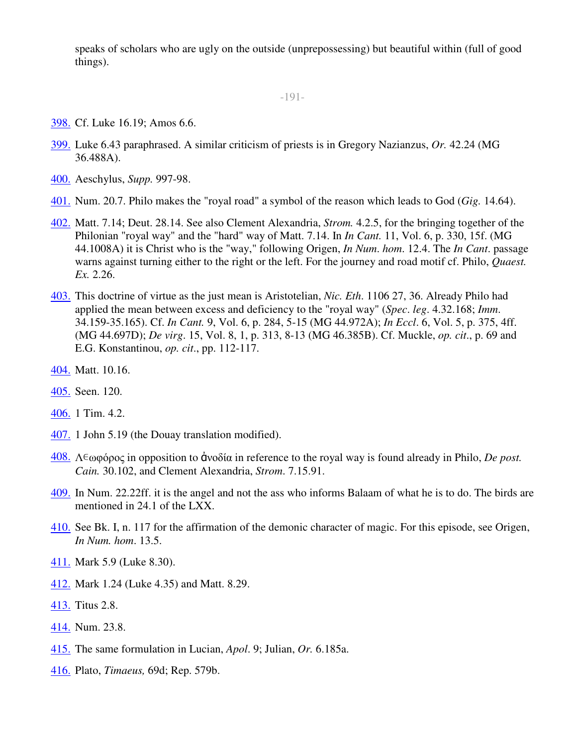speaks of scholars who are ugly on the outside (unprepossessing) but beautiful within (full of good things).

398. Cf. Luke 16.19; Amos 6.6.

399. Luke 6.43 paraphrased. A similar criticism of priests is in Gregory Nazianzus, *Or.* 42.24 (MG 36.488A).

400. Aeschylus, *Supp.* 997-98.

401. Num. 20.7. Philo makes the "royal road" a symbol of the reason which leads to God (*Gig.* 14.64).

402. Matt. 7.14; Deut. 28.14. See also Clement Alexandria, *Strom.* 4.2.5, for the bringing together of the Philonian "royal way" and the "hard" way of Matt. 7.14. In *In Cant.* 11, Vol. 6, p. 330, 15f. (MG 44.1008A) it is Christ who is the "way," following Origen, *In Num. hom.* 12.4. The *In Cant.* passage warns against turning either to the right or the left. For the journey and road motif cf. Philo, *Quaest. Ex.* 2.26.

403. This doctrine of virtue as the just mean is Aristotelian, *Nic. Eth.* 1106 27, 36. Already Philo had applied the mean between excess and deficiency to the "royal way" (*Spec. leg.* 4.32.168; *Imm.* 34.159-35.165). Cf. *In Cant.* 9, Vol. 6, p. 284, 5-15 (MG 44.972A); *In Eccl.* 6, Vol. 5, p. 375, 4ff. (MG 44.697D); *De virg.* 15, Vol. 8, 1, p. 313, 8-13 (MG 46.385B). Cf. Muckle, *op. cit.*, p. 69 and E.G. Konstantinou, *op. cit.*, pp. 112-117.

404. Matt. 10.16.

405. Seen. 120.

406. 1 Tim. 4.2.

407. 1 John 5.19 (the Douay translation modified).

408. Λεωφόρος in opposition to ἀνοδία in reference to the royal way is found already in Philo, *De post. Cain.* 30.102, and Clement Alexandria, *Strom.* 7.15.91.

409. In Num. 22.22ff. it is the angel and not the ass who informs Balaam of what he is to do. The birds are mentioned in 24.1 of the LXX.

410. See Bk. I, n. 117 for the affirmation of the demonic character of magic. For this episode, see Origen, *In Num. hom.* 13.5.

411. Mark 5.9 (Luke 8.30).

412. Mark 1.24 (Luke 4.35) and Matt. 8.29.

413. Titus 2.8.

414. Num. 23.8.

415. The same formulation in Lucian, *Apol.* 9; Julian, *Or.* 6.185a.

416. Plato, *Timaeus,* 69d; Rep. 579b.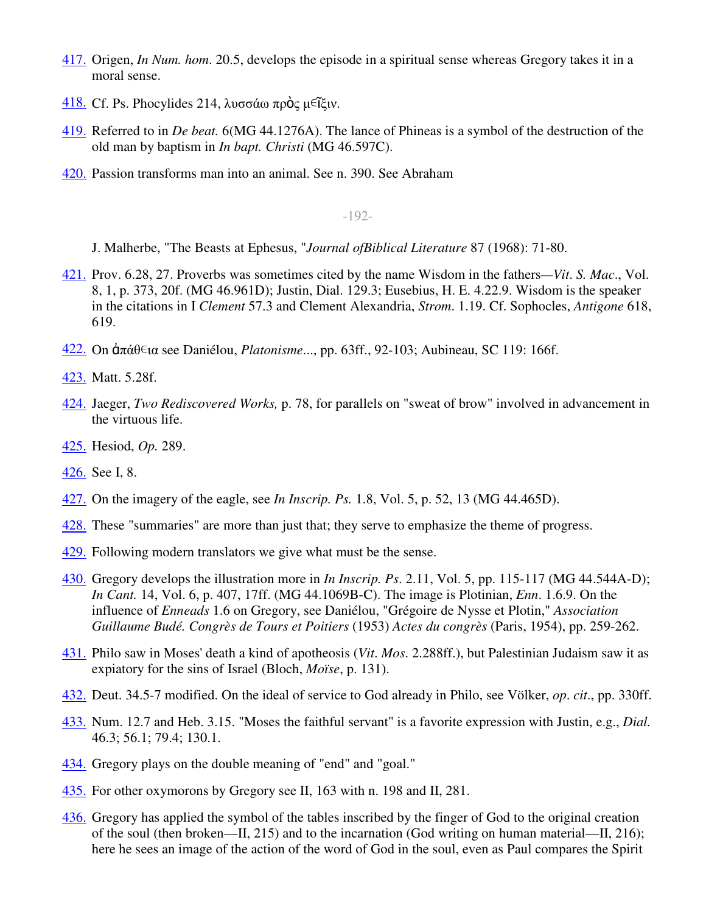417. Origen, *In Num. hom*. 20.5, develops the episode in a spiritual sense whereas Gregory takes it in a moral sense.

418. Cf. Ps. Phocylides 214, λυσσάω πρὸς μεῖξιν.

419. Referred to in *De beat.* 6(MG 44.1276A). The lance of Phineas is a symbol of the destruction of the old man by baptism in *In bapt. Christi* (MG 46.597C).

420. Passion transforms man into an animal. See n. 390. See Abraham

J. Malherbe, "The Beasts at Ephesus, "*Journal ofBiblical Literature* 87 (1968): 71-80.

421. Prov. 6.28, 27. Proverbs was sometimes cited by the name Wisdom in the fathers—*Vit. S. Mac*., Vol. 8, 1, p. 373, 20f. (MG 46.961D); Justin, Dial. 129.3; Eusebius, H. E. 4.22.9. Wisdom is the speaker in the citations in I *Clement* 57.3 and Clement Alexandria, *Strom*. 1.19. Cf. Sophocles, *Antigone* 618, 619.

422. On ἀπάθεια see Daniélou, *Platonisme*..., pp. 63ff., 92-103; Aubineau, SC 119: 166f.

423. Matt. 5.28f.

424. Jaeger, *Two Rediscovered Works,* p. 78, for parallels on "sweat of brow" involved in advancement in the virtuous life.

425. Hesiod, *Op.* 289.

426. See I, 8.

427. On the imagery of the eagle, see *In Inscrip. Ps.* 1.8, Vol. 5, p. 52, 13 (MG 44.465D).

428. These "summaries" are more than just that; they serve to emphasize the theme of progress.

429. Following modern translators we give what must be the sense.

430. Gregory develops the illustration more in *In Inscrip. Ps*. 2.11, Vol. 5, pp. 115-117 (MG 44.544A-D); *In Cant.* 14, Vol. 6, p. 407, 17ff. (MG 44.1069B-C). The image is Plotinian, *Enn*. 1.6.9. On the influence of *Enneads* 1.6 on Gregory, see Daniélou, "Grégoire de Nysse et Plotin," *Association Guillaume Budé. Congrès de Tours et Poitiers* (1953) *Actes du congrès* (Paris, 1954), pp. 259-262.

431. Philo saw in Moses' death a kind of apotheosis (*Vit. Mos*. 2.288ff.), but Palestinian Judaism saw it as expiatory for the sins of Israel (Bloch, *Moïse*, p. 131).

432. Deut. 34.5-7 modified. On the ideal of service to God already in Philo, see Völker, *op. cit*., pp. 330ff.

433. Num. 12.7 and Heb. 3.15. "Moses the faithful servant" is a favorite expression with Justin, e.g., *Dial.* 46.3; 56.1; 79.4; 130.1.

434. Gregory plays on the double meaning of "end" and "goal."

435. For other oxymorons by Gregory see II, 163 with n. 198 and II, 281.

436. Gregory has applied the symbol of the tables inscribed by the finger of God to the original creation of the soul (then broken—II, 215) and to the incarnation (God writing on human material—II, 216); here he sees an image of the action of the word of God in the soul, even as Paul compares the Spirit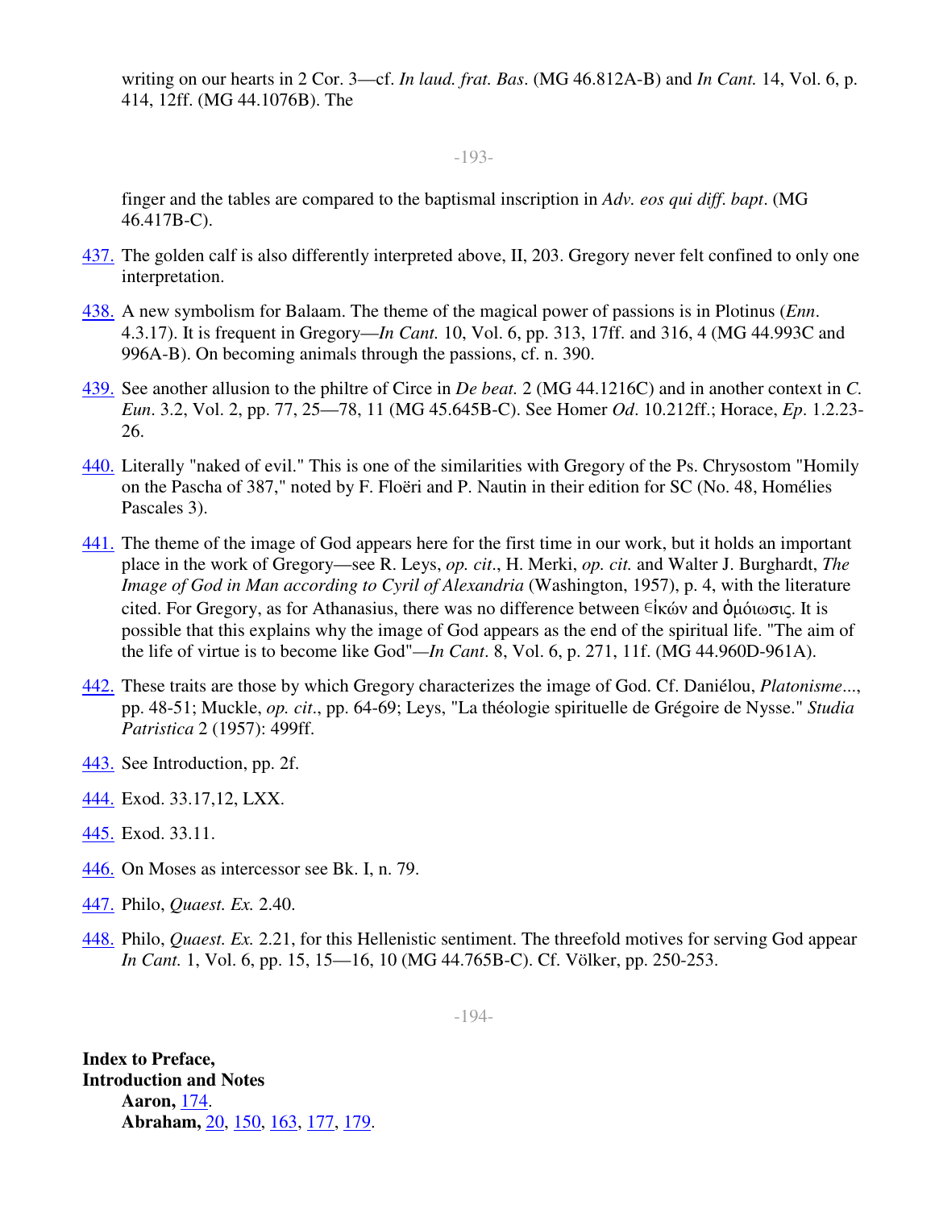writing on our hearts in 2 Cor. 3—cf. *In laud. frat. Bas*. (MG 46.812A-B) and *In Cant.* 14, Vol. 6, p. 414, 12ff. (MG 44.1076B). The

finger and the tables are compared to the baptismal inscription in *Adv. eos qui diff. bapt*. (MG 46.417B-C).

437. The golden calf is also differently interpreted above, II, 203. Gregory never felt confined to only one interpretation.

438. A new symbolism for Balaam. The theme of the magical power of passions is in Plotinus (*Enn*. 4.3.17). It is frequent in Gregory—*In Cant.* 10, Vol. 6, pp. 313, 17ff. and 316, 4 (MG 44.993C and 996A-B). On becoming animals through the passions, cf. n. 390.

439. See another allusion to the philtre of Circe in *De beat.* 2 (MG 44.1216C) and in another context in *C. Eun*. 3.2, Vol. 2, pp. 77, 25—78, 11 (MG 45.645B-C). See Homer *Od*. 10.212ff.; Horace, *Ep*. 1.2.23-26.

440. Literally "naked of evil." This is one of the similarities with Gregory of the Ps. Chrysostom "Homily on the Pascha of 387," noted by F. Floëri and P. Nautin in their edition for SC (No. 48, Homélies Pascales 3).

441. The theme of the image of God appears here for the first time in our work, but it holds an important place in the work of Gregory—see R. Leys, *op. cit*., H. Merki, *op. cit.* and Walter J. Burghardt, *The Image of God in Man according to Cyril of Alexandria* (Washington, 1957), p. 4, with the literature cited. For Gregory, as for Athanasius, there was no difference between εἰκών and ὁμόιωσις. It is possible that this explains why the image of God appears as the end of the spiritual life. "The aim of the life of virtue is to become like God"—*In Cant*. 8, Vol. 6, p. 271, 11f. (MG 44.960D-961A).

442. These traits are those by which Gregory characterizes the image of God. Cf. Daniélou, *Platonisme*..., pp. 48-51; Muckle, *op. cit*., pp. 64-69; Leys, "La théologie spirituelle de Grégoire de Nysse." *Studia Patristica* 2 (1957): 499ff.

443. See Introduction, pp. 2f.

444. Exod. 33.17,12, LXX.

445. Exod. 33.11.

446. On Moses as intercessor see Bk. I, n. 79.

447. Philo, *Quaest. Ex.* 2.40.

448. Philo, *Quaest. Ex.* 2.21, for this Hellenistic sentiment. The threefold motives for serving God appear *In Cant.* 1, Vol. 6, pp. 15, 15—16, 10 (MG 44.765B-C). Cf. Völker, pp. 250-253.

**Index to Preface, Introduction and Notes**

**Aaron,** 174.
**Abraham,** 20, 150, 163, 177, 179.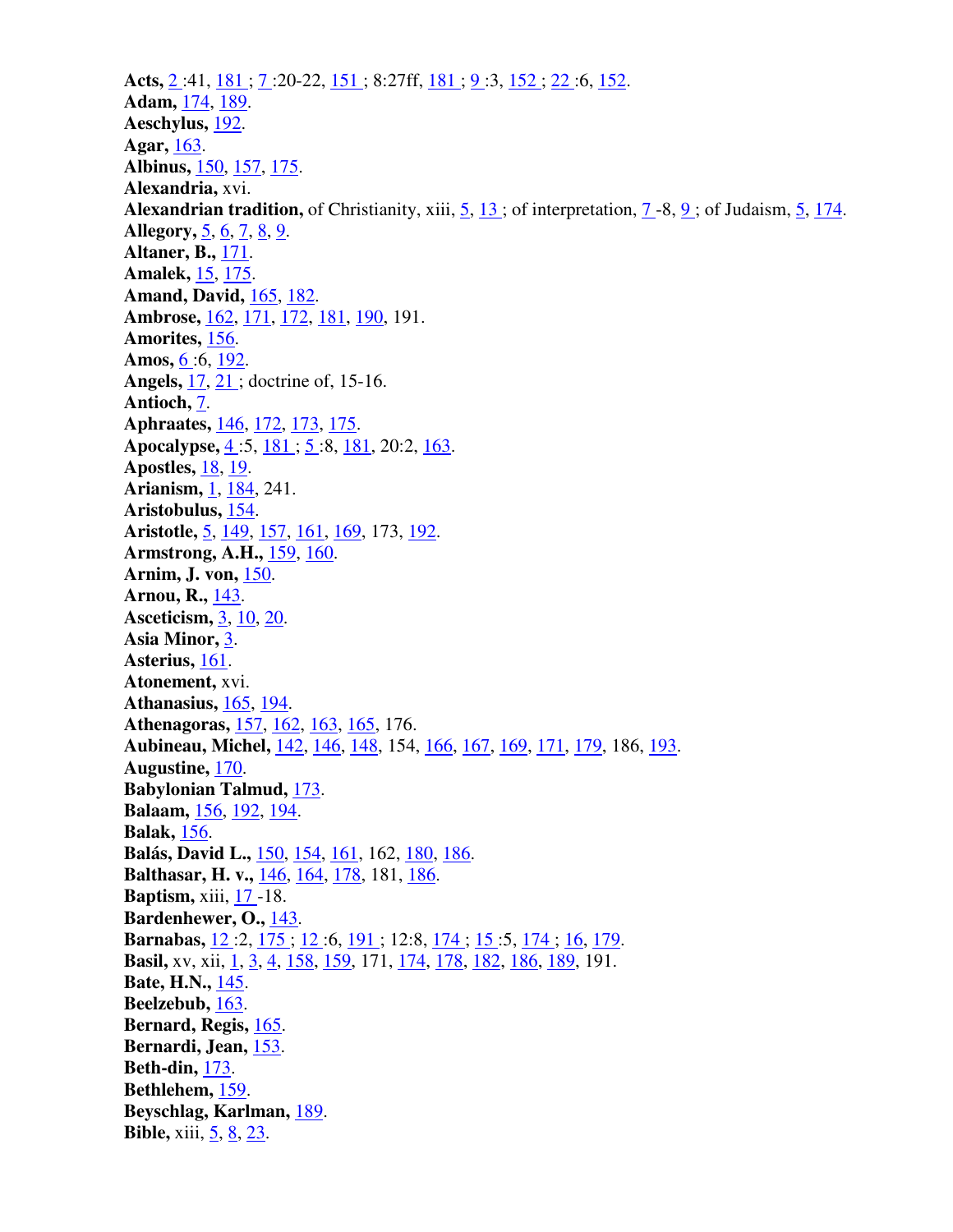**Acts,** 2 :41, 181 ; 7 :20-22, 151 ; 8:27ff, 181 ; 9 :3, 152 ; 22 :6, 152.
**Adam,** 174, 189.
**Aeschylus,** 192.
**Agar,** 163.
**Albinus,** 150, 157, 175.
**Alexandria,** xvi.
**Alexandrian tradition,** of Christianity, xiii, 5, 13 ; of interpretation, 7 -8, 9 ; of Judaism, 5, 174.
**Allegory,** 5, 6, 7, 8, 9.
**Altaner, B.,** 171.
**Amalek,** 15, 175.
**Amand, David,** 165, 182.
**Ambrose,** 162, 171, 172, 181, 190, 191.
**Amorites,** 156.
**Amos,** 6 :6, 192.
**Angels,** 17, 21 ; doctrine of, 15-16.
**Antioch,** 7.
**Aphraates,** 146, 172, 173, 175.
**Apocalypse,** 4 :5, 181 ; 5 :8, 181, 20:2, 163.
**Apostles,** 18, 19.
**Arianism,** 1, 184, 241.
**Aristobulus,** 154.
**Aristotle,** 5, 149, 157, 161, 169, 173, 192.
**Armstrong, A.H.,** 159, 160.
**Arnim, J. von,** 150.
**Arnou, R.,** 143.
**Asceticism,** 3, 10, 20.
**Asia Minor,** 3.
**Asterius,** 161.
**Atonement,** xvi.
**Athanasius,** 165, 194.
**Athenagoras,** 157, 162, 163, 165, 176.
**Aubineau, Michel,** 142, 146, 148, 154, 166, 167, 169, 171, 179, 186, 193.
**Augustine,** 170.
**Babylonian Talmud,** 173.
**Balaam,** 156, 192, 194.
**Balak,** 156.
**Balás, David L.,** 150, 154, 161, 162, 180, 186.
**Balthasar, H. v.,** 146, 164, 178, 181, 186.
**Baptism,** xiii, 17 -18.
**Bardenhewer, O.,** 143.
**Barnabas,** 12 :2, 175 ; 12 :6, 191 ; 12:8, 174 ; 15 :5, 174 ; 16, 179.
**Basil,** xv, xii, 1, 3, 4, 158, 159, 171, 174, 178, 182, 186, 189, 191.
**Bate, H.N.,** 145.
**Beelzebub,** 163.
**Bernard, Regis,** 165.
**Bernardi, Jean,** 153.
**Beth-din,** 173.
**Bethlehem,** 159.
**Beyschlag, Karlman,** 189.
**Bible,** xiii, 5, 8, 23.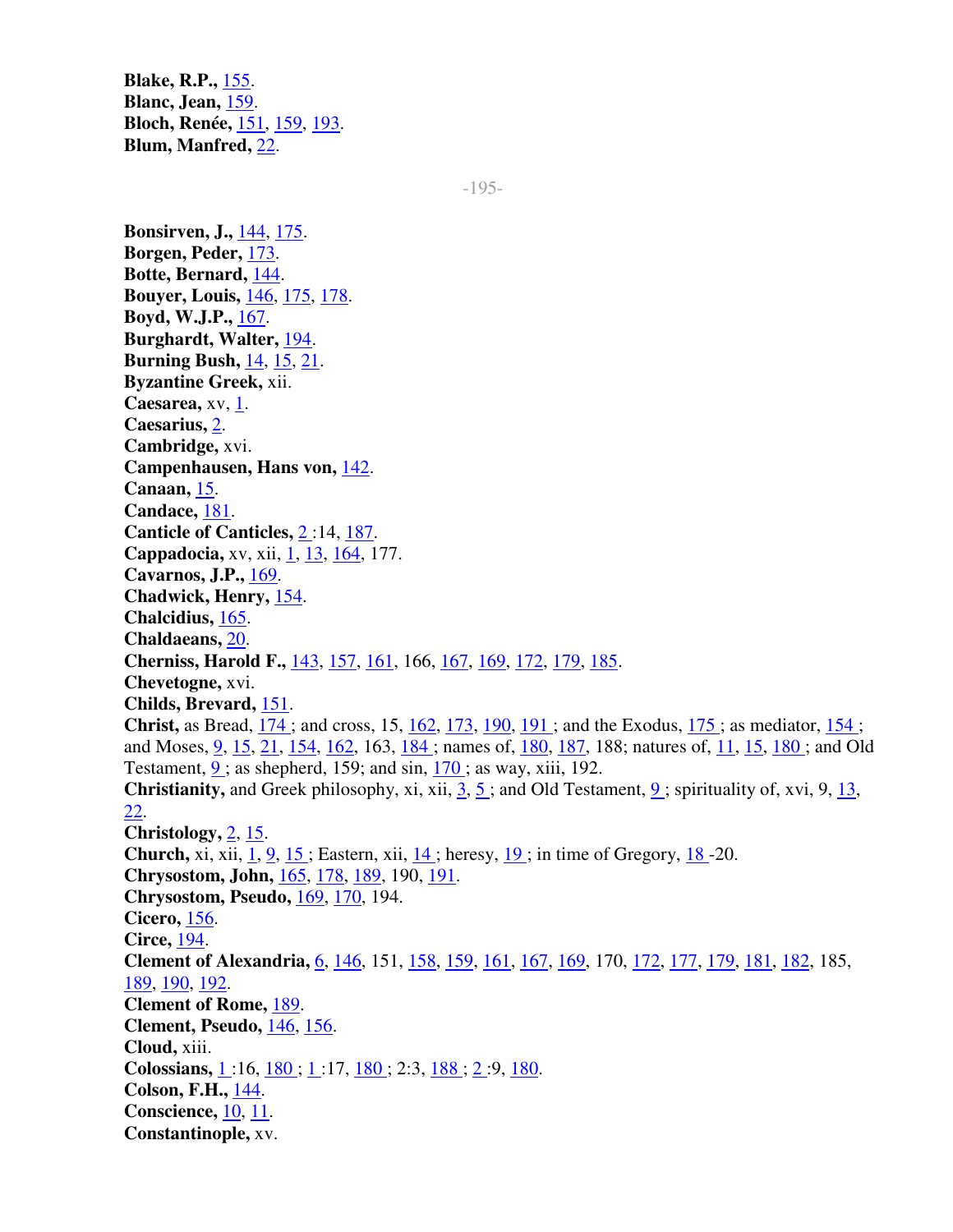**Blake, R.P.,** 155.
**Blanc, Jean,** 159.
**Bloch, Renée,** 151, 159, 193.
**Blum, Manfred,** 22.

**Bonsirven, J.,** 144, 175.
**Borgen, Peder,** 173.
**Botte, Bernard,** 144.
**Bouyer, Louis,** 146, 175, 178.
**Boyd, W.J.P.,** 167.
**Burghardt, Walter,** 194.
**Burning Bush,** 14, 15, 21.
**Byzantine Greek,** xii.
**Caesarea,** xv, 1.
**Caesarius,** 2.
**Cambridge,** xvi.
**Campenhausen, Hans von,** 142.
**Canaan,** 15.
**Candace,** 181.
**Canticle of Canticles,** 2 :14, 187.
**Cappadocia,** xv, xii, 1, 13, 164, 177.
**Cavarnos, J.P.,** 169.
**Chadwick, Henry,** 154.
**Chalcidius,** 165.
**Chaldaeans,** 20.
**Cherniss, Harold F.,** 143, 157, 161, 166, 167, 169, 172, 179, 185.
**Chevetogne,** xvi.
**Childs, Brevard,** 151.
**Christ,** as Bread, 174 ; and cross, 15, 162, 173, 190, 191 ; and the Exodus, 175 ; as mediator, 154 ; and Moses, 9, 15, 21, 154, 162, 163, 184 ; names of, 180, 187, 188; natures of, 11, 15, 180 ; and Old Testament, 9 ; as shepherd, 159; and sin, 170 ; as way, xiii, 192.
**Christianity,** and Greek philosophy, xi, xii, 3, 5 ; and Old Testament, 9 ; spirituality of, xvi, 9, 13, 22.
**Christology,** 2, 15.
**Church,** xi, xii, 1, 9, 15 ; Eastern, xii, 14 ; heresy, 19 ; in time of Gregory, 18 -20.
**Chrysostom, John,** 165, 178, 189, 190, 191.
**Chrysostom, Pseudo,** 169, 170, 194.
**Cicero,** 156.
**Circe,** 194.
**Clement of Alexandria,** 6, 146, 151, 158, 159, 161, 167, 169, 170, 172, 177, 179, 181, 182, 185, 189, 190, 192.
**Clement of Rome,** 189.
**Clement, Pseudo,** 146, 156.
**Cloud,** xiii.
**Colossians,** 1 :16, 180 ; 1 :17, 180 ; 2:3, 188 ; 2 :9, 180.
**Colson, F.H.,** 144.
**Conscience,** 10, 11.
**Constantinople,** xv.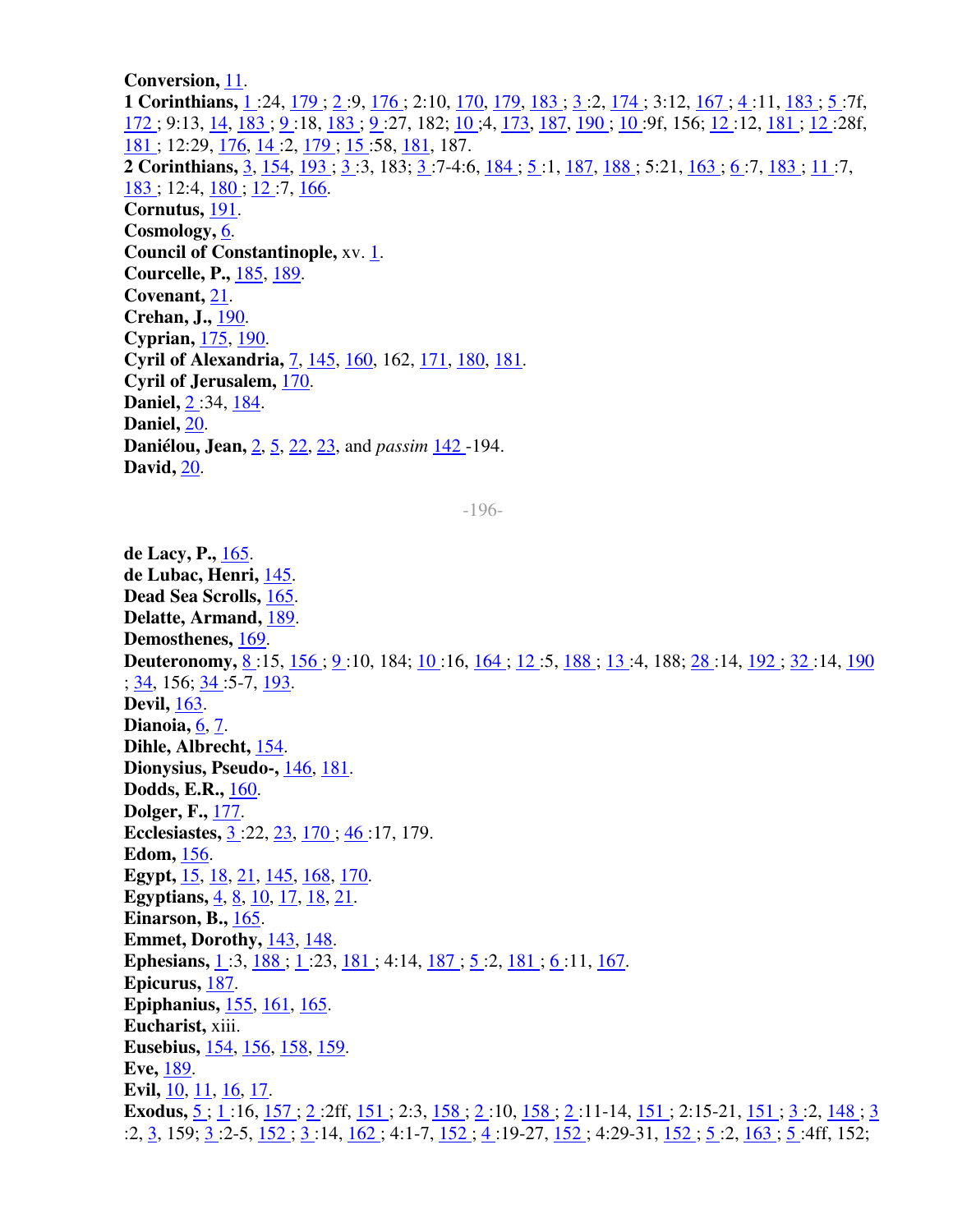**Conversion,** 11.
**1 Corinthians,** 1 :24, 179 ; 2 :9, 176 ; 2:10, 170, 179, 183 ; 3 :2, 174 ; 3:12, 167 ; 4 :11, 183 ; 5 :7f, 172 ; 9:13, 14, 183 ; 9 :18, 183 ; 9 :27, 182; 10 ;4, 173, 187, 190 ; 10 :9f, 156; 12 :12, 181 ; 12 :28f, 181 ; 12:29, 176, 14 :2, 179 ; 15 :58, 181, 187.
**2 Corinthians,** 3, 154, 193 ; 3 :3, 183; 3 :7-4:6, 184 ; 5 :1, 187, 188 ; 5:21, 163 ; 6 :7, 183 ; 11 :7, 183 ; 12:4, 180 ; 12 :7, 166.
**Cornutus,** 191.
**Cosmology,** 6.
**Council of Constantinople,** xv. 1.
**Courcelle, P.,** 185, 189.
**Covenant,** 21.
**Crehan, J.,** 190.
**Cyprian,** 175, 190.
**Cyril of Alexandria,** 7, 145, 160, 162, 171, 180, 181.
**Cyril of Jerusalem,** 170.
**Daniel,** 2 :34, 184.
**Daniel,** 20.
**Daniélou, Jean,** 2, 5, 22, 23, and *passim* 142 -194.
**David,** 20.

**de Lacy, P.,** 165.
**de Lubac, Henri,** 145.
**Dead Sea Scrolls,** 165.
**Delatte, Armand,** 189.
**Demosthenes,** 169.
**Deuteronomy,** 8 :15, 156 ; 9 :10, 184; 10 :16, 164 ; 12 :5, 188 ; 13 :4, 188; 28 :14, 192 ; 32 :14, 190 ; 34, 156; 34 :5-7, 193.
**Devil,** 163.
**Dianoia,** 6, 7.
**Dihle, Albrecht,** 154.
**Dionysius, Pseudo-,** 146, 181.
**Dodds, E.R.,** 160.
**Dolger, F.,** 177.
**Ecclesiastes,** 3 :22, 23, 170 ; 46 :17, 179.
**Edom,** 156.
**Egypt,** 15, 18, 21, 145, 168, 170.
**Egyptians,** 4, 8, 10, 17, 18, 21.
**Einarson, B.,** 165.
**Emmet, Dorothy,** 143, 148.
**Ephesians,** 1 :3, 188 ; 1 :23, 181 ; 4:14, 187 ; 5 :2, 181 ; 6 :11, 167.
**Epicurus,** 187.
**Epiphanius,** 155, 161, 165.
**Eucharist,** xiii.
**Eusebius,** 154, 156, 158, 159.
**Eve,** 189.
**Evil,** 10, 11, 16, 17.
**Exodus,** 5 ; 1 :16, 157 ; 2 :2ff, 151 ; 2:3, 158 ; 2 :10, 158 ; 2 :11-14, 151 ; 2:15-21, 151 ; 3 :2, 148 ; 3 :2, 3, 159; 3 :2-5, 152 ; 3 :14, 162 ; 4:1-7, 152 ; 4 :19-27, 152 ; 4:29-31, 152 ; 5 :2, 163 ; 5 :4ff, 152;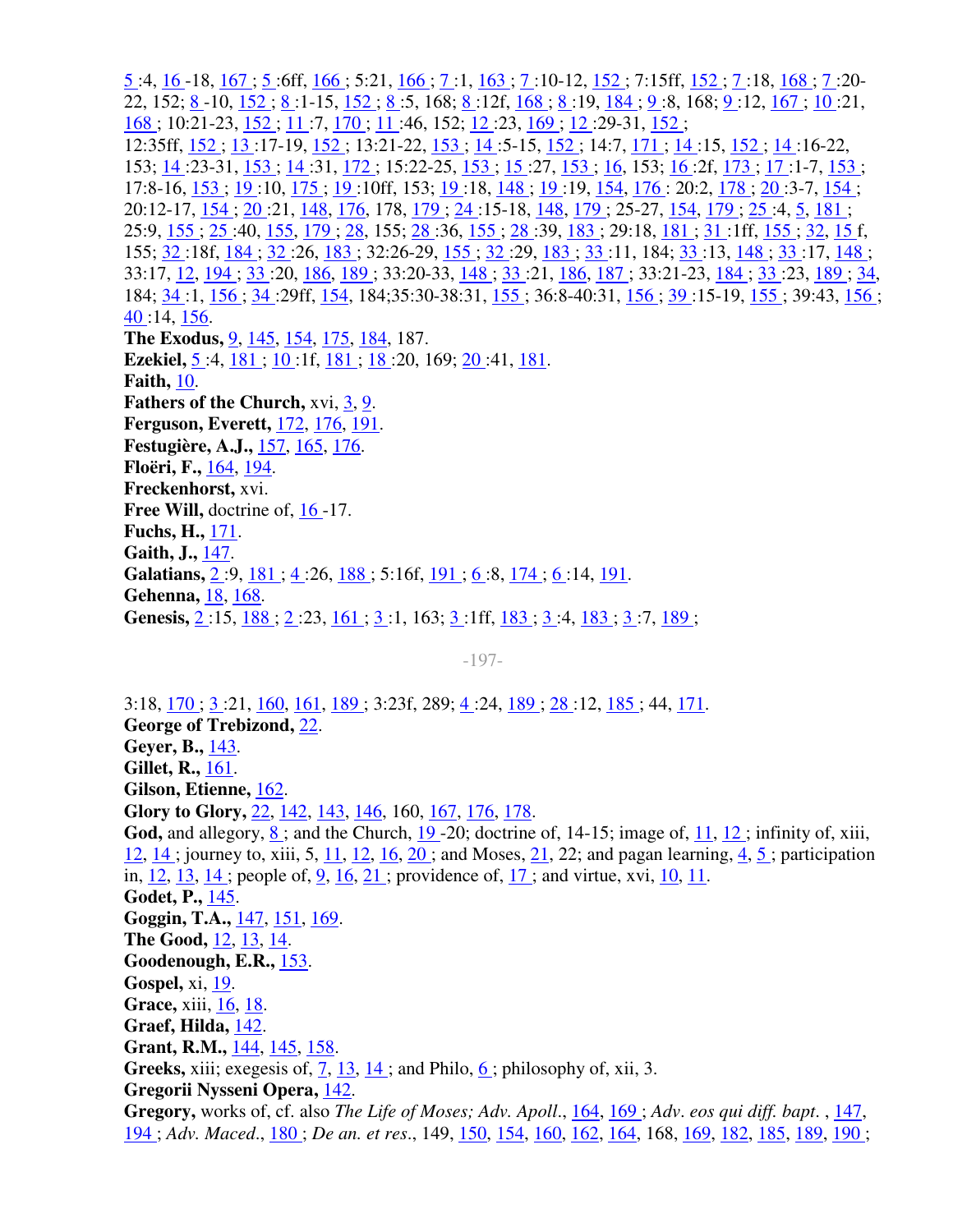5:4, 16-18, 167; 5:6ff, 166; 5:21, 166; 7:1, 163; 7:10-12, 152; 7:15ff, 152; 7:18, 168; 7:20-22, 152; 8-10, 152; 8:1-15, 152; 8:5, 168; 8:12f, 168; 8:19, 184; 9:8, 168; 9:12, 167; 10:21, 168; 10:21-23, 152; 11:7, 170; 11:46, 152; 12:23, 169; 12:29-31, 152; 12:35ff, 152; 13:17-19, 152; 13:21-22, 153; 14:5-15, 152; 14:7, 171; 14:15, 152; 14:16-22, 153; 14:23-31, 153; 14:31, 172; 15:22-25, 153; 15:27, 153; 16, 153; 16:2f, 173; 17:1-7, 153; 17:8-16, 153; 19:10, 175; 19:10ff, 153; 19:18, 148; 19:19, 154, 176: 20:2, 178; 20:3-7, 154; 20:12-17, 154; 20:21, 148, 176, 178, 179; 24:15-18, 148, 179; 25-27, 154, 179; 25:4, 5, 181; 25:9, 155; 25:40, 155, 179; 28, 155; 28:36, 155; 28:39, 183; 29:18, 181; 31:1ff, 155; 32, 15f, 155; 32:18f, 184; 32:26, 183; 32:26-29, 155; 32:29, 183; 33:11, 184; 33:13, 148; 33:17, 148; 33:17, 12, 194; 33:20, 186, 189; 33:20-33, 148; 33:21, 186, 187; 33:21-23, 184; 33:23, 189; 34, 184; 34:1, 156; 34:29ff, 154, 184;35:30-38:31, 155; 36:8-40:31, 156; 39:15-19, 155; 39:43, 156; 40:14, 156.

**The Exodus,** 9, 145, 154, 175, 184, 187.

**Ezekiel,** 5:4, 181; 10:1f, 181; 18:20, 169; 20:41, 181.

**Faith,** 10.

**Fathers of the Church,** xvi, 3, 9.

**Ferguson, Everett,** 172, 176, 191.

**Festugière, A.J.,** 157, 165, 176.

**Floëri, F.,** 164, 194.

**Freckenhorst,** xvi.

**Free Will,** doctrine of, 16-17.

**Fuchs, H.,** 171.

**Gaith, J.,** 147.

**Galatians,** 2:9, 181; 4:26, 188; 5:16f, 191; 6:8, 174; 6:14, 191.

**Gehenna,** 18, 168.

**Genesis,** 2:15, 188; 2:23, 161; 3:1, 163; 3:1ff, 183; 3:4, 183; 3:7, 189; 3:18, 170; 3:21, 160, 161, 189; 3:23f, 289; 4:24, 189; 28:12, 185; 44, 171.

**George of Trebizond,** 22.

**Geyer, B.,** 143.

**Gillet, R.,** 161.

**Gilson, Etienne,** 162.

**Glory to Glory,** 22, 142, 143, 146, 160, 167, 176, 178.

**God,** and allegory, 8; and the Church, 19-20; doctrine of, 14-15; image of, 11, 12; infinity of, xiii, 12, 14; journey to, xiii, 5, 11, 12, 16, 20; and Moses, 21, 22; and pagan learning, 4, 5; participation in, 12, 13, 14; people of, 9, 16, 21; providence of, 17; and virtue, xvi, 10, 11.

**Godet, P.,** 145.

**Goggin, T.A.,** 147, 151, 169.

**The Good,** 12, 13, 14.

**Goodenough, E.R.,** 153.

**Gospel,** xi, 19.

**Grace,** xiii, 16, 18.

**Graef, Hilda,** 142.

**Grant, R.M.,** 144, 145, 158.

**Greeks,** xiii; exegesis of, 7, 13, 14; and Philo, 6; philosophy of, xii, 3.

**Gregorii Nysseni Opera,** 142.

**Gregory,** works of, cf. also *The Life of Moses; Adv. Apoll.*, 164, 169; *Adv. eos qui diff. bapt.* , 147, 194; *Adv. Maced.*, 180; *De an. et res.*, 149, 150, 154, 160, 162, 164, 168, 169, 182, 185, 189, 190;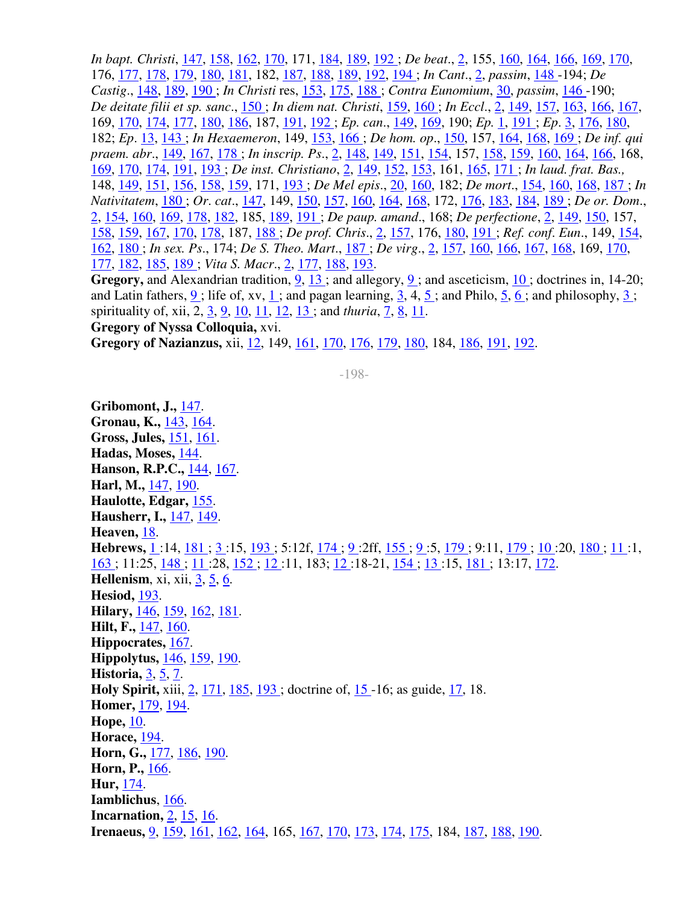*In bapt. Christi*, 147, 158, 162, 170, 171, 184, 189, 192 ; *De beat*., 2, 155, 160, 164, 166, 169, 170, 176, 177, 178, 179, 180, 181, 182, 187, 188, 189, 192, 194 ; *In Cant*., 2, *passim*, 148 -194; *De Castig*., 148, 189, 190 ; *In Christi* res, 153, 175, 188 ; *Contra Eunomium*, 30, *passim*, 146 -190; *De deitate filii et sp. sanc*., 150 ; *In diem nat. Christi*, 159, 160 ; *In Eccl*., 2, 149, 157, 163, 166, 167, 169, 170, 174, 177, 180, 186, 187, 191, 192 ; *Ep. can*., 149, 169, 190; *Ep*. 1, 191 ; *Ep*. 3, 176, 180, 182; *Ep*. 13, 143 ; *In Hexaemeron*, 149, 153, 166 ; *De hom. op*., 150, 157, 164, 168, 169 ; *De inf. qui praem. abr*., 149, 167, 178 ; *In inscrip. Ps*., 2, 148, 149, 151, 154, 157, 158, 159, 160, 164, 166, 168, 169, 170, 174, 191, 193 ; *De inst. Christiano*, 2, 149, 152, 153, 161, 165, 171 ; *In laud. frat. Bas.,* 148, 149, 151, 156, 158, 159, 171, 193 ; *De Mel epis*., 20, 160, 182; *De mort*., 154, 160, 168, 187 ; *In Nativitatem*, 180 ; *Or. cat*., 147, 149, 150, 157, 160, 164, 168, 172, 176, 183, 184, 189 ; *De or. Dom*., 2, 154, 160, 169, 178, 182, 185, 189, 191 ; *De paup. amand*., 168; *De perfectione*, 2, 149, 150, 157, 158, 159, 167, 170, 178, 187, 188 ; *De prof. Chris*., 2, 157, 176, 180, 191 ; *Ref. conf. Eun*., 149, 154, 162, 180 ; *In sex. Ps*., 174; *De S. Theo. Mart*., 187 ; *De virg*., 2, 157, 160, 166, 167, 168, 169, 170, 177, 182, 185, 189 ; *Vita S. Macr*., 2, 177, 188, 193.

**Gregory,** and Alexandrian tradition, 9, 13 ; and allegory, 9 ; and asceticism, 10 ; doctrines in, 14-20; and Latin fathers, 9 ; life of, xv, 1 ; and pagan learning, 3, 4, 5 ; and Philo, 5, 6 ; and philosophy, 3 ; spirituality of, xii, 2, 3, 9, 10, 11, 12, 13 ; and *thuria*, 7, 8, 11.

**Gregory of Nyssa Colloquia,** xvi.

**Gregory of Nazianzus,** xii, 12, 149, 161, 170, 176, 179, 180, 184, 186, 191, 192.

**Gribomont, J.,** 147.

**Gronau, K.,** 143, 164.

**Gross, Jules,** 151, 161.

**Hadas, Moses,** 144.

**Hanson, R.P.C.,** 144, 167.

**Harl, M.,** 147, 190.

**Haulotte, Edgar,** 155.

**Hausherr, I.,** 147, 149.

**Heaven,** 18.

**Hebrews,** 1 :14, 181 ; 3 :15, 193 ; 5:12f, 174 ; 9 :2ff, 155 ; 9 :5, 179 ; 9:11, 179 ; 10 :20, 180 ; 11 :1, 163 ; 11:25, 148 ; 11 :28, 152 ; 12 :11, 183; 12 :18-21, 154 ; 13 :15, 181 ; 13:17, 172.

**Hellenism**, xi, xii, 3, 5, 6.

**Hesiod,** 193.

**Hilary,** 146, 159, 162, 181.

**Hilt, F.,** 147, 160.

**Hippocrates,** 167.

**Hippolytus,** 146, 159, 190.

**Historia,** 3, 5, 7.

**Holy Spirit,** xiii, 2, 171, 185, 193 ; doctrine of, 15 -16; as guide, 17, 18.

**Homer,** 179, 194.

**Hope,** 10.

**Horace,** 194.

**Horn, G.,** 177, 186, 190.

**Horn, P.,** 166.

**Hur,** 174.

**Iamblichus**, 166.

**Incarnation,** 2, 15, 16.

**Irenaeus,** 9, 159, 161, 162, 164, 165, 167, 170, 173, 174, 175, 184, 187, 188, 190.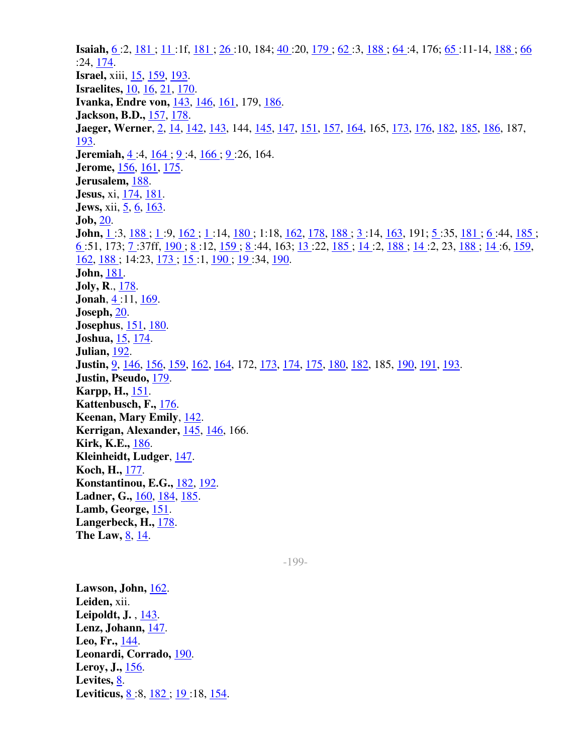**Isaiah,** 6 :2, 181 ; 11 :1f, 181 ; 26 :10, 184; 40 :20, 179 ; 62 :3, 188 ; 64 :4, 176; 65 :11-14, 188 ; 66 :24, 174.
**Israel,** xiii, 15, 159, 193.
**Israelites,** 10, 16, 21, 170.
**Ivanka, Endre von,** 143, 146, 161, 179, 186.
**Jackson, B.D.,** 157, 178.
**Jaeger, Werner**, 2, 14, 142, 143, 144, 145, 147, 151, 157, 164, 165, 173, 176, 182, 185, 186, 187, 193.
**Jeremiah,** 4 :4, 164 ; 9 :4, 166 ; 9 :26, 164.
**Jerome,** 156, 161, 175.
**Jerusalem,** 188.
**Jesus,** xi, 174, 181.
**Jews,** xii, 5, 6, 163.
**Job,** 20.
**John,** 1 :3, 188 ; 1 :9, 162 ; 1 :14, 180 ; 1:18, 162, 178, 188 ; 3 :14, 163, 191; 5 :35, 181 ; 6 :44, 185 ; 6 :51, 173; 7 :37ff, 190 ; 8 :12, 159 ; 8 :44, 163; 13 :22, 185 ; 14 :2, 188 ; 14 :2, 23, 188 ; 14 :6, 159, 162, 188 ; 14:23, 173 ; 15 :1, 190 ; 19 :34, 190.
**John,** 181.
**Joly, R**., 178.
**Jonah**, 4 :11, 169.
**Joseph,** 20.
**Josephus**, 151, 180.
**Joshua,** 15, 174.
**Julian,** 192.
**Justin,** 9, 146, 156, 159, 162, 164, 172, 173, 174, 175, 180, 182, 185, 190, 191, 193.
**Justin, Pseudo,** 179.
**Karpp, H.,** 151.
**Kattenbusch, F.,** 176.
**Keenan, Mary Emily**, 142.
**Kerrigan, Alexander,** 145, 146, 166.
**Kirk, K.E.,** 186.
**Kleinheidt, Ludger**, 147.
**Koch, H.,** 177.
**Konstantinou, E.G.,** 182, 192.
**Ladner, G.,** 160, 184, 185.
**Lamb, George,** 151.
**Langerbeck, H.,** 178.
**The Law,** 8, 14.

**Lawson, John,** 162.
**Leiden,** xii.
**Leipoldt, J.** , 143.
**Lenz, Johann,** 147.
**Leo, Fr.,** 144.
**Leonardi, Corrado,** 190.
**Leroy, J.,** 156.
**Levites,** 8.
**Leviticus,** 8 :8, 182 ; 19 :18, 154.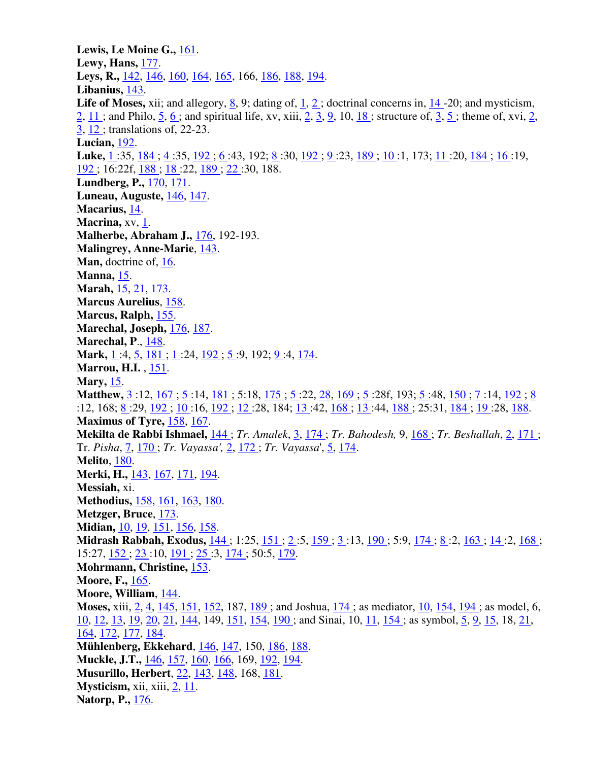**Lewis, Le Moine G.,** 161.
**Lewy, Hans,** 177.
**Leys, R.,** 142, 146, 160, 164, 165, 166, 186, 188, 194.
**Libanius,** 143.
**Life of Moses,** xii; and allegory, 8, 9; dating of, 1, 2 ; doctrinal concerns in, 14 -20; and mysticism, 2, 11 ; and Philo, 5, 6 ; and spiritual life, xv, xiii, 2, 3, 9, 10, 18 ; structure of, 3, 5 ; theme of, xvi, 2, 3, 12 ; translations of, 22-23.
**Lucian,** 192.
**Luke,** 1 :35, 184 ; 4 :35, 192 ; 6 :43, 192; 8 :30, 192 ; 9 :23, 189 ; 10 :1, 173; 11 :20, 184 ; 16 :19, 192 ; 16:22f, 188 ; 18 :22, 189 ; 22 :30, 188.
**Lundberg, P.,** 170, 171.
**Luneau, Auguste,** 146, 147.
**Macarius,** 14.
**Macrina,** xv, 1.
**Malherbe, Abraham J.,** 176, 192-193.
**Malingrey, Anne-Marie**, 143.
**Man,** doctrine of, 16.
**Manna,** 15.
**Marah,** 15, 21, 173.
**Marcus Aurelius**, 158.
**Marcus, Ralph,** 155.
**Marechal, Joseph,** 176, 187.
**Marechal, P**., 148.
**Mark,** 1 :4, 5, 181 ; 1 :24, 192 ; 5 :9, 192; 9 :4, 174.
**Marrou, H.I.** , 151.
**Mary,** 15.
**Matthew,** 3 :12, 167 ; 5 :14, 181 ; 5:18, 175 ; 5 :22, 28, 169 ; 5 :28f, 193; 5 :48, 150 ; 7 :14, 192 ; 8 :12, 168; 8 :29, 192 ; 10 :16, 192 ; 12 :28, 184; 13 :42, 168 ; 13 :44, 188 ; 25:31, 184 ; 19 :28, 188.
**Maximus of Tyre,** 158, 167.
**Mekilta de Rabbi Ishmael,** 144 ; *Tr. Amalek*, 3, 174 ; *Tr. Bahodesh,* 9, 168 ; *Tr. Beshallah*, 2, 171 ; Tr. *Pisha*, 7, 170 ; *Tr. Vayassa',* 2, 172 ; *Tr. Vayassa*', 5, 174.
**Melito**, 180.
**Merki, H.,** 143, 167, 171, 194.
**Messiah,** xi.
**Methodius,** 158, 161, 163, 180.
**Metzger, Bruce**, 173.
**Midian,** 10, 19, 151, 156, 158.
**Midrash Rabbah, Exodus,** 144 ; 1:25, 151 ; 2 :5, 159 ; 3 :13, 190 ; 5:9, 174 ; 8 :2, 163 ; 14 :2, 168 ; 15:27, 152 ; 23 :10, 191 ; 25 :3, 174 ; 50:5, 179.
**Mohrmann, Christine,** 153.
**Moore, F.,** 165.
**Moore, William**, 144.
**Moses,** xiii, 2, 4, 145, 151, 152, 187, 189 ; and Joshua, 174 ; as mediator, 10, 154, 194 ; as model, 6, 10, 12, 13, 19, 20, 21, 144, 149, 151, 154, 190 ; and Sinai, 10, 11, 154 ; as symbol, 5, 9, 15, 18, 21, 164, 172, 177, 184.
**Mühlenberg, Ekkehard**, 146, 147, 150, 186, 188.
**Muckle, J.T.,** 146, 157, 160, 166, 169, 192, 194.
**Musurillo, Herbert**, 22, 143, 148, 168, 181.
**Mysticism,** xii, xiii, 2, 11.
**Natorp, P.,** 176.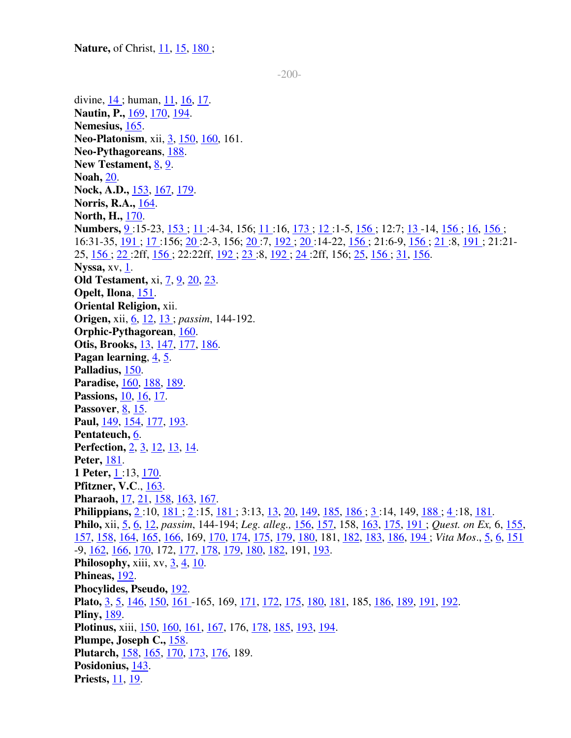**Nature,** of Christ, 11, 15, 180 ;

divine, 14 ; human, 11, 16, 17.
**Nautin, P.,** 169, 170, 194.
**Nemesius,** 165.
**Neo-Platonism**, xii, 3, 150, 160, 161.
**Neo-Pythagoreans**, 188.
**New Testament,** 8, 9.
**Noah,** 20.
**Nock, A.D.,** 153, 167, 179.
**Norris, R.A.,** 164.
**North, H.,** 170.
**Numbers,** 9 :15-23, 153 ; 11 :4-34, 156; 11 :16, 173 ; 12 :1-5, 156 ; 12:7; 13 -14, 156 ; 16, 156 ; 16:31-35, 191 ; 17 :156; 20 :2-3, 156; 20 :7, 192 ; 20 :14-22, 156 ; 21:6-9, 156 ; 21 :8, 191 ; 21:21-25, 156 ; 22 :2ff, 156 ; 22:22ff, 192 ; 23 :8, 192 ; 24 :2ff, 156; 25, 156 ; 31, 156.
**Nyssa,** xv, 1.
**Old Testament,** xi, 7, 9, 20, 23.
**Opelt, Ilona**, 151.
**Oriental Religion,** xii.
**Origen,** xii, 6, 12, 13 ; *passim*, 144-192.
**Orphic-Pythagorean**, 160.
**Otis, Brooks,** 13, 147, 177, 186.
**Pagan learning**, 4, 5.
**Palladius,** 150.
**Paradise,** 160, 188, 189.
**Passions,** 10, 16, 17.
**Passover**, 8, 15.
**Paul,** 149, 154, 177, 193.
**Pentateuch,** 6.
**Perfection,** 2, 3, 12, 13, 14.
**Peter,** 181.
**1 Peter,** 1 :13, 170.
**Pfitzner, V.C**., 163.
**Pharaoh,** 17, 21, 158, 163, 167.
**Philippians,** 2 :10, 181 ; 2 :15, 181 ; 3:13, 13, 20, 149, 185, 186 ; 3 :14, 149, 188 ; 4 :18, 181.
**Philo,** xii, 5, 6, 12, *passim*, 144-194; *Leg. alleg.,* 156, 157, 158, 163, 175, 191 ; *Quest. on Ex,* 6, 155, 157, 158, 164, 165, 166, 169, 170, 174, 175, 179, 180, 181, 182, 183, 186, 194 ; *Vita Mos*., 5, 6, 151 -9, 162, 166, 170, 172, 177, 178, 179, 180, 182, 191, 193.
**Philosophy,** xiii, xv, 3, 4, 10.
**Phineas,** 192.
**Phocylides, Pseudo,** 192.
**Plato,** 3, 5, 146, 150, 161 -165, 169, 171, 172, 175, 180, 181, 185, 186, 189, 191, 192.
**Pliny,** 189.
**Plotinus,** xiii, 150, 160, 161, 167, 176, 178, 185, 193, 194.
**Plumpe, Joseph C.,** 158.
**Plutarch,** 158, 165, 170, 173, 176, 189.
**Posidonius,** 143.
**Priests,** 11, 19.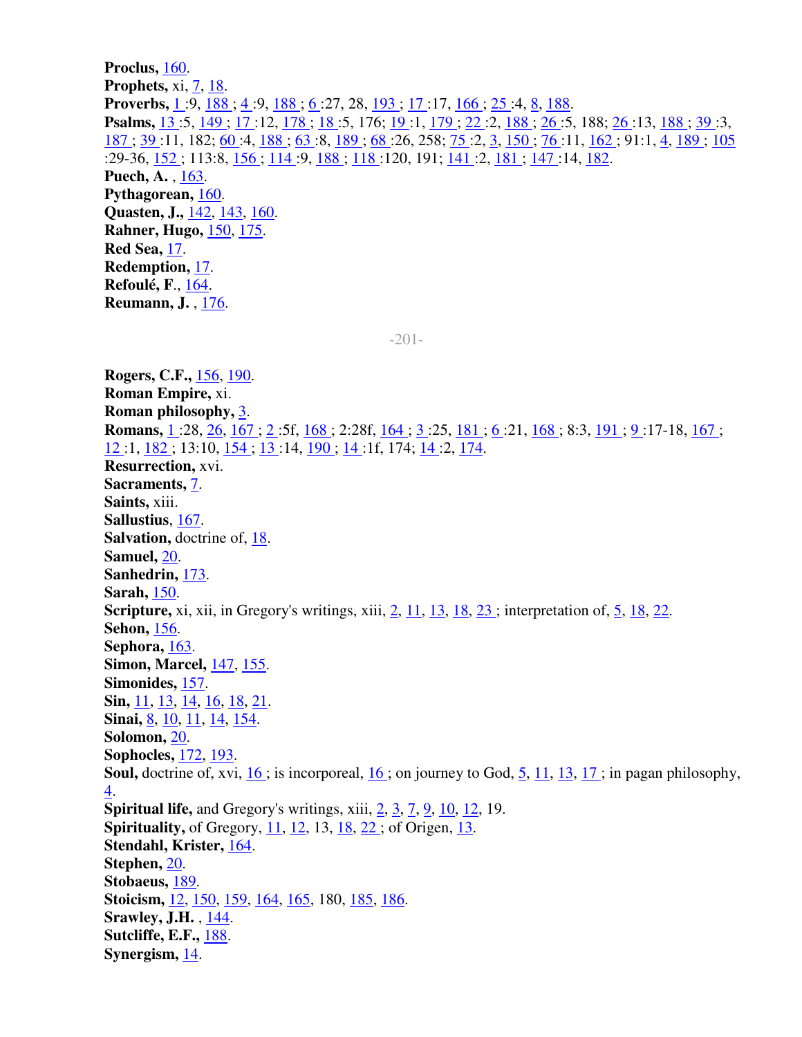**Proclus,** 160.
**Prophets,** xi, 7, 18.
**Proverbs,** 1 :9, 188 ; 4 :9, 188 ; 6 :27, 28, 193 ; 17 :17, 166 ; 25 :4, 8, 188.
**Psalms,** 13 :5, 149 ; 17 :12, 178 ; 18 :5, 176; 19 :1, 179 ; 22 :2, 188 ; 26 :5, 188; 26 :13, 188 ; 39 :3, 187 ; 39 :11, 182; 60 :4, 188 ; 63 :8, 189 ; 68 :26, 258; 75 :2, 3, 150 ; 76 :11, 162 ; 91:1, 4, 189 ; 105 :29-36, 152 ; 113:8, 156 ; 114 :9, 188 ; 118 :120, 191; 141 :2, 181 ; 147 :14, 182.
**Puech, A.** , 163.
**Pythagorean,** 160.
**Quasten, J.,** 142, 143, 160.
**Rahner, Hugo,** 150, 175.
**Red Sea,** 17.
**Redemption,** 17.
**Refoulé, F**., 164.
**Reumann, J.** , 176.

**Rogers, C.F.,** 156, 190.
**Roman Empire,** xi.
**Roman philosophy,** 3.
**Romans,** 1 :28, 26, 167 ; 2 :5f, 168 ; 2:28f, 164 ; 3 :25, 181 ; 6 :21, 168 ; 8:3, 191 ; 9 :17-18, 167 ; 12 :1, 182 ; 13:10, 154 ; 13 :14, 190 ; 14 :1f, 174; 14 :2, 174.
**Resurrection,** xvi.
**Sacraments,** 7.
**Saints,** xiii.
**Sallustius**, 167.
**Salvation,** doctrine of, 18.
**Samuel,** 20.
**Sanhedrin,** 173.
**Sarah,** 150.
**Scripture,** xi, xii, in Gregory's writings, xiii, 2, 11, 13, 18, 23 ; interpretation of, 5, 18, 22.
**Sehon,** 156.
**Sephora,** 163.
**Simon, Marcel,** 147, 155.
**Simonides,** 157.
**Sin,** 11, 13, 14, 16, 18, 21.
**Sinai,** 8, 10, 11, 14, 154.
**Solomon,** 20.
**Sophocles,** 172, 193.
**Soul,** doctrine of, xvi, 16 ; is incorporeal, 16 ; on journey to God, 5, 11, 13, 17 ; in pagan philosophy, 4.
**Spiritual life,** and Gregory's writings, xiii, 2, 3, 7, 9, 10, 12, 19.
**Spirituality,** of Gregory, 11, 12, 13, 18, 22 ; of Origen, 13.
**Stendahl, Krister,** 164.
**Stephen,** 20.
**Stobaeus,** 189.
**Stoicism,** 12, 150, 159, 164, 165, 180, 185, 186.
**Srawley, J.H.** , 144.
**Sutcliffe, E.F.,** 188.
**Synergism,** 14.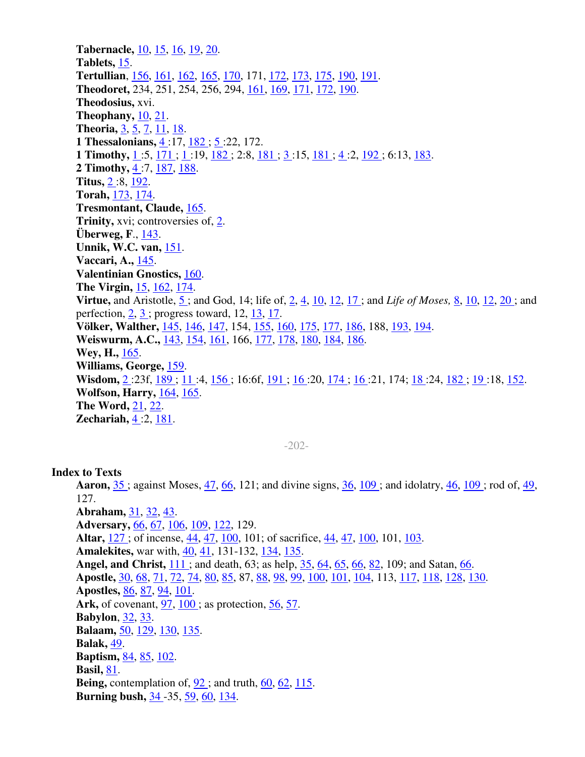**Tabernacle,** 10, 15, 16, 19, 20.
**Tablets,** 15.
**Tertullian**, 156, 161, 162, 165, 170, 171, 172, 173, 175, 190, 191.
**Theodoret,** 234, 251, 254, 256, 294, 161, 169, 171, 172, 190.
**Theodosius,** xvi.
**Theophany,** 10, 21.
**Theoria,** 3, 5, 7, 11, 18.
**1 Thessalonians,** 4 :17, 182 ; 5 :22, 172.
**1 Timothy,** 1 :5, 171 ; 1 :19, 182 ; 2:8, 181 ; 3 :15, 181 ; 4 :2, 192 ; 6:13, 183.
**2 Timothy,** 4 :7, 187, 188.
**Titus,** 2 :8, 192.
**Torah,** 173, 174.
**Tresmontant, Claude,** 165.
**Trinity,** xvi; controversies of, 2.
**Überweg, F**., 143.
**Unnik, W.C. van,** 151.
**Vaccari, A.,** 145.
**Valentinian Gnostics,** 160.
**The Virgin,** 15, 162, 174.
**Virtue,** and Aristotle, 5 ; and God, 14; life of, 2, 4, 10, 12, 17 ; and *Life of Moses,* 8, 10, 12, 20 ; and perfection, 2, 3 ; progress toward, 12, 13, 17.
**Völker, Walther,** 145, 146, 147, 154, 155, 160, 175, 177, 186, 188, 193, 194.
**Weiswurm, A.C.,** 143, 154, 161, 166, 177, 178, 180, 184, 186.
**Wey, H.,** 165.
**Williams, George,** 159.
**Wisdom,** 2 :23f, 189 ; 11 :4, 156 ; 16:6f, 191 ; 16 :20, 174 ; 16 :21, 174; 18 :24, 182 ; 19 :18, 152.
**Wolfson, Harry,** 164, 165.
**The Word,** 21, 22.
**Zechariah,** 4 :2, 181.

## Index to Texts

**Aaron,** 35 ; against Moses, 47, 66, 121; and divine signs, 36, 109 ; and idolatry, 46, 109 ; rod of, 49, 127.
**Abraham,** 31, 32, 43.
**Adversary,** 66, 67, 106, 109, 122, 129.
**Altar,** 127 ; of incense, 44, 47, 100, 101; of sacrifice, 44, 47, 100, 101, 103.
**Amalekites,** war with, 40, 41, 131-132, 134, 135.
**Angel, and Christ,** 111 ; and death, 63; as help, 35, 64, 65, 66, 82, 109; and Satan, 66.
**Apostle,** 30, 68, 71, 72, 74, 80, 85, 87, 88, 98, 99, 100, 101, 104, 113, 117, 118, 128, 130.
**Apostles,** 86, 87, 94, 101.
**Ark,** of covenant, 97, 100 ; as protection, 56, 57.
**Babylon**, 32, 33.
**Balaam,** 50, 129, 130, 135.
**Balak,** 49.
**Baptism,** 84, 85, 102.
**Basil,** 81.
**Being,** contemplation of, 92 ; and truth, 60, 62, 115.
**Burning bush,** 34 -35, 59, 60, 134.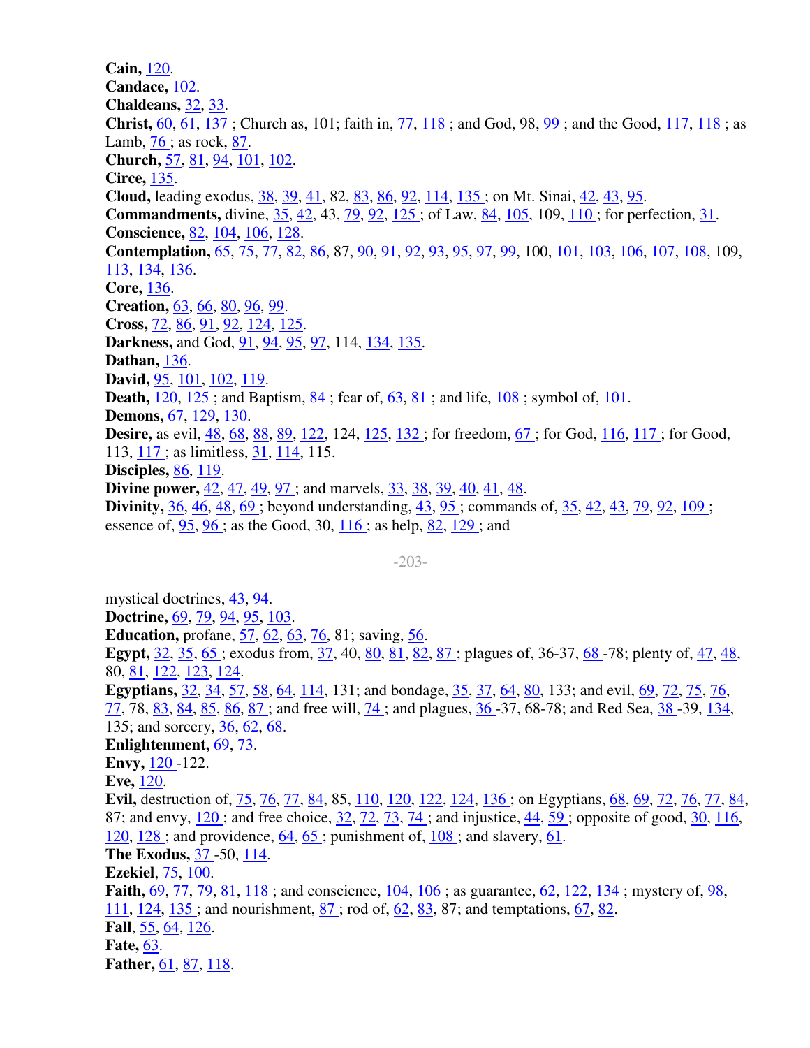**Cain,** 120.
**Candace,** 102.
**Chaldeans,** 32, 33.
**Christ,** 60, 61, 137 ; Church as, 101; faith in, 77, 118 ; and God, 98, 99 ; and the Good, 117, 118 ; as Lamb, 76 ; as rock, 87.
**Church,** 57, 81, 94, 101, 102.
**Circe,** 135.
**Cloud,** leading exodus, 38, 39, 41, 82, 83, 86, 92, 114, 135 ; on Mt. Sinai, 42, 43, 95.
**Commandments,** divine, 35, 42, 43, 79, 92, 125 ; of Law, 84, 105, 109, 110 ; for perfection, 31.
**Conscience,** 82, 104, 106, 128.
**Contemplation,** 65, 75, 77, 82, 86, 87, 90, 91, 92, 93, 95, 97, 99, 100, 101, 103, 106, 107, 108, 109, 113, 134, 136.
**Core,** 136.
**Creation,** 63, 66, 80, 96, 99.
**Cross,** 72, 86, 91, 92, 124, 125.
**Darkness,** and God, 91, 94, 95, 97, 114, 134, 135.
**Dathan,** 136.
**David,** 95, 101, 102, 119.
**Death,** 120, 125 ; and Baptism, 84 ; fear of, 63, 81 ; and life, 108 ; symbol of, 101.
**Demons,** 67, 129, 130.
**Desire,** as evil, 48, 68, 88, 89, 122, 124, 125, 132 ; for freedom, 67 ; for God, 116, 117 ; for Good, 113, 117 ; as limitless, 31, 114, 115.
**Disciples,** 86, 119.
**Divine power,** 42, 47, 49, 97 ; and marvels, 33, 38, 39, 40, 41, 48.
**Divinity,** 36, 46, 48, 69 ; beyond understanding, 43, 95 ; commands of, 35, 42, 43, 79, 92, 109 ; essence of, 95, 96 ; as the Good, 30, 116 ; as help, 82, 129 ; and mystical doctrines, 43, 94.
**Doctrine,** 69, 79, 94, 95, 103.
**Education,** profane, 57, 62, 63, 76, 81; saving, 56.
**Egypt,** 32, 35, 65 ; exodus from, 37, 40, 80, 81, 82, 87 ; plagues of, 36-37, 68 -78; plenty of, 47, 48, 80, 81, 122, 123, 124.
**Egyptians,** 32, 34, 57, 58, 64, 114, 131; and bondage, 35, 37, 64, 80, 133; and evil, 69, 72, 75, 76, 77, 78, 83, 84, 85, 86, 87 ; and free will, 74 ; and plagues, 36 -37, 68-78; and Red Sea, 38 -39, 134, 135; and sorcery, 36, 62, 68.
**Enlightenment,** 69, 73.
**Envy,** 120 -122.
**Eve,** 120.
**Evil,** destruction of, 75, 76, 77, 84, 85, 110, 120, 122, 124, 136 ; on Egyptians, 68, 69, 72, 76, 77, 84, 87; and envy, 120 ; and free choice, 32, 72, 73, 74 ; and injustice, 44, 59 ; opposite of good, 30, 116, 120, 128 ; and providence, 64, 65 ; punishment of, 108 ; and slavery, 61.
**The Exodus,** 37 -50, 114.
**Ezekiel**, 75, 100.
**Faith,** 69, 77, 79, 81, 118 ; and conscience, 104, 106 ; as guarantee, 62, 122, 134 ; mystery of, 98, 111, 124, 135 ; and nourishment, 87 ; rod of, 62, 83, 87; and temptations, 67, 82.
**Fall**, 55, 64, 126.
**Fate,** 63.
**Father,** 61, 87, 118.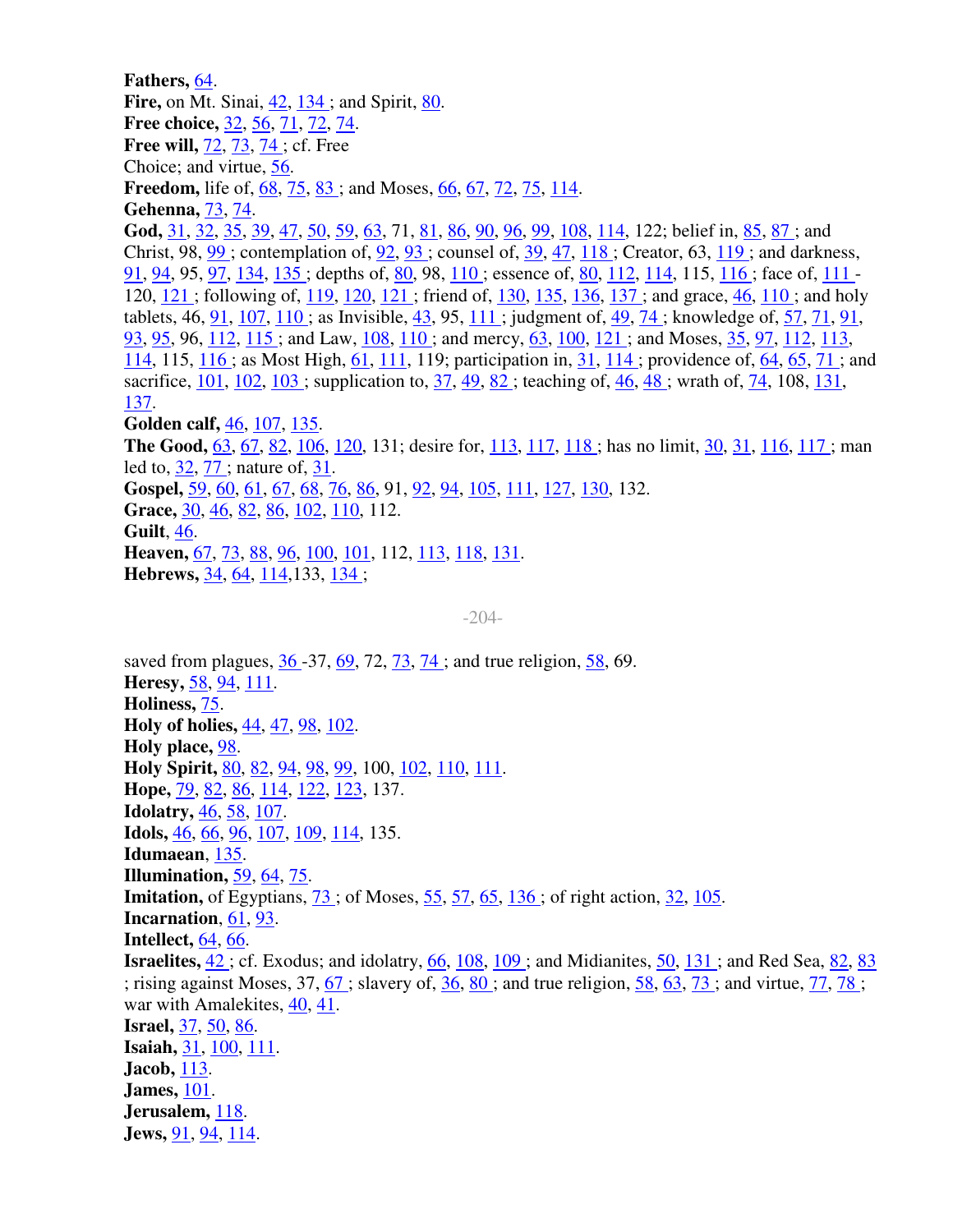**Fathers,** 64.
**Fire,** on Mt. Sinai, 42, 134 ; and Spirit, 80.
**Free choice,** 32, 56, 71, 72, 74.
**Free will,** 72, 73, 74 ; cf. Free
Choice; and virtue, 56.
**Freedom,** life of, 68, 75, 83 ; and Moses, 66, 67, 72, 75, 114.
**Gehenna,** 73, 74.
**God,** 31, 32, 35, 39, 47, 50, 59, 63, 71, 81, 86, 90, 96, 99, 108, 114, 122; belief in, 85, 87 ; and Christ, 98, 99 ; contemplation of, 92, 93 ; counsel of, 39, 47, 118 ; Creator, 63, 119 ; and darkness, 91, 94, 95, 97, 134, 135 ; depths of, 80, 98, 110 ; essence of, 80, 112, 114, 115, 116 ; face of, 111 -120, 121 ; following of, 119, 120, 121 ; friend of, 130, 135, 136, 137 ; and grace, 46, 110 ; and holy tablets, 46, 91, 107, 110 ; as Invisible, 43, 95, 111 ; judgment of, 49, 74 ; knowledge of, 57, 71, 91, 93, 95, 96, 112, 115 ; and Law, 108, 110 ; and mercy, 63, 100, 121 ; and Moses, 35, 97, 112, 113, 114, 115, 116 ; as Most High, 61, 111, 119; participation in, 31, 114 ; providence of, 64, 65, 71 ; and sacrifice, 101, 102, 103 ; supplication to, 37, 49, 82 ; teaching of, 46, 48 ; wrath of, 74, 108, 131, 137.
**Golden calf,** 46, 107, 135.
**The Good,** 63, 67, 82, 106, 120, 131; desire for, 113, 117, 118 ; has no limit, 30, 31, 116, 117 ; man led to, 32, 77 ; nature of, 31.
**Gospel,** 59, 60, 61, 67, 68, 76, 86, 91, 92, 94, 105, 111, 127, 130, 132.
**Grace,** 30, 46, 82, 86, 102, 110, 112.
**Guilt**, 46.
**Heaven,** 67, 73, 88, 96, 100, 101, 112, 113, 118, 131.
**Hebrews,** 34, 64, 114,133, 134 ; saved from plagues, 36 -37, 69, 72, 73, 74 ; and true religion, 58, 69.
**Heresy,** 58, 94, 111.
**Holiness,** 75.
**Holy of holies,** 44, 47, 98, 102.
**Holy place,** 98.
**Holy Spirit,** 80, 82, 94, 98, 99, 100, 102, 110, 111.
**Hope,** 79, 82, 86, 114, 122, 123, 137.
**Idolatry,** 46, 58, 107.
**Idols,** 46, 66, 96, 107, 109, 114, 135.
**Idumaean**, 135.
**Illumination,** 59, 64, 75.
**Imitation,** of Egyptians, 73 ; of Moses, 55, 57, 65, 136 ; of right action, 32, 105.
**Incarnation**, 61, 93.
**Intellect,** 64, 66.
**Israelites,** 42 ; cf. Exodus; and idolatry, 66, 108, 109 ; and Midianites, 50, 131 ; and Red Sea, 82, 83 ; rising against Moses, 37, 67 ; slavery of, 36, 80 ; and true religion, 58, 63, 73 ; and virtue, 77, 78 ; war with Amalekites, 40, 41.
**Israel,** 37, 50, 86.
**Isaiah,** 31, 100, 111.
**Jacob,** 113.
**James,** 101.
**Jerusalem,** 118.
**Jews,** 91, 94, 114.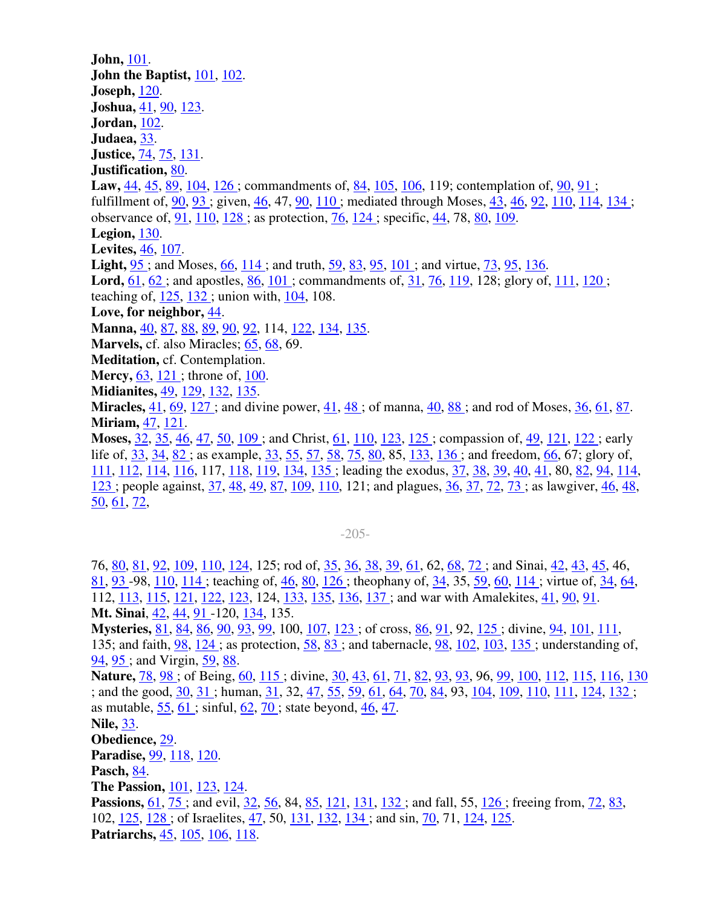**John,** 101.
**John the Baptist,** 101, 102.
**Joseph,** 120.
**Joshua,** 41, 90, 123.
**Jordan,** 102.
**Judaea,** 33.
**Justice,** 74, 75, 131.
**Justification,** 80.
**Law,** 44, 45, 89, 104, 126 ; commandments of, 84, 105, 106, 119; contemplation of, 90, 91 ; fulfillment of, 90, 93 ; given, 46, 47, 90, 110 ; mediated through Moses, 43, 46, 92, 110, 114, 134 ; observance of, 91, 110, 128 ; as protection, 76, 124 ; specific, 44, 78, 80, 109.
**Legion,** 130.
**Levites,** 46, 107.
**Light,** 95 ; and Moses, 66, 114 ; and truth, 59, 83, 95, 101 ; and virtue, 73, 95, 136.
**Lord,** 61, 62 ; and apostles, 86, 101 ; commandments of, 31, 76, 119, 128; glory of, 111, 120 ; teaching of, 125, 132 ; union with, 104, 108.
**Love, for neighbor,** 44.
**Manna,** 40, 87, 88, 89, 90, 92, 114, 122, 134, 135.
**Marvels,** cf. also Miracles; 65, 68, 69.
**Meditation,** cf. Contemplation.
**Mercy,** 63, 121 ; throne of, 100.
**Midianites,** 49, 129, 132, 135.
**Miracles,** 41, 69, 127 ; and divine power, 41, 48 ; of manna, 40, 88 ; and rod of Moses, 36, 61, 87.
**Miriam,** 47, 121.
**Moses,** 32, 35, 46, 47, 50, 109 ; and Christ, 61, 110, 123, 125 ; compassion of, 49, 121, 122 ; early life of, 33, 34, 82 ; as example, 33, 55, 57, 58, 75, 80, 85, 133, 136 ; and freedom, 66, 67; glory of, 111, 112, 114, 116, 117, 118, 119, 134, 135 ; leading the exodus, 37, 38, 39, 40, 41, 80, 82, 94, 114, 123 ; people against, 37, 48, 49, 87, 109, 110, 121; and plagues, 36, 37, 72, 73 ; as lawgiver, 46, 48, 50, 61, 72, 76, 80, 81, 92, 109, 110, 124, 125; rod of, 35, 36, 38, 39, 61, 62, 68, 72 ; and Sinai, 42, 43, 45, 46, 81, 93 -98, 110, 114 ; teaching of, 46, 80, 126 ; theophany of, 34, 35, 59, 60, 114 ; virtue of, 34, 64, 112, 113, 115, 121, 122, 123, 124, 133, 135, 136, 137 ; and war with Amalekites, 41, 90, 91.
**Mt. Sinai**, 42, 44, 91 -120, 134, 135.
**Mysteries,** 81, 84, 86, 90, 93, 99, 100, 107, 123 ; of cross, 86, 91, 92, 125 ; divine, 94, 101, 111, 135; and faith, 98, 124 ; as protection, 58, 83 ; and tabernacle, 98, 102, 103, 135 ; understanding of, 94, 95 ; and Virgin, 59, 88.
**Nature,** 78, 98 ; of Being, 60, 115 ; divine, 30, 43, 61, 71, 82, 93, 93, 96, 99, 100, 112, 115, 116, 130 ; and the good, 30, 31 ; human, 31, 32, 47, 55, 59, 61, 64, 70, 84, 93, 104, 109, 110, 111, 124, 132 ; as mutable, 55, 61 ; sinful, 62, 70 ; state beyond, 46, 47.
**Nile,** 33.
**Obedience,** 29.
**Paradise,** 99, 118, 120.
**Pasch,** 84.
**The Passion,** 101, 123, 124.
**Passions,** 61, 75 ; and evil, 32, 56, 84, 85, 121, 131, 132 ; and fall, 55, 126 ; freeing from, 72, 83, 102, 125, 128 ; of Israelites, 47, 50, 131, 132, 134 ; and sin, 70, 71, 124, 125.
**Patriarchs,** 45, 105, 106, 118.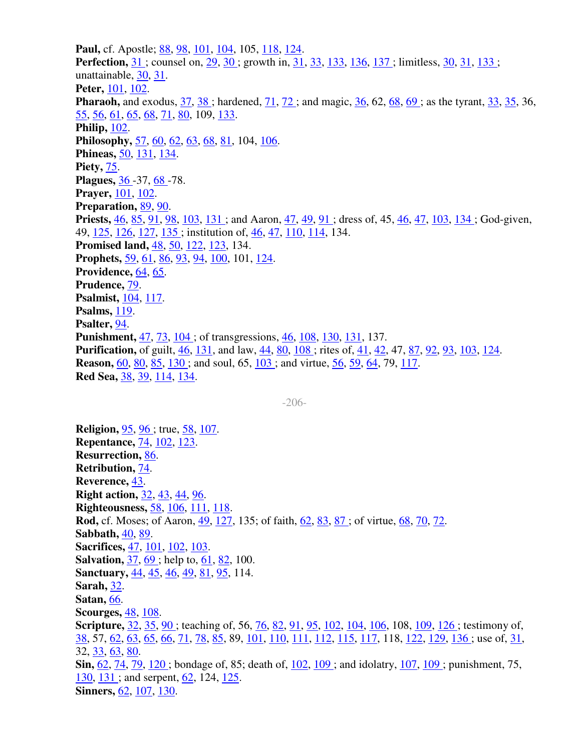**Paul,** cf. Apostle; 88, 98, 101, 104, 105, 118, 124.
**Perfection,** 31 ; counsel on, 29, 30 ; growth in, 31, 33, 133, 136, 137 ; limitless, 30, 31, 133 ; unattainable, 30, 31.
**Peter,** 101, 102.
**Pharaoh,** and exodus, 37, 38 ; hardened, 71, 72 ; and magic, 36, 62, 68, 69 ; as the tyrant, 33, 35, 36, 55, 56, 61, 65, 68, 71, 80, 109, 133.
**Philip,** 102.
**Philosophy,** 57, 60, 62, 63, 68, 81, 104, 106.
**Phineas,** 50, 131, 134.
**Piety,** 75.
**Plagues,** 36 -37, 68 -78.
**Prayer,** 101, 102.
**Preparation,** 89, 90.
**Priests,** 46, 85, 91, 98, 103, 131 ; and Aaron, 47, 49, 91 ; dress of, 45, 46, 47, 103, 134 ; God-given, 49, 125, 126, 127, 135 ; institution of, 46, 47, 110, 114, 134.
**Promised land,** 48, 50, 122, 123, 134.
**Prophets,** 59, 61, 86, 93, 94, 100, 101, 124.
**Providence,** 64, 65.
**Prudence,** 79.
**Psalmist,** 104, 117.
**Psalms,** 119.
**Psalter,** 94.
**Punishment,** 47, 73, 104 ; of transgressions, 46, 108, 130, 131, 137.
**Purification,** of guilt, 46, 131, and law, 44, 80, 108 ; rites of, 41, 42, 47, 87, 92, 93, 103, 124.
**Reason,** 60, 80, 85, 130 ; and soul, 65, 103 ; and virtue, 56, 59, 64, 79, 117.
**Red Sea,** 38, 39, 114, 134.

**Religion,** 95, 96 ; true, 58, 107.
**Repentance,** 74, 102, 123.
**Resurrection,** 86.
**Retribution,** 74.
**Reverence,** 43.
**Right action,** 32, 43, 44, 96.
**Righteousness,** 58, 106, 111, 118.
**Rod,** cf. Moses; of Aaron, 49, 127, 135; of faith, 62, 83, 87 ; of virtue, 68, 70, 72.
**Sabbath,** 40, 89.
**Sacrifices,** 47, 101, 102, 103.
**Salvation,** 37, 69 ; help to, 61, 82, 100.
**Sanctuary,** 44, 45, 46, 49, 81, 95, 114.
**Sarah,** 32.
**Satan,** 66.
**Scourges,** 48, 108.
**Scripture,** 32, 35, 90 ; teaching of, 56, 76, 82, 91, 95, 102, 104, 106, 108, 109, 126 ; testimony of, 38, 57, 62, 63, 65, 66, 71, 78, 85, 89, 101, 110, 111, 112, 115, 117, 118, 122, 129, 136 ; use of, 31, 32, 33, 63, 80.
**Sin,** 62, 74, 79, 120 ; bondage of, 85; death of, 102, 109 ; and idolatry, 107, 109 ; punishment, 75, 130, 131 ; and serpent, 62, 124, 125.
**Sinners,** 62, 107, 130.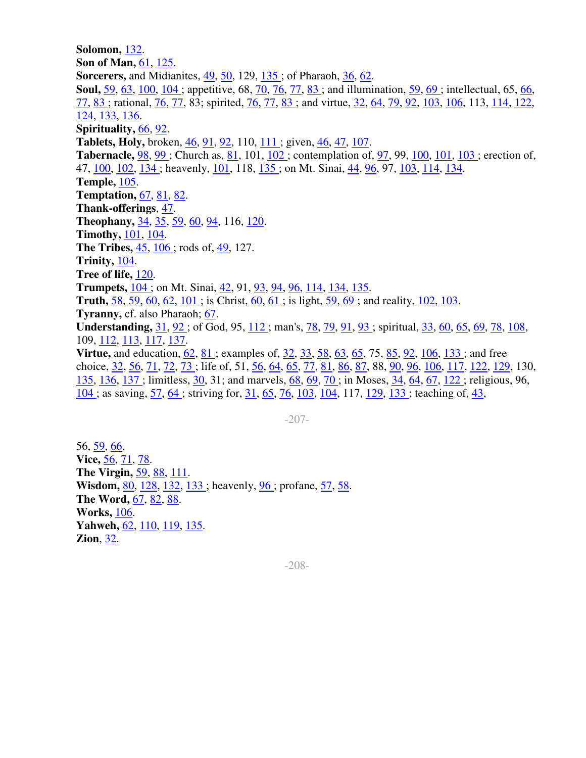**Solomon,** 132.
**Son of Man,** 61, 125.
**Sorcerers,** and Midianites, 49, 50, 129, 135 ; of Pharaoh, 36, 62.
**Soul,** 59, 63, 100, 104 ; appetitive, 68, 70, 76, 77, 83 ; and illumination, 59, 69 ; intellectual, 65, 66, 77, 83 ; rational, 76, 77, 83; spirited, 76, 77, 83 ; and virtue, 32, 64, 79, 92, 103, 106, 113, 114, 122, 124, 133, 136.
**Spirituality,** 66, 92.
**Tablets, Holy,** broken, 46, 91, 92, 110, 111 ; given, 46, 47, 107.
**Tabernacle,** 98, 99 ; Church as, 81, 101, 102 ; contemplation of, 97, 99, 100, 101, 103 ; erection of, 47, 100, 102, 134 ; heavenly, 101, 118, 135 ; on Mt. Sinai, 44, 96, 97, 103, 114, 134.
**Temple,** 105.
**Temptation,** 67, 81, 82.
**Thank-offerings**, 47.
**Theophany,** 34, 35, 59, 60, 94, 116, 120.
**Timothy,** 101, 104.
**The Tribes,** 45, 106 ; rods of, 49, 127.
**Trinity,** 104.
**Tree of life,** 120.
**Trumpets,** 104 ; on Mt. Sinai, 42, 91, 93, 94, 96, 114, 134, 135.
**Truth,** 58, 59, 60, 62, 101 ; is Christ, 60, 61 ; is light, 59, 69 ; and reality, 102, 103.
**Tyranny,** cf. also Pharaoh; 67.
**Understanding,** 31, 92 ; of God, 95, 112 ; man's, 78, 79, 91, 93 ; spiritual, 33, 60, 65, 69, 78, 108, 109, 112, 113, 117, 137.
**Virtue,** and education, 62, 81 ; examples of, 32, 33, 58, 63, 65, 75, 85, 92, 106, 133 ; and free choice, 32, 56, 71, 72, 73 ; life of, 51, 56, 64, 65, 77, 81, 86, 87, 88, 90, 96, 106, 117, 122, 129, 130, 135, 136, 137 ; limitless, 30, 31; and marvels, 68, 69, 70 ; in Moses, 34, 64, 67, 122 ; religious, 96, 104 ; as saving, 57, 64 ; striving for, 31, 65, 76, 103, 104, 117, 129, 133 ; teaching of, 43, 56, 59, 66.
**Vice,** 56, 71, 78.
**The Virgin,** 59, 88, 111.
**Wisdom,** 80, 128, 132, 133 ; heavenly, 96 ; profane, 57, 58.
**The Word,** 67, 82, 88.
**Works,** 106.
**Yahweh,** 62, 110, 119, 135.
**Zion**, 32.